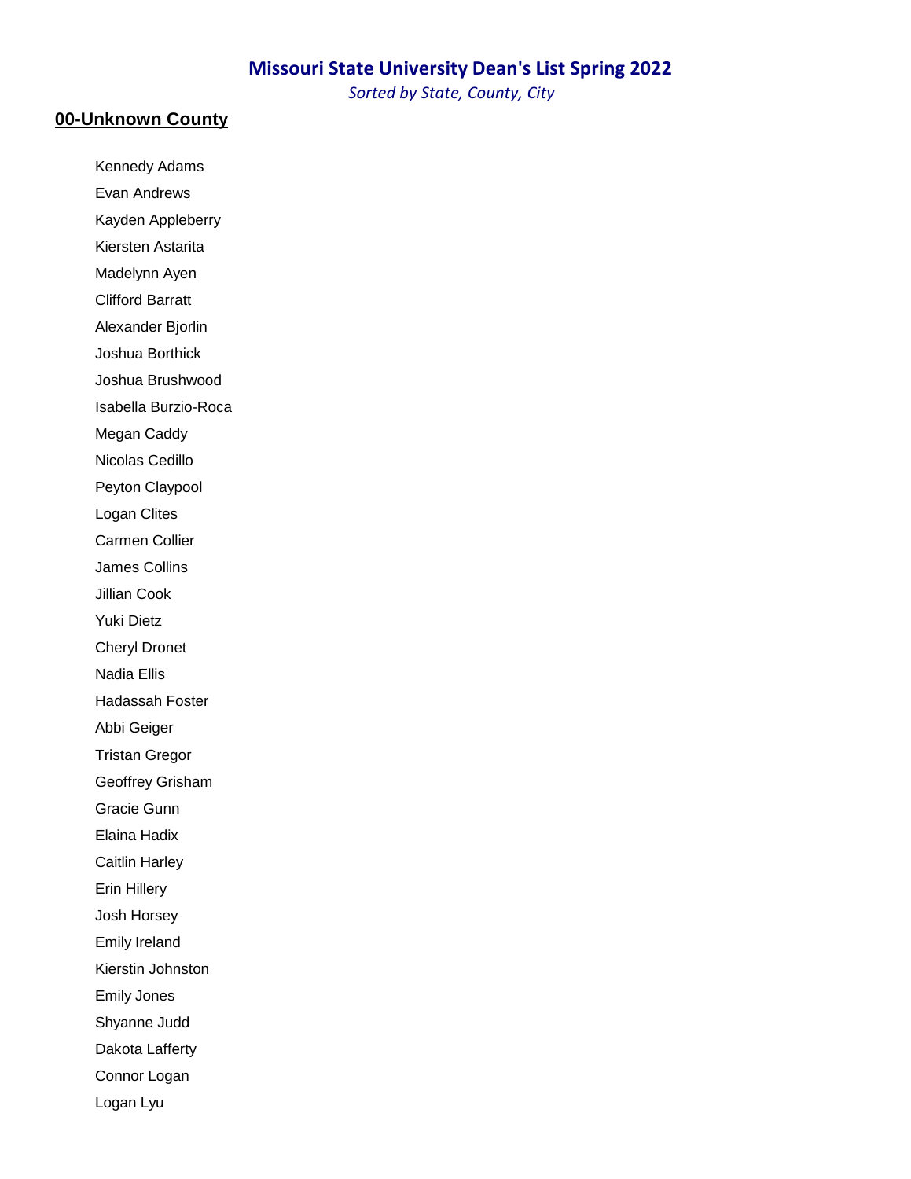# Missouri State University Dean's List Spring 2022

*Sorted by State, County, City*

## 00-Unknown County

Kennedy Adams
Evan Andrews
Kayden Appleberry
Kiersten Astarita
Madelynn Ayen
Clifford Barratt
Alexander Bjorlin
Joshua Borthick
Joshua Brushwood
Isabella Burzio-Roca
Megan Caddy
Nicolas Cedillo
Peyton Claypool
Logan Clites
Carmen Collier
James Collins
Jillian Cook
Yuki Dietz
Cheryl Dronet
Nadia Ellis
Hadassah Foster
Abbi Geiger
Tristan Gregor
Geoffrey Grisham
Gracie Gunn
Elaina Hadix
Caitlin Harley
Erin Hillery
Josh Horsey
Emily Ireland
Kierstin Johnston
Emily Jones
Shyanne Judd
Dakota Lafferty
Connor Logan
Logan Lyu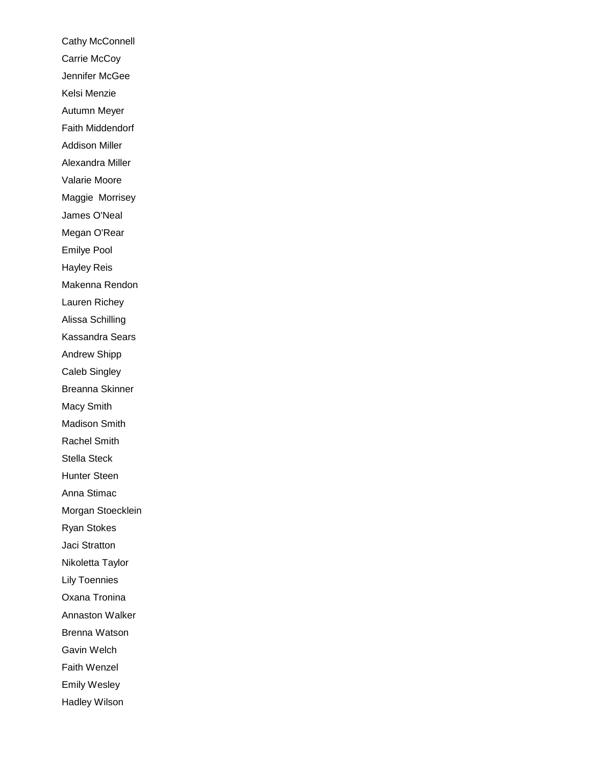Cathy McConnell

Carrie McCoy

Jennifer McGee

Kelsi Menzie

Autumn Meyer

Faith Middendorf

Addison Miller

Alexandra Miller

Valarie Moore

Maggie  Morrisey

James O'Neal

Megan O'Rear

Emilye Pool

Hayley Reis

Makenna Rendon

Lauren Richey

Alissa Schilling

Kassandra Sears

Andrew Shipp

Caleb Singley

Breanna Skinner

Macy Smith

Madison Smith

Rachel Smith

Stella Steck

Hunter Steen

Anna Stimac

Morgan Stoecklein

Ryan Stokes

Jaci Stratton

Nikoletta Taylor

Lily Toennies

Oxana Tronina

Annaston Walker

Brenna Watson

Gavin Welch

Faith Wenzel

Emily Wesley

Hadley Wilson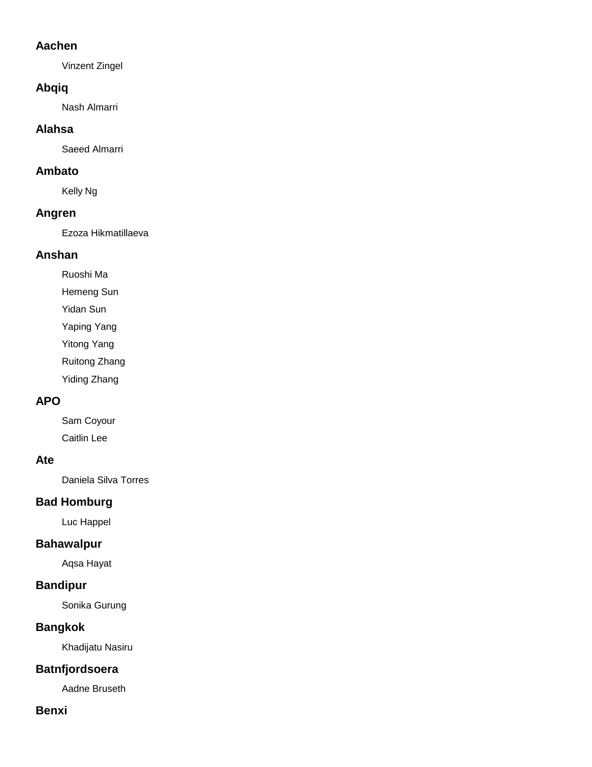### Aachen

Vinzent Zingel

### Abqiq

Nash Almarri

### Alahsa

Saeed Almarri

### Ambato

Kelly Ng

### Angren

Ezoza Hikmatillaeva

### Anshan

Ruoshi Ma

Hemeng Sun

Yidan Sun

Yaping Yang

Yitong Yang

Ruitong Zhang

Yiding Zhang

### APO

Sam Coyour

Caitlin Lee

### Ate

Daniela Silva Torres

### Bad Homburg

Luc Happel

### Bahawalpur

Aqsa Hayat

### Bandipur

Sonika Gurung

### Bangkok

Khadijatu Nasiru

### Batnfjordsoera

Aadne Bruseth

### Benxi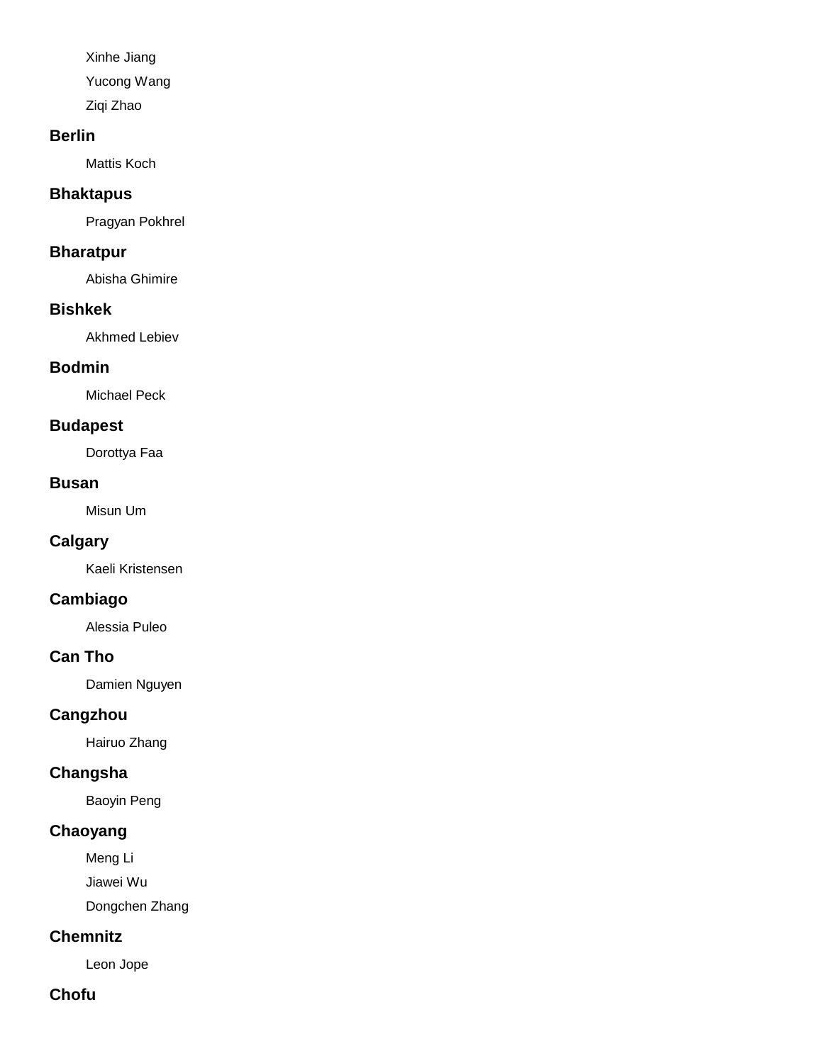Xinhe Jiang

Yucong Wang

Ziqi Zhao

### Berlin

Mattis Koch

### Bhaktapus

Pragyan Pokhrel

### Bharatpur

Abisha Ghimire

### Bishkek

Akhmed Lebiev

### Bodmin

Michael Peck

### Budapest

Dorottya Faa

### Busan

Misun Um

### Calgary

Kaeli Kristensen

### Cambiago

Alessia Puleo

### Can Tho

Damien Nguyen

### Cangzhou

Hairuo Zhang

### Changsha

Baoyin Peng

### Chaoyang

Meng Li

Jiawei Wu

Dongchen Zhang

### Chemnitz

Leon Jope

### Chofu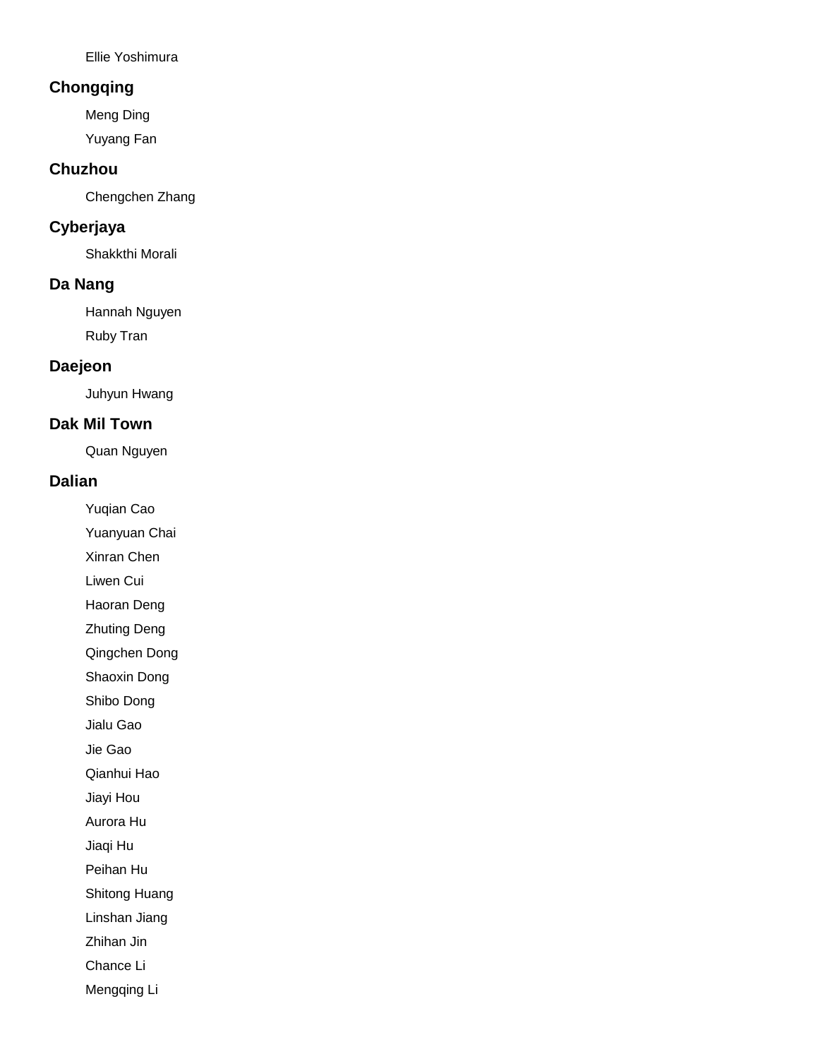Ellie Yoshimura

## Chongqing

Meng Ding

Yuyang Fan

## Chuzhou

Chengchen Zhang

## Cyberjaya

Shakkthi Morali

## Da Nang

Hannah Nguyen

Ruby Tran

## Daejeon

Juhyun Hwang

## Dak Mil Town

Quan Nguyen

## Dalian

Yuqian Cao

Yuanyuan Chai

Xinran Chen

Liwen Cui

Haoran Deng

Zhuting Deng

Qingchen Dong

Shaoxin Dong

Shibo Dong

Jialu Gao

Jie Gao

Qianhui Hao

Jiayi Hou

Aurora Hu

Jiaqi Hu

Peihan Hu

Shitong Huang

Linshan Jiang

Zhihan Jin

Chance Li

Mengqing Li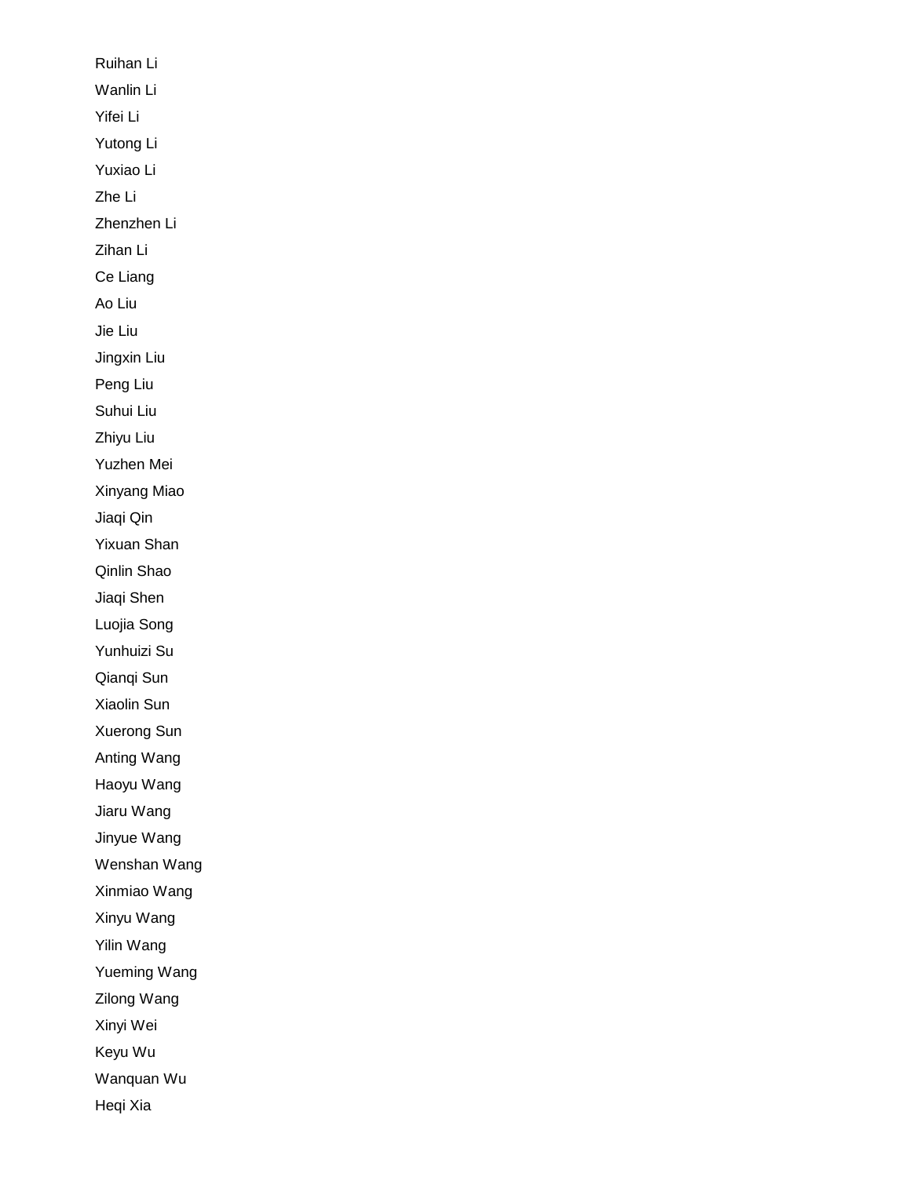Ruihan Li

Wanlin Li

Yifei Li

Yutong Li

Yuxiao Li

Zhe Li

Zhenzhen Li

Zihan Li

Ce Liang

Ao Liu

Jie Liu

Jingxin Liu

Peng Liu

Suhui Liu

Zhiyu Liu

Yuzhen Mei

Xinyang Miao

Jiaqi Qin

Yixuan Shan

Qinlin Shao

Jiaqi Shen

Luojia Song

Yunhuizi Su

Qianqi Sun

Xiaolin Sun

Xuerong Sun

Anting Wang

Haoyu Wang

Jiaru Wang

Jinyue Wang

Wenshan Wang

Xinmiao Wang

Xinyu Wang

Yilin Wang

Yueming Wang

Zilong Wang

Xinyi Wei

Keyu Wu

Wanquan Wu

Heqi Xia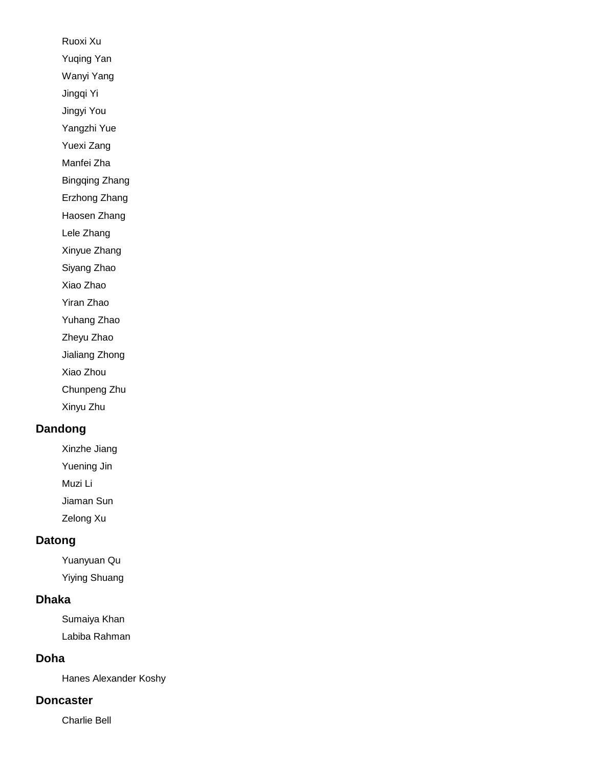Ruoxi Xu

Yuqing Yan

Wanyi Yang

Jingqi Yi

Jingyi You

Yangzhi Yue

Yuexi Zang

Manfei Zha

Bingqing Zhang

Erzhong Zhang

Haosen Zhang

Lele Zhang

Xinyue Zhang

Siyang Zhao

Xiao Zhao

Yiran Zhao

Yuhang Zhao

Zheyu Zhao

Jialiang Zhong

Xiao Zhou

Chunpeng Zhu

Xinyu Zhu

### Dandong

Xinzhe Jiang

Yuening Jin

Muzi Li

Jiaman Sun

Zelong Xu

### Datong

Yuanyuan Qu

Yiying Shuang

### Dhaka

Sumaiya Khan

Labiba Rahman

### Doha

Hanes Alexander Koshy

### Doncaster

Charlie Bell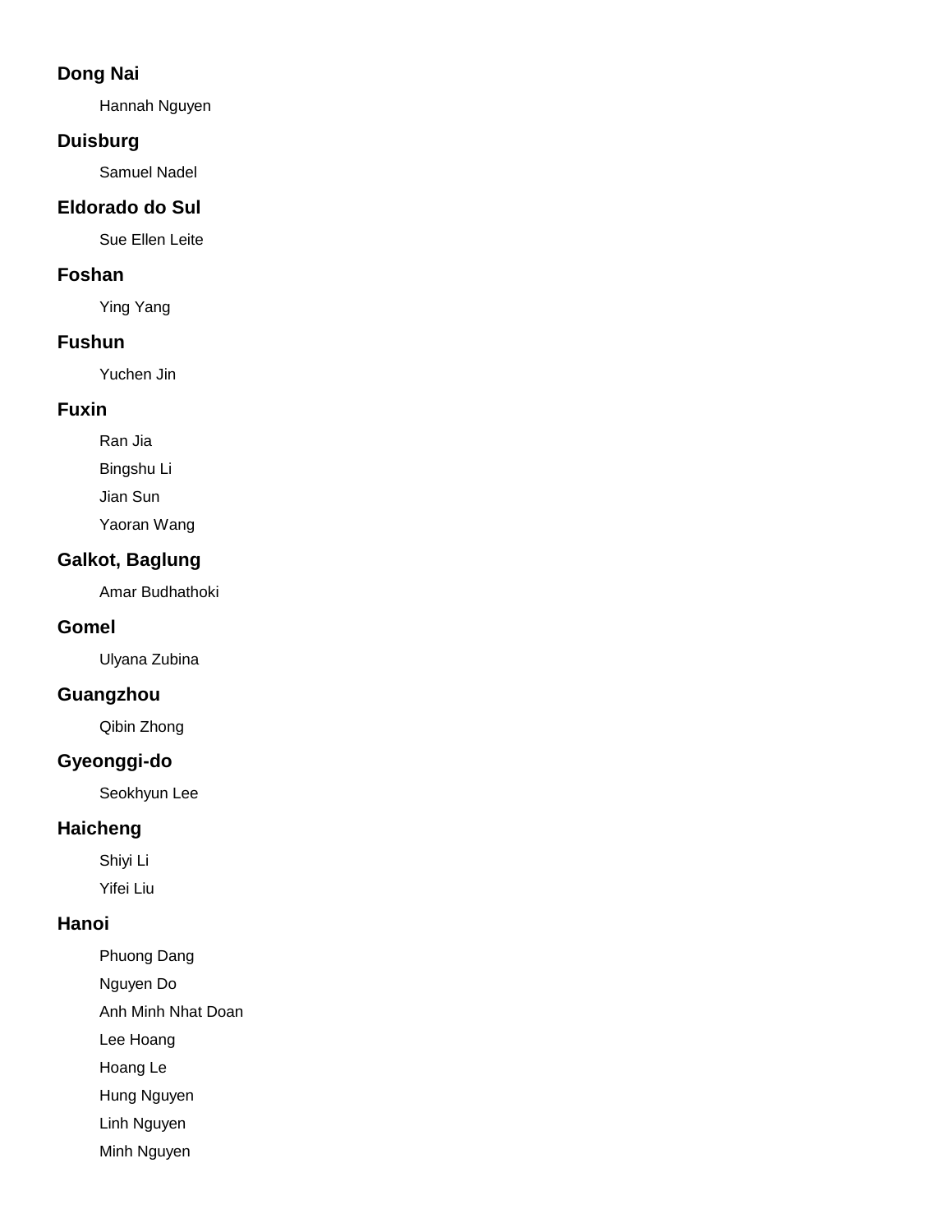### Dong Nai

Hannah Nguyen

### Duisburg

Samuel Nadel

### Eldorado do Sul

Sue Ellen Leite

### Foshan

Ying Yang

### Fushun

Yuchen Jin

### Fuxin

Ran Jia

Bingshu Li

Jian Sun

Yaoran Wang

### Galkot, Baglung

Amar Budhathoki

### Gomel

Ulyana Zubina

### Guangzhou

Qibin Zhong

### Gyeonggi-do

Seokhyun Lee

### Haicheng

Shiyi Li

Yifei Liu

### Hanoi

Phuong Dang

Nguyen Do

Anh Minh Nhat Doan

Lee Hoang

Hoang Le

Hung Nguyen

Linh Nguyen

Minh Nguyen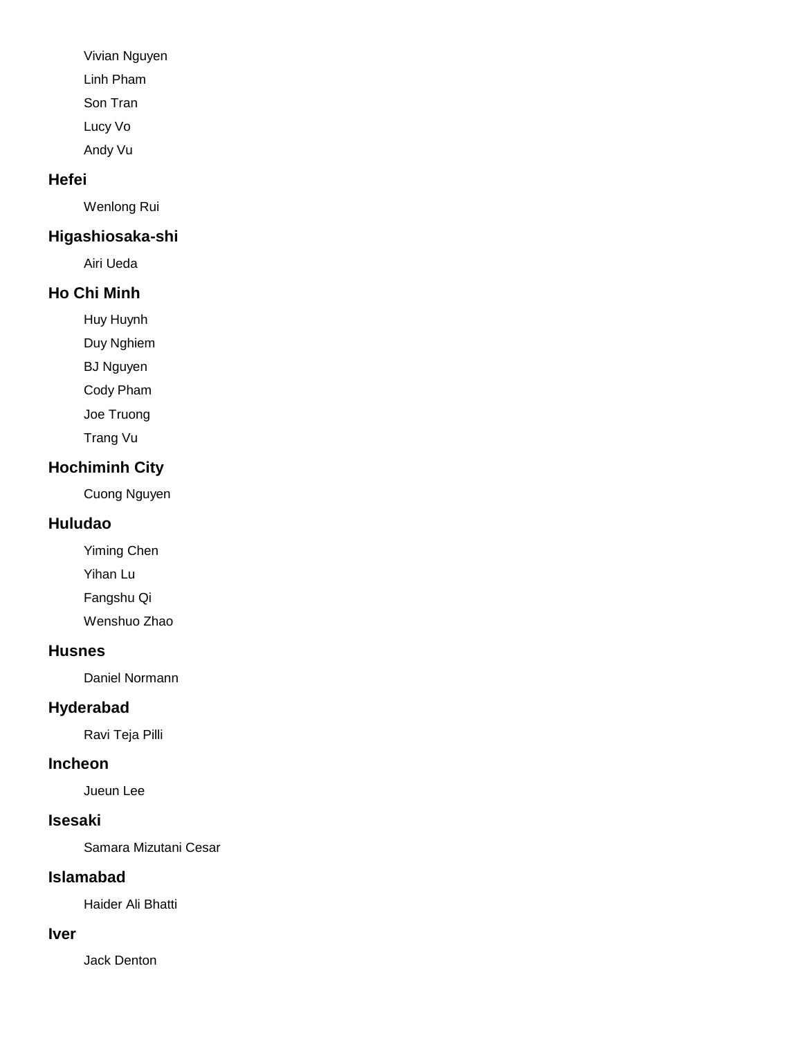Vivian Nguyen

Linh Pham

Son Tran

Lucy Vo

Andy Vu

### Hefei

Wenlong Rui

### Higashiosaka-shi

Airi Ueda

### Ho Chi Minh

Huy Huynh

Duy Nghiem

BJ Nguyen

Cody Pham

Joe Truong

Trang Vu

### Hochiminh City

Cuong Nguyen

### Huludao

Yiming Chen

Yihan Lu

Fangshu Qi

Wenshuo Zhao

### Husnes

Daniel Normann

### Hyderabad

Ravi Teja Pilli

### Incheon

Jueun Lee

### Isesaki

Samara Mizutani Cesar

### Islamabad

Haider Ali Bhatti

### Iver

Jack Denton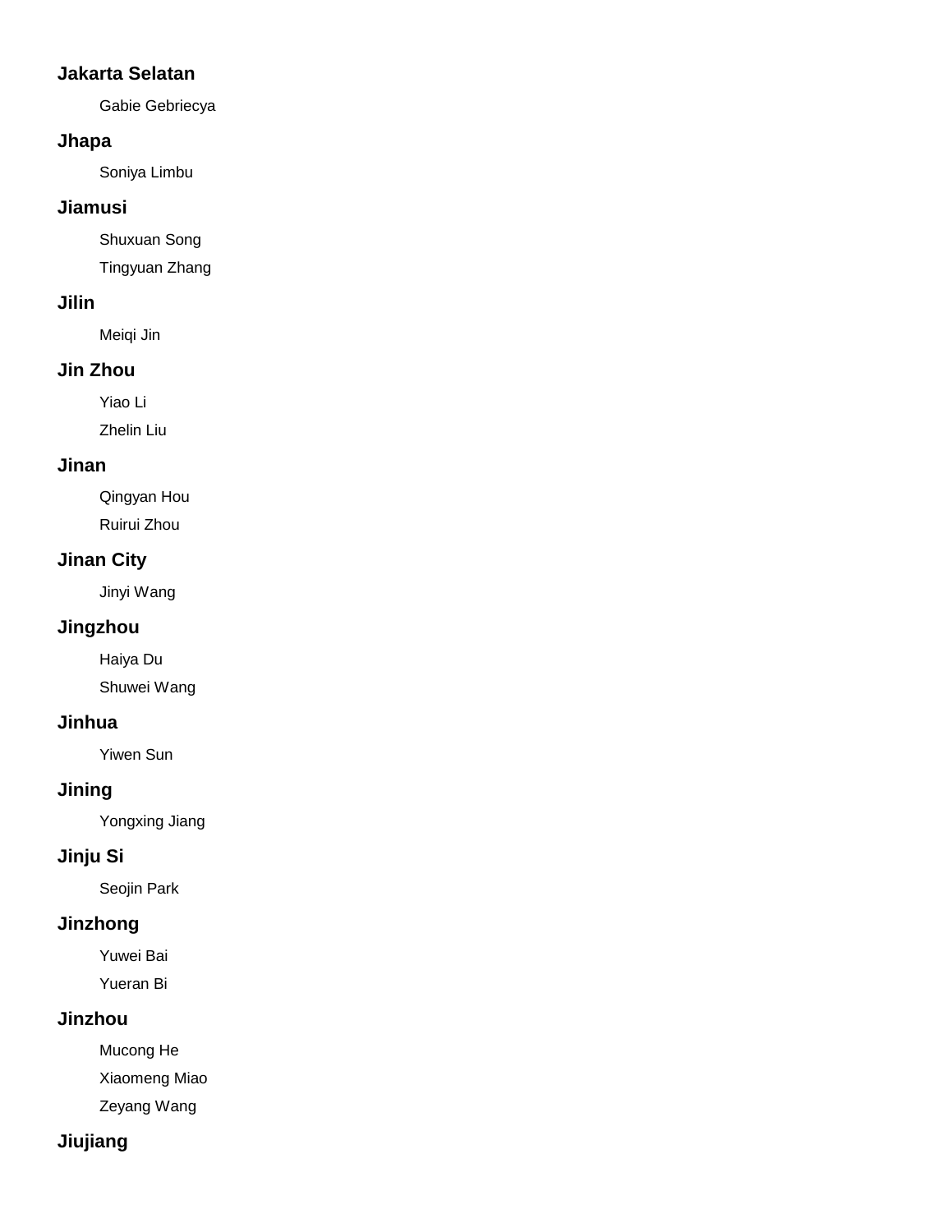### Jakarta Selatan

Gabie Gebriecya

### Jhapa

Soniya Limbu

### Jiamusi

Shuxuan Song

Tingyuan Zhang

### Jilin

Meiqi Jin

### Jin Zhou

Yiao Li

Zhelin Liu

### Jinan

Qingyan Hou

Ruirui Zhou

### Jinan City

Jinyi Wang

### Jingzhou

Haiya Du

Shuwei Wang

### Jinhua

Yiwen Sun

### Jining

Yongxing Jiang

### Jinju Si

Seojin Park

### Jinzhong

Yuwei Bai

Yueran Bi

### Jinzhou

Mucong He

Xiaomeng Miao

Zeyang Wang

### Jiujiang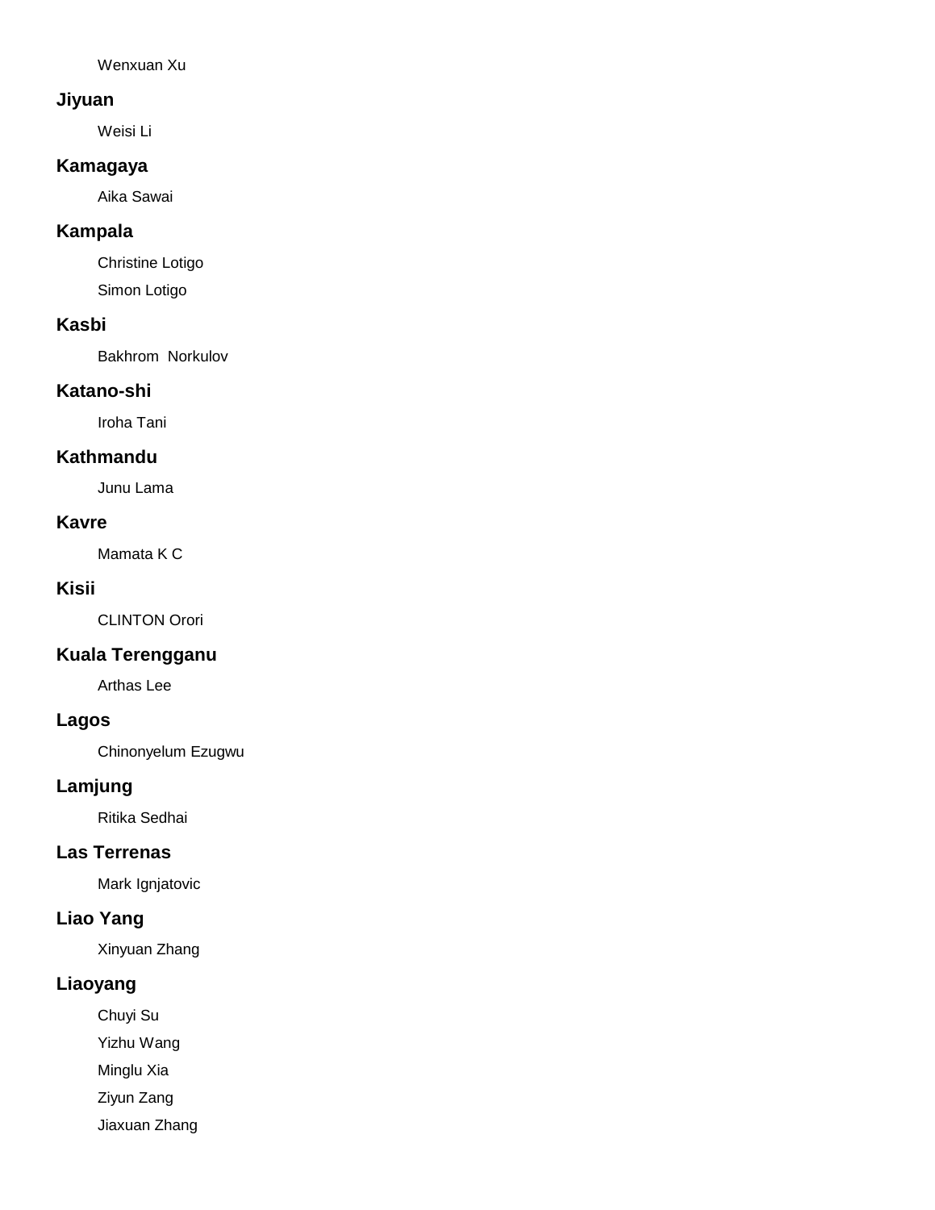Wenxuan Xu

**Jiyuan**

Weisi Li

**Kamagaya**

Aika Sawai

**Kampala**

Christine Lotigo

Simon Lotigo

**Kasbi**

Bakhrom  Norkulov

**Katano-shi**

Iroha Tani

**Kathmandu**

Junu Lama

**Kavre**

Mamata K C

**Kisii**

CLINTON Orori

**Kuala Terengganu**

Arthas Lee

**Lagos**

Chinonyelum Ezugwu

**Lamjung**

Ritika Sedhai

**Las Terrenas**

Mark Ignjatovic

**Liao Yang**

Xinyuan Zhang

**Liaoyang**

Chuyi Su

Yizhu Wang

Minglu Xia

Ziyun Zang

Jiaxuan Zhang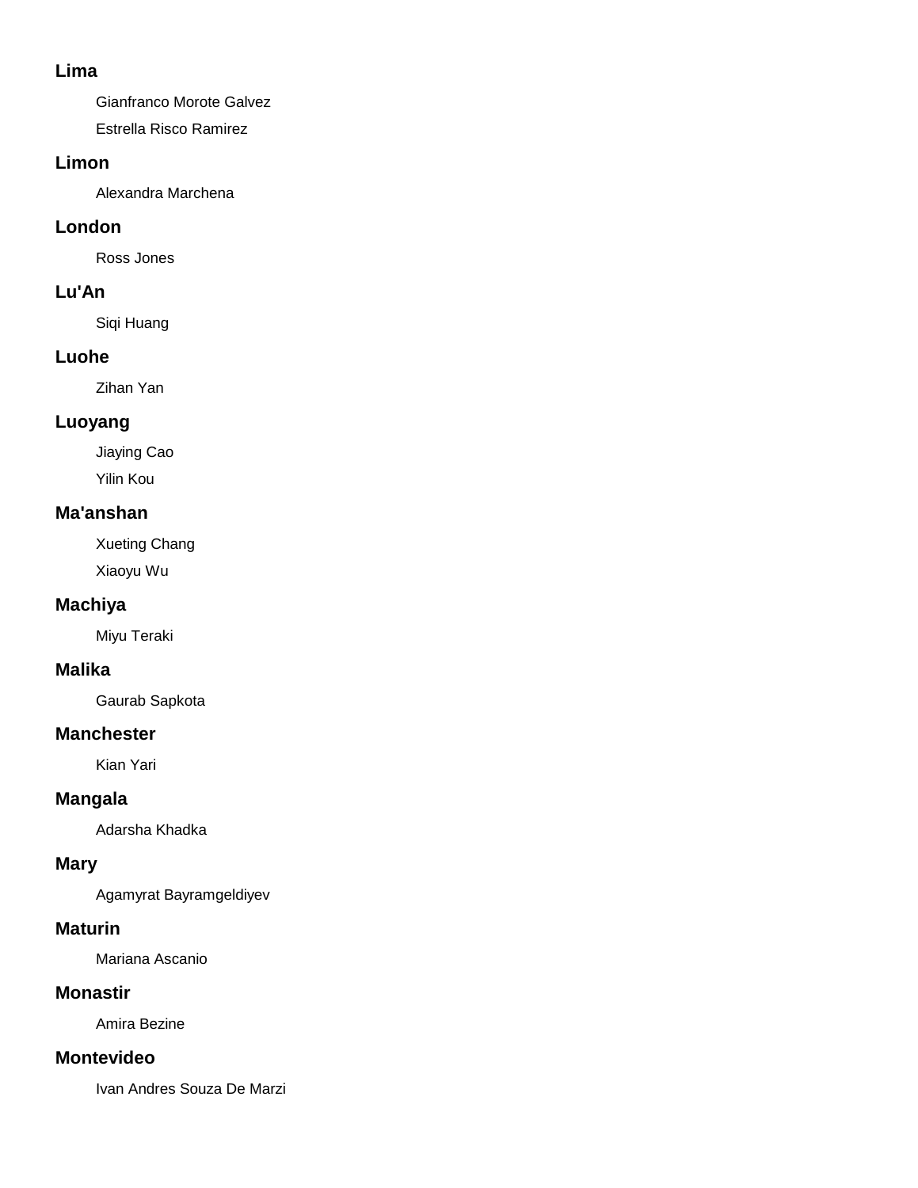### Lima

Gianfranco Morote Galvez

Estrella Risco Ramirez

### Limon

Alexandra Marchena

### London

Ross Jones

### Lu'An

Siqi Huang

### Luohe

Zihan Yan

### Luoyang

Jiaying Cao

Yilin Kou

### Ma'anshan

Xueting Chang

Xiaoyu Wu

### Machiya

Miyu Teraki

### Malika

Gaurab Sapkota

### Manchester

Kian Yari

### Mangala

Adarsha Khadka

### Mary

Agamyrat Bayramgeldiyev

### Maturin

Mariana Ascanio

### Monastir

Amira Bezine

### Montevideo

Ivan Andres Souza De Marzi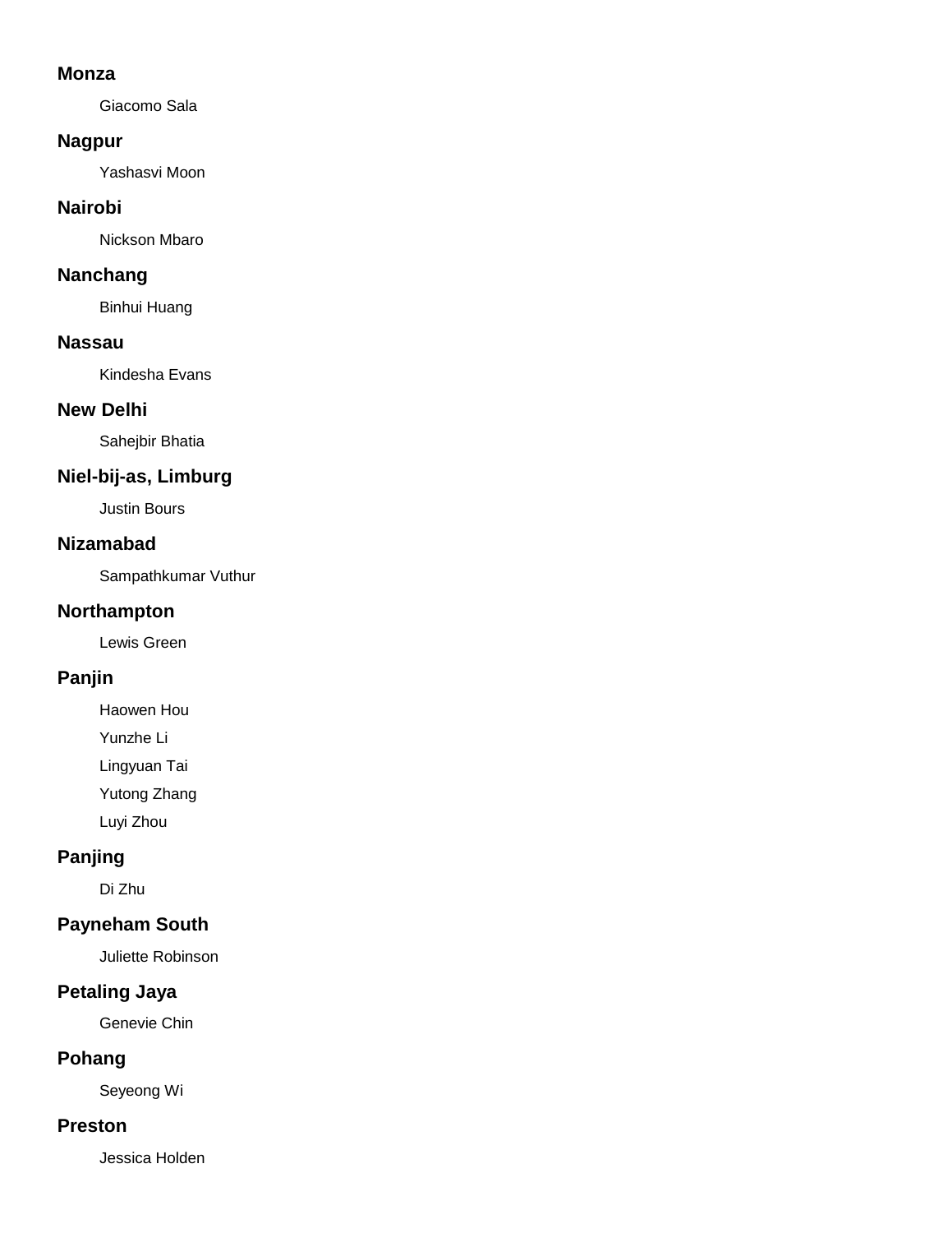**Monza**

Giacomo Sala

**Nagpur**

Yashasvi Moon

**Nairobi**

Nickson Mbaro

**Nanchang**

Binhui Huang

**Nassau**

Kindesha Evans

**New Delhi**

Sahejbir Bhatia

**Niel-bij-as, Limburg**

Justin Bours

**Nizamabad**

Sampathkumar Vuthur

**Northampton**

Lewis Green

**Panjin**

Haowen Hou

Yunzhe Li

Lingyuan Tai

Yutong Zhang

Luyi Zhou

**Panjing**

Di Zhu

**Payneham South**

Juliette Robinson

**Petaling Jaya**

Genevie Chin

**Pohang**

Seyeong Wi

**Preston**

Jessica Holden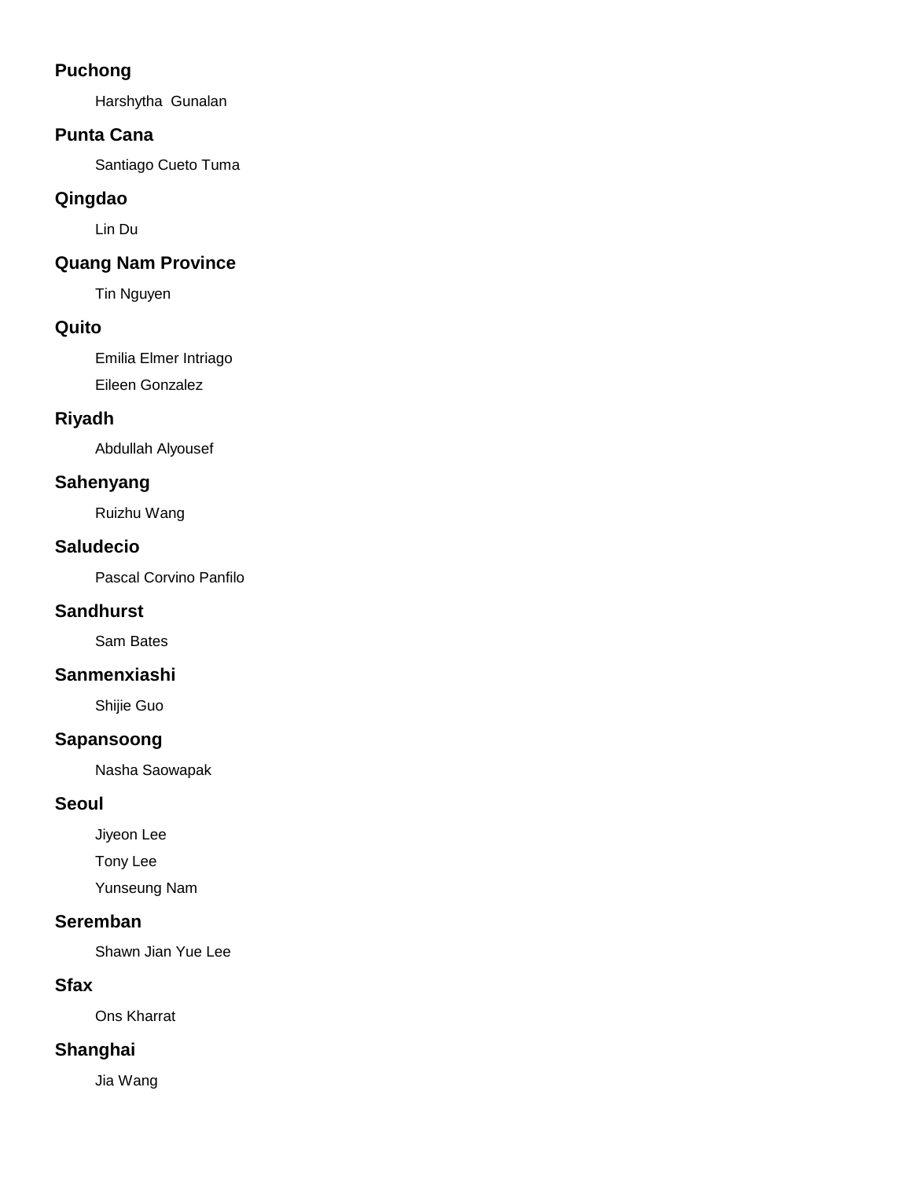**Puchong**

Harshytha  Gunalan

**Punta Cana**

Santiago Cueto Tuma

**Qingdao**

Lin Du

**Quang Nam Province**

Tin Nguyen

**Quito**

Emilia Elmer Intriago

Eileen Gonzalez

**Riyadh**

Abdullah Alyousef

**Sahenyang**

Ruizhu Wang

**Saludecio**

Pascal Corvino Panfilo

**Sandhurst**

Sam Bates

**Sanmenxiashi**

Shijie Guo

**Sapansoong**

Nasha Saowapak

**Seoul**

Jiyeon Lee

Tony Lee

Yunseung Nam

**Seremban**

Shawn Jian Yue Lee

**Sfax**

Ons Kharrat

**Shanghai**

Jia Wang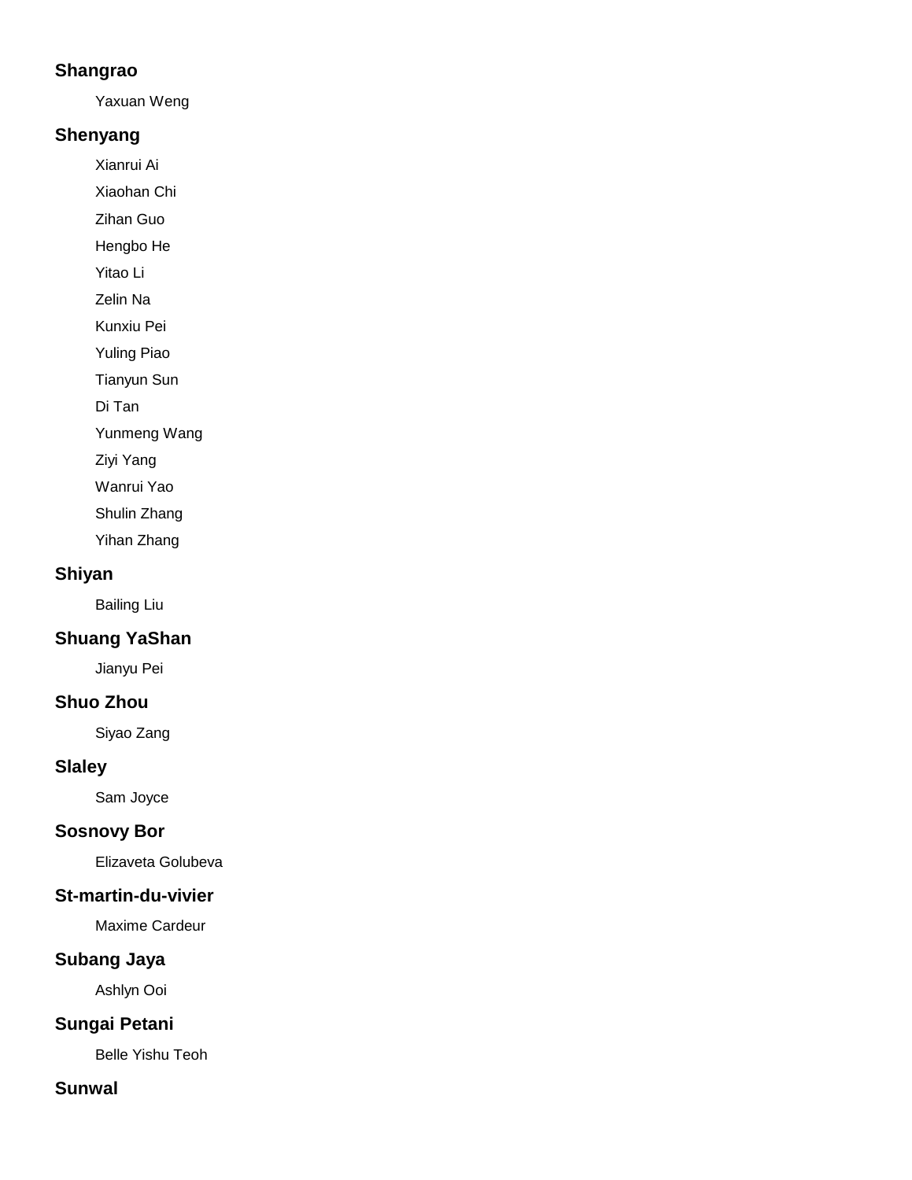### Shangrao

Yaxuan Weng

### Shenyang

Xianrui Ai

Xiaohan Chi

Zihan Guo

Hengbo He

Yitao Li

Zelin Na

Kunxiu Pei

Yuling Piao

Tianyun Sun

Di Tan

Yunmeng Wang

Ziyi Yang

Wanrui Yao

Shulin Zhang

Yihan Zhang

### Shiyan

Bailing Liu

### Shuang YaShan

Jianyu Pei

### Shuo Zhou

Siyao Zang

### Slaley

Sam Joyce

### Sosnovy Bor

Elizaveta Golubeva

### St-martin-du-vivier

Maxime Cardeur

### Subang Jaya

Ashlyn Ooi

### Sungai Petani

Belle Yishu Teoh

### Sunwal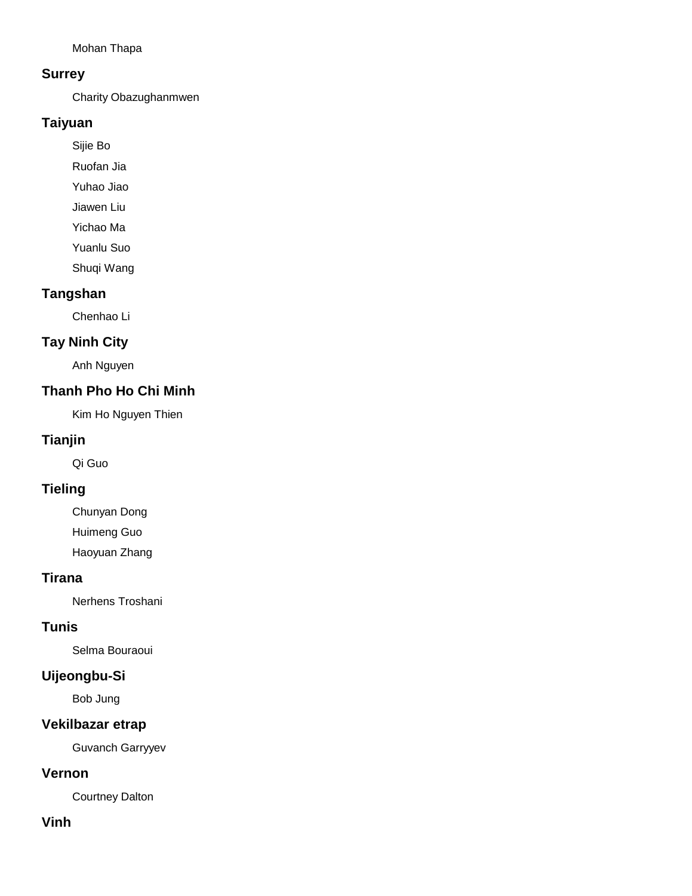Mohan Thapa

### Surrey

Charity Obazughanmwen

### Taiyuan

Sijie Bo

Ruofan Jia

Yuhao Jiao

Jiawen Liu

Yichao Ma

Yuanlu Suo

Shuqi Wang

### Tangshan

Chenhao Li

### Tay Ninh City

Anh Nguyen

### Thanh Pho Ho Chi Minh

Kim Ho Nguyen Thien

### Tianjin

Qi Guo

### Tieling

Chunyan Dong

Huimeng Guo

Haoyuan Zhang

### Tirana

Nerhens Troshani

### Tunis

Selma Bouraoui

### Uijeongbu-Si

Bob Jung

### Vekilbazar etrap

Guvanch Garryyev

### Vernon

Courtney Dalton

### Vinh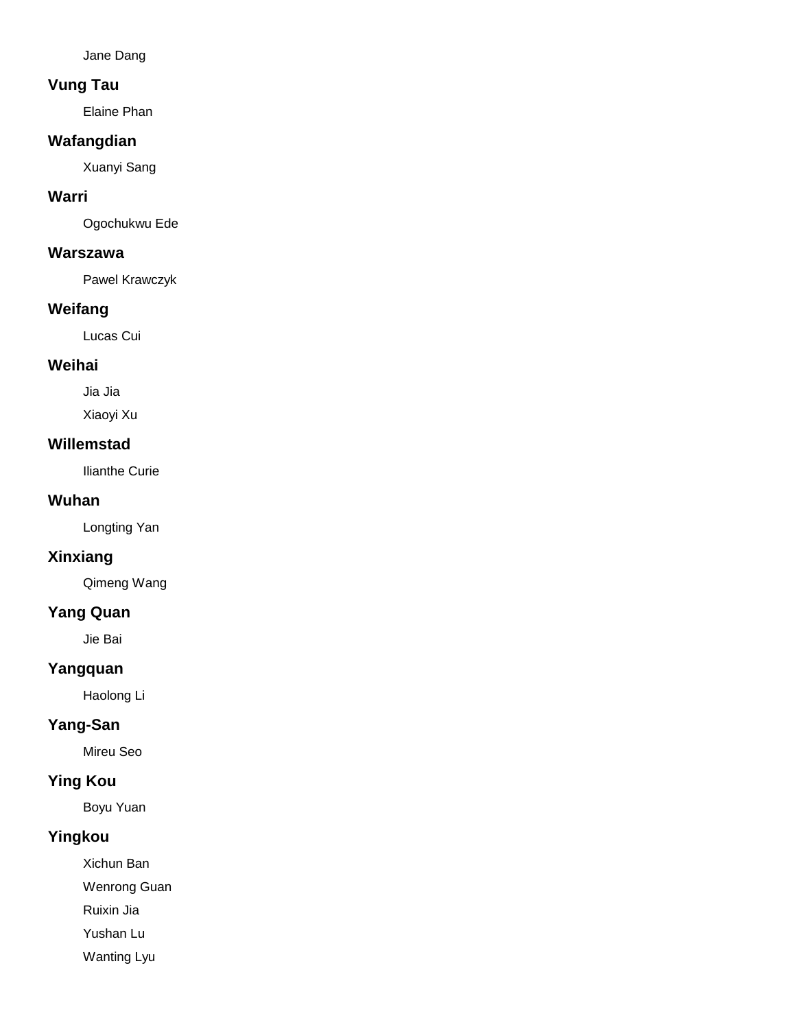Jane Dang

**Vung Tau**

Elaine Phan

**Wafangdian**

Xuanyi Sang

**Warri**

Ogochukwu Ede

**Warszawa**

Pawel Krawczyk

**Weifang**

Lucas Cui

**Weihai**

Jia Jia

Xiaoyi Xu

**Willemstad**

Ilianthe Curie

**Wuhan**

Longting Yan

**Xinxiang**

Qimeng Wang

**Yang Quan**

Jie Bai

**Yangquan**

Haolong Li

**Yang-San**

Mireu Seo

**Ying Kou**

Boyu Yuan

**Yingkou**

Xichun Ban

Wenrong Guan

Ruixin Jia

Yushan Lu

Wanting Lyu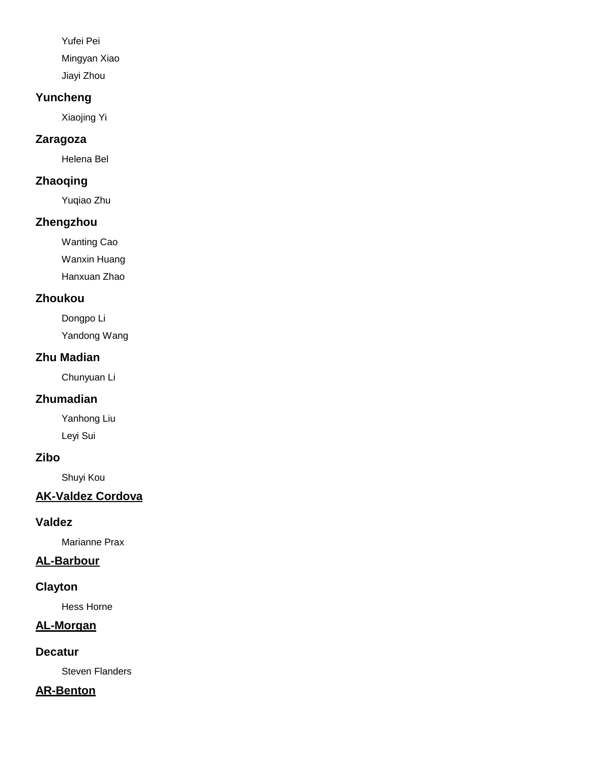Yufei Pei

Mingyan Xiao

Jiayi Zhou

### Yuncheng

Xiaojing Yi

### Zaragoza

Helena Bel

### Zhaoqing

Yuqiao Zhu

### Zhengzhou

Wanting Cao

Wanxin Huang

Hanxuan Zhao

### Zhoukou

Dongpo Li

Yandong Wang

### Zhu Madian

Chunyuan Li

### Zhumadian

Yanhong Liu

Leyi Sui

### Zibo

Shuyi Kou

## AK-Valdez Cordova

### Valdez

Marianne Prax

## AL-Barbour

### Clayton

Hess Horne

## AL-Morgan

### Decatur

Steven Flanders

## AR-Benton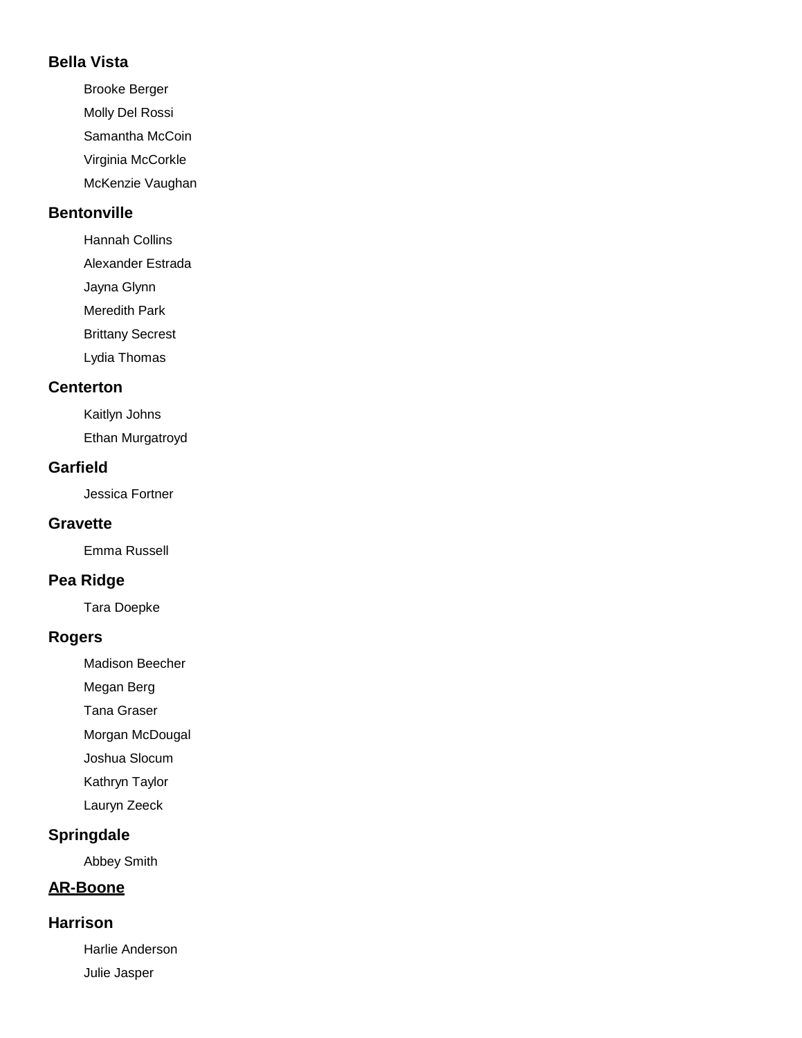### Bella Vista

Brooke Berger

Molly Del Rossi

Samantha McCoin

Virginia McCorkle

McKenzie Vaughan

### Bentonville

Hannah Collins

Alexander Estrada

Jayna Glynn

Meredith Park

Brittany Secrest

Lydia Thomas

### Centerton

Kaitlyn Johns

Ethan Murgatroyd

### Garfield

Jessica Fortner

### Gravette

Emma Russell

### Pea Ridge

Tara Doepke

### Rogers

Madison Beecher

Megan Berg

Tana Graser

Morgan McDougal

Joshua Slocum

Kathryn Taylor

Lauryn Zeeck

### Springdale

Abbey Smith

## AR-Boone

### Harrison

Harlie Anderson

Julie Jasper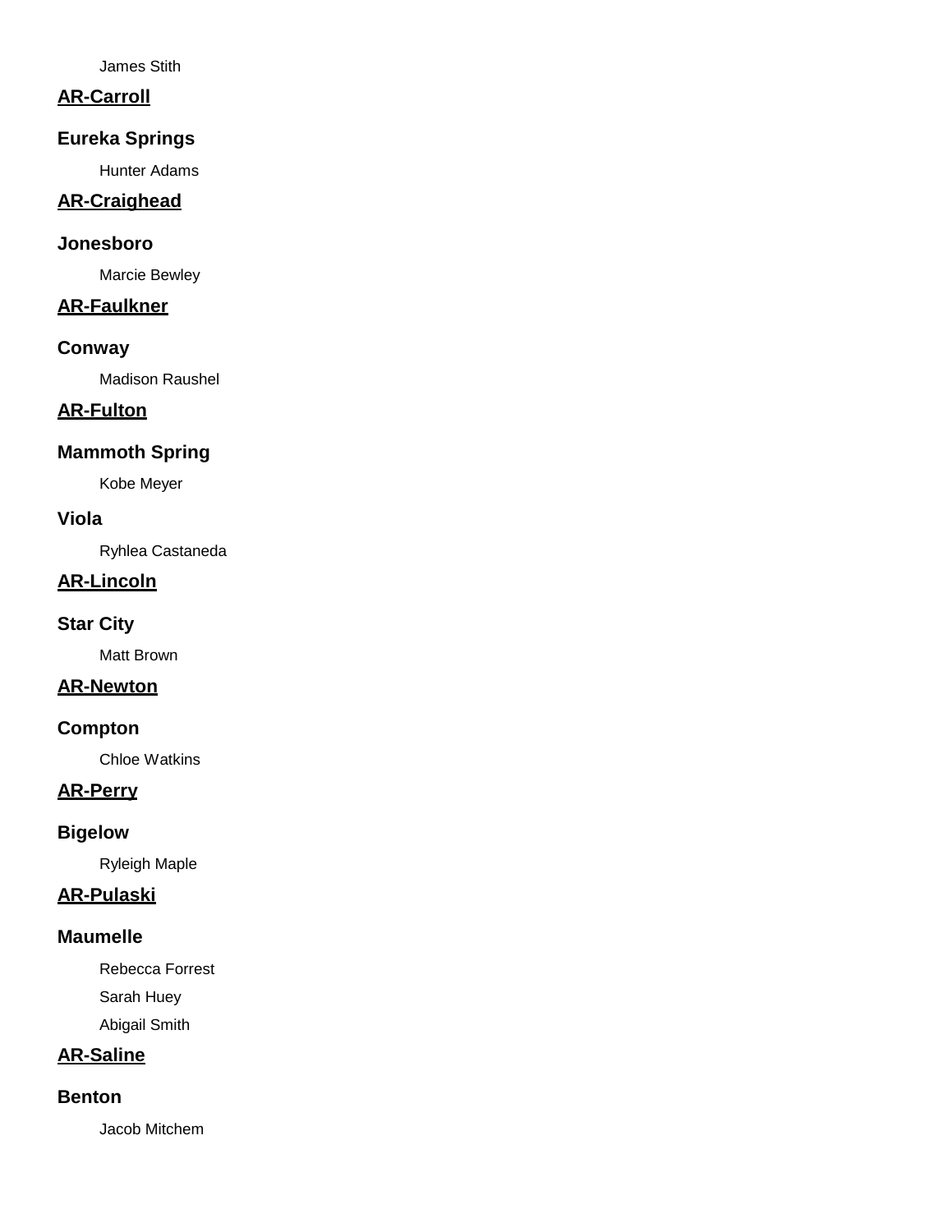James Stith

## AR-Carroll

### Eureka Springs

Hunter Adams

## AR-Craighead

### Jonesboro

Marcie Bewley

## AR-Faulkner

### Conway

Madison Raushel

## AR-Fulton

### Mammoth Spring

Kobe Meyer

### Viola

Ryhlea Castaneda

## AR-Lincoln

### Star City

Matt Brown

## AR-Newton

### Compton

Chloe Watkins

## AR-Perry

### Bigelow

Ryleigh Maple

## AR-Pulaski

### Maumelle

Rebecca Forrest

Sarah Huey

Abigail Smith

## AR-Saline

### Benton

Jacob Mitchem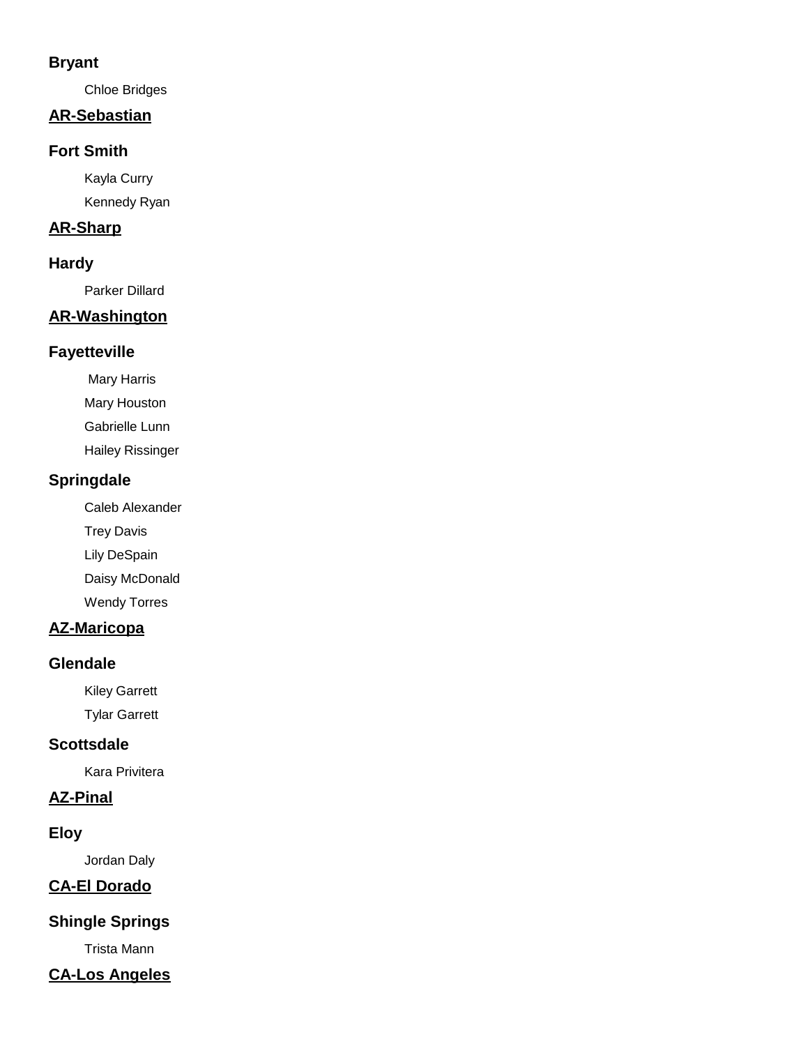### Bryant

Chloe Bridges

## AR-Sebastian

### Fort Smith

Kayla Curry

Kennedy Ryan

## AR-Sharp

### Hardy

Parker Dillard

## AR-Washington

### Fayetteville

Mary Harris

Mary Houston

Gabrielle Lunn

Hailey Rissinger

### Springdale

Caleb Alexander

Trey Davis

Lily DeSpain

Daisy McDonald

Wendy Torres

## AZ-Maricopa

### Glendale

Kiley Garrett

Tylar Garrett

### Scottsdale

Kara Privitera

## AZ-Pinal

### Eloy

Jordan Daly

## CA-El Dorado

### Shingle Springs

Trista Mann

## CA-Los Angeles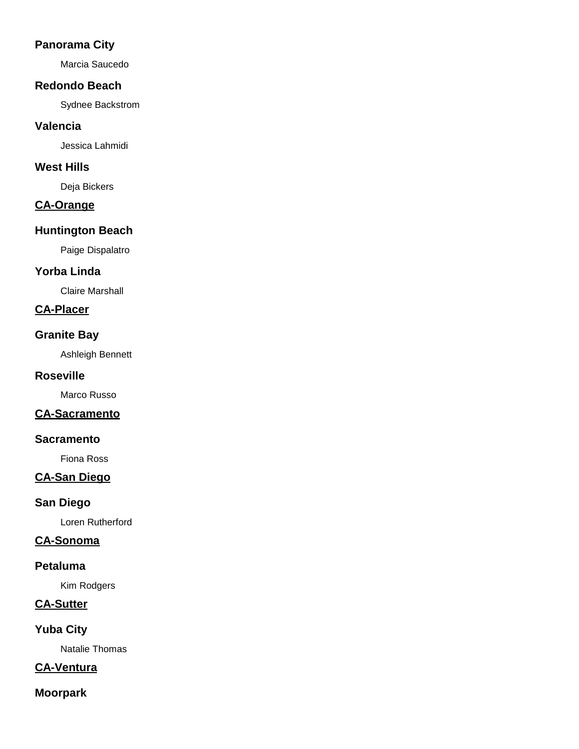### Panorama City

Marcia Saucedo

### Redondo Beach

Sydnee Backstrom

### Valencia

Jessica Lahmidi

### West Hills

Deja Bickers

## CA-Orange

### Huntington Beach

Paige Dispalatro

### Yorba Linda

Claire Marshall

## CA-Placer

### Granite Bay

Ashleigh Bennett

### Roseville

Marco Russo

## CA-Sacramento

### Sacramento

Fiona Ross

## CA-San Diego

### San Diego

Loren Rutherford

## CA-Sonoma

### Petaluma

Kim Rodgers

## CA-Sutter

### Yuba City

Natalie Thomas

## CA-Ventura

### Moorpark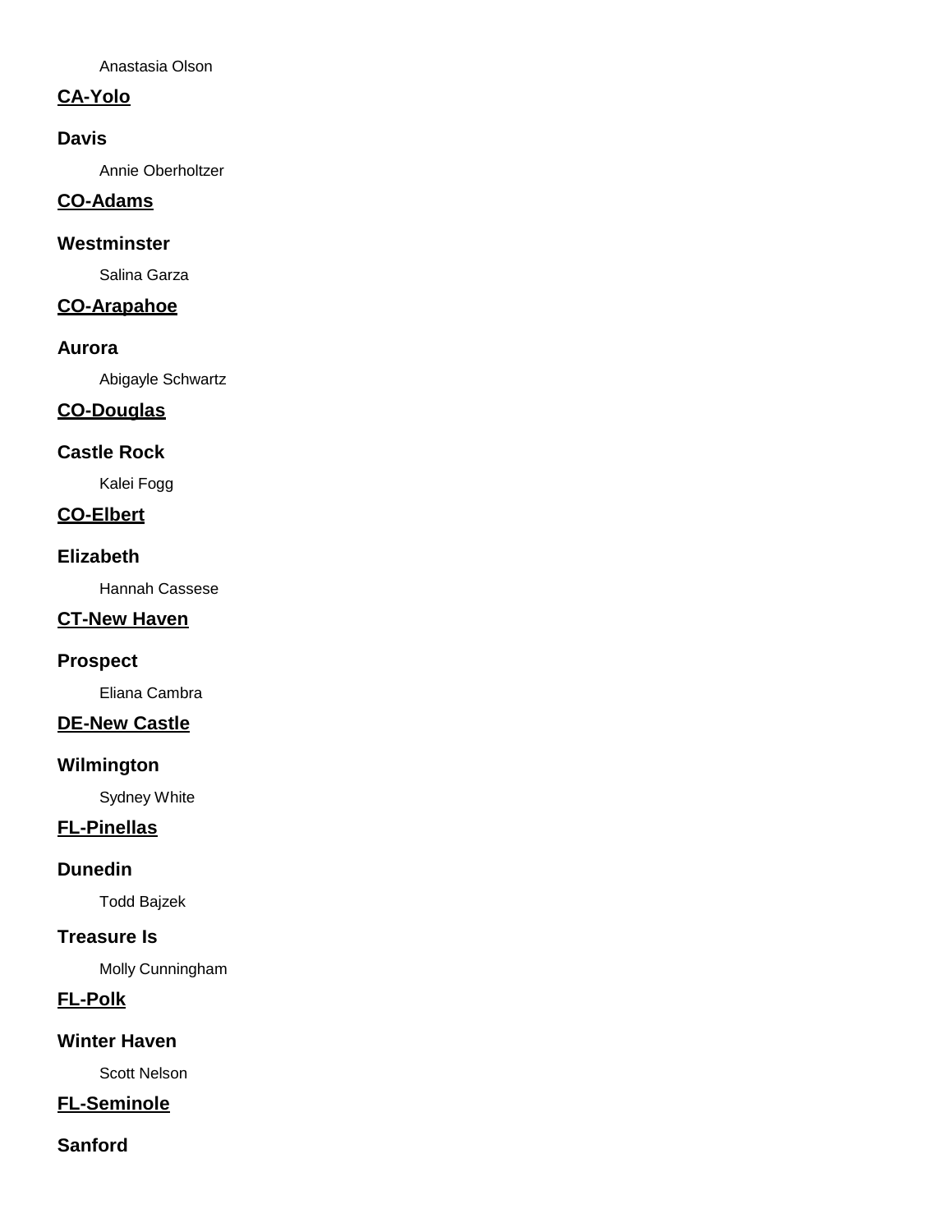Anastasia Olson

**CA-Yolo**

**Davis**

Annie Oberholtzer

**CO-Adams**

**Westminster**

Salina Garza

**CO-Arapahoe**

**Aurora**

Abigayle Schwartz

**CO-Douglas**

**Castle Rock**

Kalei Fogg

**CO-Elbert**

**Elizabeth**

Hannah Cassese

**CT-New Haven**

**Prospect**

Eliana Cambra

**DE-New Castle**

**Wilmington**

Sydney White

**FL-Pinellas**

**Dunedin**

Todd Bajzek

**Treasure Is**

Molly Cunningham

**FL-Polk**

**Winter Haven**

Scott Nelson

**FL-Seminole**

**Sanford**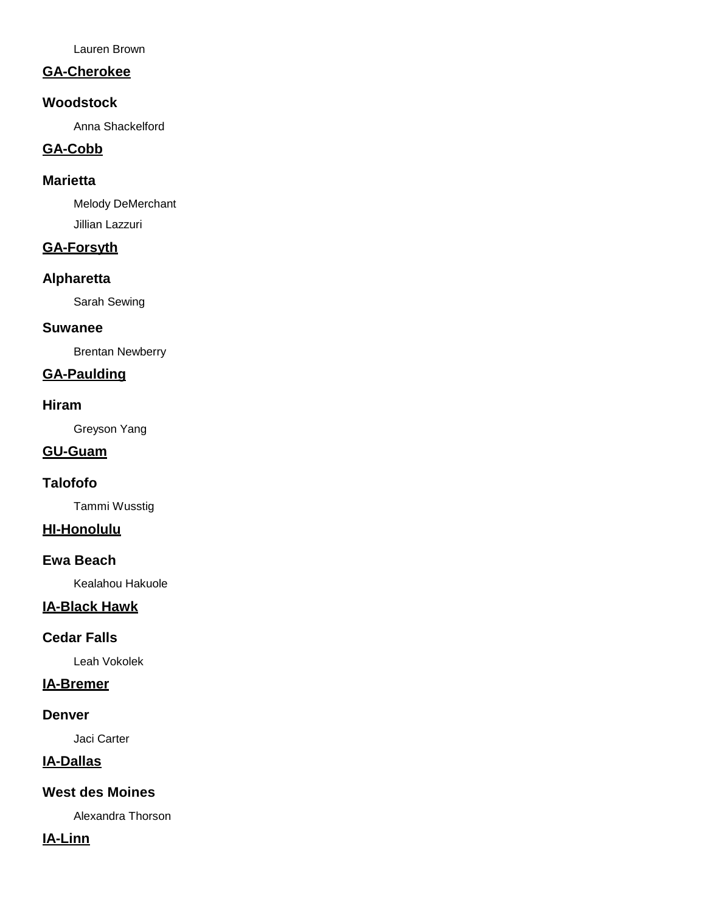Lauren Brown

## GA-Cherokee

### Woodstock

Anna Shackelford

## GA-Cobb

### Marietta

Melody DeMerchant

Jillian Lazzuri

## GA-Forsyth

### Alpharetta

Sarah Sewing

### Suwanee

Brentan Newberry

## GA-Paulding

### Hiram

Greyson Yang

## GU-Guam

### Talofofo

Tammi Wusstig

## HI-Honolulu

### Ewa Beach

Kealahou Hakuole

## IA-Black Hawk

### Cedar Falls

Leah Vokolek

## IA-Bremer

### Denver

Jaci Carter

## IA-Dallas

### West des Moines

Alexandra Thorson

## IA-Linn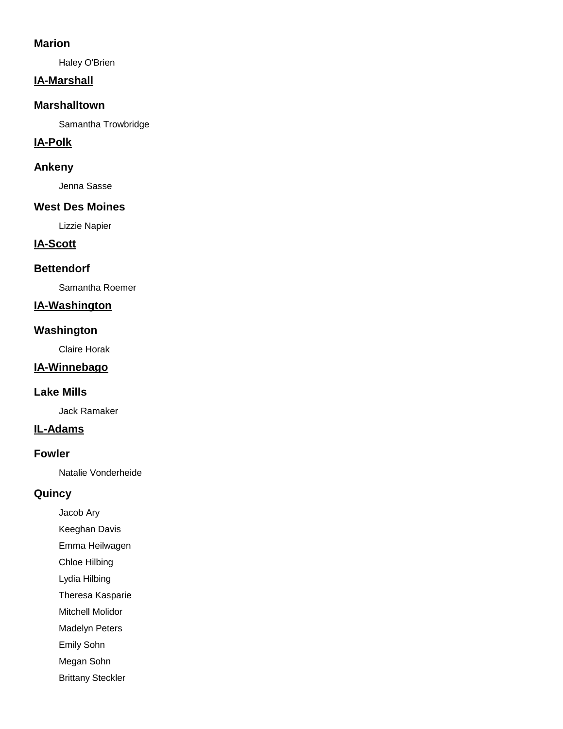### Marion

Haley O'Brien

## IA-Marshall

### Marshalltown

Samantha Trowbridge

## IA-Polk

### Ankeny

Jenna Sasse

### West Des Moines

Lizzie Napier

## IA-Scott

### Bettendorf

Samantha Roemer

## IA-Washington

### Washington

Claire Horak

## IA-Winnebago

### Lake Mills

Jack Ramaker

## IL-Adams

### Fowler

Natalie Vonderheide

### Quincy

Jacob Ary

Keeghan Davis

Emma Heilwagen

Chloe Hilbing

Lydia Hilbing

Theresa Kasparie

Mitchell Molidor

Madelyn Peters

Emily Sohn

Megan Sohn

Brittany Steckler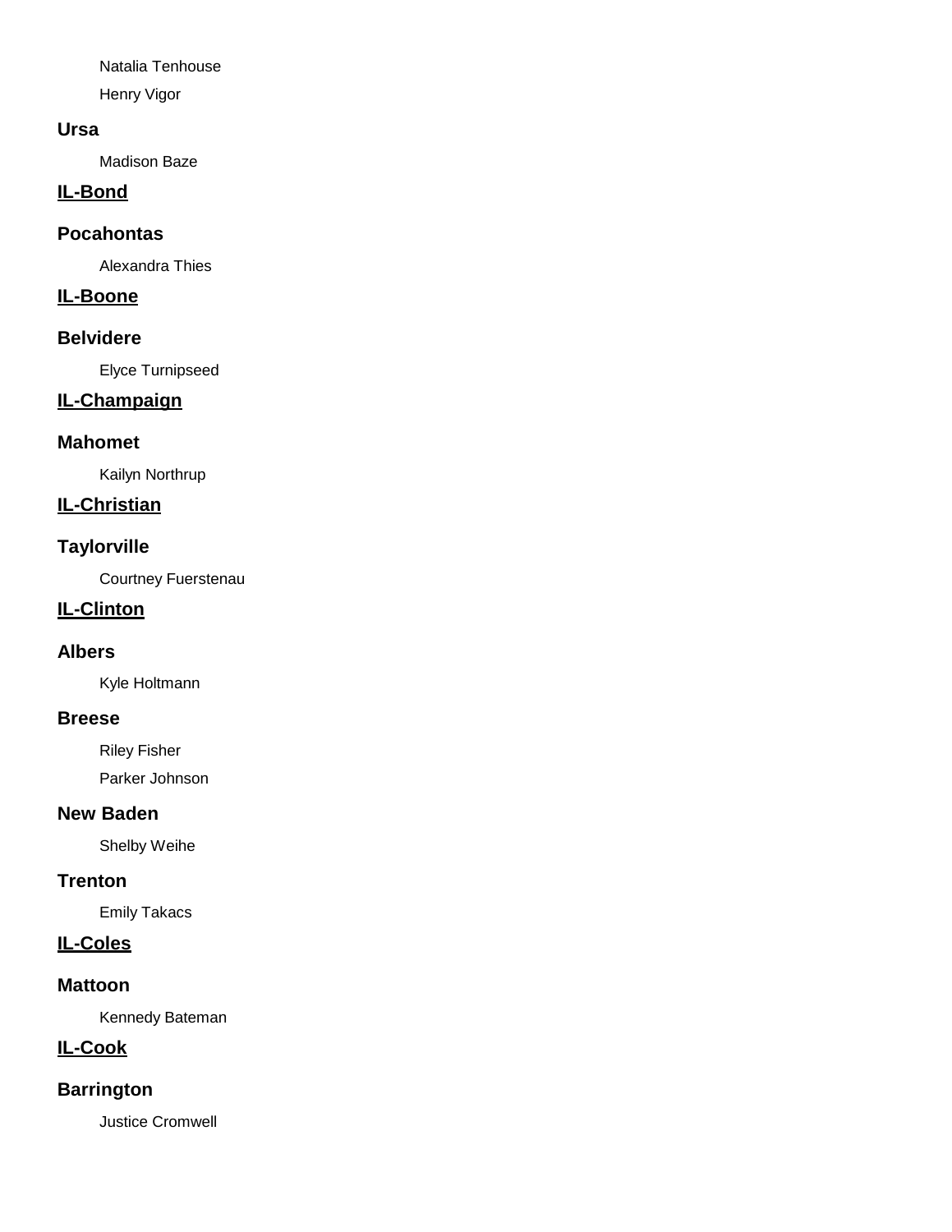Natalia Tenhouse

Henry Vigor

### Ursa

Madison Baze

## IL-Bond

### Pocahontas

Alexandra Thies

## IL-Boone

### Belvidere

Elyce Turnipseed

## IL-Champaign

### Mahomet

Kailyn Northrup

## IL-Christian

### Taylorville

Courtney Fuerstenau

## IL-Clinton

### Albers

Kyle Holtmann

### Breese

Riley Fisher

Parker Johnson

### New Baden

Shelby Weihe

### Trenton

Emily Takacs

## IL-Coles

### Mattoon

Kennedy Bateman

## IL-Cook

### Barrington

Justice Cromwell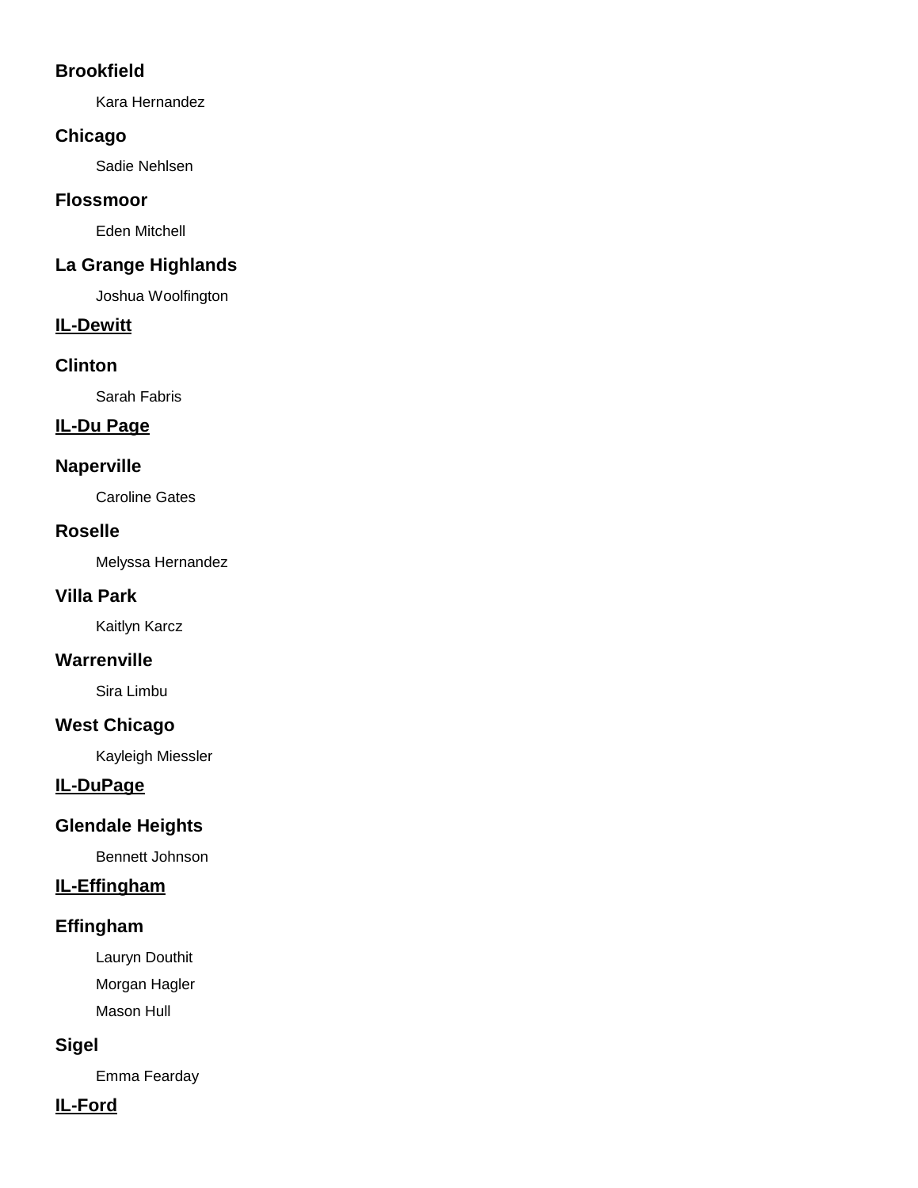### Brookfield

Kara Hernandez

### Chicago

Sadie Nehlsen

### Flossmoor

Eden Mitchell

### La Grange Highlands

Joshua Woolfington

## IL-Dewitt

### Clinton

Sarah Fabris

## IL-Du Page

### Naperville

Caroline Gates

### Roselle

Melyssa Hernandez

### Villa Park

Kaitlyn Karcz

### Warrenville

Sira Limbu

### West Chicago

Kayleigh Miessler

## IL-DuPage

### Glendale Heights

Bennett Johnson

## IL-Effingham

### Effingham

Lauryn Douthit

Morgan Hagler

Mason Hull

### Sigel

Emma Fearday

## IL-Ford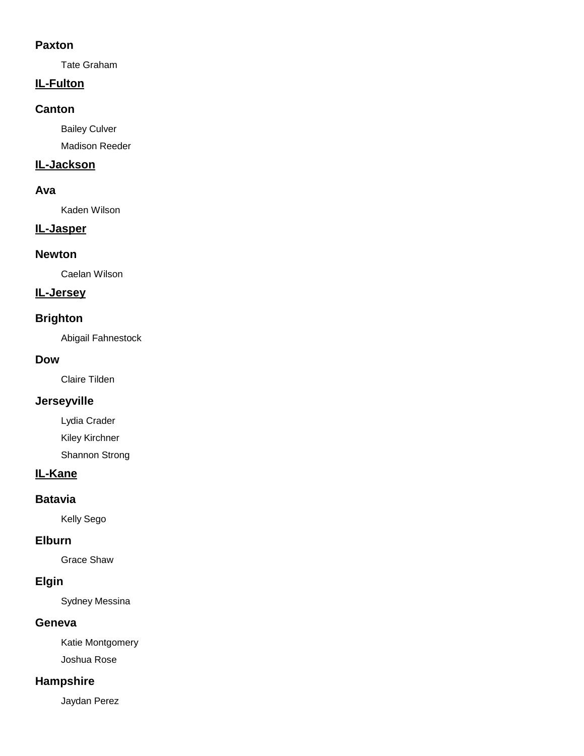### Paxton

Tate Graham

## IL-Fulton

### Canton

Bailey Culver

Madison Reeder

## IL-Jackson

### Ava

Kaden Wilson

## IL-Jasper

### Newton

Caelan Wilson

## IL-Jersey

### Brighton

Abigail Fahnestock

### Dow

Claire Tilden

### Jerseyville

Lydia Crader

Kiley Kirchner

Shannon Strong

## IL-Kane

### Batavia

Kelly Sego

### Elburn

Grace Shaw

### Elgin

Sydney Messina

### Geneva

Katie Montgomery

Joshua Rose

### Hampshire

Jaydan Perez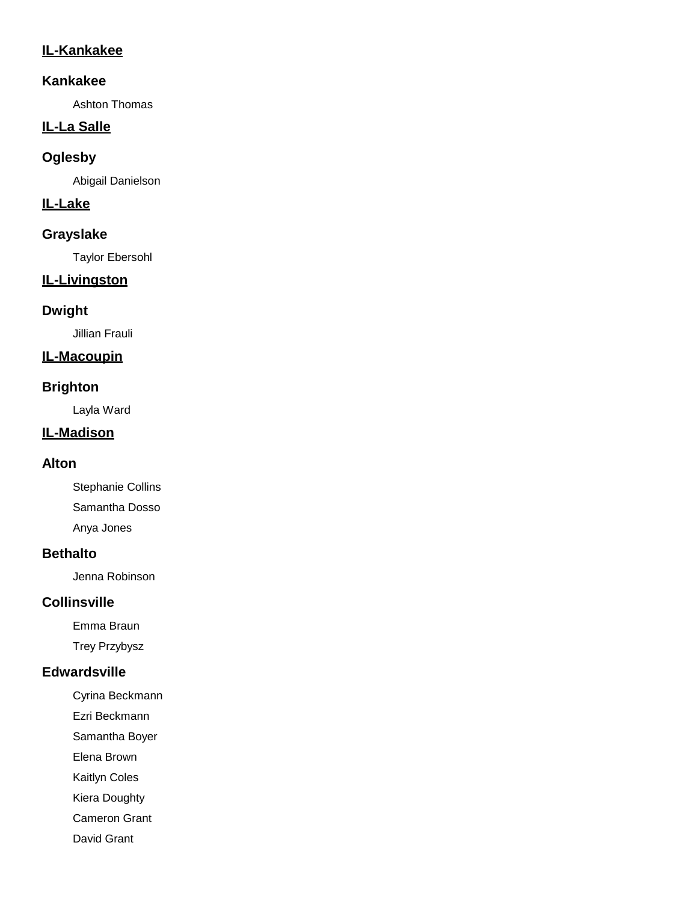## IL-Kankakee

### Kankakee

Ashton Thomas

## IL-La Salle

### Oglesby

Abigail Danielson

## IL-Lake

### Grayslake

Taylor Ebersohl

## IL-Livingston

### Dwight

Jillian Frauli

## IL-Macoupin

### Brighton

Layla Ward

## IL-Madison

### Alton

Stephanie Collins

Samantha Dosso

Anya Jones

### Bethalto

Jenna Robinson

### Collinsville

Emma Braun

Trey Przybysz

### Edwardsville

Cyrina Beckmann

Ezri Beckmann

Samantha Boyer

Elena Brown

Kaitlyn Coles

Kiera Doughty

Cameron Grant

David Grant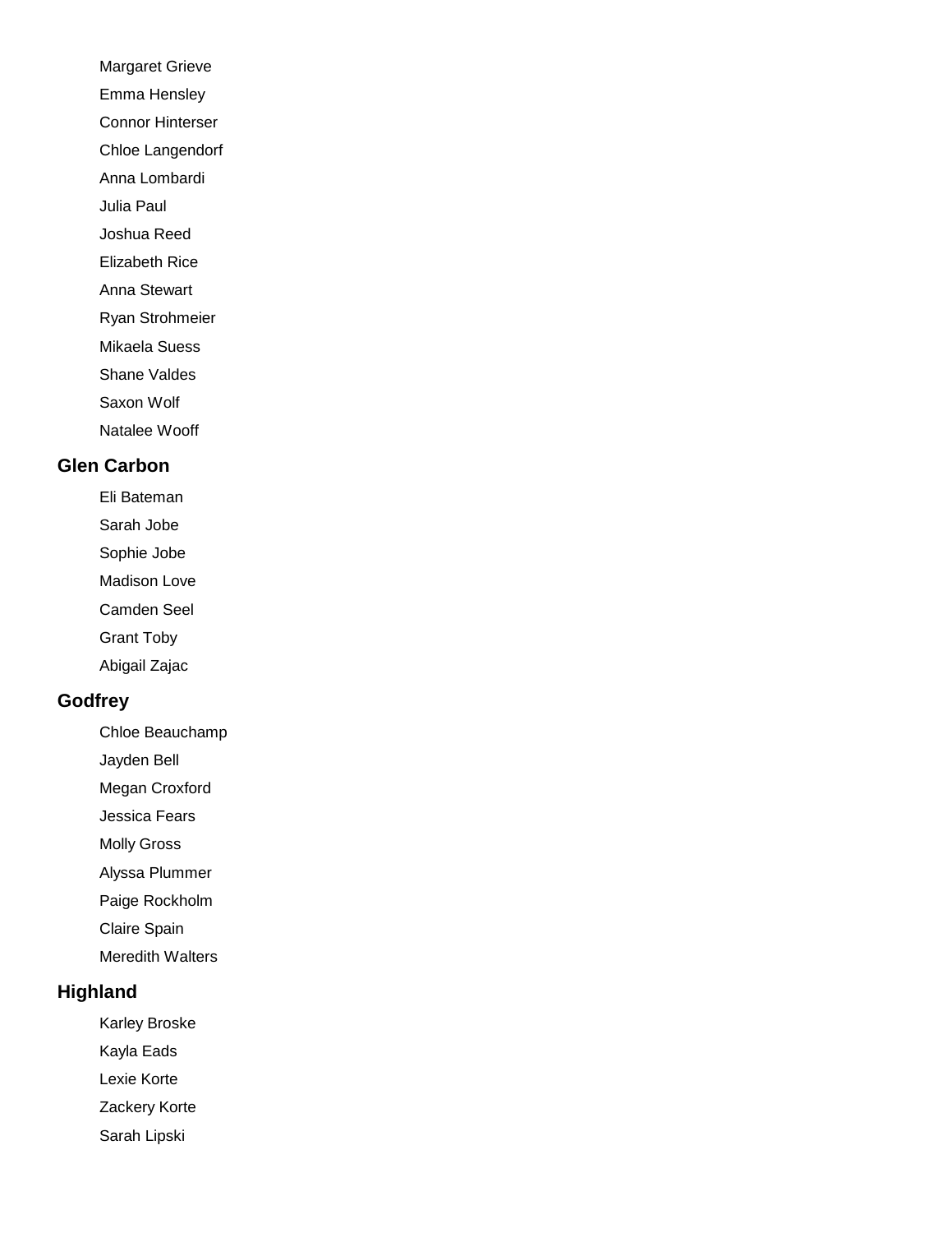Margaret Grieve
Emma Hensley
Connor Hinterser
Chloe Langendorf
Anna Lombardi
Julia Paul
Joshua Reed
Elizabeth Rice
Anna Stewart
Ryan Strohmeier
Mikaela Suess
Shane Valdes
Saxon Wolf
Natalee Wooff

## Glen Carbon

Eli Bateman
Sarah Jobe
Sophie Jobe
Madison Love
Camden Seel
Grant Toby
Abigail Zajac

## Godfrey

Chloe Beauchamp
Jayden Bell
Megan Croxford
Jessica Fears
Molly Gross
Alyssa Plummer
Paige Rockholm
Claire Spain
Meredith Walters

## Highland

Karley Broske
Kayla Eads
Lexie Korte
Zackery Korte
Sarah Lipski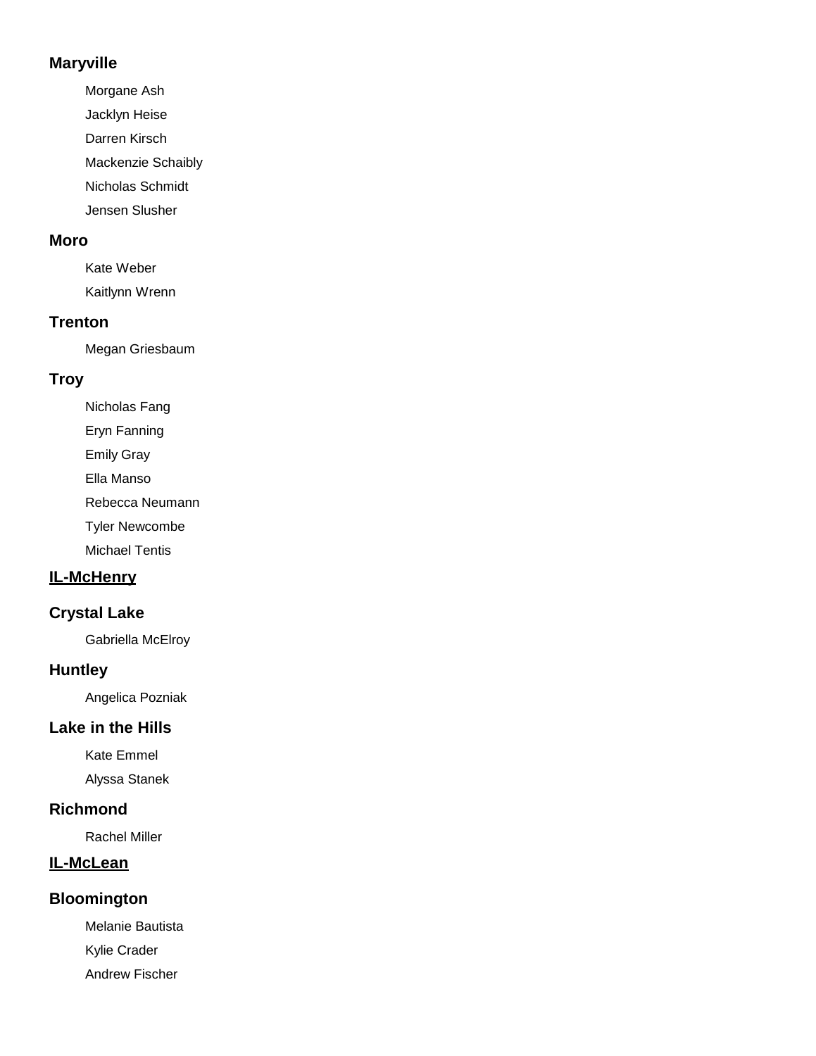### Maryville

- Morgane Ash
- Jacklyn Heise
- Darren Kirsch
- Mackenzie Schaibly
- Nicholas Schmidt
- Jensen Slusher

### Moro

- Kate Weber
- Kaitlynn Wrenn

### Trenton

- Megan Griesbaum

### Troy

- Nicholas Fang
- Eryn Fanning
- Emily Gray
- Ella Manso
- Rebecca Neumann
- Tyler Newcombe
- Michael Tentis

## IL-McHenry

### Crystal Lake

- Gabriella McElroy

### Huntley

- Angelica Pozniak

### Lake in the Hills

- Kate Emmel
- Alyssa Stanek

### Richmond

- Rachel Miller

## IL-McLean

### Bloomington

- Melanie Bautista
- Kylie Crader
- Andrew Fischer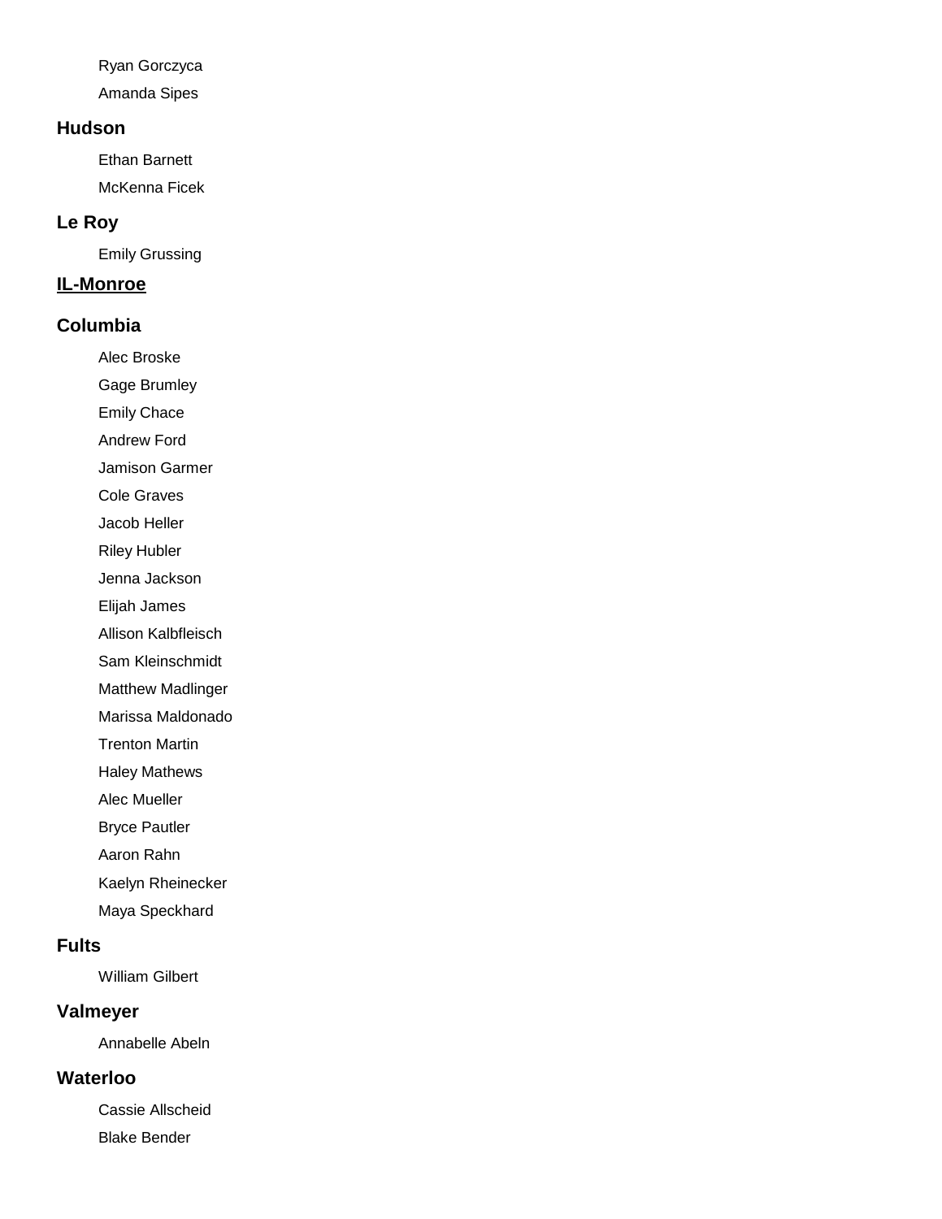Ryan Gorczyca

Amanda Sipes

### Hudson

Ethan Barnett

McKenna Ficek

### Le Roy

Emily Grussing

## IL-Monroe

### Columbia

Alec Broske

Gage Brumley

Emily Chace

Andrew Ford

Jamison Garmer

Cole Graves

Jacob Heller

Riley Hubler

Jenna Jackson

Elijah James

Allison Kalbfleisch

Sam Kleinschmidt

Matthew Madlinger

Marissa Maldonado

Trenton Martin

Haley Mathews

Alec Mueller

Bryce Pautler

Aaron Rahn

Kaelyn Rheinecker

Maya Speckhard

### Fults

William Gilbert

### Valmeyer

Annabelle Abeln

### Waterloo

Cassie Allscheid

Blake Bender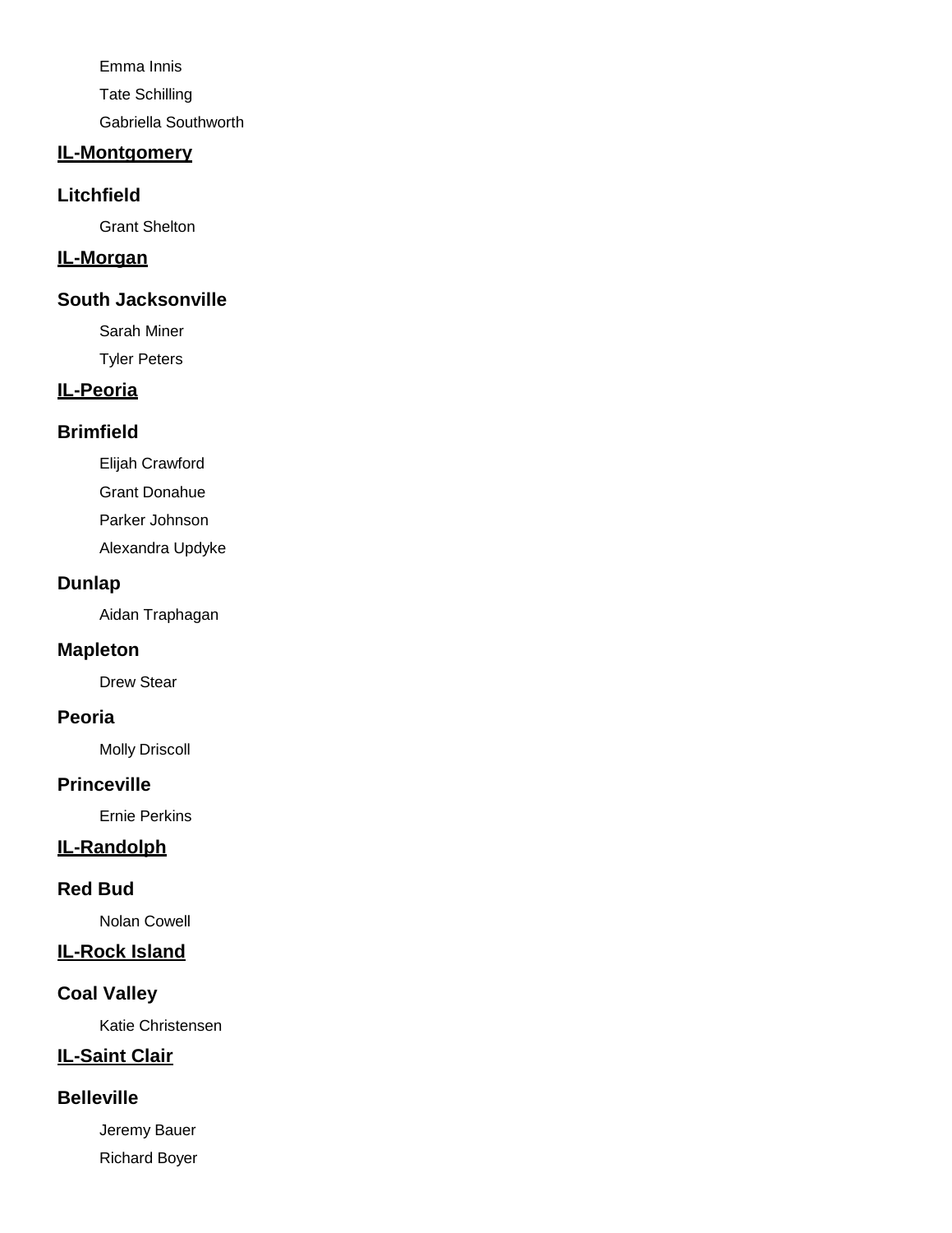Emma Innis

Tate Schilling

Gabriella Southworth

## IL-Montgomery

### Litchfield

Grant Shelton

## IL-Morgan

### South Jacksonville

Sarah Miner

Tyler Peters

## IL-Peoria

### Brimfield

Elijah Crawford

Grant Donahue

Parker Johnson

Alexandra Updyke

### Dunlap

Aidan Traphagan

### Mapleton

Drew Stear

### Peoria

Molly Driscoll

### Princeville

Ernie Perkins

## IL-Randolph

### Red Bud

Nolan Cowell

## IL-Rock Island

### Coal Valley

Katie Christensen

## IL-Saint Clair

### Belleville

Jeremy Bauer

Richard Boyer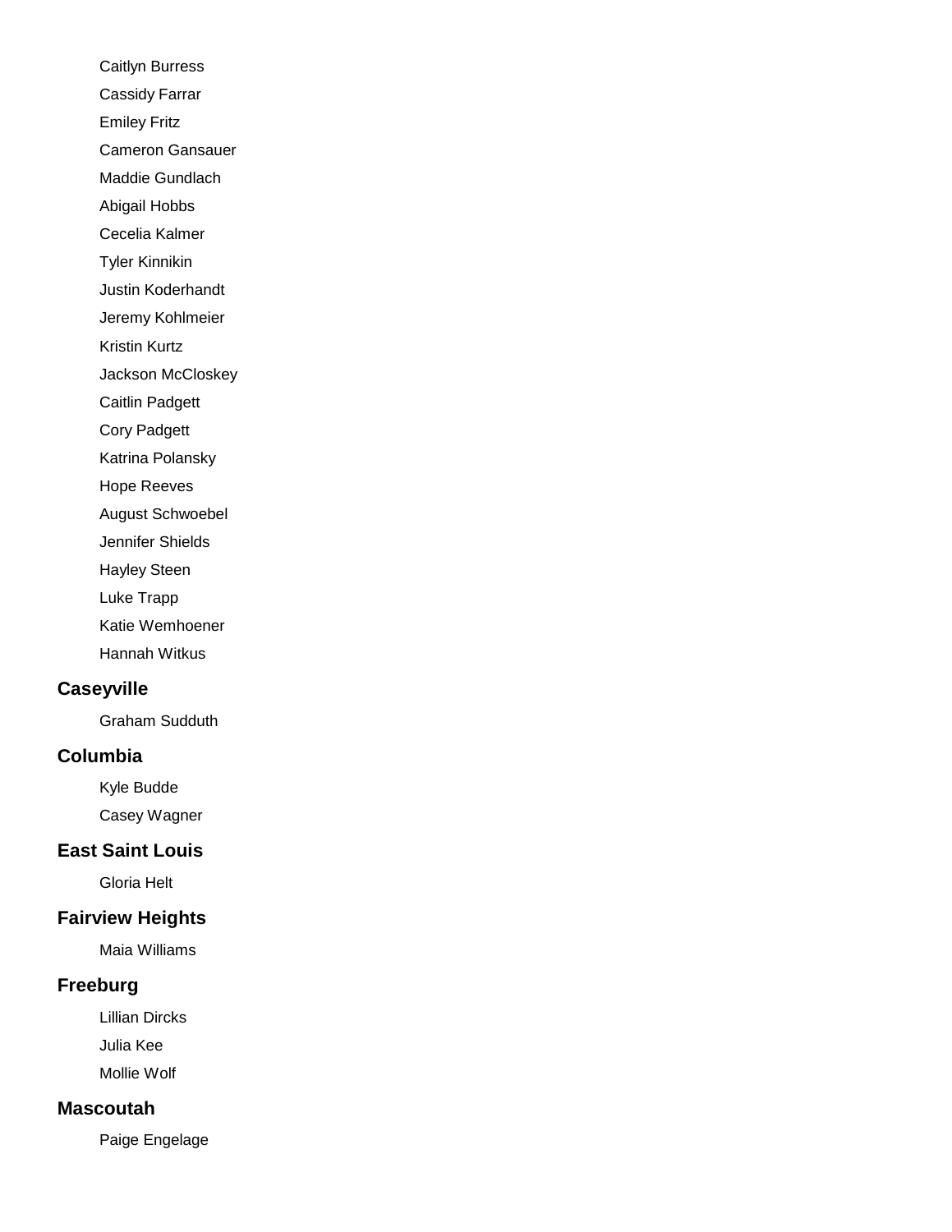Caitlyn Burress

Cassidy Farrar

Emiley Fritz

Cameron Gansauer

Maddie Gundlach

Abigail Hobbs

Cecelia Kalmer

Tyler Kinnikin

Justin Koderhandt

Jeremy Kohlmeier

Kristin Kurtz

Jackson McCloskey

Caitlin Padgett

Cory Padgett

Katrina Polansky

Hope Reeves

August Schwoebel

Jennifer Shields

Hayley Steen

Luke Trapp

Katie Wemhoener

Hannah Witkus

### Caseyville

Graham Sudduth

### Columbia

Kyle Budde

Casey Wagner

### East Saint Louis

Gloria Helt

### Fairview Heights

Maia Williams

### Freeburg

Lillian Dircks

Julia Kee

Mollie Wolf

### Mascoutah

Paige Engelage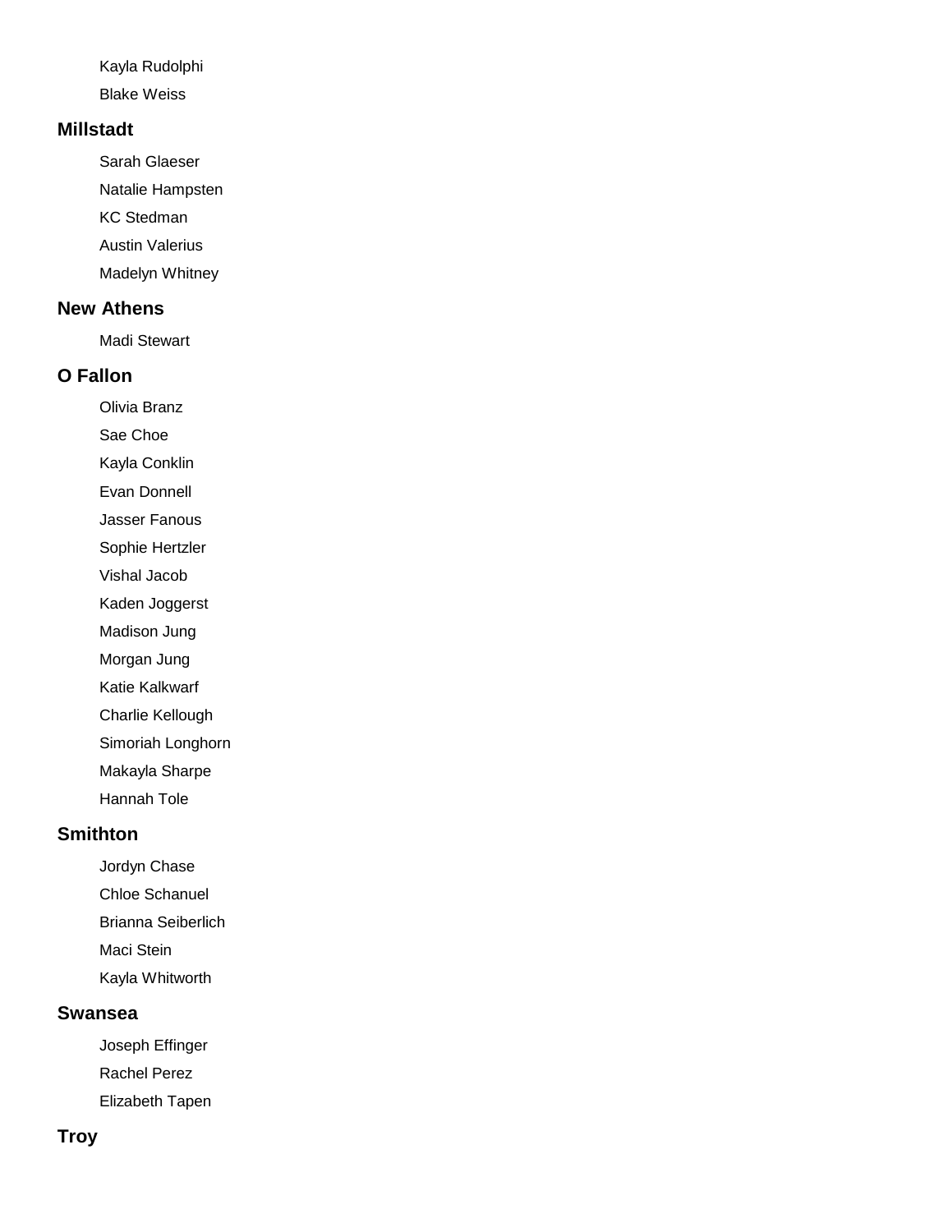Kayla Rudolphi

Blake Weiss

### Millstadt

Sarah Glaeser

Natalie Hampsten

KC Stedman

Austin Valerius

Madelyn Whitney

### New Athens

Madi Stewart

### O Fallon

Olivia Branz

Sae Choe

Kayla Conklin

Evan Donnell

Jasser Fanous

Sophie Hertzler

Vishal Jacob

Kaden Joggerst

Madison Jung

Morgan Jung

Katie Kalkwarf

Charlie Kellough

Simoriah Longhorn

Makayla Sharpe

Hannah Tole

### Smithton

Jordyn Chase

Chloe Schanuel

Brianna Seiberlich

Maci Stein

Kayla Whitworth

### Swansea

Joseph Effinger

Rachel Perez

Elizabeth Tapen

### Troy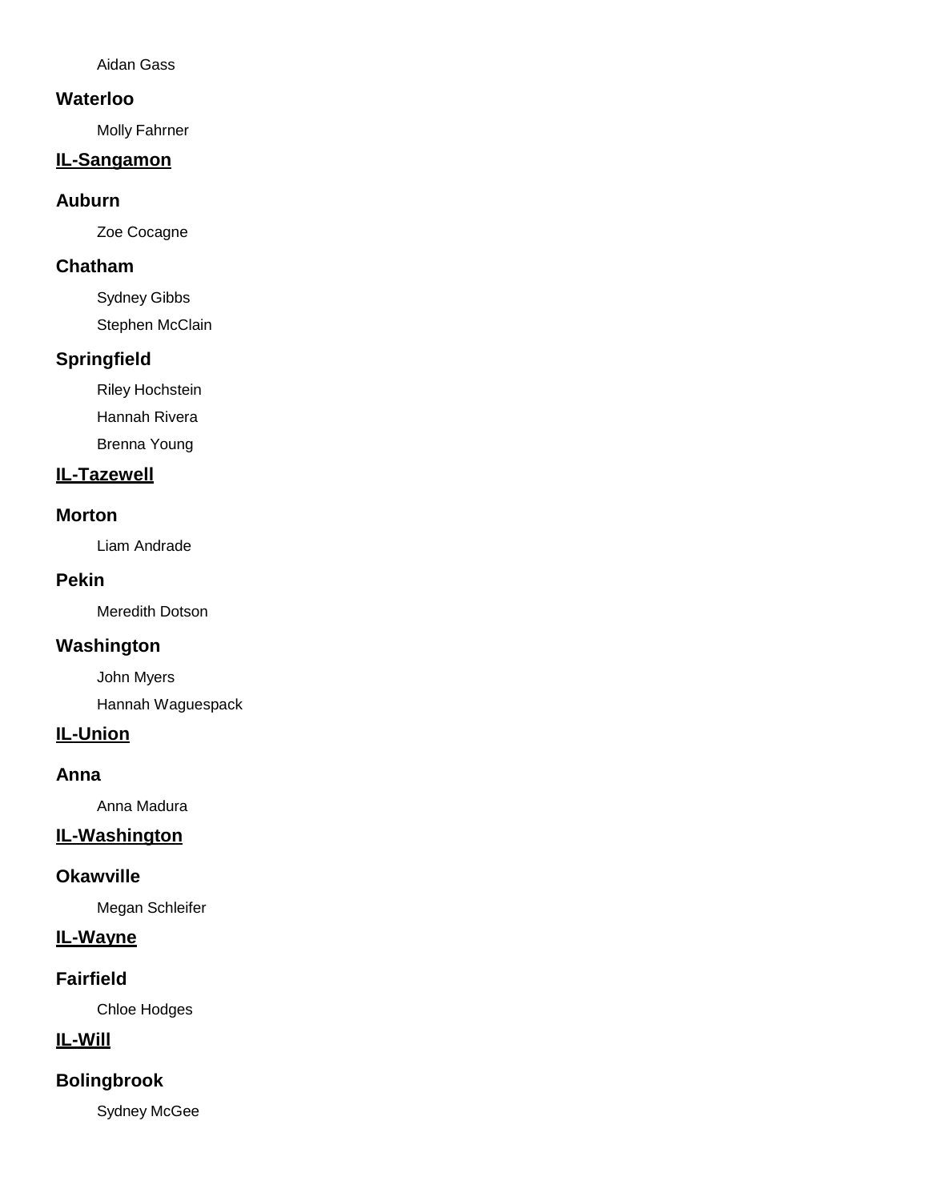Aidan Gass

### Waterloo

Molly Fahrner

## IL-Sangamon

### Auburn

Zoe Cocagne

### Chatham

Sydney Gibbs

Stephen McClain

### Springfield

Riley Hochstein

Hannah Rivera

Brenna Young

## IL-Tazewell

### Morton

Liam Andrade

### Pekin

Meredith Dotson

### Washington

John Myers

Hannah Waguespack

## IL-Union

### Anna

Anna Madura

## IL-Washington

### Okawville

Megan Schleifer

## IL-Wayne

### Fairfield

Chloe Hodges

## IL-Will

### Bolingbrook

Sydney McGee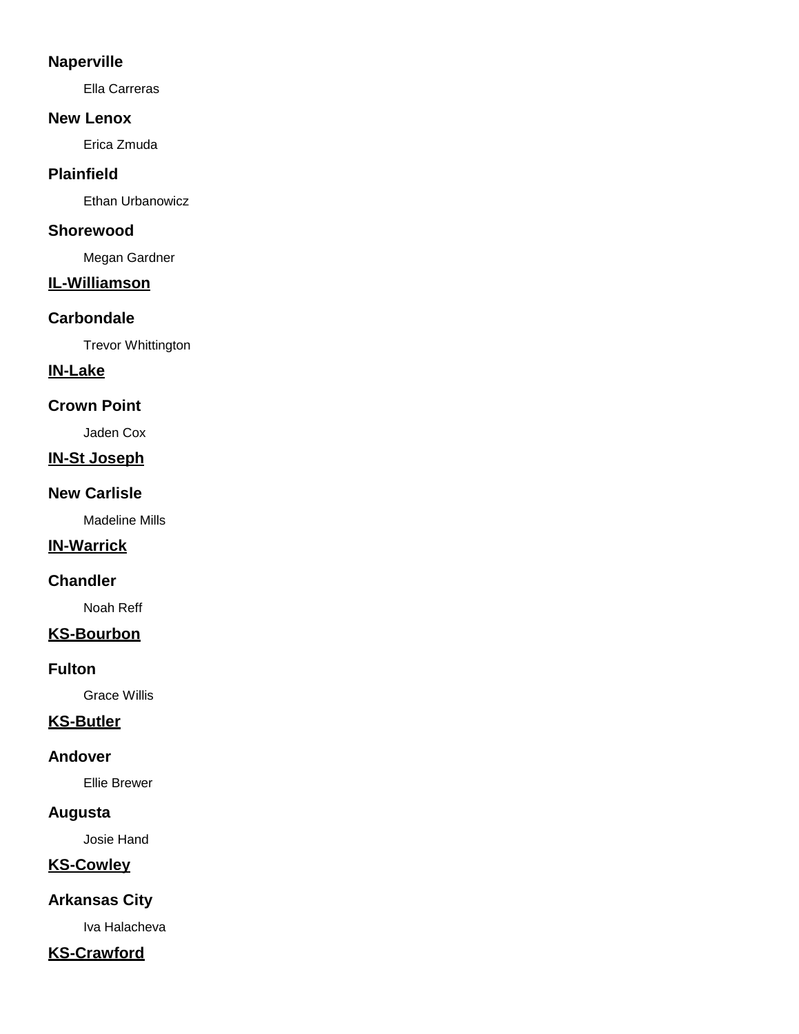**Naperville**

Ella Carreras

**New Lenox**

Erica Zmuda

**Plainfield**

Ethan Urbanowicz

**Shorewood**

Megan Gardner

## IL-Williamson

**Carbondale**

Trevor Whittington

## IN-Lake

**Crown Point**

Jaden Cox

## IN-St Joseph

**New Carlisle**

Madeline Mills

## IN-Warrick

**Chandler**

Noah Reff

## KS-Bourbon

**Fulton**

Grace Willis

## KS-Butler

**Andover**

Ellie Brewer

**Augusta**

Josie Hand

## KS-Cowley

**Arkansas City**

Iva Halacheva

## KS-Crawford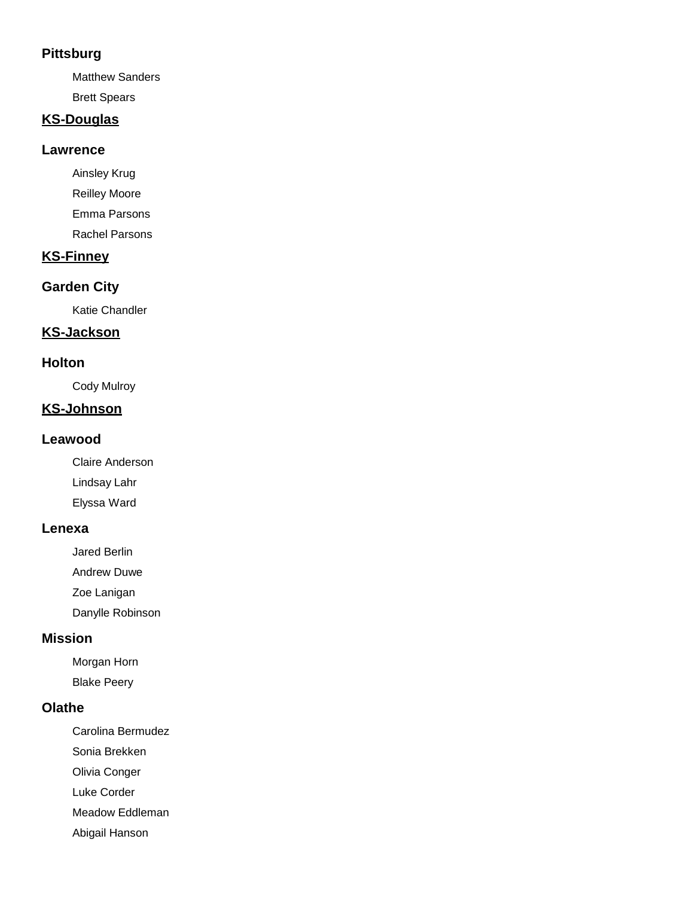### Pittsburg

Matthew Sanders

Brett Spears

## KS-Douglas

### Lawrence

Ainsley Krug

Reilley Moore

Emma Parsons

Rachel Parsons

## KS-Finney

### Garden City

Katie Chandler

## KS-Jackson

### Holton

Cody Mulroy

## KS-Johnson

### Leawood

Claire Anderson

Lindsay Lahr

Elyssa Ward

### Lenexa

Jared Berlin

Andrew Duwe

Zoe Lanigan

Danylle Robinson

### Mission

Morgan Horn

Blake Peery

### Olathe

Carolina Bermudez

Sonia Brekken

Olivia Conger

Luke Corder

Meadow Eddleman

Abigail Hanson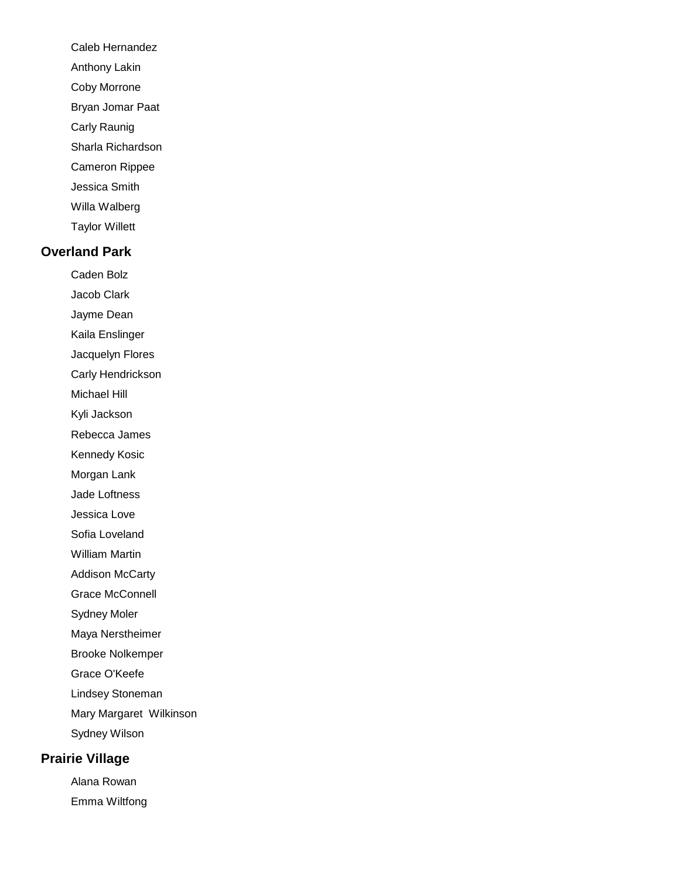- Caleb Hernandez
- Anthony Lakin
- Coby Morrone
- Bryan Jomar Paat
- Carly Raunig
- Sharla Richardson
- Cameron Rippee
- Jessica Smith
- Willa Walberg
- Taylor Willett

## Overland Park

- Caden Bolz
- Jacob Clark
- Jayme Dean
- Kaila Enslinger
- Jacquelyn Flores
- Carly Hendrickson
- Michael Hill
- Kyli Jackson
- Rebecca James
- Kennedy Kosic
- Morgan Lank
- Jade Loftness
- Jessica Love
- Sofia Loveland
- William Martin
- Addison McCarty
- Grace McConnell
- Sydney Moler
- Maya Nerstheimer
- Brooke Nolkemper
- Grace O'Keefe
- Lindsey Stoneman
- Mary Margaret Wilkinson
- Sydney Wilson

## Prairie Village

- Alana Rowan
- Emma Wiltfong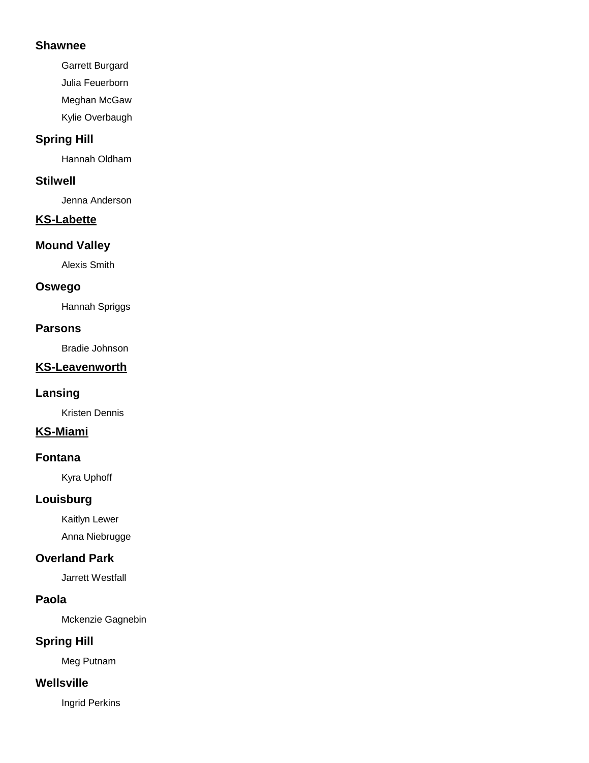### Shawnee

Garrett Burgard

Julia Feuerborn

Meghan McGaw

Kylie Overbaugh

### Spring Hill

Hannah Oldham

### Stilwell

Jenna Anderson

## KS-Labette

### Mound Valley

Alexis Smith

### Oswego

Hannah Spriggs

### Parsons

Bradie Johnson

## KS-Leavenworth

### Lansing

Kristen Dennis

## KS-Miami

### Fontana

Kyra Uphoff

### Louisburg

Kaitlyn Lewer

Anna Niebrugge

### Overland Park

Jarrett Westfall

### Paola

Mckenzie Gagnebin

### Spring Hill

Meg Putnam

### Wellsville

Ingrid Perkins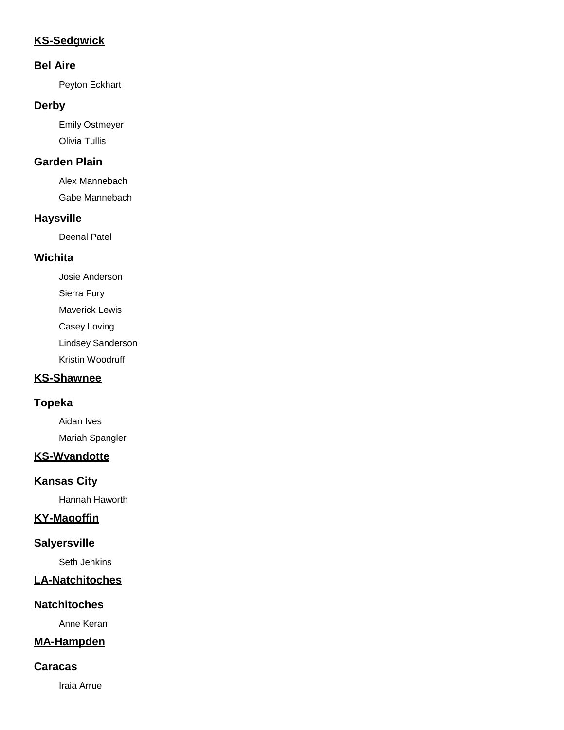## <u>KS-Sedgwick</u>

### Bel Aire

Peyton Eckhart

### Derby

Emily Ostmeyer

Olivia Tullis

### Garden Plain

Alex Mannebach

Gabe Mannebach

### Haysville

Deenal Patel

### Wichita

Josie Anderson

Sierra Fury

Maverick Lewis

Casey Loving

Lindsey Sanderson

Kristin Woodruff

## <u>KS-Shawnee</u>

### Topeka

Aidan Ives

Mariah Spangler

## <u>KS-Wyandotte</u>

### Kansas City

Hannah Haworth

## <u>KY-Magoffin</u>

### Salyersville

Seth Jenkins

## <u>LA-Natchitoches</u>

### Natchitoches

Anne Keran

## <u>MA-Hampden</u>

### Caracas

Iraia Arrue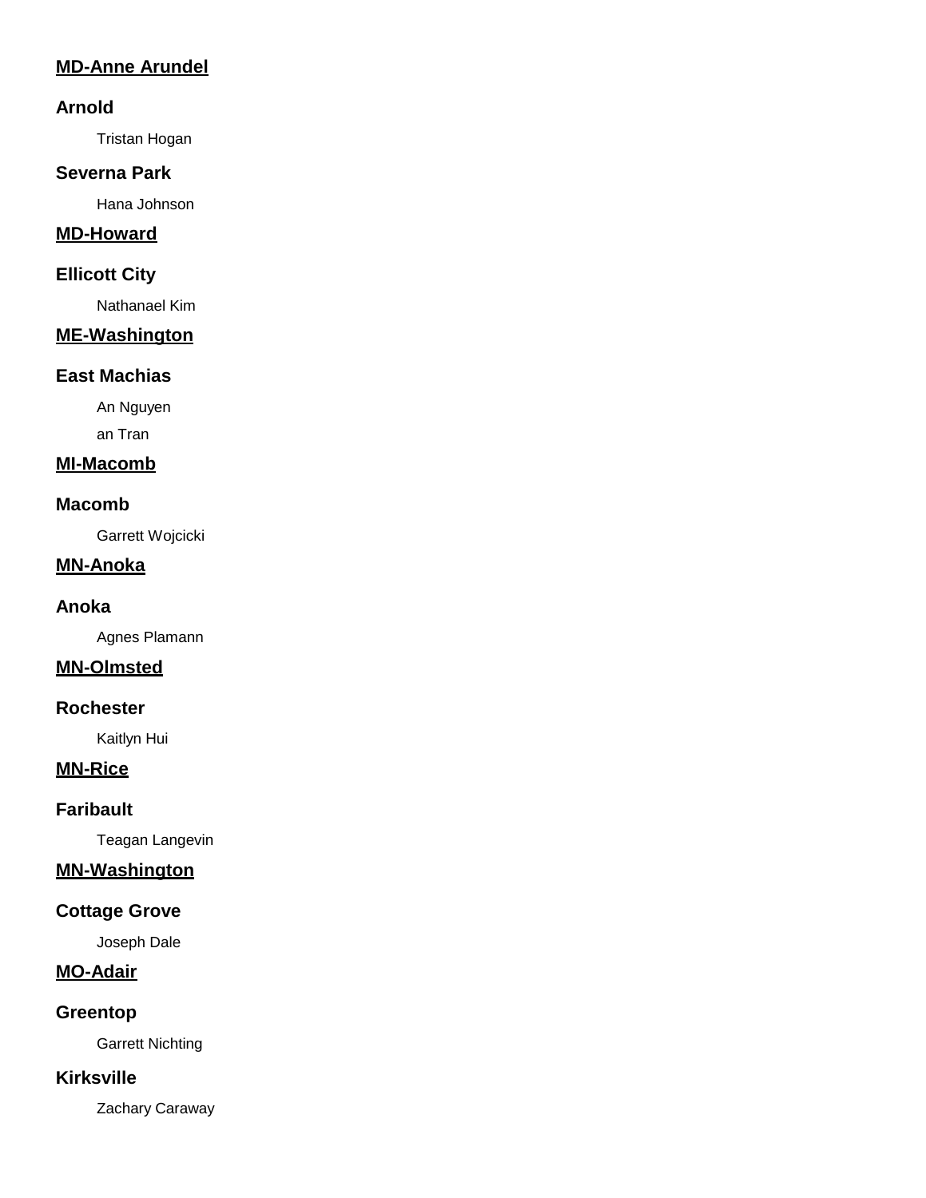**<u>MD-Anne Arundel</u>**

**Arnold**

Tristan Hogan

**Severna Park**

Hana Johnson

**<u>MD-Howard</u>**

**Ellicott City**

Nathanael Kim

**<u>ME-Washington</u>**

**East Machias**

An Nguyen

an Tran

**<u>MI-Macomb</u>**

**Macomb**

Garrett Wojcicki

**<u>MN-Anoka</u>**

**Anoka**

Agnes Plamann

**<u>MN-Olmsted</u>**

**Rochester**

Kaitlyn Hui

**<u>MN-Rice</u>**

**Faribault**

Teagan Langevin

**<u>MN-Washington</u>**

**Cottage Grove**

Joseph Dale

**<u>MO-Adair</u>**

**Greentop**

Garrett Nichting

**Kirksville**

Zachary Caraway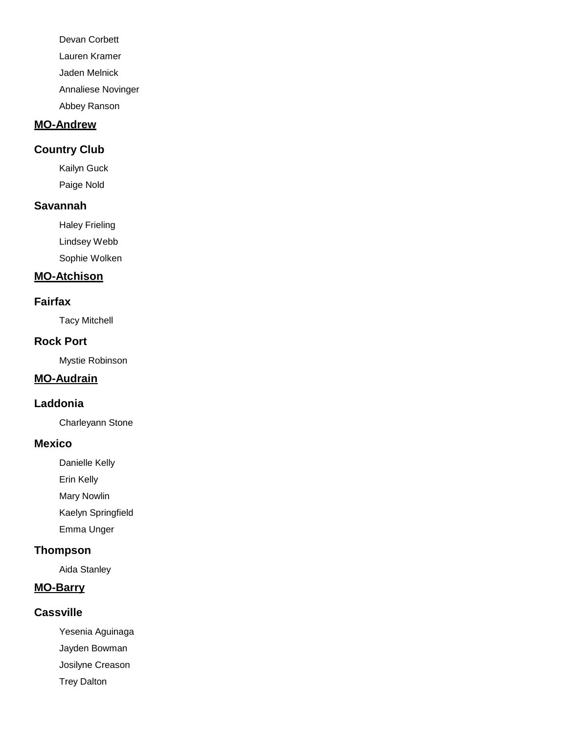Devan Corbett

Lauren Kramer

Jaden Melnick

Annaliese Novinger

Abbey Ranson

## MO-Andrew

### Country Club

Kailyn Guck

Paige Nold

### Savannah

Haley Frieling

Lindsey Webb

Sophie Wolken

## MO-Atchison

### Fairfax

Tacy Mitchell

### Rock Port

Mystie Robinson

## MO-Audrain

### Laddonia

Charleyann Stone

### Mexico

Danielle Kelly

Erin Kelly

Mary Nowlin

Kaelyn Springfield

Emma Unger

### Thompson

Aida Stanley

## MO-Barry

### Cassville

Yesenia Aguinaga

Jayden Bowman

Josilyne Creason

Trey Dalton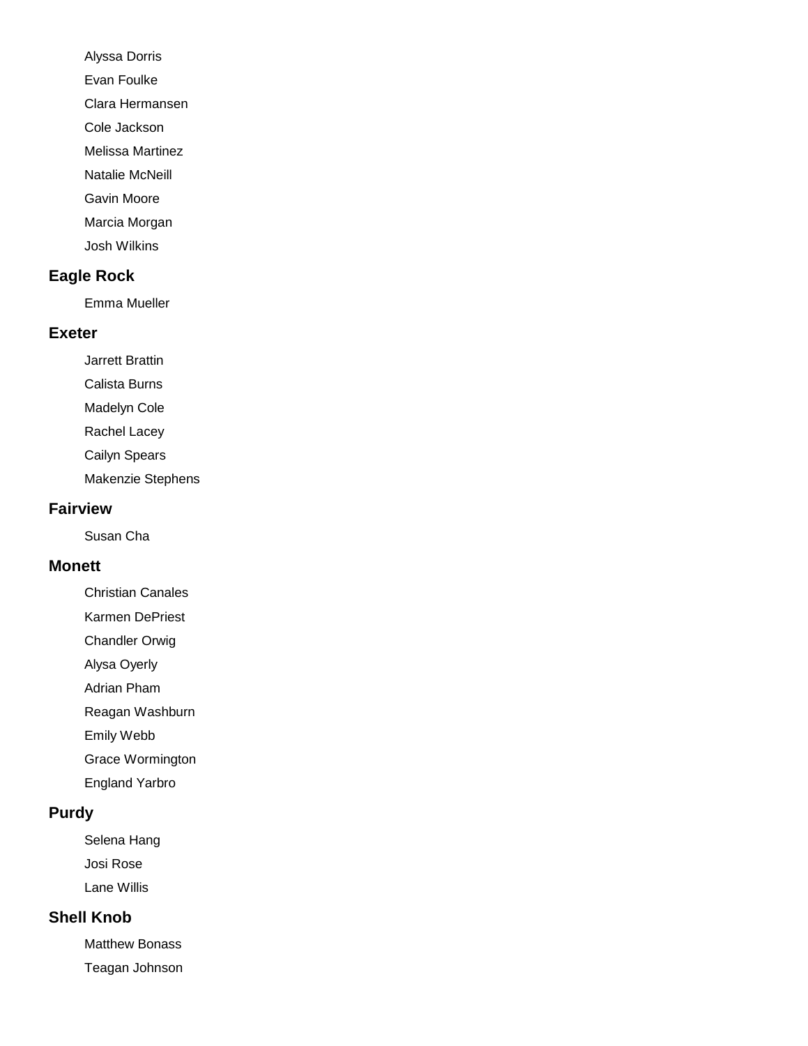- Alyssa Dorris
- Evan Foulke
- Clara Hermansen
- Cole Jackson
- Melissa Martinez
- Natalie McNeill
- Gavin Moore
- Marcia Morgan
- Josh Wilkins

## Eagle Rock

- Emma Mueller

## Exeter

- Jarrett Brattin
- Calista Burns
- Madelyn Cole
- Rachel Lacey
- Cailyn Spears
- Makenzie Stephens

## Fairview

- Susan Cha

## Monett

- Christian Canales
- Karmen DePriest
- Chandler Orwig
- Alysa Oyerly
- Adrian Pham
- Reagan Washburn
- Emily Webb
- Grace Wormington
- England Yarbro

## Purdy

- Selena Hang
- Josi Rose
- Lane Willis

## Shell Knob

- Matthew Bonass
- Teagan Johnson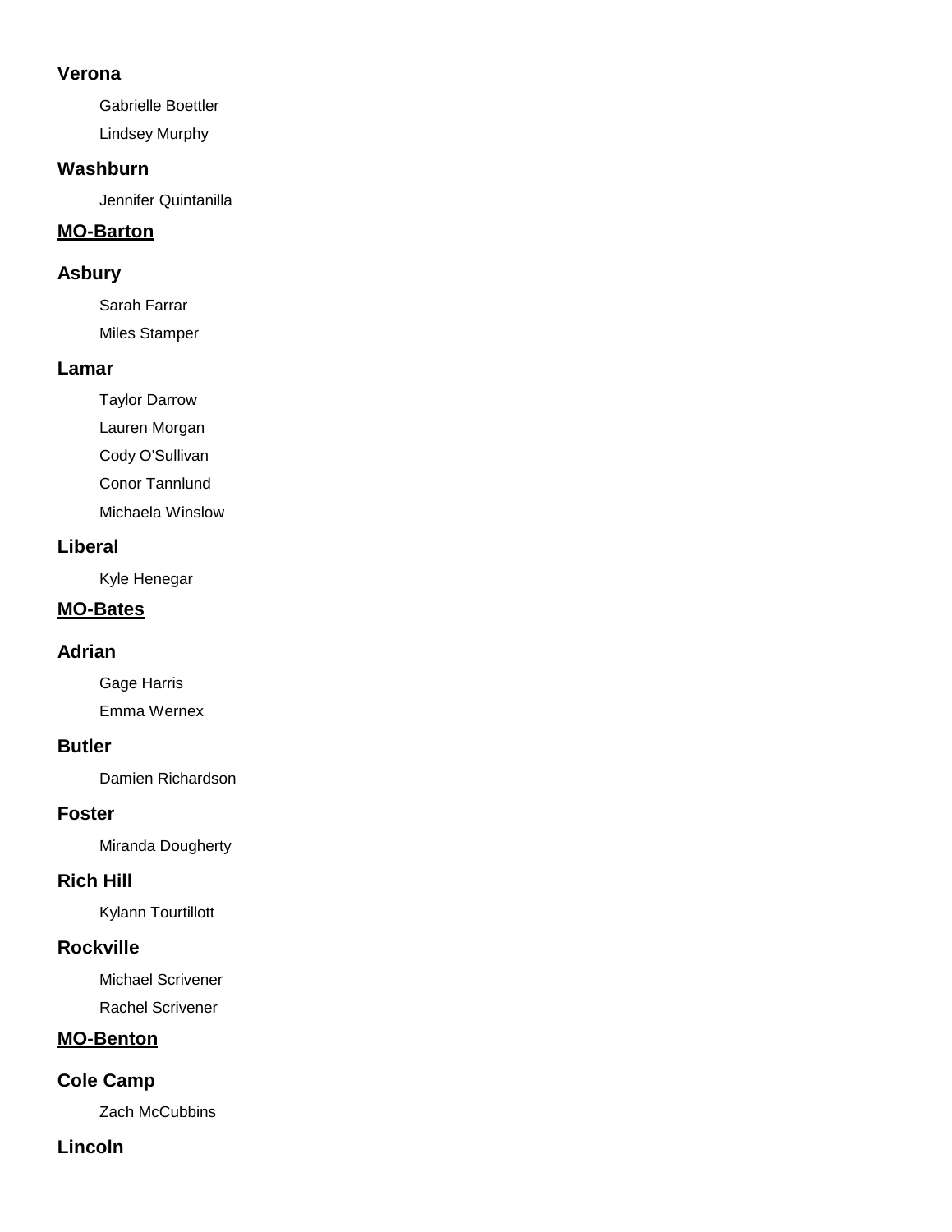### Verona

Gabrielle Boettler

Lindsey Murphy

### Washburn

Jennifer Quintanilla

## MO-Barton

### Asbury

Sarah Farrar

Miles Stamper

### Lamar

Taylor Darrow

Lauren Morgan

Cody O'Sullivan

Conor Tannlund

Michaela Winslow

### Liberal

Kyle Henegar

## MO-Bates

### Adrian

Gage Harris

Emma Wernex

### Butler

Damien Richardson

### Foster

Miranda Dougherty

### Rich Hill

Kylann Tourtillott

### Rockville

Michael Scrivener

Rachel Scrivener

## MO-Benton

### Cole Camp

Zach McCubbins

### Lincoln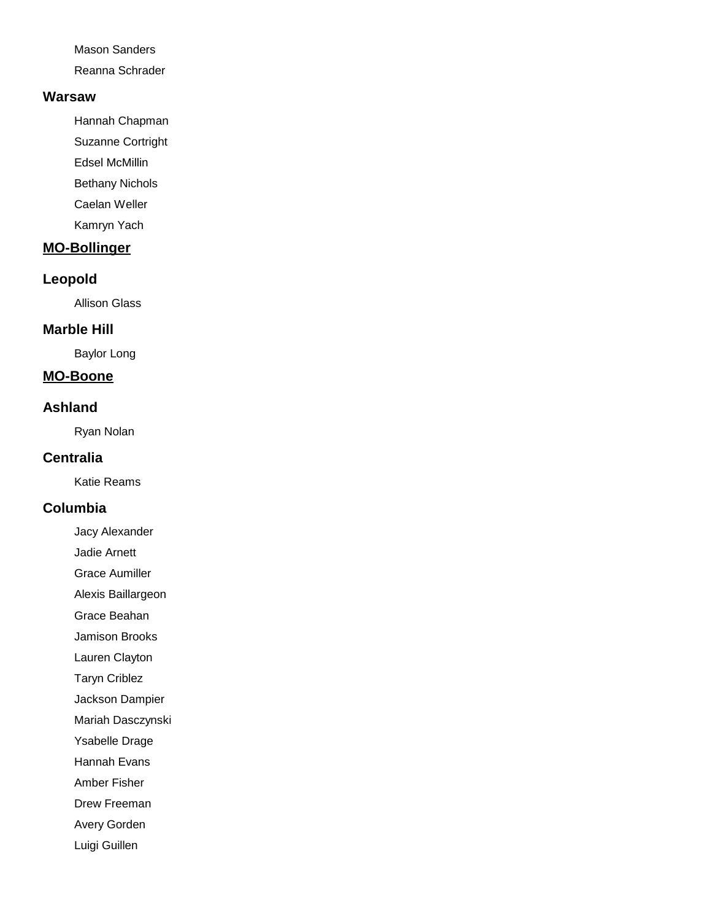Mason Sanders

Reanna Schrader

### Warsaw

Hannah Chapman

Suzanne Cortright

Edsel McMillin

Bethany Nichols

Caelan Weller

Kamryn Yach

## MO-Bollinger

### Leopold

Allison Glass

### Marble Hill

Baylor Long

## MO-Boone

### Ashland

Ryan Nolan

### Centralia

Katie Reams

### Columbia

Jacy Alexander

Jadie Arnett

Grace Aumiller

Alexis Baillargeon

Grace Beahan

Jamison Brooks

Lauren Clayton

Taryn Criblez

Jackson Dampier

Mariah Dasczynski

Ysabelle Drage

Hannah Evans

Amber Fisher

Drew Freeman

Avery Gorden

Luigi Guillen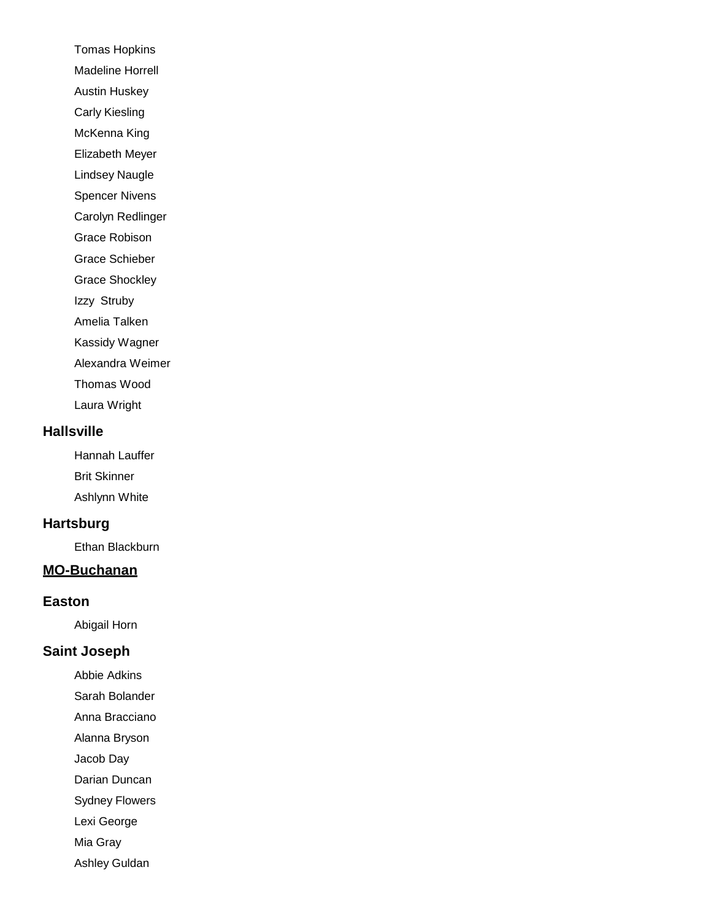Tomas Hopkins

Madeline Horrell

Austin Huskey

Carly Kiesling

McKenna King

Elizabeth Meyer

Lindsey Naugle

Spencer Nivens

Carolyn Redlinger

Grace Robison

Grace Schieber

Grace Shockley

Izzy Struby

Amelia Talken

Kassidy Wagner

Alexandra Weimer

Thomas Wood

Laura Wright

### Hallsville

Hannah Lauffer

Brit Skinner

Ashlynn White

### Hartsburg

Ethan Blackburn

## MO-Buchanan

### Easton

Abigail Horn

### Saint Joseph

Abbie Adkins

Sarah Bolander

Anna Bracciano

Alanna Bryson

Jacob Day

Darian Duncan

Sydney Flowers

Lexi George

Mia Gray

Ashley Guldan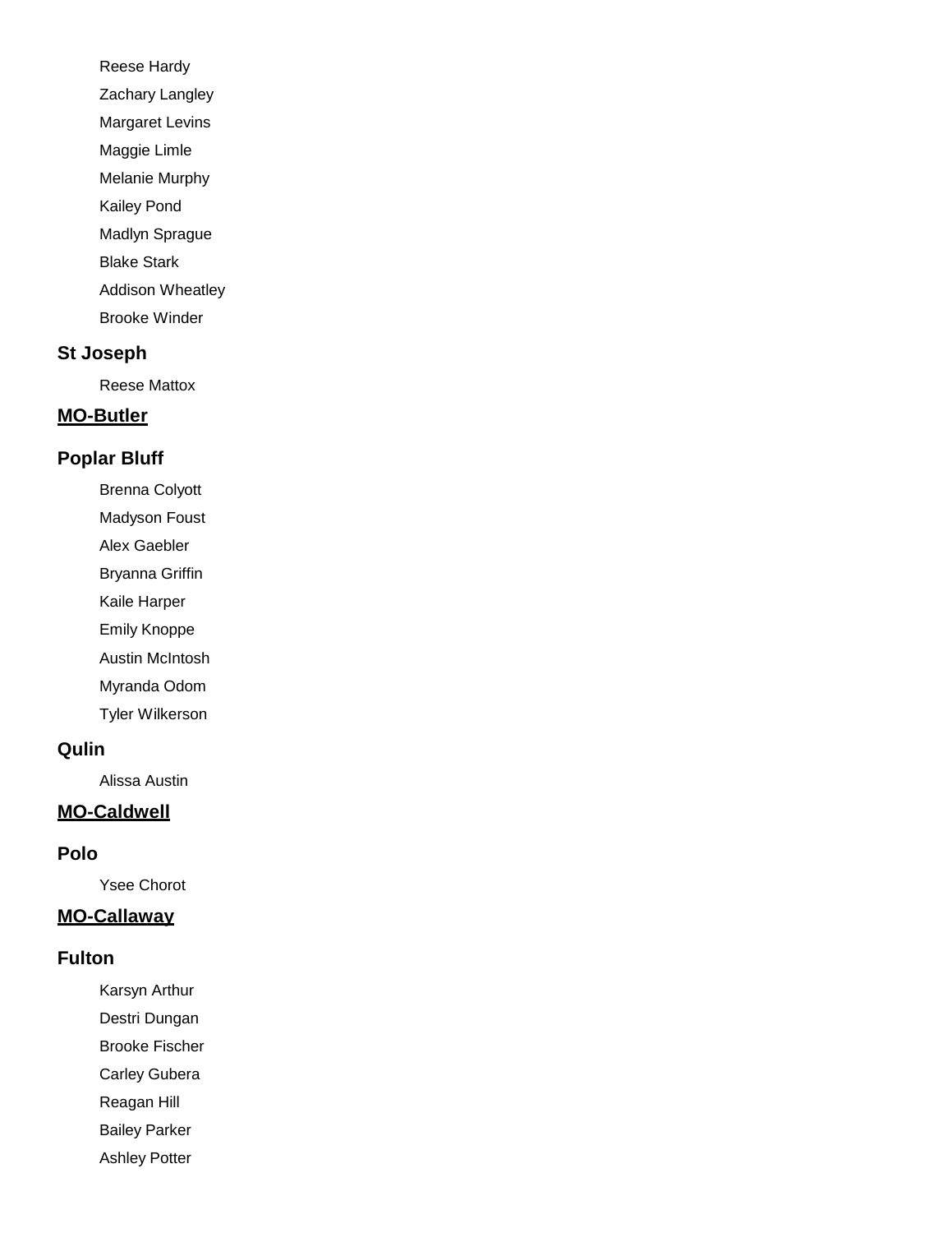- Reese Hardy
- Zachary Langley
- Margaret Levins
- Maggie Limle
- Melanie Murphy
- Kailey Pond
- Madlyn Sprague
- Blake Stark
- Addison Wheatley
- Brooke Winder

### St Joseph

- Reese Mattox

## **MO-Butler**

### Poplar Bluff

- Brenna Colyott
- Madyson Foust
- Alex Gaebler
- Bryanna Griffin
- Kaile Harper
- Emily Knoppe
- Austin McIntosh
- Myranda Odom
- Tyler Wilkerson

### Qulin

- Alissa Austin

## **MO-Caldwell**

### Polo

- Ysee Chorot

## **MO-Callaway**

### Fulton

- Karsyn Arthur
- Destri Dungan
- Brooke Fischer
- Carley Gubera
- Reagan Hill
- Bailey Parker
- Ashley Potter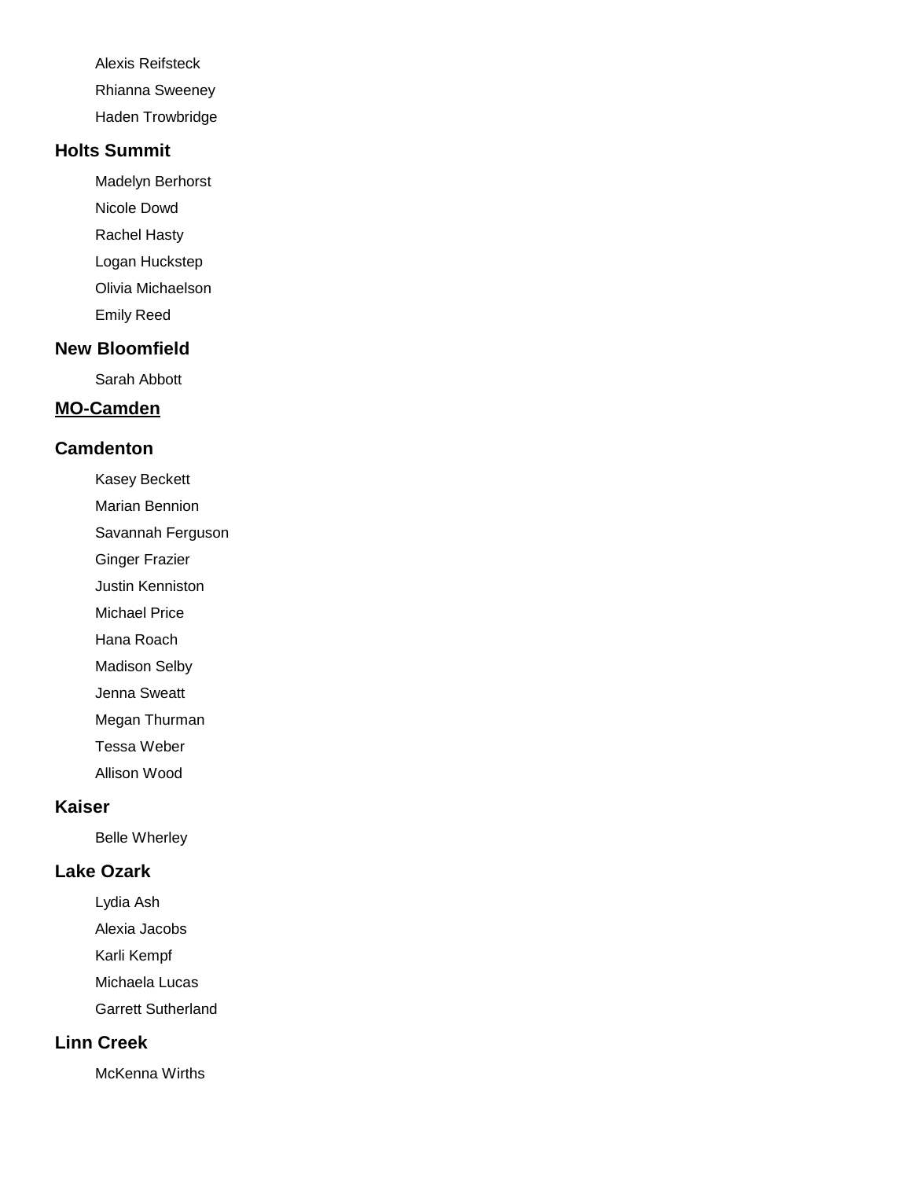Alexis Reifsteck

Rhianna Sweeney

Haden Trowbridge

### Holts Summit

Madelyn Berhorst

Nicole Dowd

Rachel Hasty

Logan Huckstep

Olivia Michaelson

Emily Reed

### New Bloomfield

Sarah Abbott

## MO-Camden

### Camdenton

Kasey Beckett

Marian Bennion

Savannah Ferguson

Ginger Frazier

Justin Kenniston

Michael Price

Hana Roach

Madison Selby

Jenna Sweatt

Megan Thurman

Tessa Weber

Allison Wood

### Kaiser

Belle Wherley

### Lake Ozark

Lydia Ash

Alexia Jacobs

Karli Kempf

Michaela Lucas

Garrett Sutherland

### Linn Creek

McKenna Wirths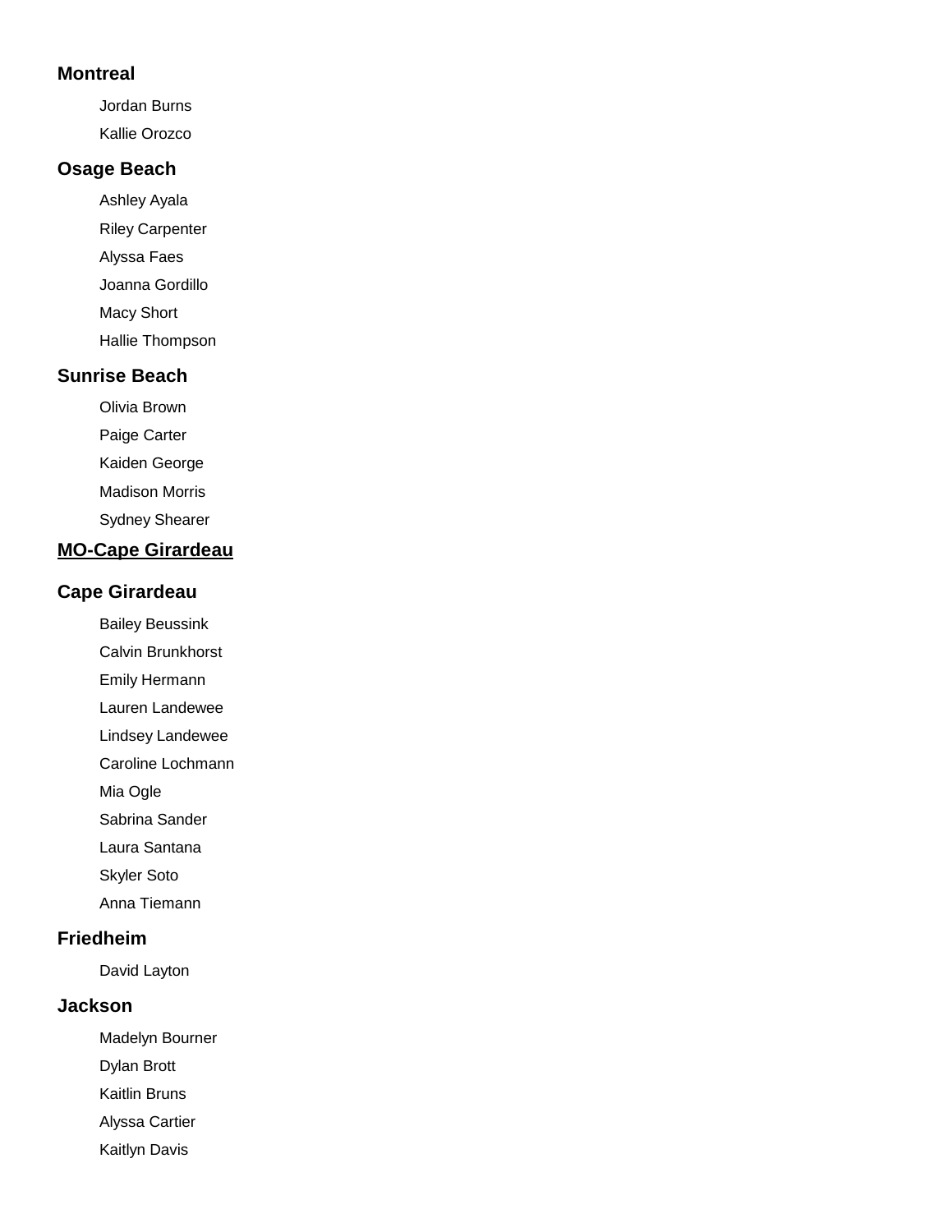### Montreal

Jordan Burns

Kallie Orozco

### Osage Beach

Ashley Ayala

Riley Carpenter

Alyssa Faes

Joanna Gordillo

Macy Short

Hallie Thompson

### Sunrise Beach

Olivia Brown

Paige Carter

Kaiden George

Madison Morris

Sydney Shearer

## <u>MO-Cape Girardeau</u>

### Cape Girardeau

Bailey Beussink

Calvin Brunkhorst

Emily Hermann

Lauren Landewee

Lindsey Landewee

Caroline Lochmann

Mia Ogle

Sabrina Sander

Laura Santana

Skyler Soto

Anna Tiemann

### Friedheim

David Layton

### Jackson

Madelyn Bourner

Dylan Brott

Kaitlin Bruns

Alyssa Cartier

Kaitlyn Davis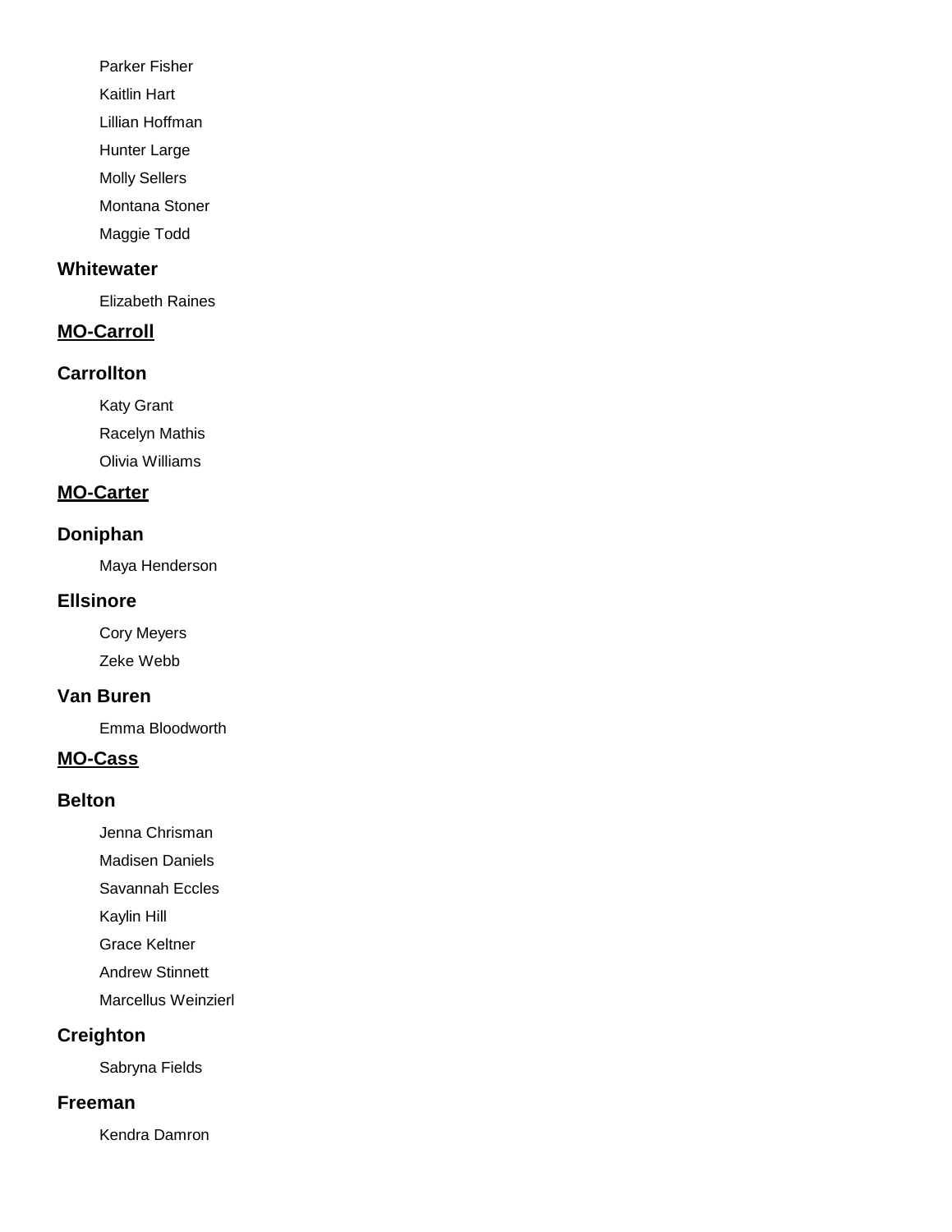Parker Fisher

Kaitlin Hart

Lillian Hoffman

Hunter Large

Molly Sellers

Montana Stoner

Maggie Todd

### Whitewater

Elizabeth Raines

## MO-Carroll

### Carrollton

Katy Grant

Racelyn Mathis

Olivia Williams

## MO-Carter

### Doniphan

Maya Henderson

### Ellsinore

Cory Meyers

Zeke Webb

### Van Buren

Emma Bloodworth

## MO-Cass

### Belton

Jenna Chrisman

Madisen Daniels

Savannah Eccles

Kaylin Hill

Grace Keltner

Andrew Stinnett

Marcellus Weinzierl

### Creighton

Sabryna Fields

### Freeman

Kendra Damron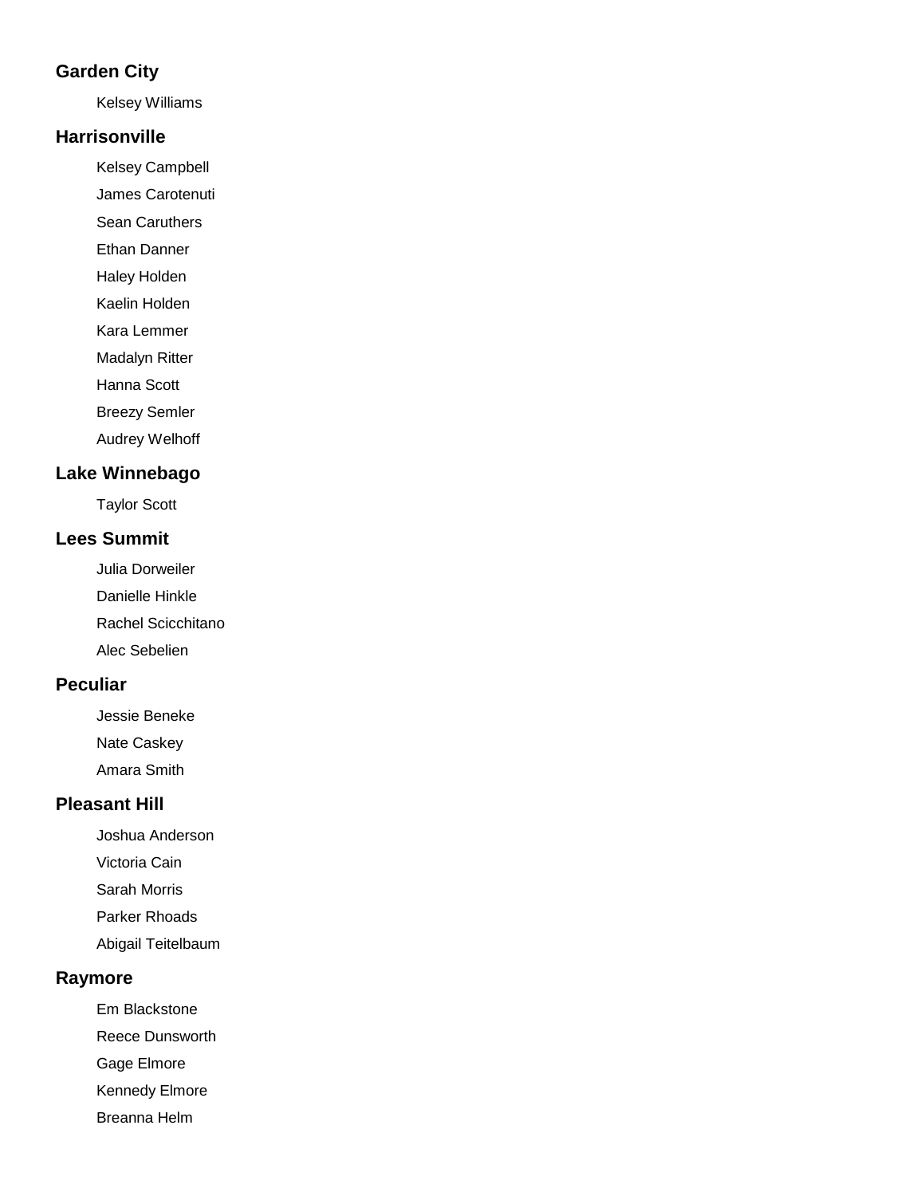### Garden City

Kelsey Williams

### Harrisonville

Kelsey Campbell

James Carotenuti

Sean Caruthers

Ethan Danner

Haley Holden

Kaelin Holden

Kara Lemmer

Madalyn Ritter

Hanna Scott

Breezy Semler

Audrey Welhoff

### Lake Winnebago

Taylor Scott

### Lees Summit

Julia Dorweiler

Danielle Hinkle

Rachel Scicchitano

Alec Sebelien

### Peculiar

Jessie Beneke

Nate Caskey

Amara Smith

### Pleasant Hill

Joshua Anderson

Victoria Cain

Sarah Morris

Parker Rhoads

Abigail Teitelbaum

### Raymore

Em Blackstone

Reece Dunsworth

Gage Elmore

Kennedy Elmore

Breanna Helm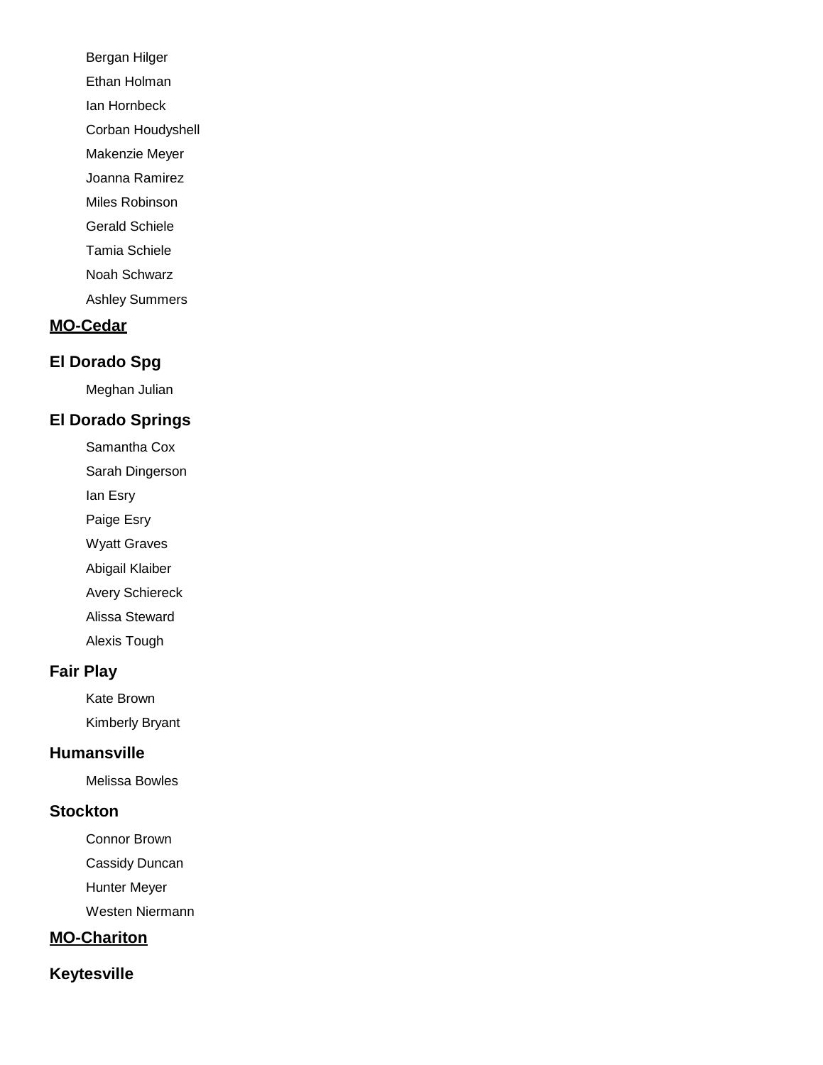- Bergan Hilger
- Ethan Holman
- Ian Hornbeck
- Corban Houdyshell
- Makenzie Meyer
- Joanna Ramirez
- Miles Robinson
- Gerald Schiele
- Tamia Schiele
- Noah Schwarz
- Ashley Summers

## MO-Cedar

### El Dorado Spg

- Meghan Julian

### El Dorado Springs

- Samantha Cox
- Sarah Dingerson
- Ian Esry
- Paige Esry
- Wyatt Graves
- Abigail Klaiber
- Avery Schiereck
- Alissa Steward
- Alexis Tough

### Fair Play

- Kate Brown
- Kimberly Bryant

### Humansville

- Melissa Bowles

### Stockton

- Connor Brown
- Cassidy Duncan
- Hunter Meyer
- Westen Niermann

## MO-Chariton

### Keytesville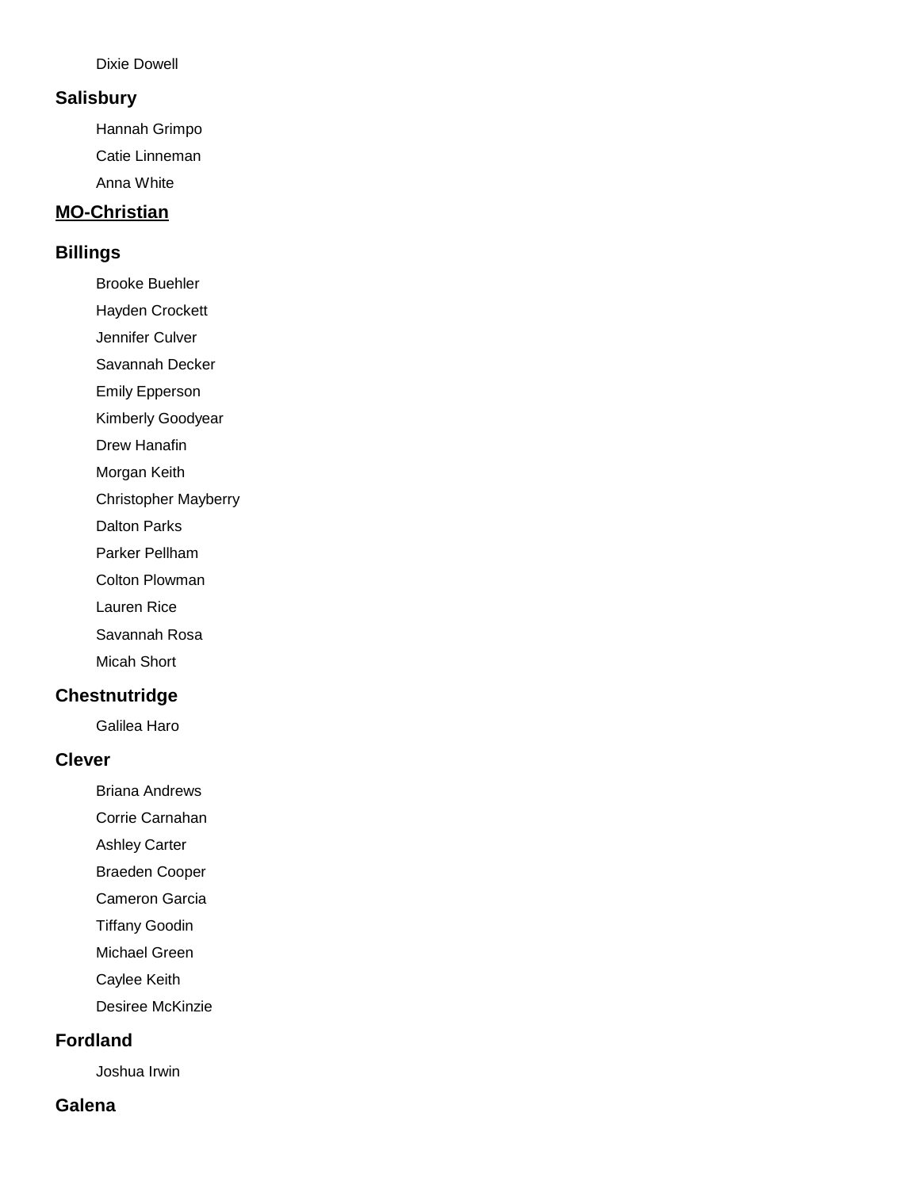Dixie Dowell

### Salisbury

Hannah Grimpo

Catie Linneman

Anna White

## MO-Christian

### Billings

Brooke Buehler

Hayden Crockett

Jennifer Culver

Savannah Decker

Emily Epperson

Kimberly Goodyear

Drew Hanafin

Morgan Keith

Christopher Mayberry

Dalton Parks

Parker Pellham

Colton Plowman

Lauren Rice

Savannah Rosa

Micah Short

### Chestnutridge

Galilea Haro

### Clever

Briana Andrews

Corrie Carnahan

Ashley Carter

Braeden Cooper

Cameron Garcia

Tiffany Goodin

Michael Green

Caylee Keith

Desiree McKinzie

### Fordland

Joshua Irwin

### Galena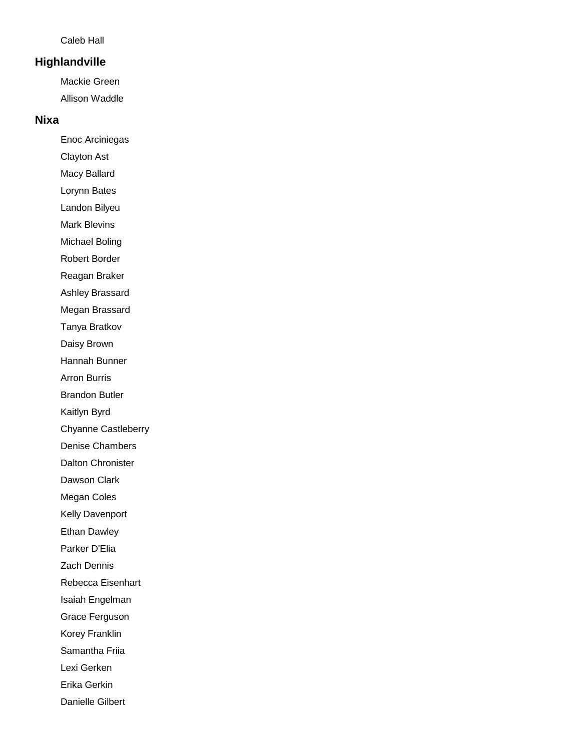Caleb Hall

## Highlandville

Mackie Green

Allison Waddle

## Nixa

Enoc Arciniegas

Clayton Ast

Macy Ballard

Lorynn Bates

Landon Bilyeu

Mark Blevins

Michael Boling

Robert Border

Reagan Braker

Ashley Brassard

Megan Brassard

Tanya Bratkov

Daisy Brown

Hannah Bunner

Arron Burris

Brandon Butler

Kaitlyn Byrd

Chyanne Castleberry

Denise Chambers

Dalton Chronister

Dawson Clark

Megan Coles

Kelly Davenport

Ethan Dawley

Parker D'Elia

Zach Dennis

Rebecca Eisenhart

Isaiah Engelman

Grace Ferguson

Korey Franklin

Samantha Friia

Lexi Gerken

Erika Gerkin

Danielle Gilbert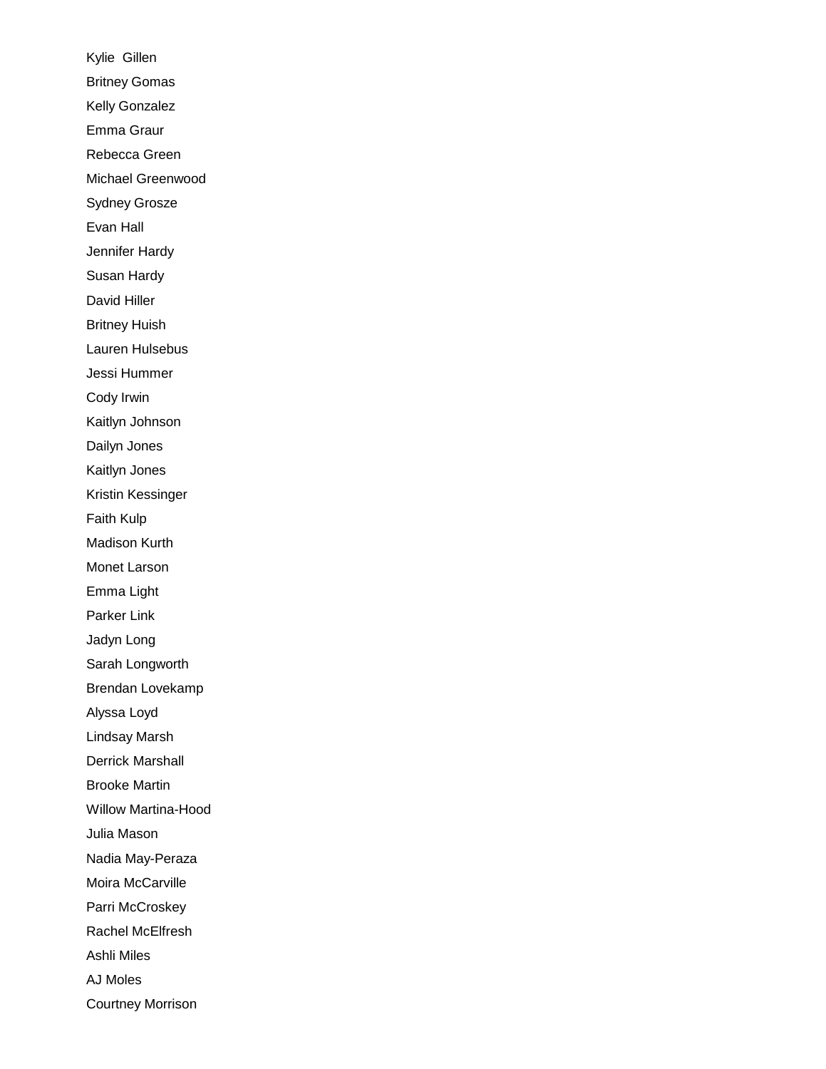Kylie  Gillen

Britney Gomas

Kelly Gonzalez

Emma Graur

Rebecca Green

Michael Greenwood

Sydney Grosze

Evan Hall

Jennifer Hardy

Susan Hardy

David Hiller

Britney Huish

Lauren Hulsebus

Jessi Hummer

Cody Irwin

Kaitlyn Johnson

Dailyn Jones

Kaitlyn Jones

Kristin Kessinger

Faith Kulp

Madison Kurth

Monet Larson

Emma Light

Parker Link

Jadyn Long

Sarah Longworth

Brendan Lovekamp

Alyssa Loyd

Lindsay Marsh

Derrick Marshall

Brooke Martin

Willow Martina-Hood

Julia Mason

Nadia May-Peraza

Moira McCarville

Parri McCroskey

Rachel McElfresh

Ashli Miles

AJ Moles

Courtney Morrison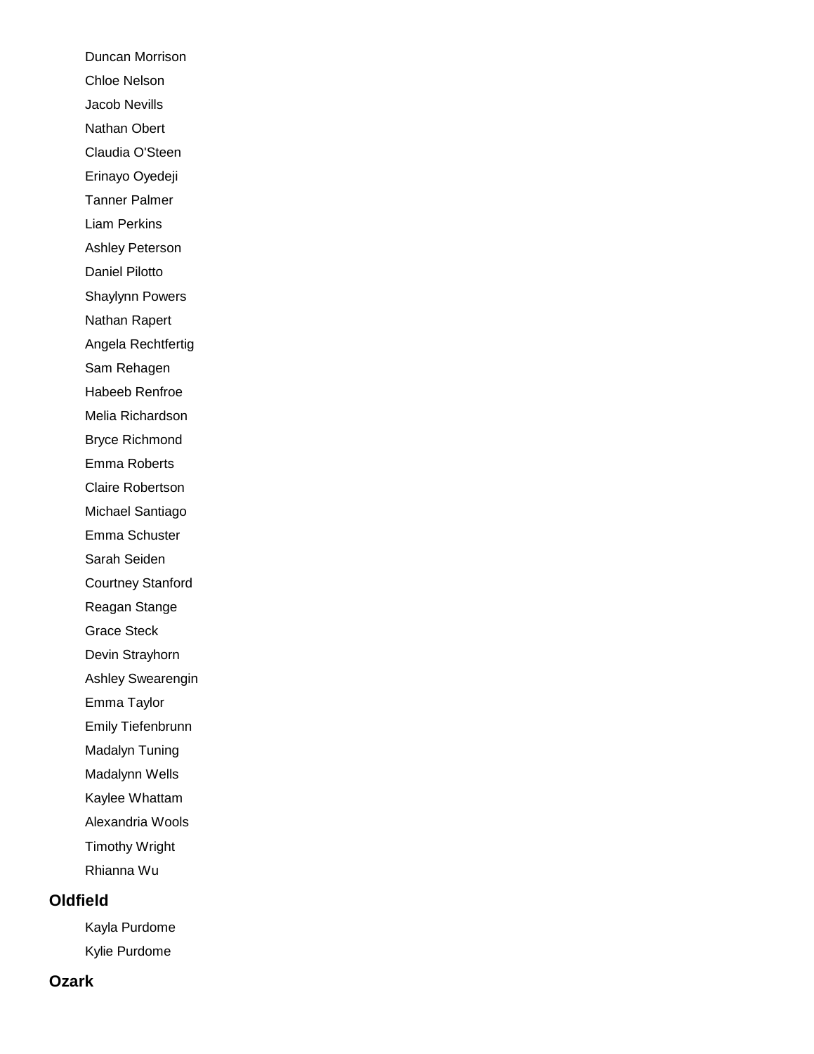- Duncan Morrison
- Chloe Nelson
- Jacob Nevills
- Nathan Obert
- Claudia O'Steen
- Erinayo Oyedeji
- Tanner Palmer
- Liam Perkins
- Ashley Peterson
- Daniel Pilotto
- Shaylynn Powers
- Nathan Rapert
- Angela Rechtfertig
- Sam Rehagen
- Habeeb Renfroe
- Melia Richardson
- Bryce Richmond
- Emma Roberts
- Claire Robertson
- Michael Santiago
- Emma Schuster
- Sarah Seiden
- Courtney Stanford
- Reagan Stange
- Grace Steck
- Devin Strayhorn
- Ashley Swearengin
- Emma Taylor
- Emily Tiefenbrunn
- Madalyn Tuning
- Madalynn Wells
- Kaylee Whattam
- Alexandria Wools
- Timothy Wright
- Rhianna Wu

### Oldfield

- Kayla Purdome
- Kylie Purdome

### Ozark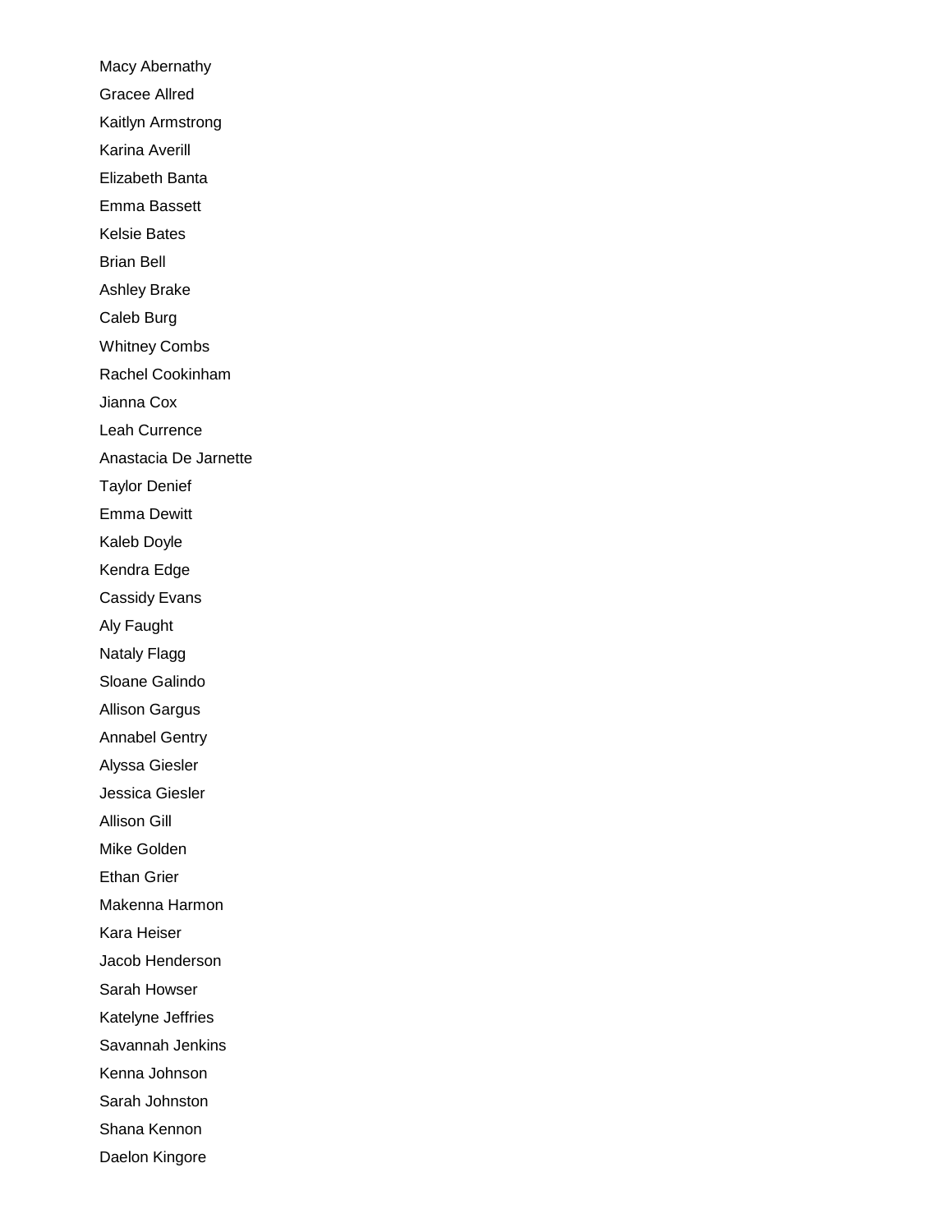Macy Abernathy

Gracee Allred

Kaitlyn Armstrong

Karina Averill

Elizabeth Banta

Emma Bassett

Kelsie Bates

Brian Bell

Ashley Brake

Caleb Burg

Whitney Combs

Rachel Cookinham

Jianna Cox

Leah Currence

Anastacia De Jarnette

Taylor Denief

Emma Dewitt

Kaleb Doyle

Kendra Edge

Cassidy Evans

Aly Faught

Nataly Flagg

Sloane Galindo

Allison Gargus

Annabel Gentry

Alyssa Giesler

Jessica Giesler

Allison Gill

Mike Golden

Ethan Grier

Makenna Harmon

Kara Heiser

Jacob Henderson

Sarah Howser

Katelyne Jeffries

Savannah Jenkins

Kenna Johnson

Sarah Johnston

Shana Kennon

Daelon Kingore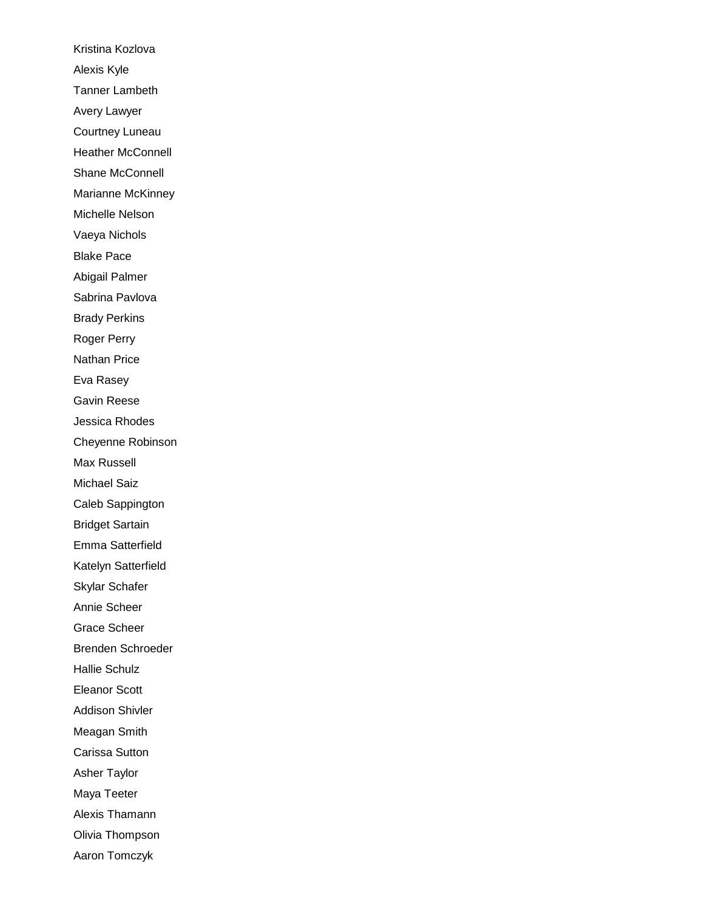Kristina Kozlova

Alexis Kyle

Tanner Lambeth

Avery Lawyer

Courtney Luneau

Heather McConnell

Shane McConnell

Marianne McKinney

Michelle Nelson

Vaeya Nichols

Blake Pace

Abigail Palmer

Sabrina Pavlova

Brady Perkins

Roger Perry

Nathan Price

Eva Rasey

Gavin Reese

Jessica Rhodes

Cheyenne Robinson

Max Russell

Michael Saiz

Caleb Sappington

Bridget Sartain

Emma Satterfield

Katelyn Satterfield

Skylar Schafer

Annie Scheer

Grace Scheer

Brenden Schroeder

Hallie Schulz

Eleanor Scott

Addison Shivler

Meagan Smith

Carissa Sutton

Asher Taylor

Maya Teeter

Alexis Thamann

Olivia Thompson

Aaron Tomczyk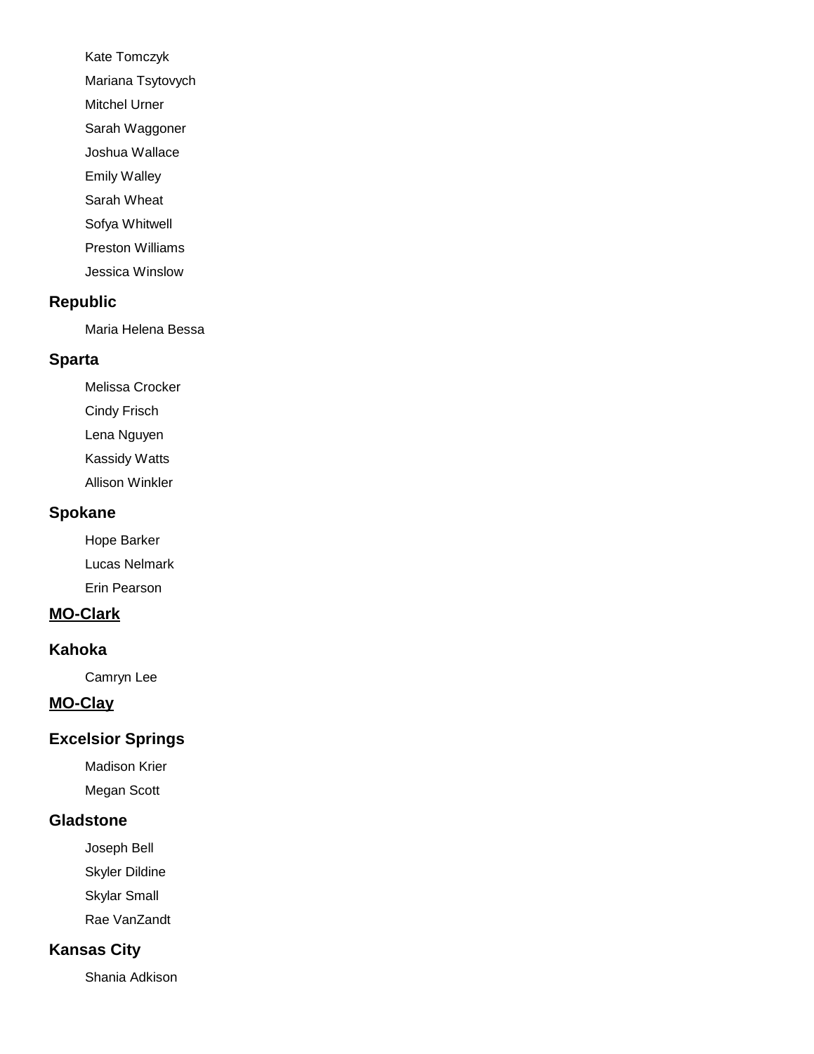Kate Tomczyk

Mariana Tsytovych

Mitchel Urner

Sarah Waggoner

Joshua Wallace

Emily Walley

Sarah Wheat

Sofya Whitwell

Preston Williams

Jessica Winslow

### Republic

Maria Helena Bessa

### Sparta

Melissa Crocker

Cindy Frisch

Lena Nguyen

Kassidy Watts

Allison Winkler

### Spokane

Hope Barker

Lucas Nelmark

Erin Pearson

## MO-Clark

### Kahoka

Camryn Lee

## MO-Clay

### Excelsior Springs

Madison Krier

Megan Scott

### Gladstone

Joseph Bell

Skyler Dildine

Skylar Small

Rae VanZandt

### Kansas City

Shania Adkison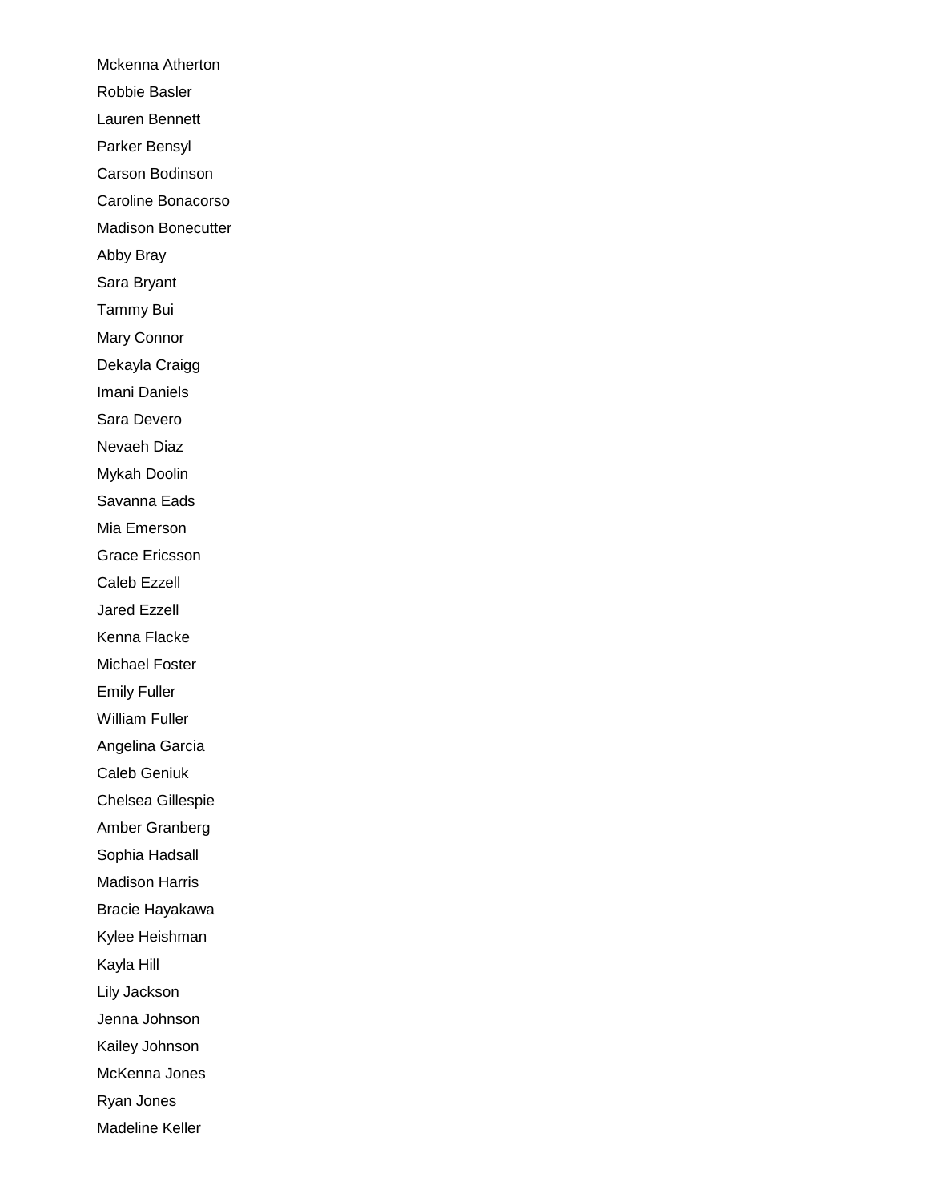Mckenna Atherton

Robbie Basler

Lauren Bennett

Parker Bensyl

Carson Bodinson

Caroline Bonacorso

Madison Bonecutter

Abby Bray

Sara Bryant

Tammy Bui

Mary Connor

Dekayla Craigg

Imani Daniels

Sara Devero

Nevaeh Diaz

Mykah Doolin

Savanna Eads

Mia Emerson

Grace Ericsson

Caleb Ezzell

Jared Ezzell

Kenna Flacke

Michael Foster

Emily Fuller

William Fuller

Angelina Garcia

Caleb Geniuk

Chelsea Gillespie

Amber Granberg

Sophia Hadsall

Madison Harris

Bracie Hayakawa

Kylee Heishman

Kayla Hill

Lily Jackson

Jenna Johnson

Kailey Johnson

McKenna Jones

Ryan Jones

Madeline Keller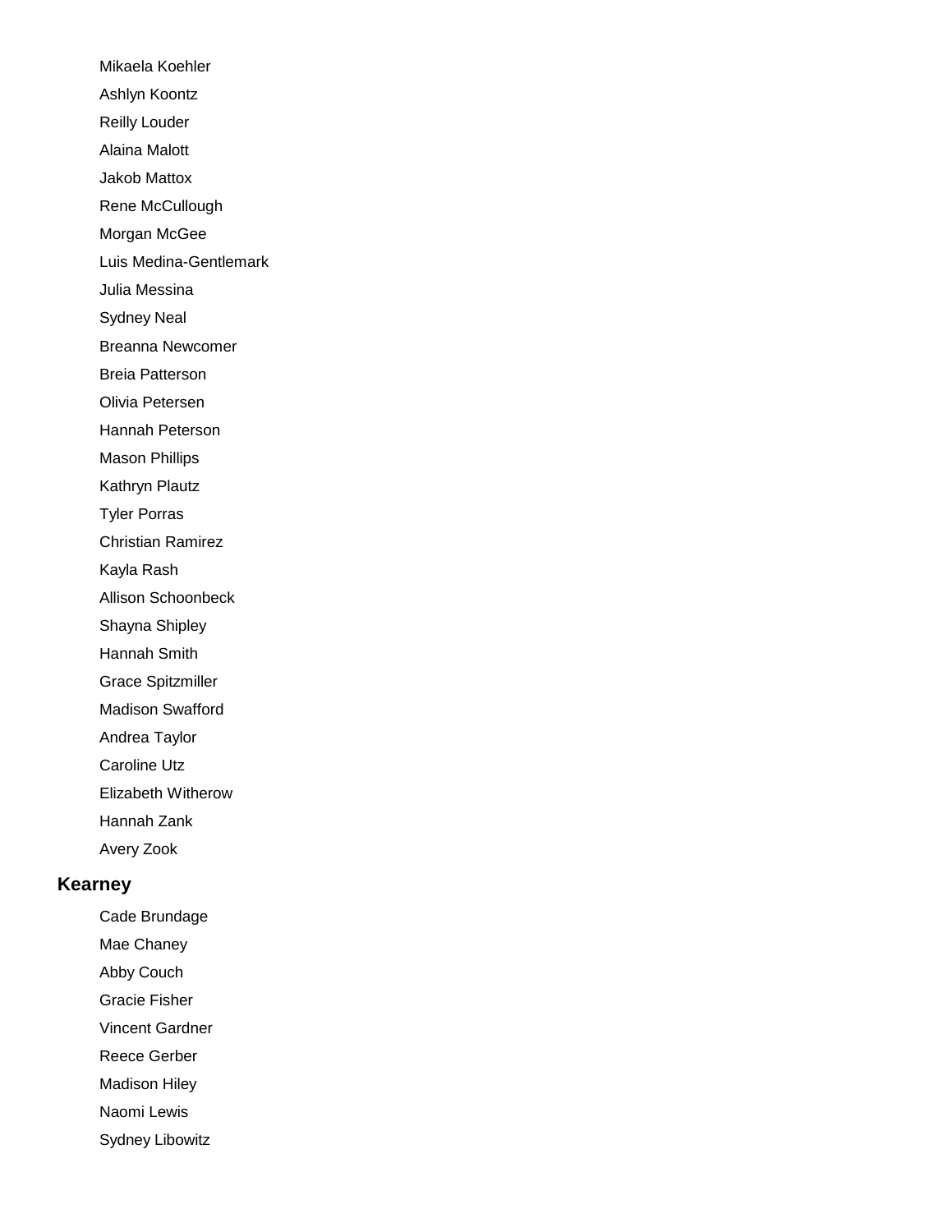Mikaela Koehler

Ashlyn Koontz

Reilly Louder

Alaina Malott

Jakob Mattox

Rene McCullough

Morgan McGee

Luis Medina-Gentlemark

Julia Messina

Sydney Neal

Breanna Newcomer

Breia Patterson

Olivia Petersen

Hannah Peterson

Mason Phillips

Kathryn Plautz

Tyler Porras

Christian Ramirez

Kayla Rash

Allison Schoonbeck

Shayna Shipley

Hannah Smith

Grace Spitzmiller

Madison Swafford

Andrea Taylor

Caroline Utz

Elizabeth Witherow

Hannah Zank

Avery Zook

### Kearney

Cade Brundage

Mae Chaney

Abby Couch

Gracie Fisher

Vincent Gardner

Reece Gerber

Madison Hiley

Naomi Lewis

Sydney Libowitz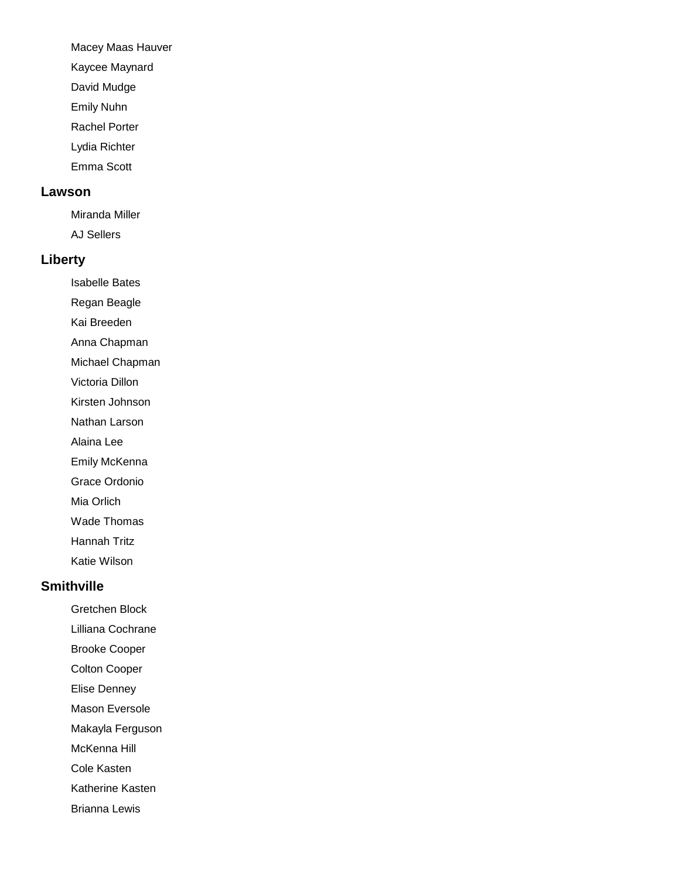Macey Maas Hauver

Kaycee Maynard

David Mudge

Emily Nuhn

Rachel Porter

Lydia Richter

Emma Scott

### Lawson

Miranda Miller

AJ Sellers

### Liberty

Isabelle Bates

Regan Beagle

Kai Breeden

Anna Chapman

Michael Chapman

Victoria Dillon

Kirsten Johnson

Nathan Larson

Alaina Lee

Emily McKenna

Grace Ordonio

Mia Orlich

Wade Thomas

Hannah Tritz

Katie Wilson

### Smithville

Gretchen Block

Lilliana Cochrane

Brooke Cooper

Colton Cooper

Elise Denney

Mason Eversole

Makayla Ferguson

McKenna Hill

Cole Kasten

Katherine Kasten

Brianna Lewis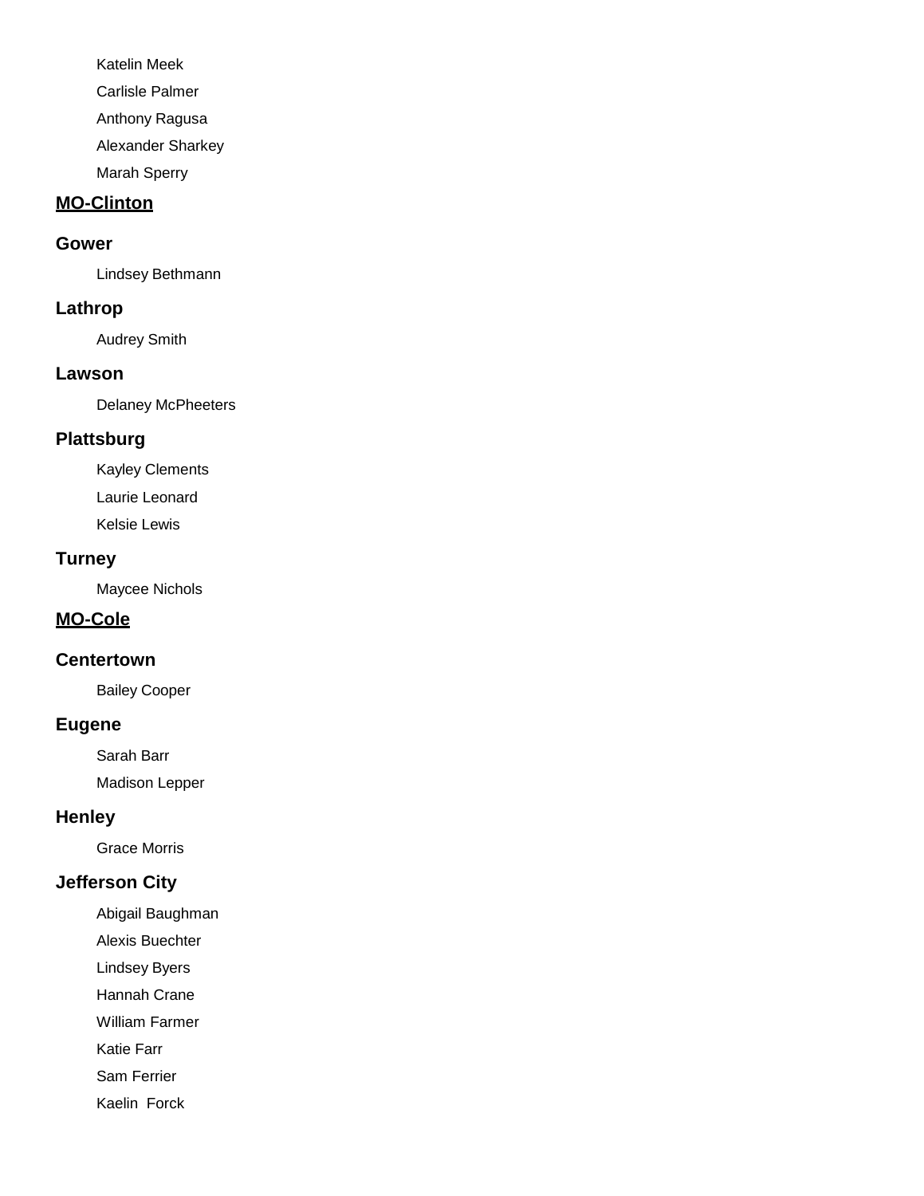Katelin Meek

Carlisle Palmer

Anthony Ragusa

Alexander Sharkey

Marah Sperry

## MO-Clinton

### Gower

Lindsey Bethmann

### Lathrop

Audrey Smith

### Lawson

Delaney McPheeters

### Plattsburg

Kayley Clements

Laurie Leonard

Kelsie Lewis

### Turney

Maycee Nichols

## MO-Cole

### Centertown

Bailey Cooper

### Eugene

Sarah Barr

Madison Lepper

### Henley

Grace Morris

### Jefferson City

Abigail Baughman

Alexis Buechter

Lindsey Byers

Hannah Crane

William Farmer

Katie Farr

Sam Ferrier

Kaelin  Forck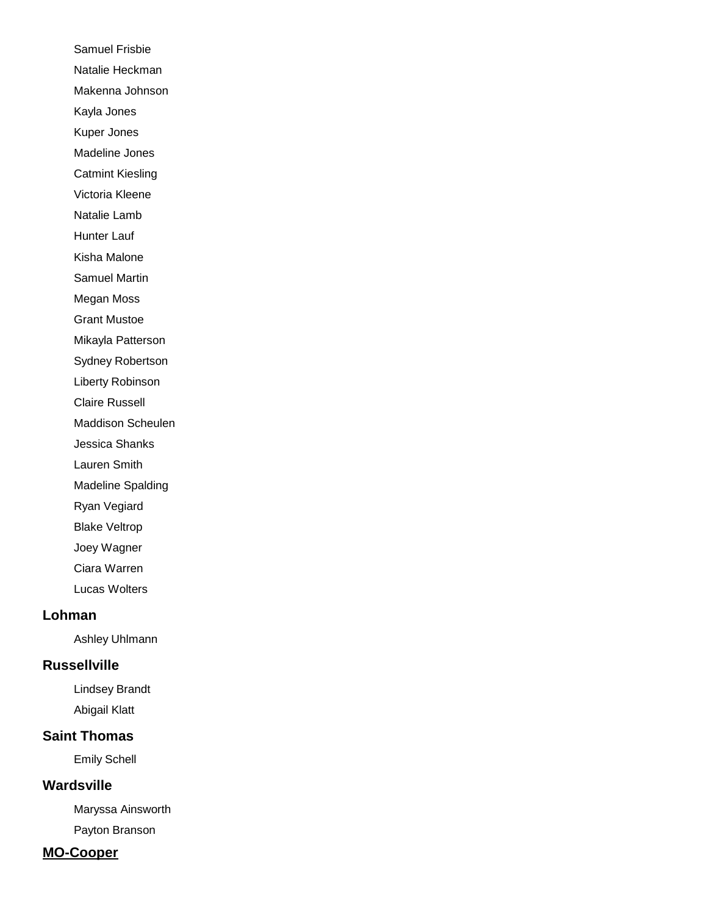Samuel Frisbie

Natalie Heckman

Makenna Johnson

Kayla Jones

Kuper Jones

Madeline Jones

Catmint Kiesling

Victoria Kleene

Natalie Lamb

Hunter Lauf

Kisha Malone

Samuel Martin

Megan Moss

Grant Mustoe

Mikayla Patterson

Sydney Robertson

Liberty Robinson

Claire Russell

Maddison Scheulen

Jessica Shanks

Lauren Smith

Madeline Spalding

Ryan Vegiard

Blake Veltrop

Joey Wagner

Ciara Warren

Lucas Wolters

### Lohman

Ashley Uhlmann

### Russellville

Lindsey Brandt

Abigail Klatt

### Saint Thomas

Emily Schell

### Wardsville

Maryssa Ainsworth

Payton Branson

## MO-Cooper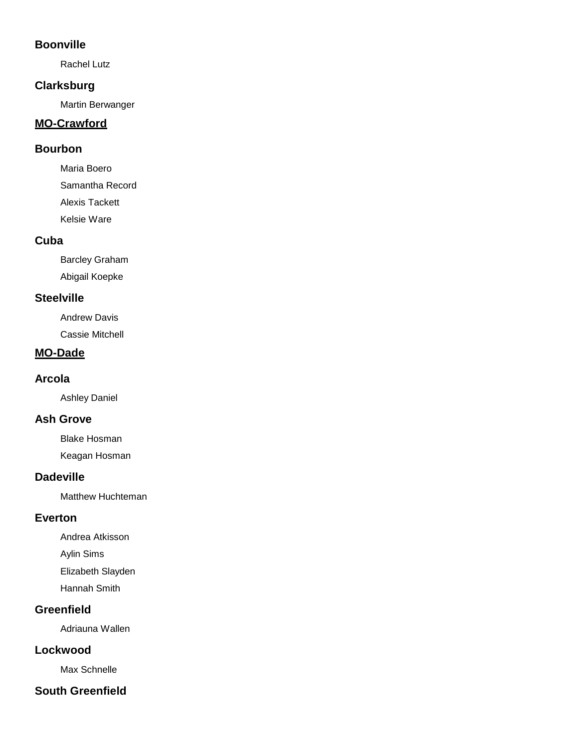### Boonville

Rachel Lutz

### Clarksburg

Martin Berwanger

## MO-Crawford

### Bourbon

Maria Boero

Samantha Record

Alexis Tackett

Kelsie Ware

### Cuba

Barcley Graham

Abigail Koepke

### Steelville

Andrew Davis

Cassie Mitchell

## MO-Dade

### Arcola

Ashley Daniel

### Ash Grove

Blake Hosman

Keagan Hosman

### Dadeville

Matthew Huchteman

### Everton

Andrea Atkisson

Aylin Sims

Elizabeth Slayden

Hannah Smith

### Greenfield

Adriauna Wallen

### Lockwood

Max Schnelle

### South Greenfield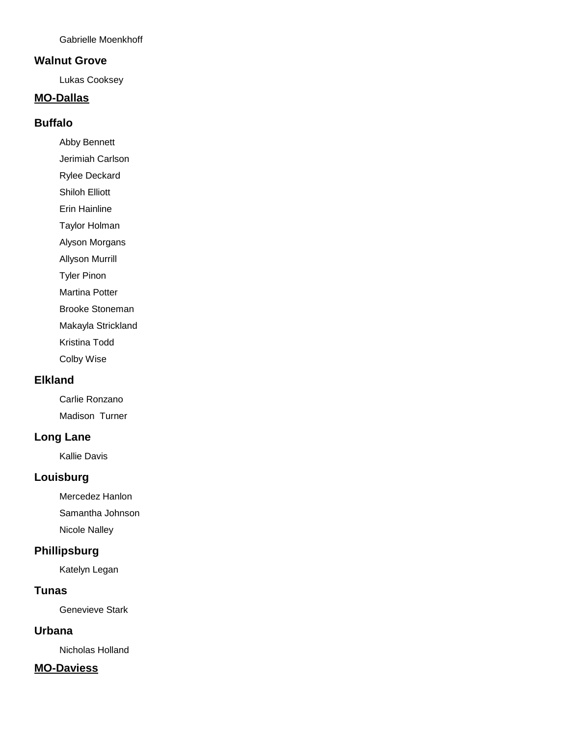Gabrielle Moenkhoff

### Walnut Grove

Lukas Cooksey

## MO-Dallas

### Buffalo

Abby Bennett

Jerimiah Carlson

Rylee Deckard

Shiloh Elliott

Erin Hainline

Taylor Holman

Alyson Morgans

Allyson Murrill

Tyler Pinon

Martina Potter

Brooke Stoneman

Makayla Strickland

Kristina Todd

Colby Wise

### Elkland

Carlie Ronzano

Madison  Turner

### Long Lane

Kallie Davis

### Louisburg

Mercedez Hanlon

Samantha Johnson

Nicole Nalley

### Phillipsburg

Katelyn Legan

### Tunas

Genevieve Stark

### Urbana

Nicholas Holland

## MO-Daviess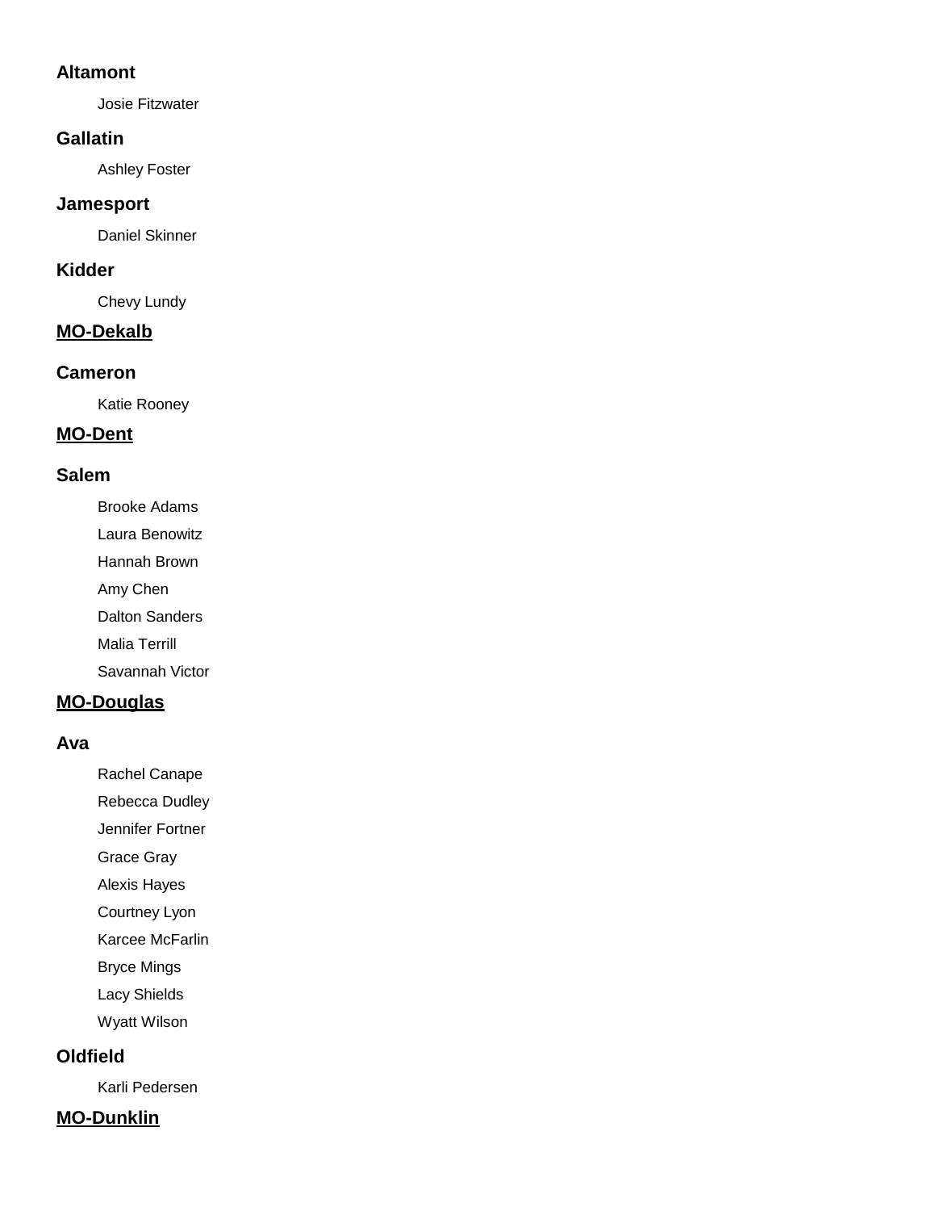### Altamont

Josie Fitzwater

### Gallatin

Ashley Foster

### Jamesport

Daniel Skinner

### Kidder

Chevy Lundy

## MO-Dekalb

### Cameron

Katie Rooney

## MO-Dent

### Salem

Brooke Adams

Laura Benowitz

Hannah Brown

Amy Chen

Dalton Sanders

Malia Terrill

Savannah Victor

## MO-Douglas

### Ava

Rachel Canape

Rebecca Dudley

Jennifer Fortner

Grace Gray

Alexis Hayes

Courtney Lyon

Karcee McFarlin

Bryce Mings

Lacy Shields

Wyatt Wilson

### Oldfield

Karli Pedersen

## MO-Dunklin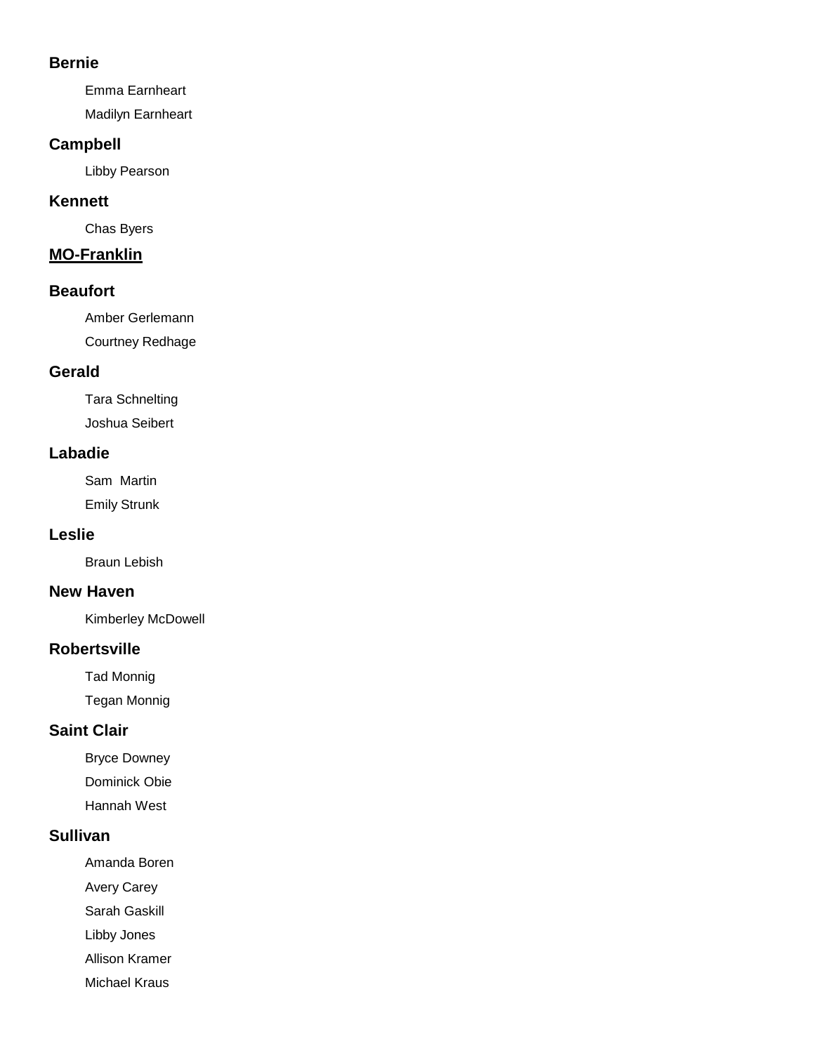### Bernie

Emma Earnheart

Madilyn Earnheart

### Campbell

Libby Pearson

### Kennett

Chas Byers

## MO-Franklin

### Beaufort

Amber Gerlemann

Courtney Redhage

### Gerald

Tara Schnelting

Joshua Seibert

### Labadie

Sam  Martin

Emily Strunk

### Leslie

Braun Lebish

### New Haven

Kimberley McDowell

### Robertsville

Tad Monnig

Tegan Monnig

### Saint Clair

Bryce Downey

Dominick Obie

Hannah West

### Sullivan

Amanda Boren

Avery Carey

Sarah Gaskill

Libby Jones

Allison Kramer

Michael Kraus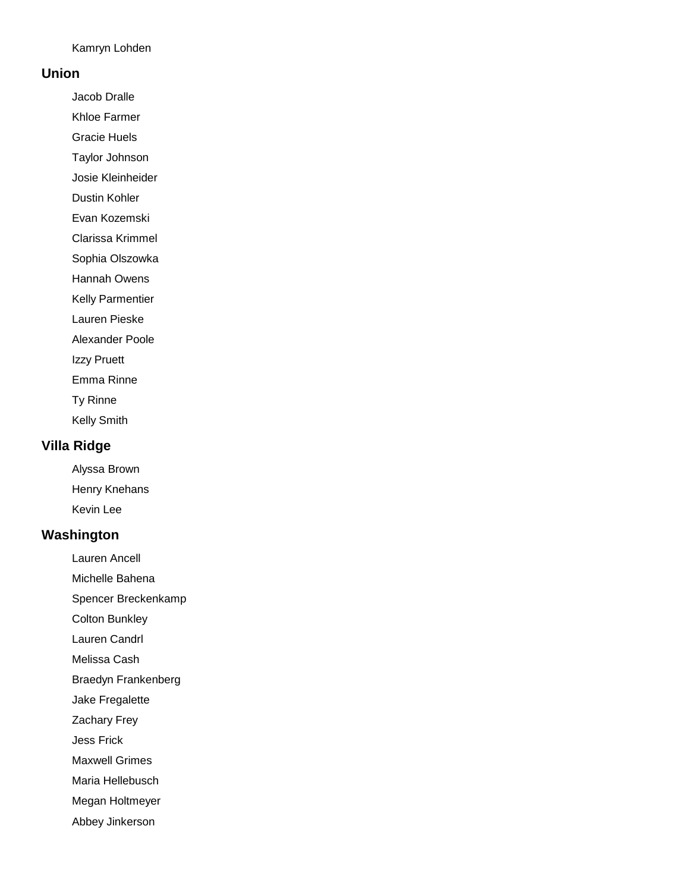Kamryn Lohden

## Union

Jacob Dralle

Khloe Farmer

Gracie Huels

Taylor Johnson

Josie Kleinheider

Dustin Kohler

Evan Kozemski

Clarissa Krimmel

Sophia Olszowka

Hannah Owens

Kelly Parmentier

Lauren Pieske

Alexander Poole

Izzy Pruett

Emma Rinne

Ty Rinne

Kelly Smith

## Villa Ridge

Alyssa Brown

Henry Knehans

Kevin Lee

## Washington

Lauren Ancell

Michelle Bahena

Spencer Breckenkamp

Colton Bunkley

Lauren Candrl

Melissa Cash

Braedyn Frankenberg

Jake Fregalette

Zachary Frey

Jess Frick

Maxwell Grimes

Maria Hellebusch

Megan Holtmeyer

Abbey Jinkerson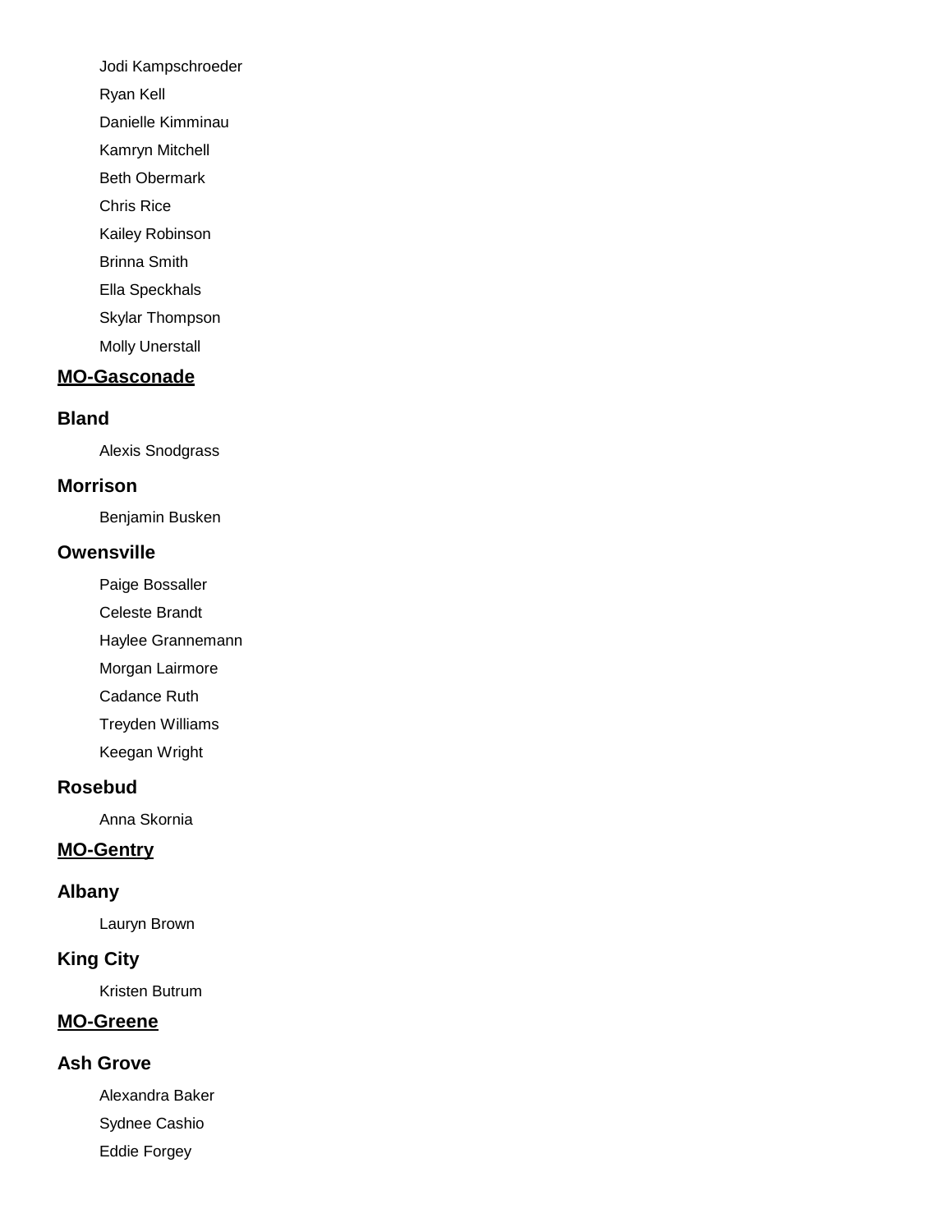Jodi Kampschroeder

Ryan Kell

Danielle Kimminau

Kamryn Mitchell

Beth Obermark

Chris Rice

Kailey Robinson

Brinna Smith

Ella Speckhals

Skylar Thompson

Molly Unerstall

## MO-Gasconade

### Bland

Alexis Snodgrass

### Morrison

Benjamin Busken

### Owensville

Paige Bossaller

Celeste Brandt

Haylee Grannemann

Morgan Lairmore

Cadance Ruth

Treyden Williams

Keegan Wright

### Rosebud

Anna Skornia

## MO-Gentry

### Albany

Lauryn Brown

### King City

Kristen Butrum

## MO-Greene

### Ash Grove

Alexandra Baker

Sydnee Cashio

Eddie Forgey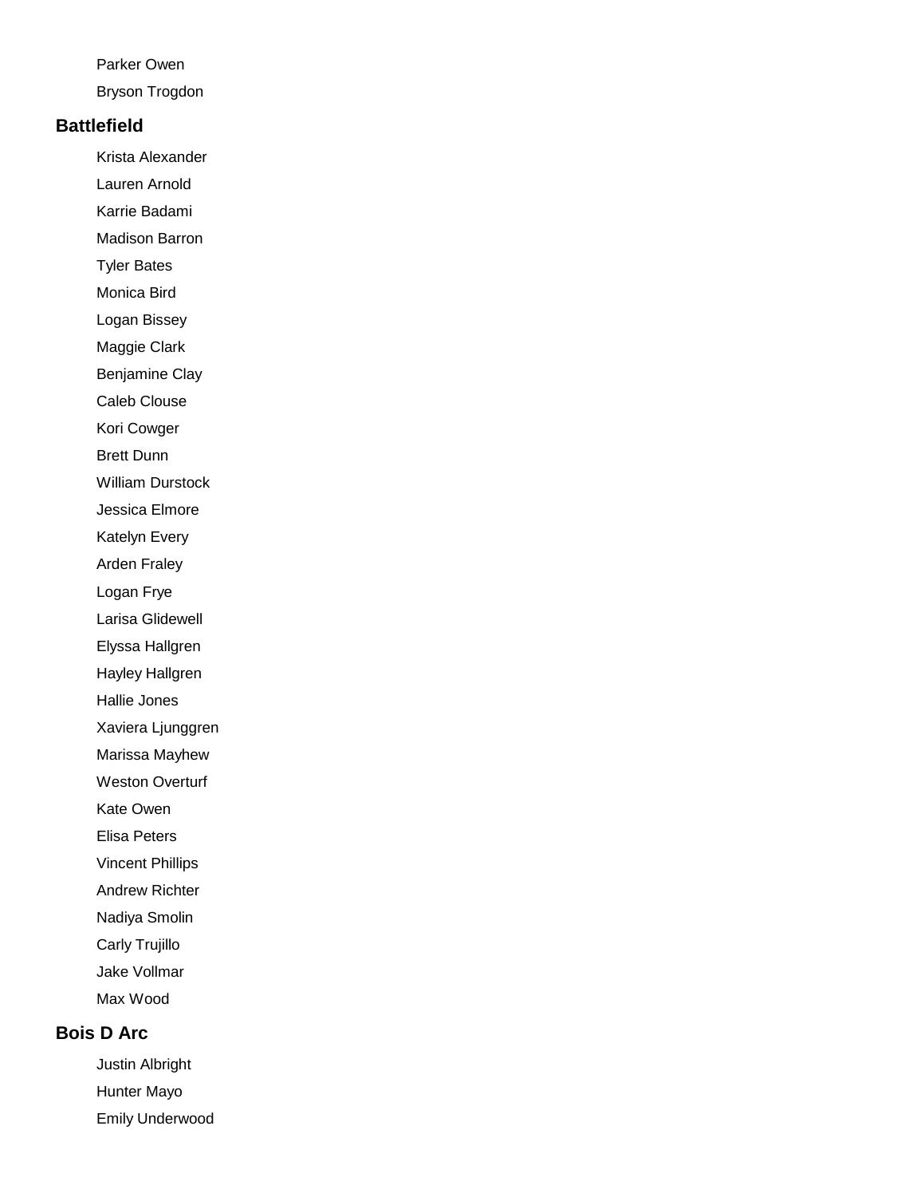Parker Owen

Bryson Trogdon

### Battlefield

Krista Alexander

Lauren Arnold

Karrie Badami

Madison Barron

Tyler Bates

Monica Bird

Logan Bissey

Maggie Clark

Benjamine Clay

Caleb Clouse

Kori Cowger

Brett Dunn

William Durstock

Jessica Elmore

Katelyn Every

Arden Fraley

Logan Frye

Larisa Glidewell

Elyssa Hallgren

Hayley Hallgren

Hallie Jones

Xaviera Ljunggren

Marissa Mayhew

Weston Overturf

Kate Owen

Elisa Peters

Vincent Phillips

Andrew Richter

Nadiya Smolin

Carly Trujillo

Jake Vollmar

Max Wood

### Bois D Arc

Justin Albright

Hunter Mayo

Emily Underwood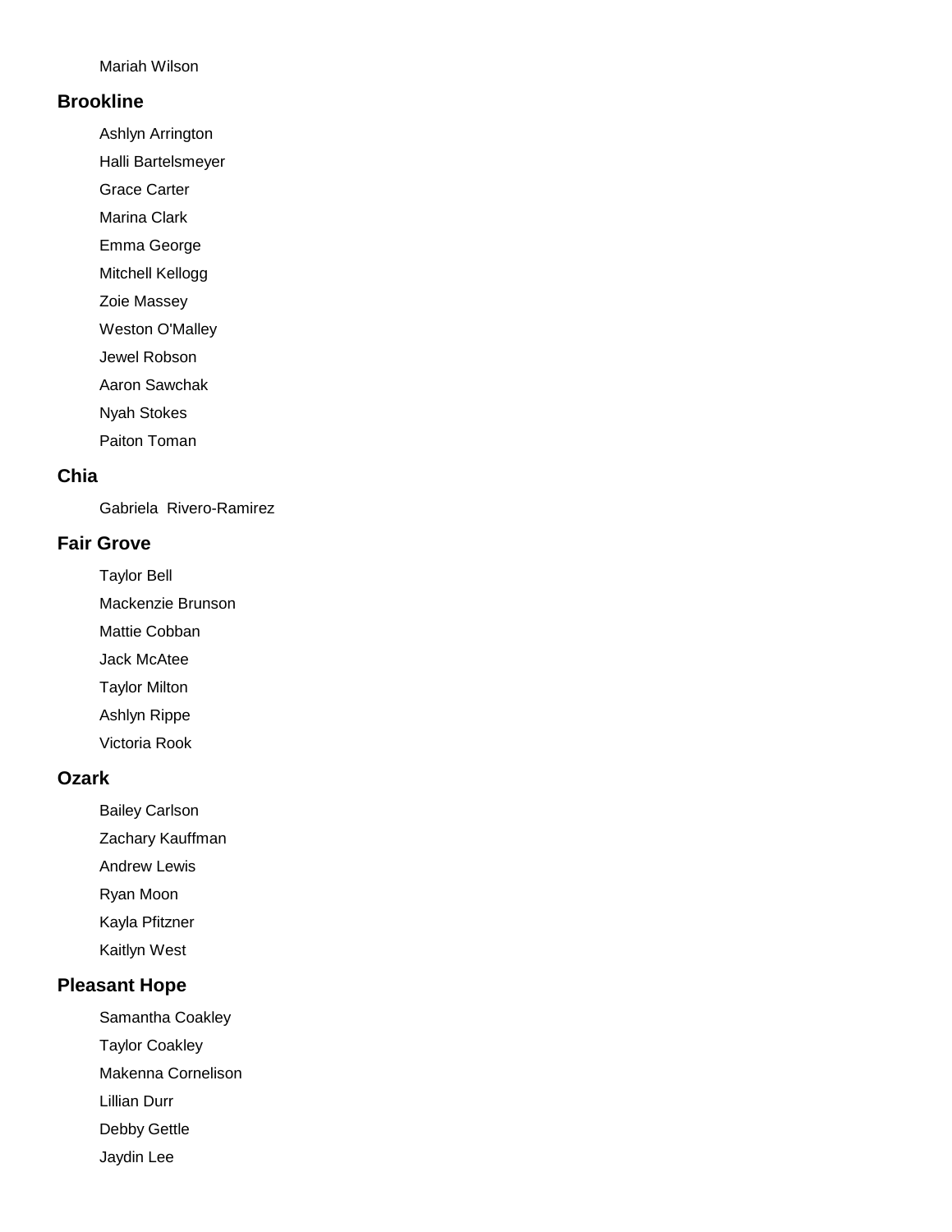Mariah Wilson

## Brookline

- Ashlyn Arrington
- Halli Bartelsmeyer
- Grace Carter
- Marina Clark
- Emma George
- Mitchell Kellogg
- Zoie Massey
- Weston O'Malley
- Jewel Robson
- Aaron Sawchak
- Nyah Stokes
- Paiton Toman

## Chia

- Gabriela  Rivero-Ramirez

## Fair Grove

- Taylor Bell
- Mackenzie Brunson
- Mattie Cobban
- Jack McAtee
- Taylor Milton
- Ashlyn Rippe
- Victoria Rook

## Ozark

- Bailey Carlson
- Zachary Kauffman
- Andrew Lewis
- Ryan Moon
- Kayla Pfitzner
- Kaitlyn West

## Pleasant Hope

- Samantha Coakley
- Taylor Coakley
- Makenna Cornelison
- Lillian Durr
- Debby Gettle
- Jaydin Lee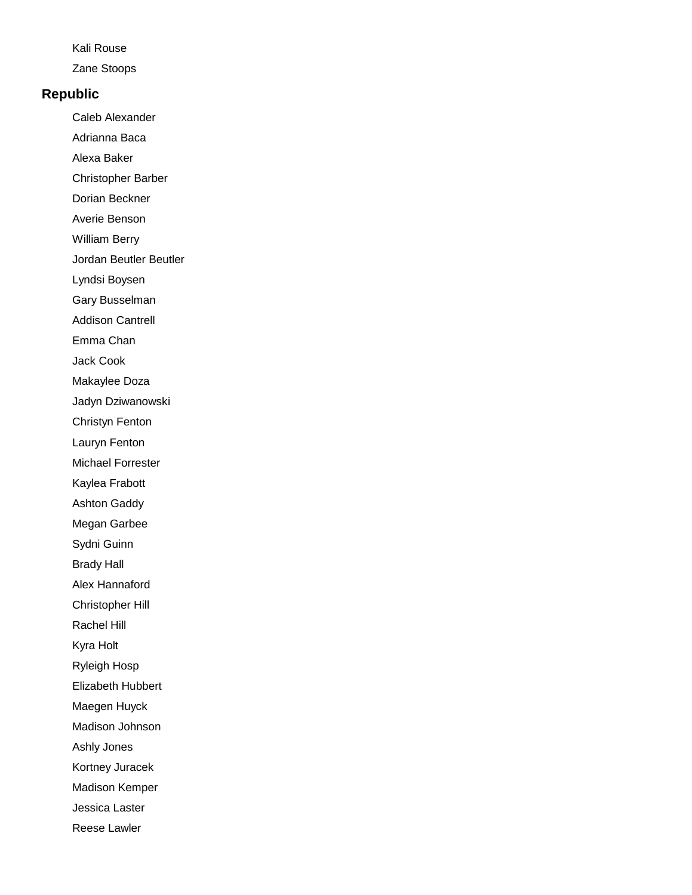Kali Rouse

Zane Stoops

## Republic

Caleb Alexander

Adrianna Baca

Alexa Baker

Christopher Barber

Dorian Beckner

Averie Benson

William Berry

Jordan Beutler Beutler

Lyndsi Boysen

Gary Busselman

Addison Cantrell

Emma Chan

Jack Cook

Makaylee Doza

Jadyn Dziwanowski

Christyn Fenton

Lauryn Fenton

Michael Forrester

Kaylea Frabott

Ashton Gaddy

Megan Garbee

Sydni Guinn

Brady Hall

Alex Hannaford

Christopher Hill

Rachel Hill

Kyra Holt

Ryleigh Hosp

Elizabeth Hubbert

Maegen Huyck

Madison Johnson

Ashly Jones

Kortney Juracek

Madison Kemper

Jessica Laster

Reese Lawler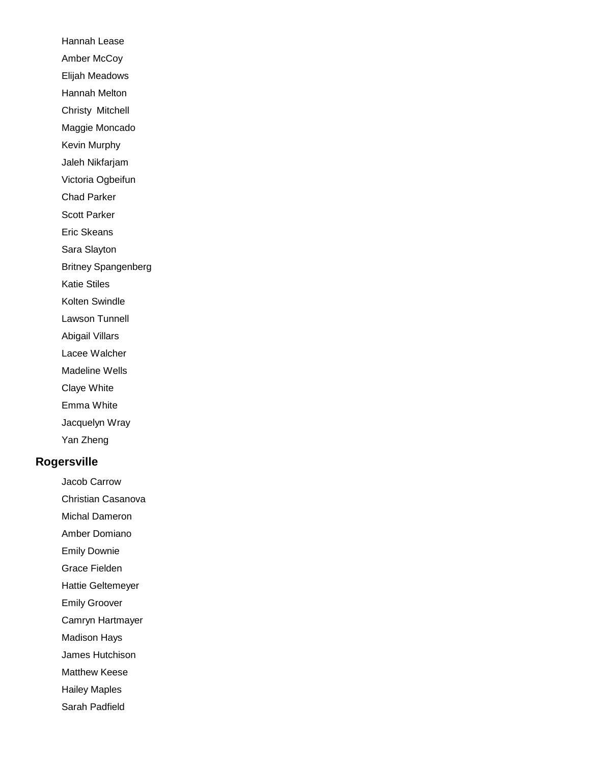Hannah Lease

Amber McCoy

Elijah Meadows

Hannah Melton

Christy  Mitchell

Maggie Moncado

Kevin Murphy

Jaleh Nikfarjam

Victoria Ogbeifun

Chad Parker

Scott Parker

Eric Skeans

Sara Slayton

Britney Spangenberg

Katie Stiles

Kolten Swindle

Lawson Tunnell

Abigail Villars

Lacee Walcher

Madeline Wells

Claye White

Emma White

Jacquelyn Wray

Yan Zheng

## Rogersville

Jacob Carrow

Christian Casanova

Michal Dameron

Amber Domiano

Emily Downie

Grace Fielden

Hattie Geltemeyer

Emily Groover

Camryn Hartmayer

Madison Hays

James Hutchison

Matthew Keese

Hailey Maples

Sarah Padfield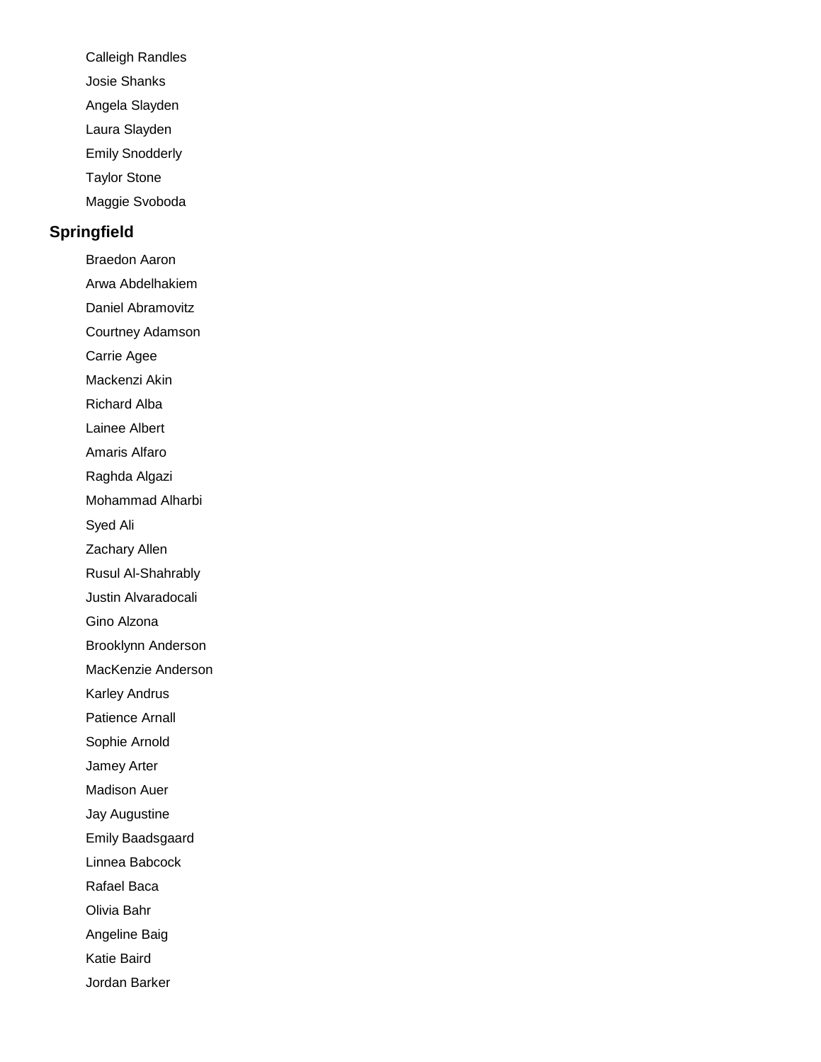Calleigh Randles

Josie Shanks

Angela Slayden

Laura Slayden

Emily Snodderly

Taylor Stone

Maggie Svoboda

## Springfield

Braedon Aaron

Arwa Abdelhakiem

Daniel Abramovitz

Courtney Adamson

Carrie Agee

Mackenzi Akin

Richard Alba

Lainee Albert

Amaris Alfaro

Raghda Algazi

Mohammad Alharbi

Syed Ali

Zachary Allen

Rusul Al-Shahrably

Justin Alvaradocali

Gino Alzona

Brooklynn Anderson

MacKenzie Anderson

Karley Andrus

Patience Arnall

Sophie Arnold

Jamey Arter

Madison Auer

Jay Augustine

Emily Baadsgaard

Linnea Babcock

Rafael Baca

Olivia Bahr

Angeline Baig

Katie Baird

Jordan Barker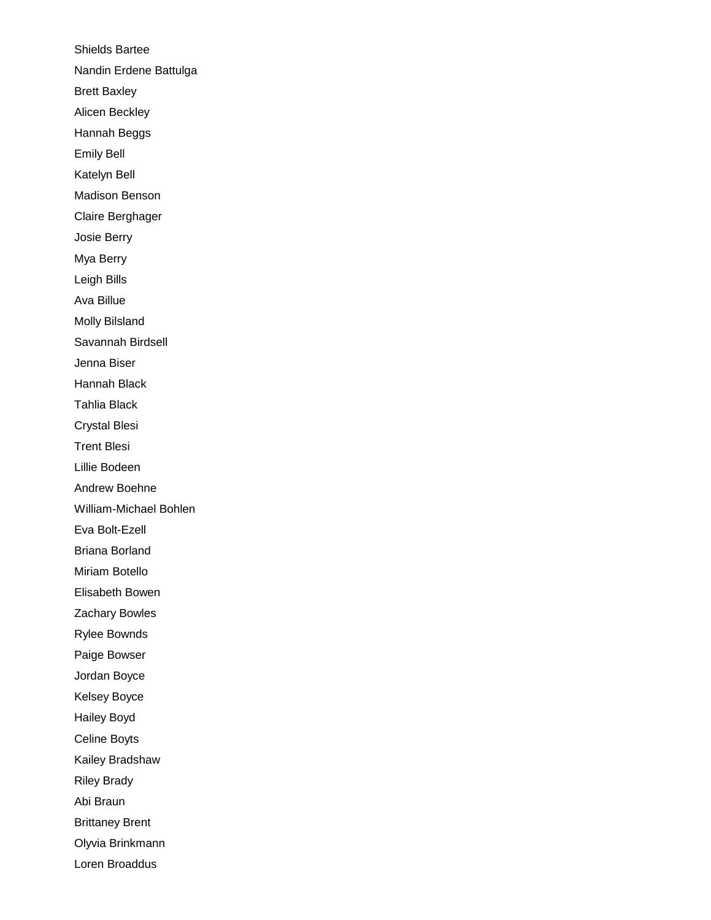Shields Bartee

Nandin Erdene Battulga

Brett Baxley

Alicen Beckley

Hannah Beggs

Emily Bell

Katelyn Bell

Madison Benson

Claire Berghager

Josie Berry

Mya Berry

Leigh Bills

Ava Billue

Molly Bilsland

Savannah Birdsell

Jenna Biser

Hannah Black

Tahlia Black

Crystal Blesi

Trent Blesi

Lillie Bodeen

Andrew Boehne

William-Michael Bohlen

Eva Bolt-Ezell

Briana Borland

Miriam Botello

Elisabeth Bowen

Zachary Bowles

Rylee Bownds

Paige Bowser

Jordan Boyce

Kelsey Boyce

Hailey Boyd

Celine Boyts

Kailey Bradshaw

Riley Brady

Abi Braun

Brittaney Brent

Olyvia Brinkmann

Loren Broaddus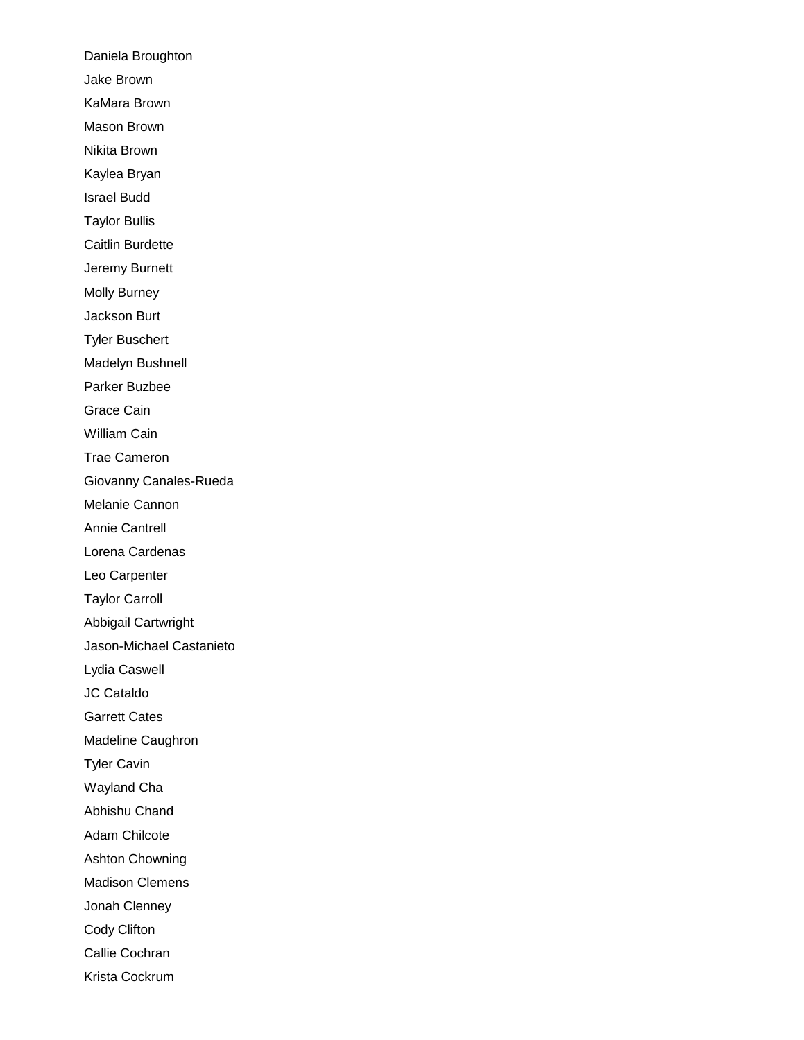Daniela Broughton

Jake Brown

KaMara Brown

Mason Brown

Nikita Brown

Kaylea Bryan

Israel Budd

Taylor Bullis

Caitlin Burdette

Jeremy Burnett

Molly Burney

Jackson Burt

Tyler Buschert

Madelyn Bushnell

Parker Buzbee

Grace Cain

William Cain

Trae Cameron

Giovanny Canales-Rueda

Melanie Cannon

Annie Cantrell

Lorena Cardenas

Leo Carpenter

Taylor Carroll

Abbigail Cartwright

Jason-Michael Castanieto

Lydia Caswell

JC Cataldo

Garrett Cates

Madeline Caughron

Tyler Cavin

Wayland Cha

Abhishu Chand

Adam Chilcote

Ashton Chowning

Madison Clemens

Jonah Clenney

Cody Clifton

Callie Cochran

Krista Cockrum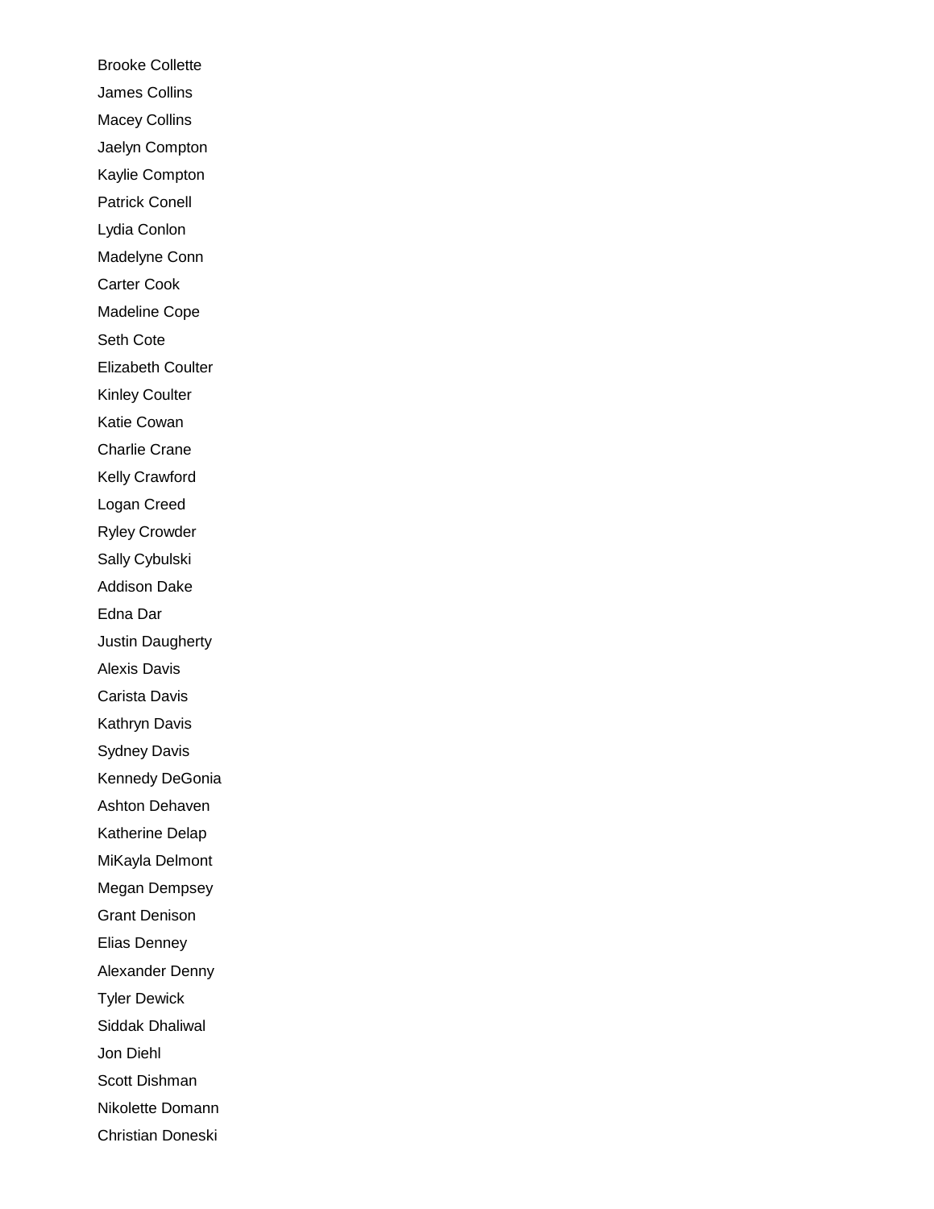Brooke Collette

James Collins

Macey Collins

Jaelyn Compton

Kaylie Compton

Patrick Conell

Lydia Conlon

Madelyne Conn

Carter Cook

Madeline Cope

Seth Cote

Elizabeth Coulter

Kinley Coulter

Katie Cowan

Charlie Crane

Kelly Crawford

Logan Creed

Ryley Crowder

Sally Cybulski

Addison Dake

Edna Dar

Justin Daugherty

Alexis Davis

Carista Davis

Kathryn Davis

Sydney Davis

Kennedy DeGonia

Ashton Dehaven

Katherine Delap

MiKayla Delmont

Megan Dempsey

Grant Denison

Elias Denney

Alexander Denny

Tyler Dewick

Siddak Dhaliwal

Jon Diehl

Scott Dishman

Nikolette Domann

Christian Doneski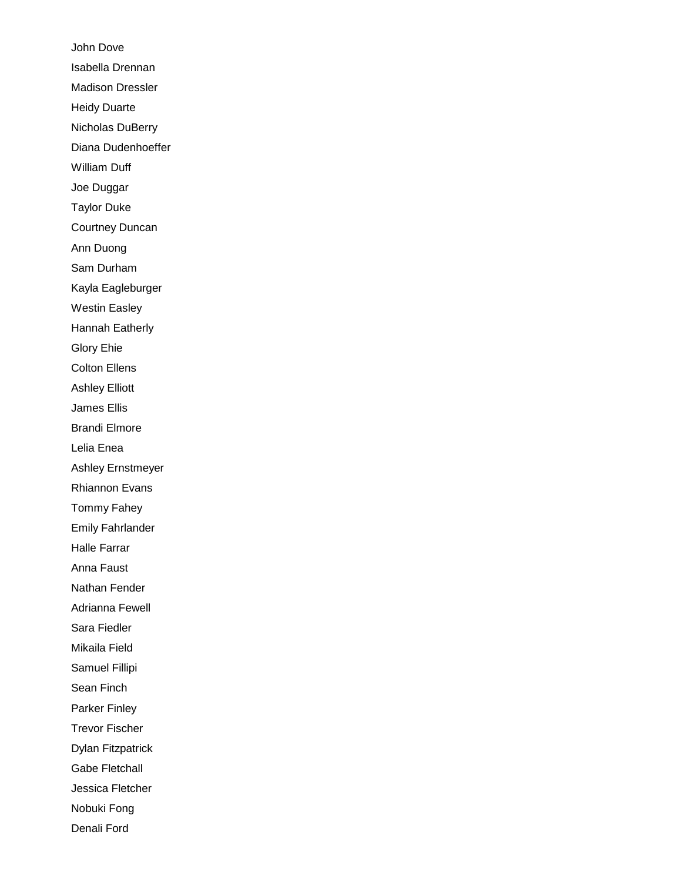John Dove

Isabella Drennan

Madison Dressler

Heidy Duarte

Nicholas DuBerry

Diana Dudenhoeffer

William Duff

Joe Duggar

Taylor Duke

Courtney Duncan

Ann Duong

Sam Durham

Kayla Eagleburger

Westin Easley

Hannah Eatherly

Glory Ehie

Colton Ellens

Ashley Elliott

James Ellis

Brandi Elmore

Lelia Enea

Ashley Ernstmeyer

Rhiannon Evans

Tommy Fahey

Emily Fahrlander

Halle Farrar

Anna Faust

Nathan Fender

Adrianna Fewell

Sara Fiedler

Mikaila Field

Samuel Fillipi

Sean Finch

Parker Finley

Trevor Fischer

Dylan Fitzpatrick

Gabe Fletchall

Jessica Fletcher

Nobuki Fong

Denali Ford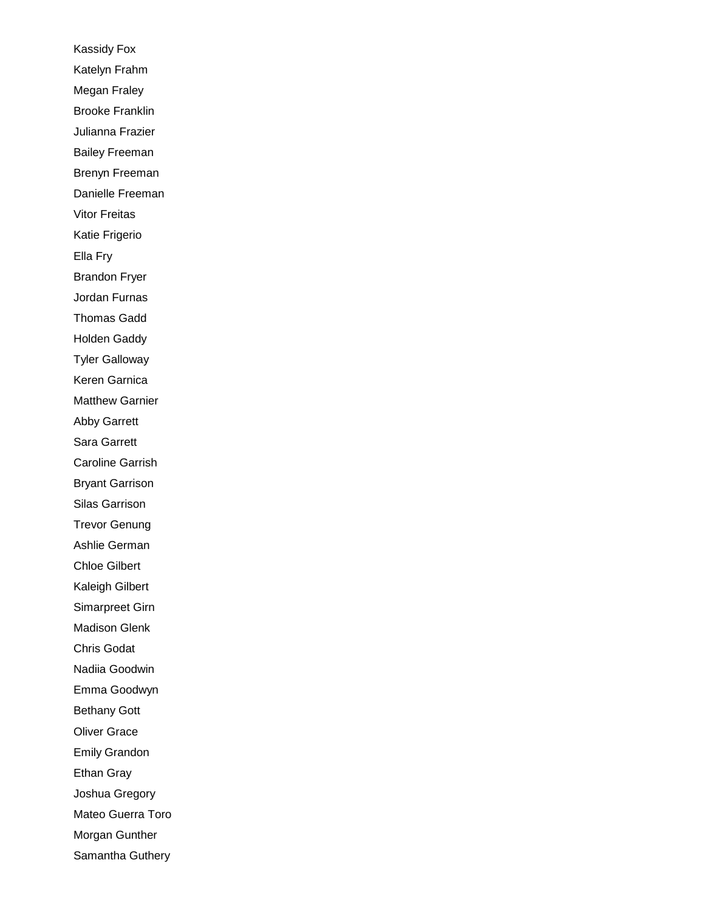Kassidy Fox

Katelyn Frahm

Megan Fraley

Brooke Franklin

Julianna Frazier

Bailey Freeman

Brenyn Freeman

Danielle Freeman

Vitor Freitas

Katie Frigerio

Ella Fry

Brandon Fryer

Jordan Furnas

Thomas Gadd

Holden Gaddy

Tyler Galloway

Keren Garnica

Matthew Garnier

Abby Garrett

Sara Garrett

Caroline Garrish

Bryant Garrison

Silas Garrison

Trevor Genung

Ashlie German

Chloe Gilbert

Kaleigh Gilbert

Simarpreet Girn

Madison Glenk

Chris Godat

Nadiia Goodwin

Emma Goodwyn

Bethany Gott

Oliver Grace

Emily Grandon

Ethan Gray

Joshua Gregory

Mateo Guerra Toro

Morgan Gunther

Samantha Guthery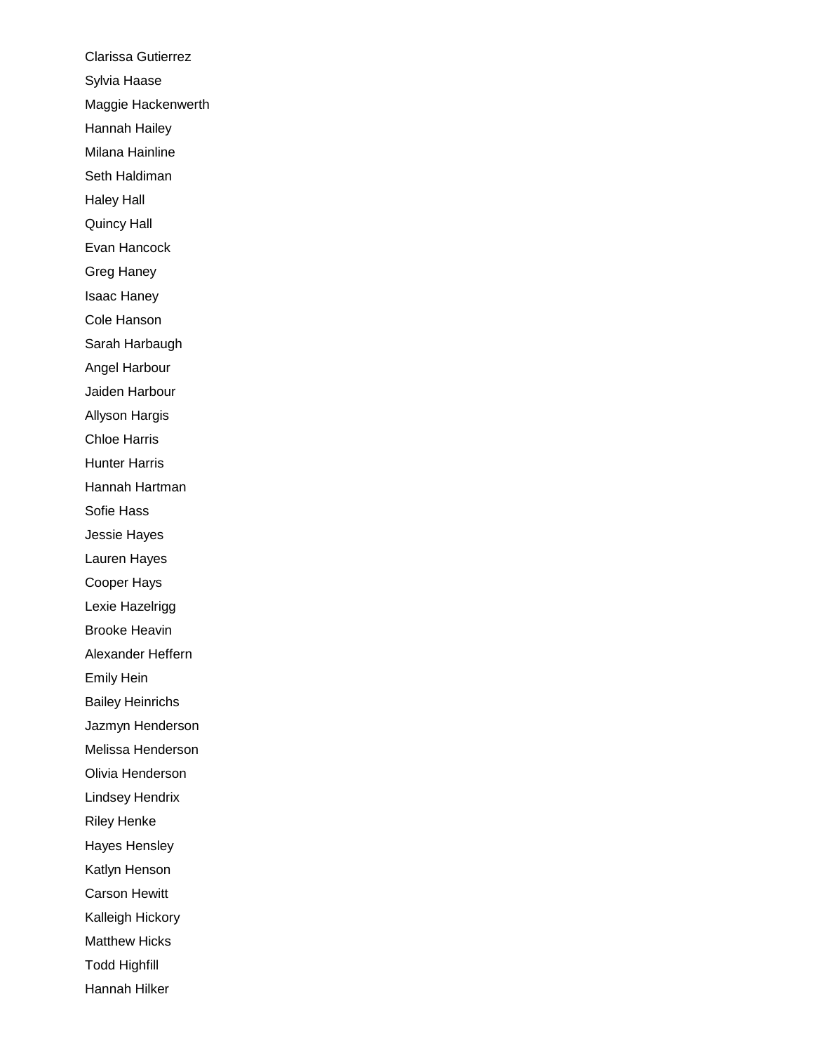Clarissa Gutierrez

Sylvia Haase

Maggie Hackenwerth

Hannah Hailey

Milana Hainline

Seth Haldiman

Haley Hall

Quincy Hall

Evan Hancock

Greg Haney

Isaac Haney

Cole Hanson

Sarah Harbaugh

Angel Harbour

Jaiden Harbour

Allyson Hargis

Chloe Harris

Hunter Harris

Hannah Hartman

Sofie Hass

Jessie Hayes

Lauren Hayes

Cooper Hays

Lexie Hazelrigg

Brooke Heavin

Alexander Heffern

Emily Hein

Bailey Heinrichs

Jazmyn Henderson

Melissa Henderson

Olivia Henderson

Lindsey Hendrix

Riley Henke

Hayes Hensley

Katlyn Henson

Carson Hewitt

Kalleigh Hickory

Matthew Hicks

Todd Highfill

Hannah Hilker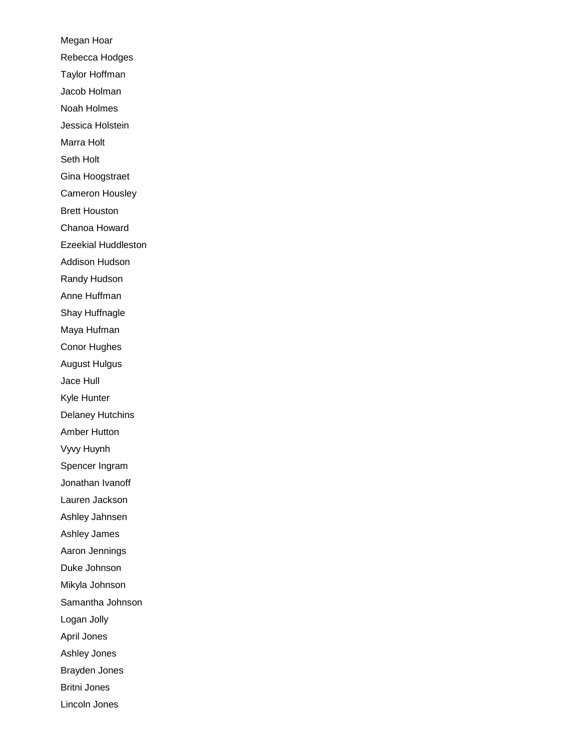Megan Hoar

Rebecca Hodges

Taylor Hoffman

Jacob Holman

Noah Holmes

Jessica Holstein

Marra Holt

Seth Holt

Gina Hoogstraet

Cameron Housley

Brett Houston

Chanoa Howard

Ezeekial Huddleston

Addison Hudson

Randy Hudson

Anne Huffman

Shay Huffnagle

Maya Hufman

Conor Hughes

August Hulgus

Jace Hull

Kyle Hunter

Delaney Hutchins

Amber Hutton

Vyvy Huynh

Spencer Ingram

Jonathan Ivanoff

Lauren Jackson

Ashley Jahnsen

Ashley James

Aaron Jennings

Duke Johnson

Mikyla Johnson

Samantha Johnson

Logan Jolly

April Jones

Ashley Jones

Brayden Jones

Britni Jones

Lincoln Jones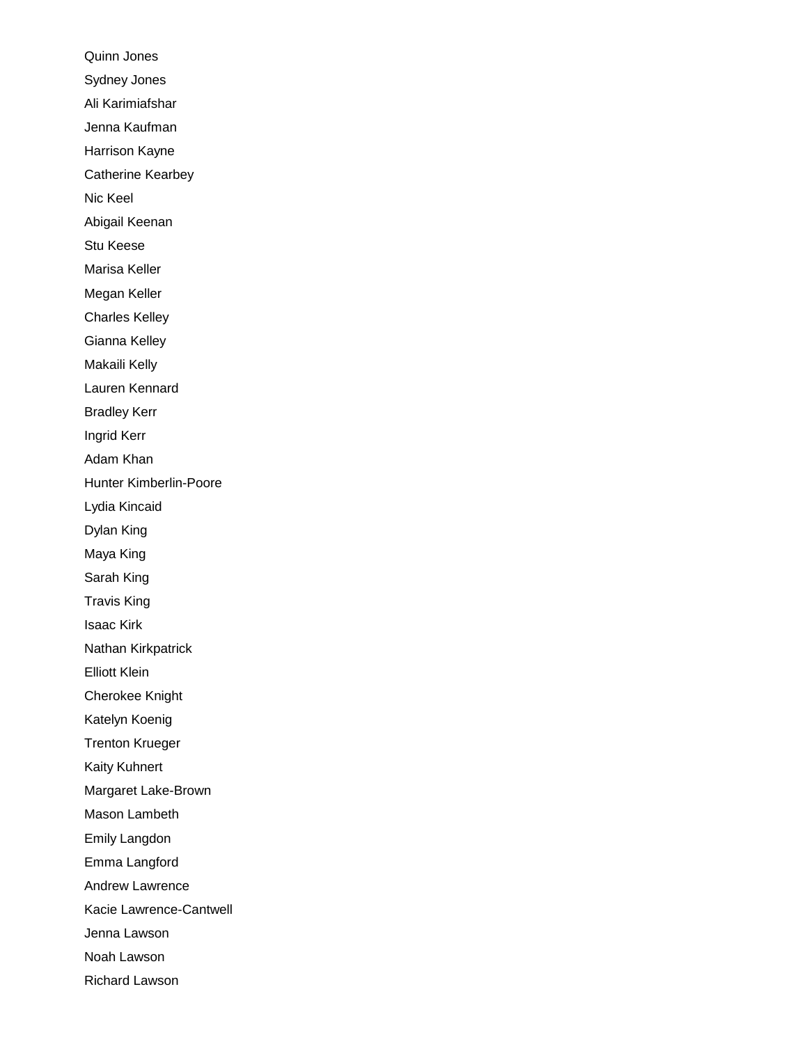Quinn Jones

Sydney Jones

Ali Karimiafshar

Jenna Kaufman

Harrison Kayne

Catherine Kearbey

Nic Keel

Abigail Keenan

Stu Keese

Marisa Keller

Megan Keller

Charles Kelley

Gianna Kelley

Makaili Kelly

Lauren Kennard

Bradley Kerr

Ingrid Kerr

Adam Khan

Hunter Kimberlin-Poore

Lydia Kincaid

Dylan King

Maya King

Sarah King

Travis King

Isaac Kirk

Nathan Kirkpatrick

Elliott Klein

Cherokee Knight

Katelyn Koenig

Trenton Krueger

Kaity Kuhnert

Margaret Lake-Brown

Mason Lambeth

Emily Langdon

Emma Langford

Andrew Lawrence

Kacie Lawrence-Cantwell

Jenna Lawson

Noah Lawson

Richard Lawson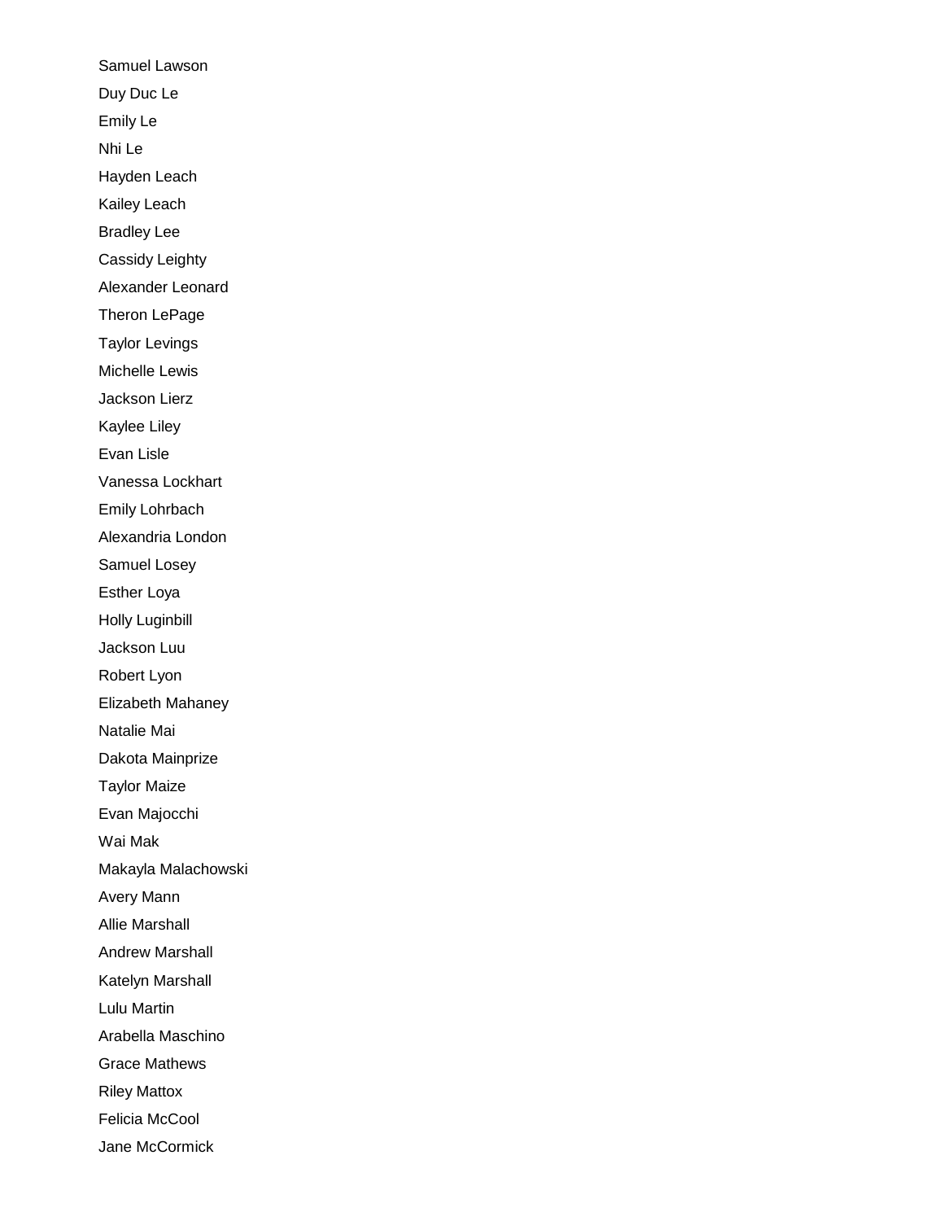Samuel Lawson

Duy Duc Le

Emily Le

Nhi Le

Hayden Leach

Kailey Leach

Bradley Lee

Cassidy Leighty

Alexander Leonard

Theron LePage

Taylor Levings

Michelle Lewis

Jackson Lierz

Kaylee Liley

Evan Lisle

Vanessa Lockhart

Emily Lohrbach

Alexandria London

Samuel Losey

Esther Loya

Holly Luginbill

Jackson Luu

Robert Lyon

Elizabeth Mahaney

Natalie Mai

Dakota Mainprize

Taylor Maize

Evan Majocchi

Wai Mak

Makayla Malachowski

Avery Mann

Allie Marshall

Andrew Marshall

Katelyn Marshall

Lulu Martin

Arabella Maschino

Grace Mathews

Riley Mattox

Felicia McCool

Jane McCormick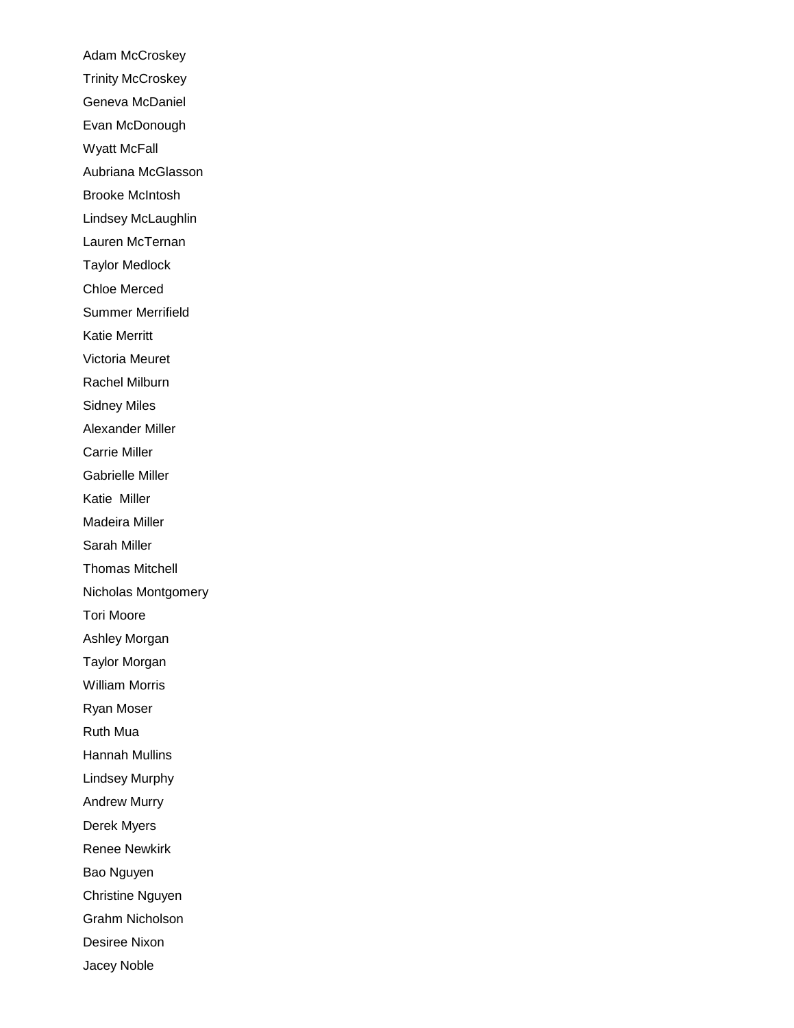Adam McCroskey

Trinity McCroskey

Geneva McDaniel

Evan McDonough

Wyatt McFall

Aubriana McGlasson

Brooke McIntosh

Lindsey McLaughlin

Lauren McTernan

Taylor Medlock

Chloe Merced

Summer Merrifield

Katie Merritt

Victoria Meuret

Rachel Milburn

Sidney Miles

Alexander Miller

Carrie Miller

Gabrielle Miller

Katie  Miller

Madeira Miller

Sarah Miller

Thomas Mitchell

Nicholas Montgomery

Tori Moore

Ashley Morgan

Taylor Morgan

William Morris

Ryan Moser

Ruth Mua

Hannah Mullins

Lindsey Murphy

Andrew Murry

Derek Myers

Renee Newkirk

Bao Nguyen

Christine Nguyen

Grahm Nicholson

Desiree Nixon

Jacey Noble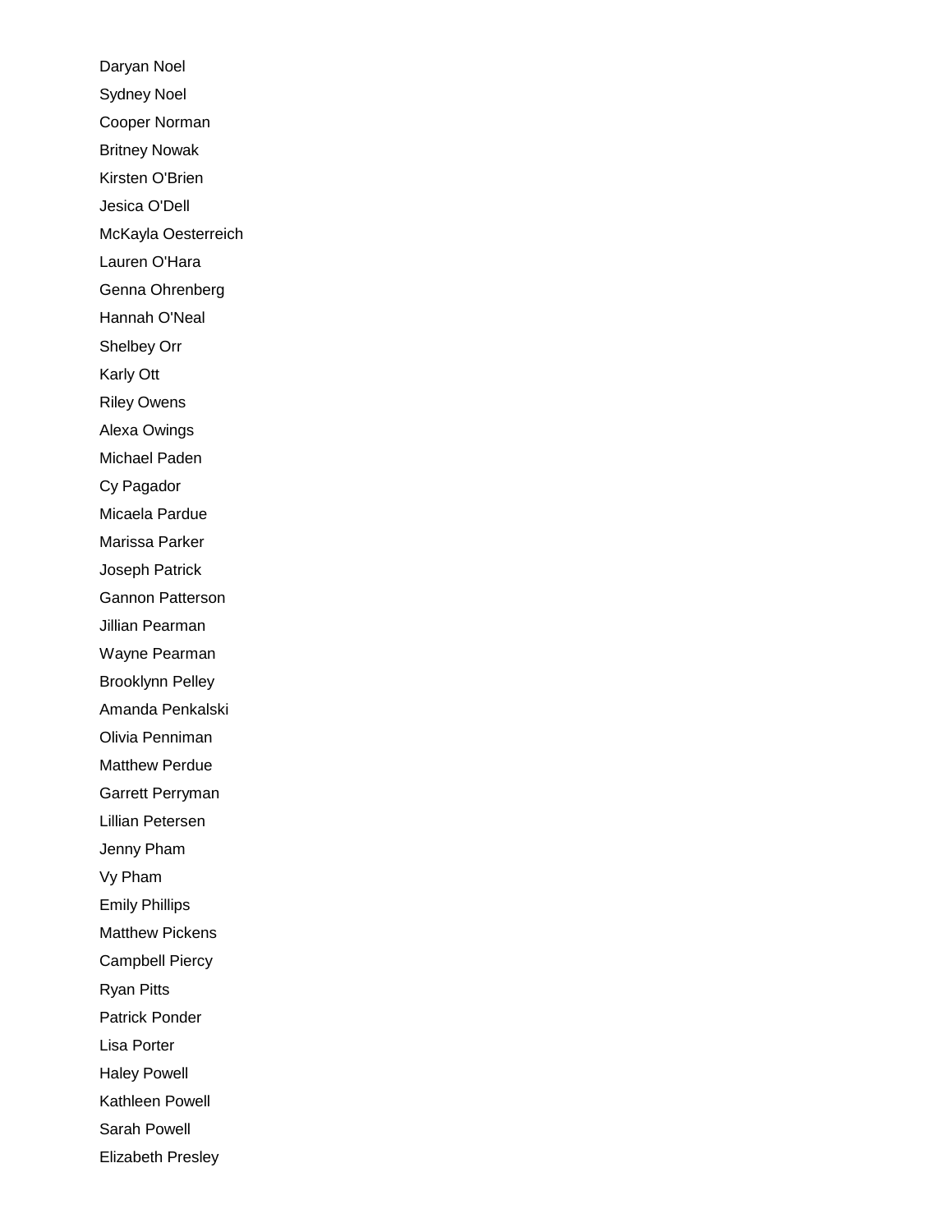Daryan Noel

Sydney Noel

Cooper Norman

Britney Nowak

Kirsten O'Brien

Jesica O'Dell

McKayla Oesterreich

Lauren O'Hara

Genna Ohrenberg

Hannah O'Neal

Shelbey Orr

Karly Ott

Riley Owens

Alexa Owings

Michael Paden

Cy Pagador

Micaela Pardue

Marissa Parker

Joseph Patrick

Gannon Patterson

Jillian Pearman

Wayne Pearman

Brooklynn Pelley

Amanda Penkalski

Olivia Penniman

Matthew Perdue

Garrett Perryman

Lillian Petersen

Jenny Pham

Vy Pham

Emily Phillips

Matthew Pickens

Campbell Piercy

Ryan Pitts

Patrick Ponder

Lisa Porter

Haley Powell

Kathleen Powell

Sarah Powell

Elizabeth Presley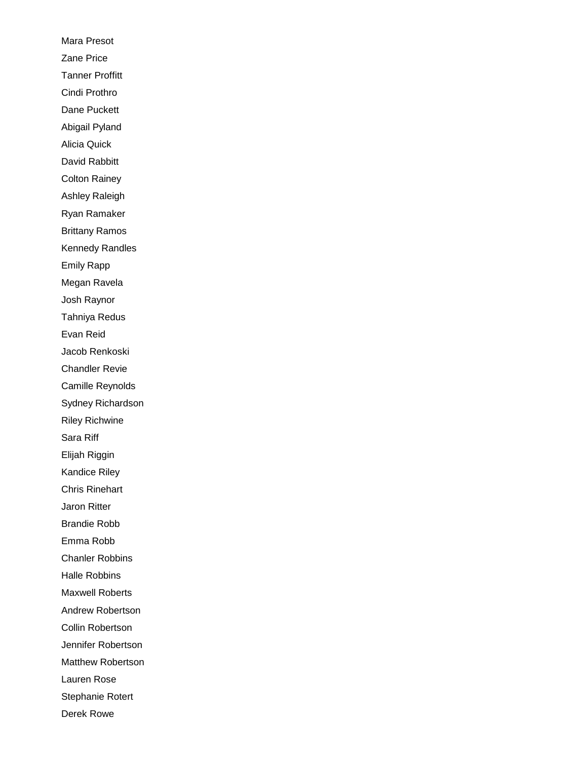Mara Presot

Zane Price

Tanner Proffitt

Cindi Prothro

Dane Puckett

Abigail Pyland

Alicia Quick

David Rabbitt

Colton Rainey

Ashley Raleigh

Ryan Ramaker

Brittany Ramos

Kennedy Randles

Emily Rapp

Megan Ravela

Josh Raynor

Tahniya Redus

Evan Reid

Jacob Renkoski

Chandler Revie

Camille Reynolds

Sydney Richardson

Riley Richwine

Sara Riff

Elijah Riggin

Kandice Riley

Chris Rinehart

Jaron Ritter

Brandie Robb

Emma Robb

Chanler Robbins

Halle Robbins

Maxwell Roberts

Andrew Robertson

Collin Robertson

Jennifer Robertson

Matthew Robertson

Lauren Rose

Stephanie Rotert

Derek Rowe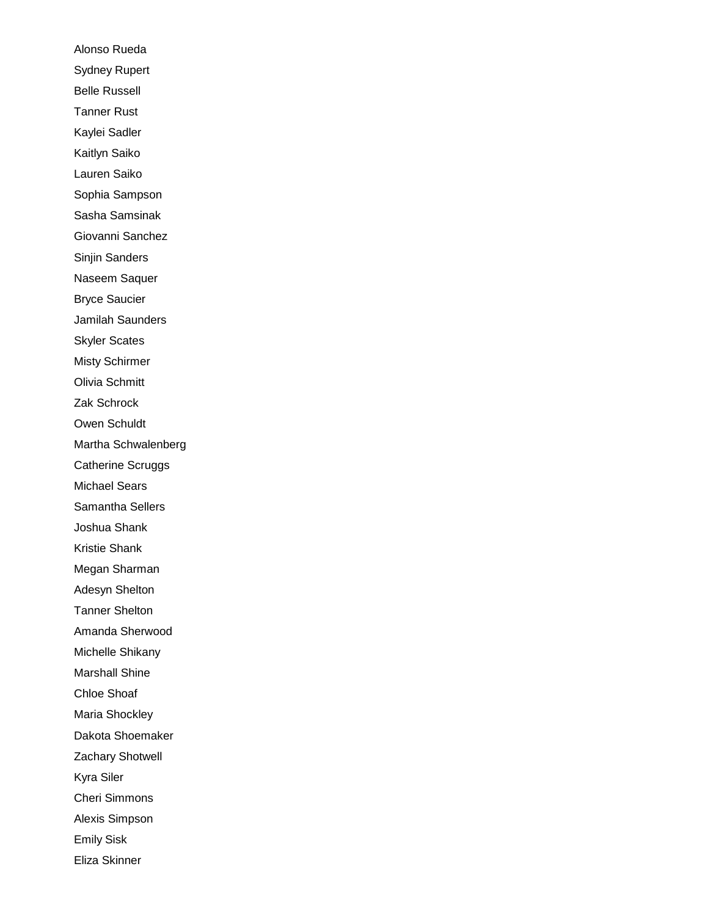Alonso Rueda

Sydney Rupert

Belle Russell

Tanner Rust

Kaylei Sadler

Kaitlyn Saiko

Lauren Saiko

Sophia Sampson

Sasha Samsinak

Giovanni Sanchez

Sinjin Sanders

Naseem Saquer

Bryce Saucier

Jamilah Saunders

Skyler Scates

Misty Schirmer

Olivia Schmitt

Zak Schrock

Owen Schuldt

Martha Schwalenberg

Catherine Scruggs

Michael Sears

Samantha Sellers

Joshua Shank

Kristie Shank

Megan Sharman

Adesyn Shelton

Tanner Shelton

Amanda Sherwood

Michelle Shikany

Marshall Shine

Chloe Shoaf

Maria Shockley

Dakota Shoemaker

Zachary Shotwell

Kyra Siler

Cheri Simmons

Alexis Simpson

Emily Sisk

Eliza Skinner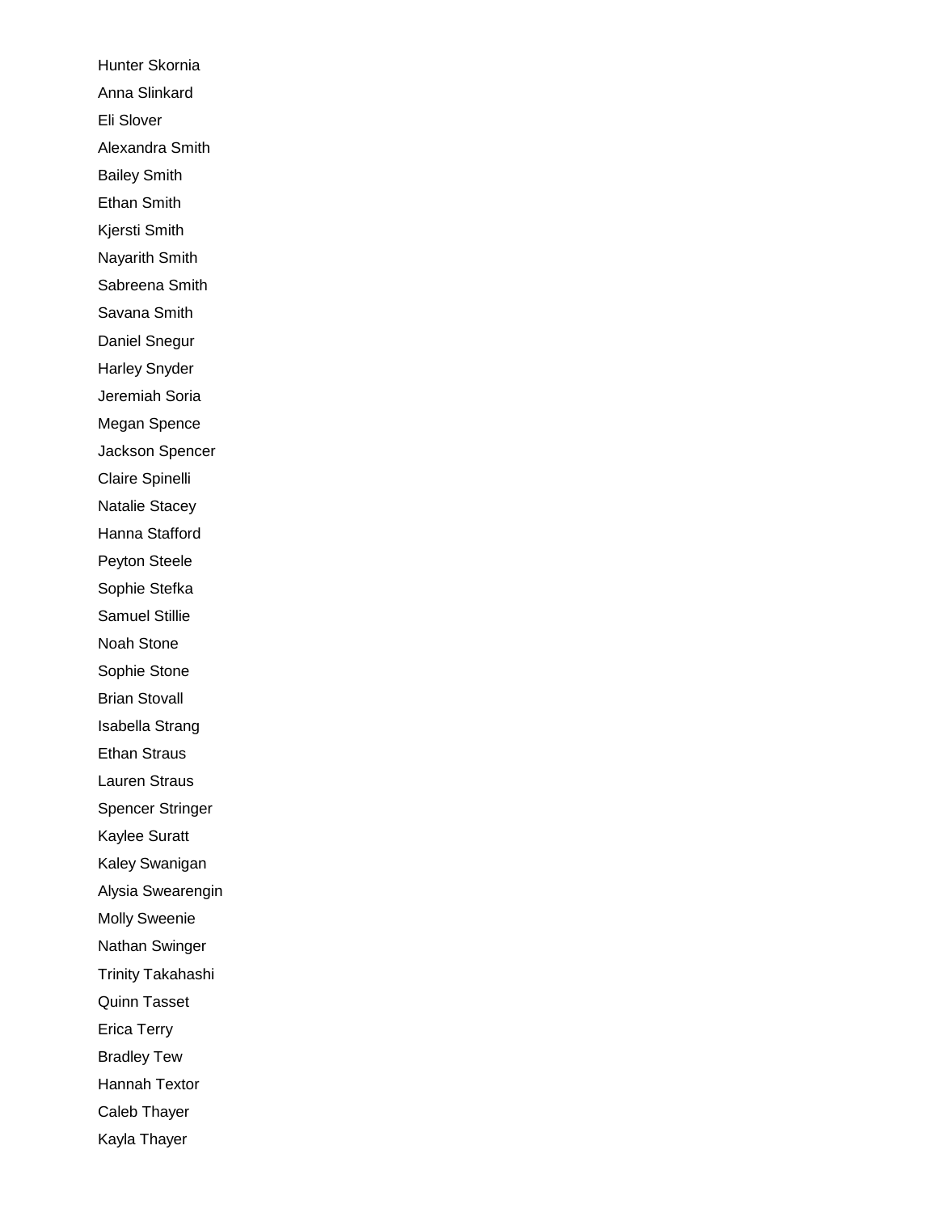Hunter Skornia

Anna Slinkard

Eli Slover

Alexandra Smith

Bailey Smith

Ethan Smith

Kjersti Smith

Nayarith Smith

Sabreena Smith

Savana Smith

Daniel Snegur

Harley Snyder

Jeremiah Soria

Megan Spence

Jackson Spencer

Claire Spinelli

Natalie Stacey

Hanna Stafford

Peyton Steele

Sophie Stefka

Samuel Stillie

Noah Stone

Sophie Stone

Brian Stovall

Isabella Strang

Ethan Straus

Lauren Straus

Spencer Stringer

Kaylee Suratt

Kaley Swanigan

Alysia Swearengin

Molly Sweenie

Nathan Swinger

Trinity Takahashi

Quinn Tasset

Erica Terry

Bradley Tew

Hannah Textor

Caleb Thayer

Kayla Thayer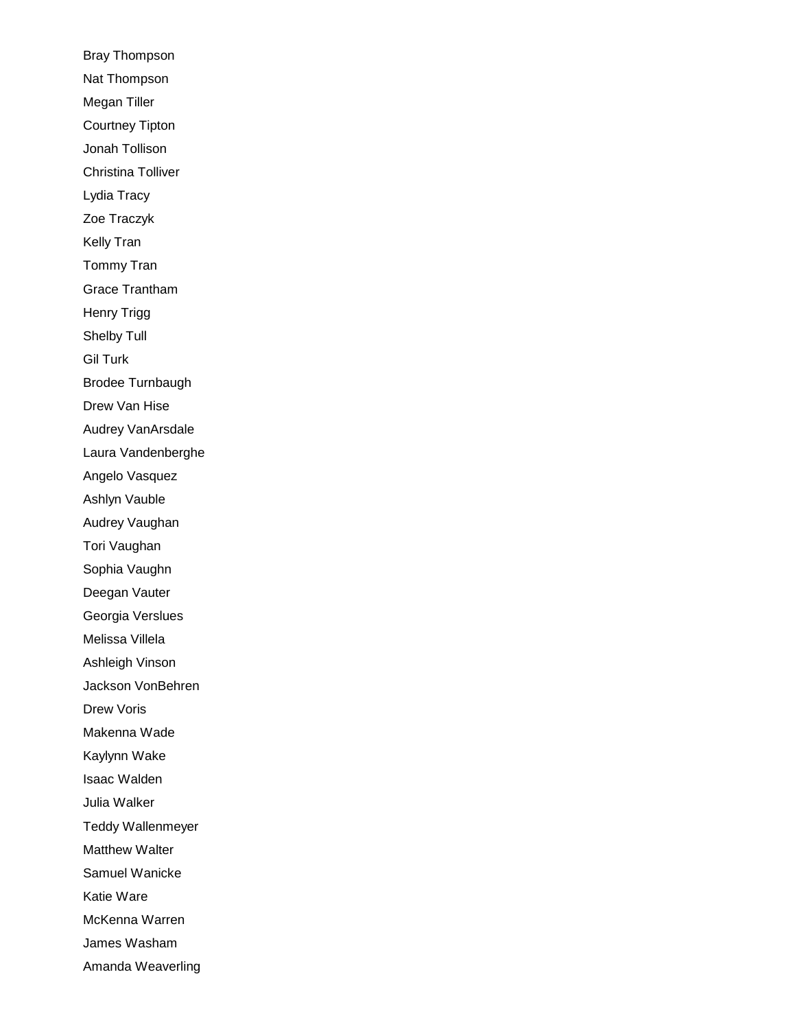Bray Thompson

Nat Thompson

Megan Tiller

Courtney Tipton

Jonah Tollison

Christina Tolliver

Lydia Tracy

Zoe Traczyk

Kelly Tran

Tommy Tran

Grace Trantham

Henry Trigg

Shelby Tull

Gil Turk

Brodee Turnbaugh

Drew Van Hise

Audrey VanArsdale

Laura Vandenberghe

Angelo Vasquez

Ashlyn Vauble

Audrey Vaughan

Tori Vaughan

Sophia Vaughn

Deegan Vauter

Georgia Verslues

Melissa Villela

Ashleigh Vinson

Jackson VonBehren

Drew Voris

Makenna Wade

Kaylynn Wake

Isaac Walden

Julia Walker

Teddy Wallenmeyer

Matthew Walter

Samuel Wanicke

Katie Ware

McKenna Warren

James Washam

Amanda Weaverling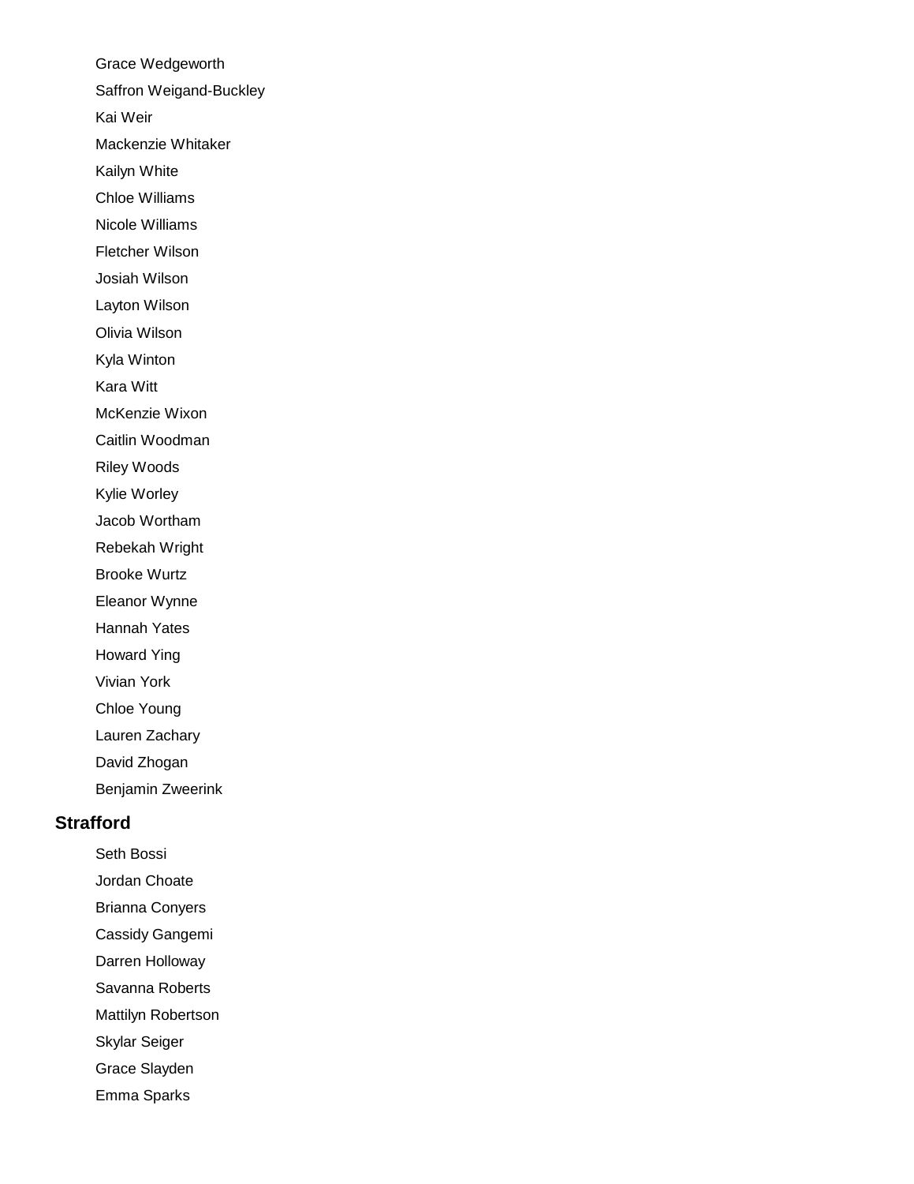Grace Wedgeworth

Saffron Weigand-Buckley

Kai Weir

Mackenzie Whitaker

Kailyn White

Chloe Williams

Nicole Williams

Fletcher Wilson

Josiah Wilson

Layton Wilson

Olivia Wilson

Kyla Winton

Kara Witt

McKenzie Wixon

Caitlin Woodman

Riley Woods

Kylie Worley

Jacob Wortham

Rebekah Wright

Brooke Wurtz

Eleanor Wynne

Hannah Yates

Howard Ying

Vivian York

Chloe Young

Lauren Zachary

David Zhogan

Benjamin Zweerink

## Strafford

Seth Bossi

Jordan Choate

Brianna Conyers

Cassidy Gangemi

Darren Holloway

Savanna Roberts

Mattilyn Robertson

Skylar Seiger

Grace Slayden

Emma Sparks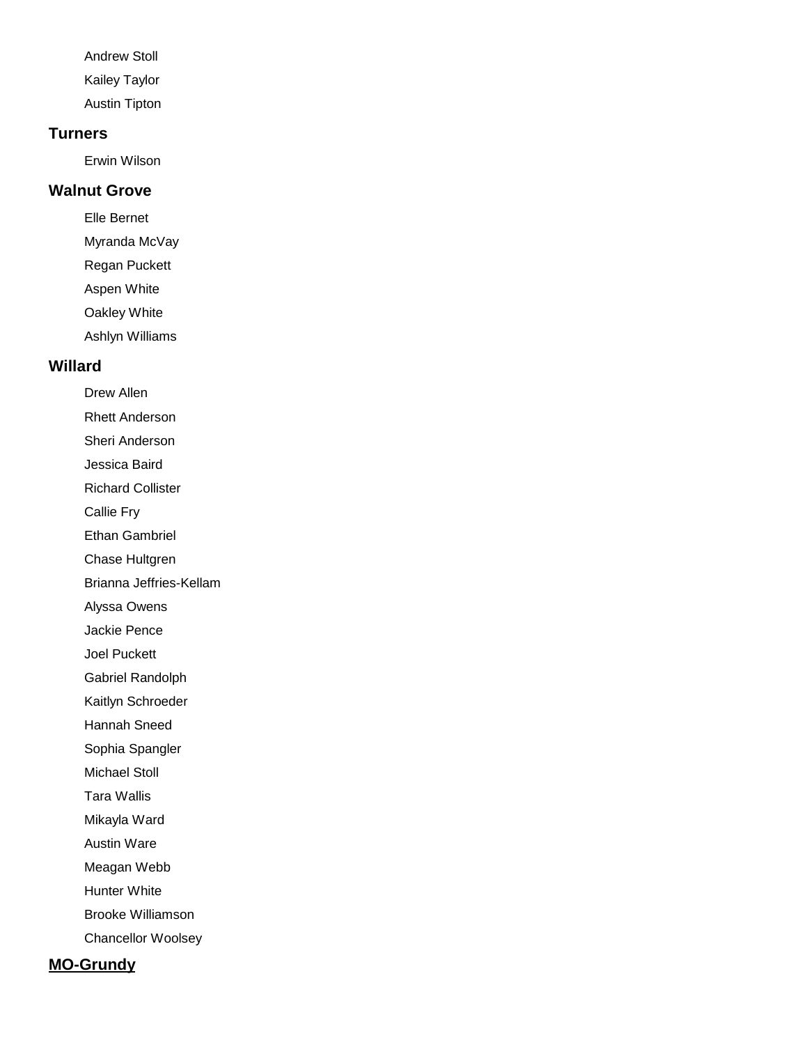Andrew Stoll

Kailey Taylor

Austin Tipton

### Turners

Erwin Wilson

### Walnut Grove

Elle Bernet

Myranda McVay

Regan Puckett

Aspen White

Oakley White

Ashlyn Williams

### Willard

Drew Allen

Rhett Anderson

Sheri Anderson

Jessica Baird

Richard Collister

Callie Fry

Ethan Gambriel

Chase Hultgren

Brianna Jeffries-Kellam

Alyssa Owens

Jackie Pence

Joel Puckett

Gabriel Randolph

Kaitlyn Schroeder

Hannah Sneed

Sophia Spangler

Michael Stoll

Tara Wallis

Mikayla Ward

Austin Ware

Meagan Webb

Hunter White

Brooke Williamson

Chancellor Woolsey

## MO-Grundy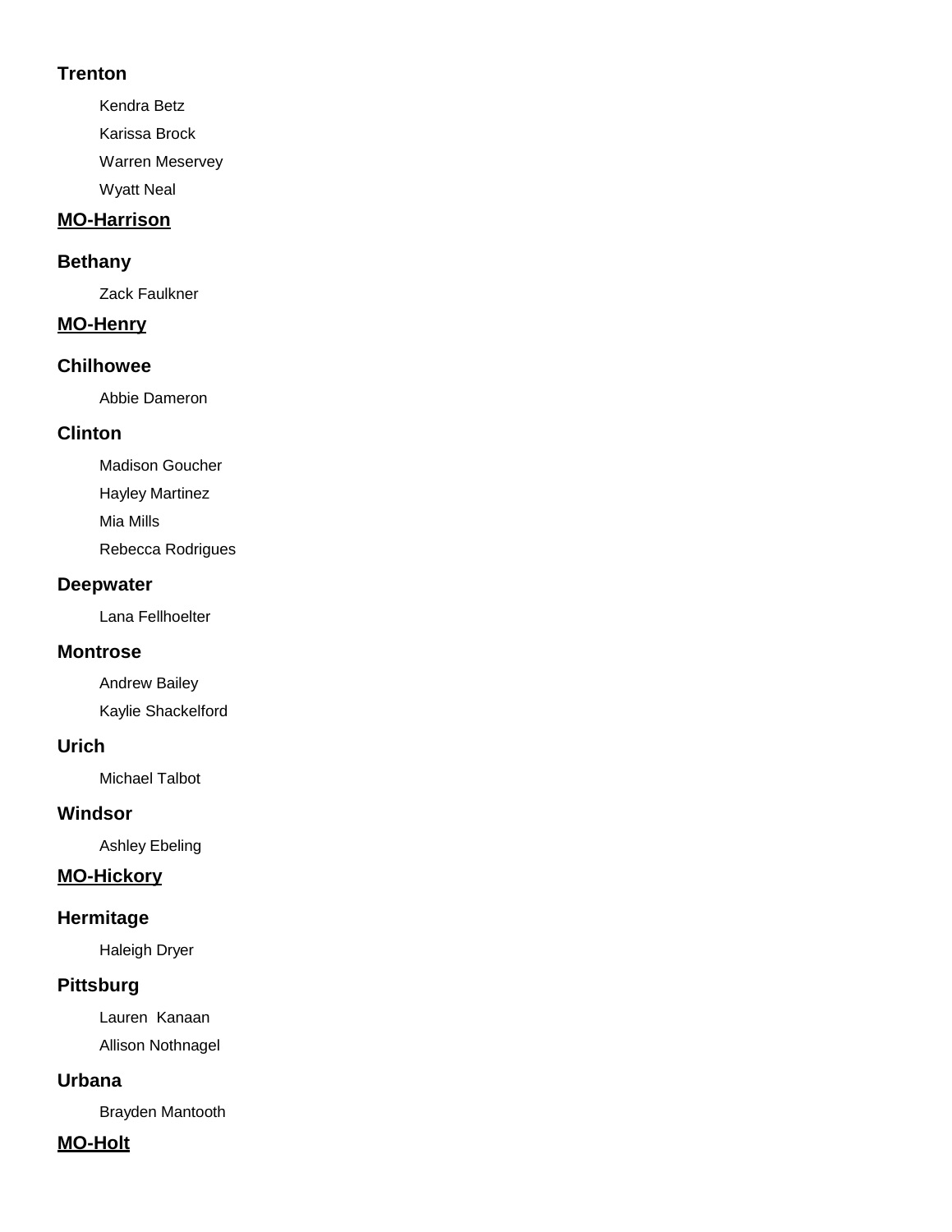### Trenton

Kendra Betz

Karissa Brock

Warren Meservey

Wyatt Neal

## MO-Harrison

### Bethany

Zack Faulkner

## MO-Henry

### Chilhowee

Abbie Dameron

### Clinton

Madison Goucher

Hayley Martinez

Mia Mills

Rebecca Rodrigues

### Deepwater

Lana Fellhoelter

### Montrose

Andrew Bailey

Kaylie Shackelford

### Urich

Michael Talbot

### Windsor

Ashley Ebeling

## MO-Hickory

### Hermitage

Haleigh Dryer

### Pittsburg

Lauren  Kanaan

Allison Nothnagel

### Urbana

Brayden Mantooth

## MO-Holt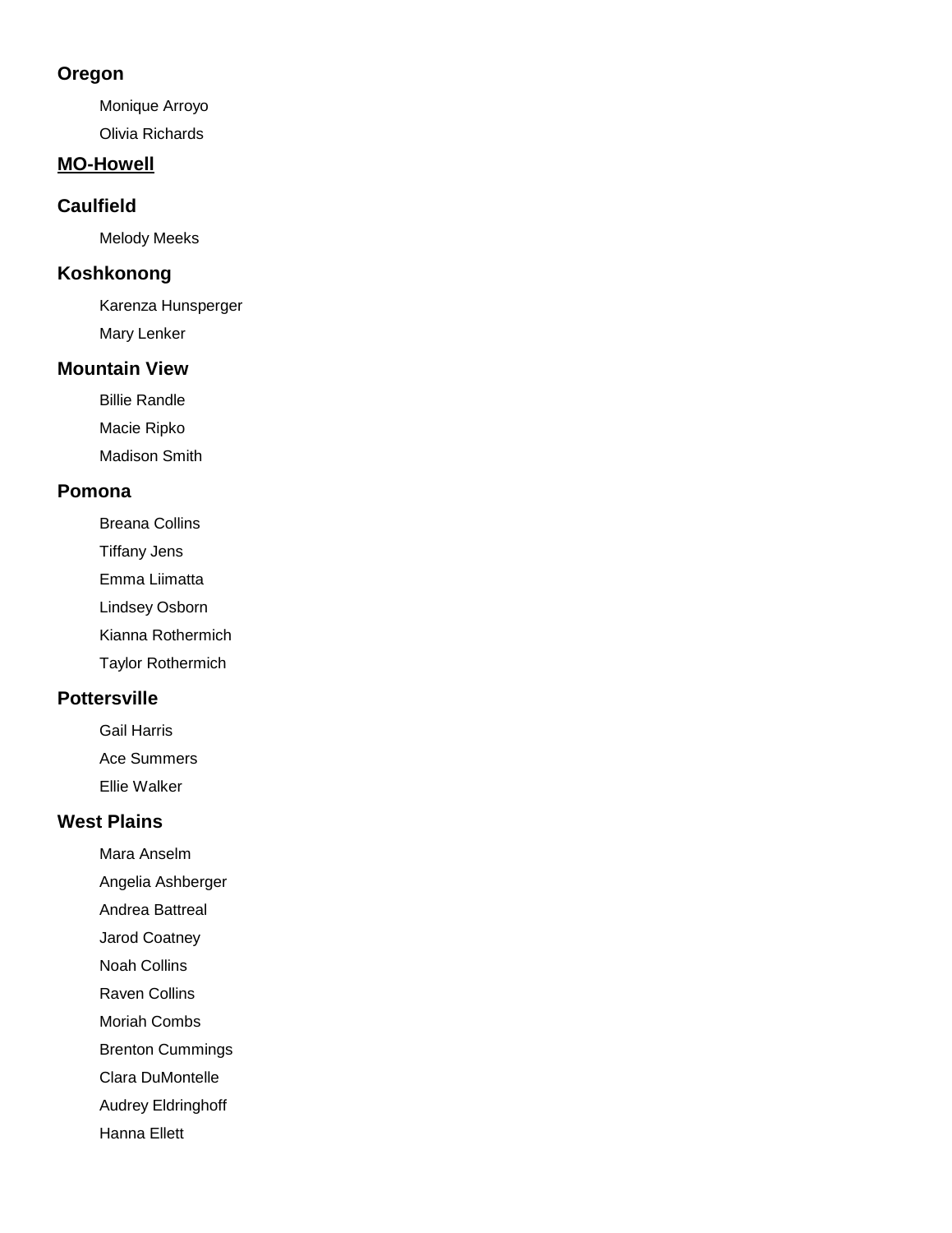### Oregon

Monique Arroyo

Olivia Richards

## MO-Howell

### Caulfield

Melody Meeks

### Koshkonong

Karenza Hunsperger

Mary Lenker

### Mountain View

Billie Randle

Macie Ripko

Madison Smith

### Pomona

Breana Collins

Tiffany Jens

Emma Liimatta

Lindsey Osborn

Kianna Rothermich

Taylor Rothermich

### Pottersville

Gail Harris

Ace Summers

Ellie Walker

### West Plains

Mara Anselm

Angelia Ashberger

Andrea Battreal

Jarod Coatney

Noah Collins

Raven Collins

Moriah Combs

Brenton Cummings

Clara DuMontelle

Audrey Eldringhoff

Hanna Ellett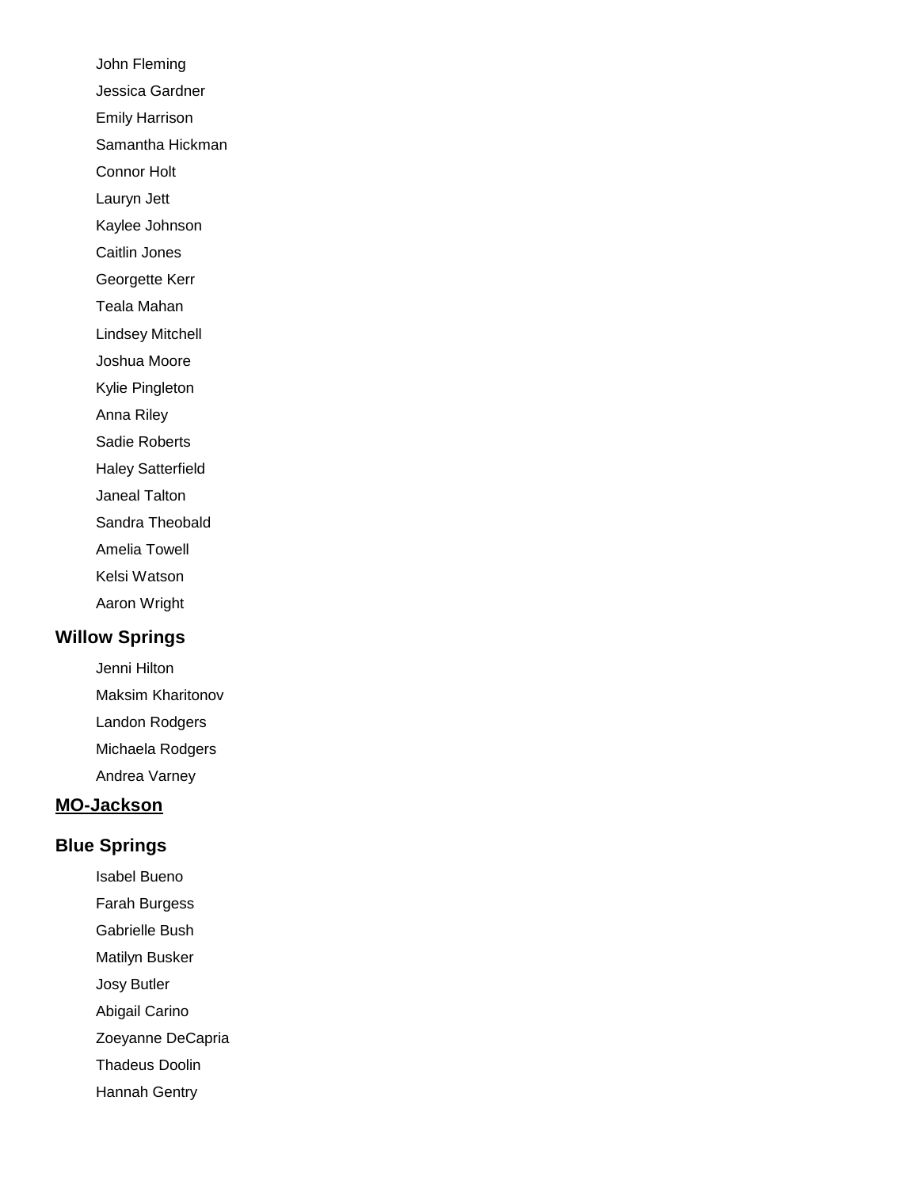John Fleming

Jessica Gardner

Emily Harrison

Samantha Hickman

Connor Holt

Lauryn Jett

Kaylee Johnson

Caitlin Jones

Georgette Kerr

Teala Mahan

Lindsey Mitchell

Joshua Moore

Kylie Pingleton

Anna Riley

Sadie Roberts

Haley Satterfield

Janeal Talton

Sandra Theobald

Amelia Towell

Kelsi Watson

Aaron Wright

### Willow Springs

Jenni Hilton

Maksim Kharitonov

Landon Rodgers

Michaela Rodgers

Andrea Varney

## **MO-Jackson**

### Blue Springs

Isabel Bueno

Farah Burgess

Gabrielle Bush

Matilyn Busker

Josy Butler

Abigail Carino

Zoeyanne DeCapria

Thadeus Doolin

Hannah Gentry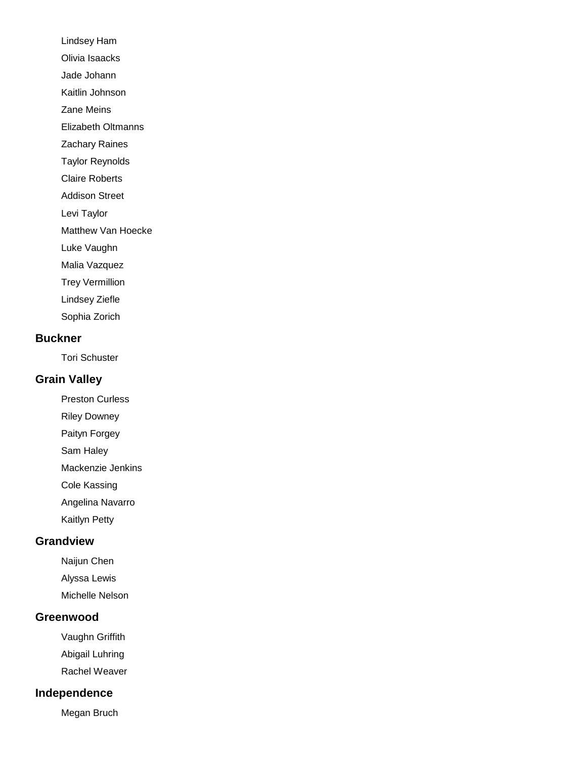Lindsey Ham

Olivia Isaacks

Jade Johann

Kaitlin Johnson

Zane Meins

Elizabeth Oltmanns

Zachary Raines

Taylor Reynolds

Claire Roberts

Addison Street

Levi Taylor

Matthew Van Hoecke

Luke Vaughn

Malia Vazquez

Trey Vermillion

Lindsey Ziefle

Sophia Zorich

## Buckner

Tori Schuster

## Grain Valley

Preston Curless

Riley Downey

Paityn Forgey

Sam Haley

Mackenzie Jenkins

Cole Kassing

Angelina Navarro

Kaitlyn Petty

## Grandview

Naijun Chen

Alyssa Lewis

Michelle Nelson

## Greenwood

Vaughn Griffith

Abigail Luhring

Rachel Weaver

## Independence

Megan Bruch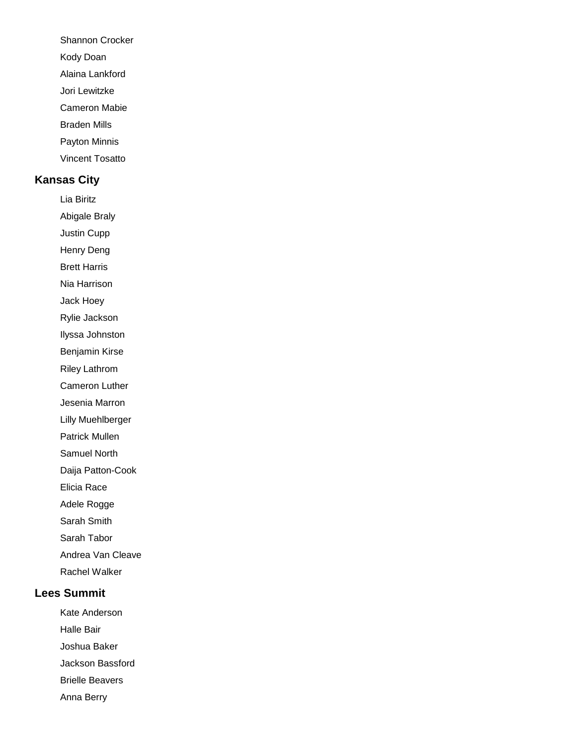Shannon Crocker

Kody Doan

Alaina Lankford

Jori Lewitzke

Cameron Mabie

Braden Mills

Payton Minnis

Vincent Tosatto

## Kansas City

Lia Biritz

Abigale Braly

Justin Cupp

Henry Deng

Brett Harris

Nia Harrison

Jack Hoey

Rylie Jackson

Ilyssa Johnston

Benjamin Kirse

Riley Lathrom

Cameron Luther

Jesenia Marron

Lilly Muehlberger

Patrick Mullen

Samuel North

Daija Patton-Cook

Elicia Race

Adele Rogge

Sarah Smith

Sarah Tabor

Andrea Van Cleave

Rachel Walker

## Lees Summit

Kate Anderson

Halle Bair

Joshua Baker

Jackson Bassford

Brielle Beavers

Anna Berry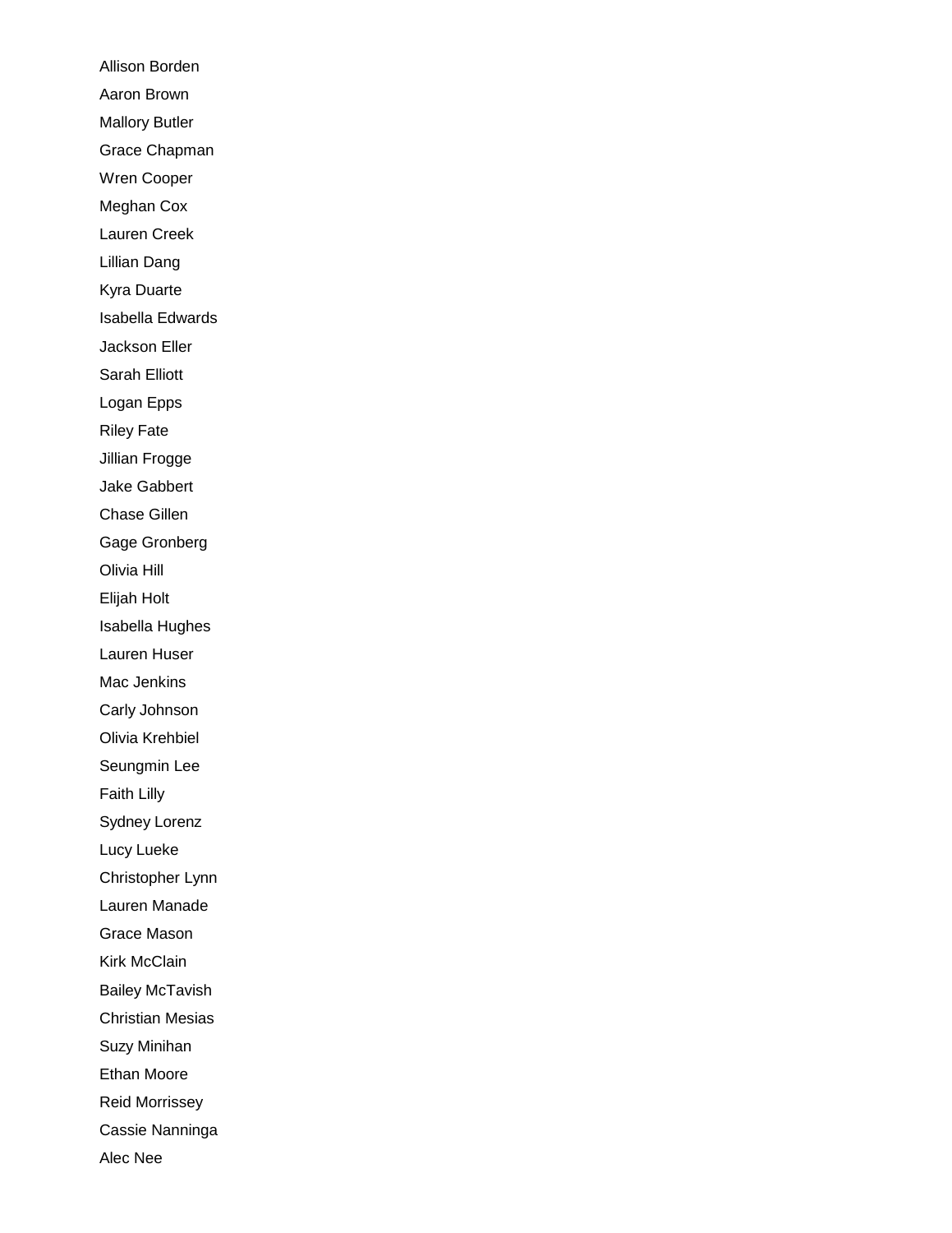Allison Borden

Aaron Brown

Mallory Butler

Grace Chapman

Wren Cooper

Meghan Cox

Lauren Creek

Lillian Dang

Kyra Duarte

Isabella Edwards

Jackson Eller

Sarah Elliott

Logan Epps

Riley Fate

Jillian Frogge

Jake Gabbert

Chase Gillen

Gage Gronberg

Olivia Hill

Elijah Holt

Isabella Hughes

Lauren Huser

Mac Jenkins

Carly Johnson

Olivia Krehbiel

Seungmin Lee

Faith Lilly

Sydney Lorenz

Lucy Lueke

Christopher Lynn

Lauren Manade

Grace Mason

Kirk McClain

Bailey McTavish

Christian Mesias

Suzy Minihan

Ethan Moore

Reid Morrissey

Cassie Nanninga

Alec Nee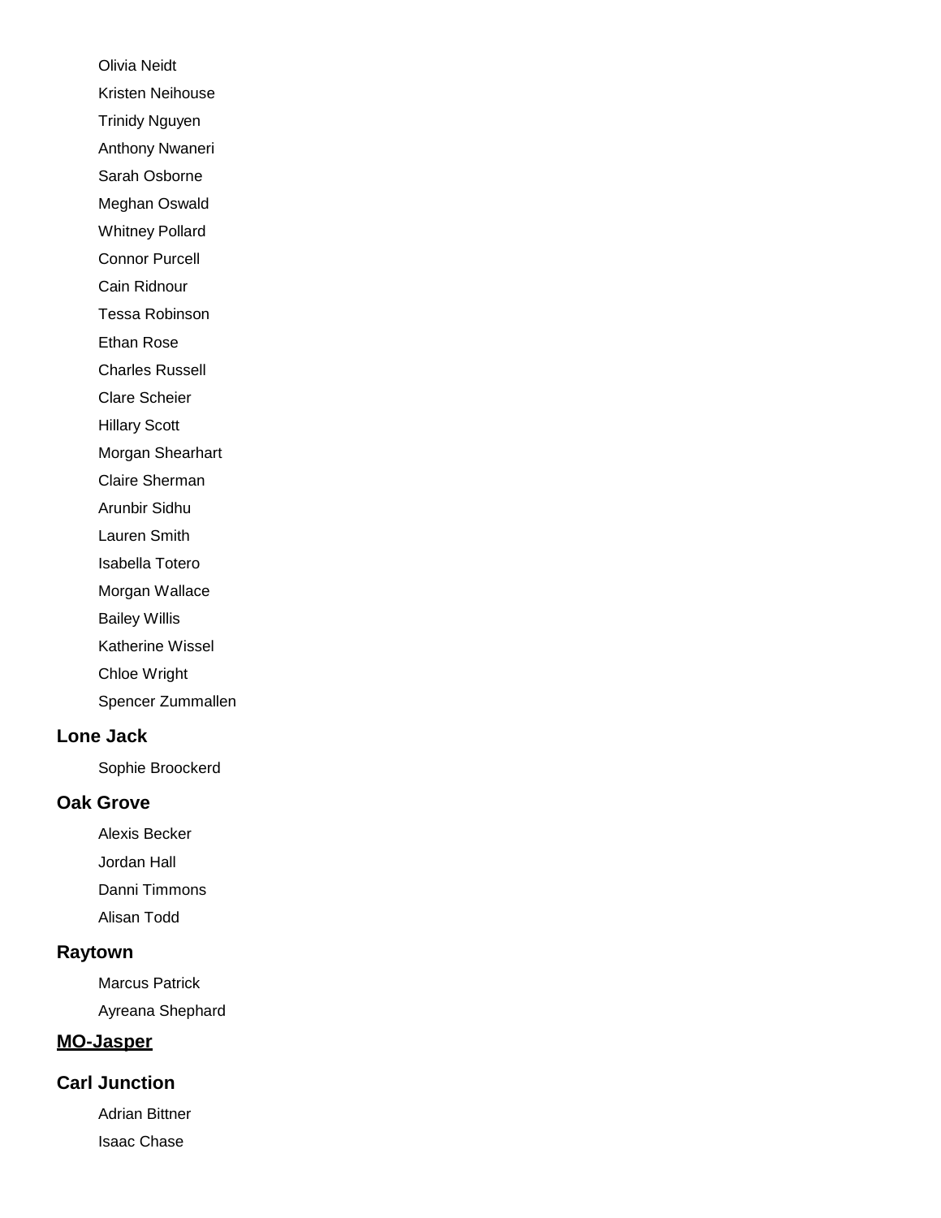Olivia Neidt

Kristen Neihouse

Trinidy Nguyen

Anthony Nwaneri

Sarah Osborne

Meghan Oswald

Whitney Pollard

Connor Purcell

Cain Ridnour

Tessa Robinson

Ethan Rose

Charles Russell

Clare Scheier

Hillary Scott

Morgan Shearhart

Claire Sherman

Arunbir Sidhu

Lauren Smith

Isabella Totero

Morgan Wallace

Bailey Willis

Katherine Wissel

Chloe Wright

Spencer Zummallen

### Lone Jack

Sophie Broockerd

### Oak Grove

Alexis Becker

Jordan Hall

Danni Timmons

Alisan Todd

### Raytown

Marcus Patrick

Ayreana Shephard

## MO-Jasper

### Carl Junction

Adrian Bittner

Isaac Chase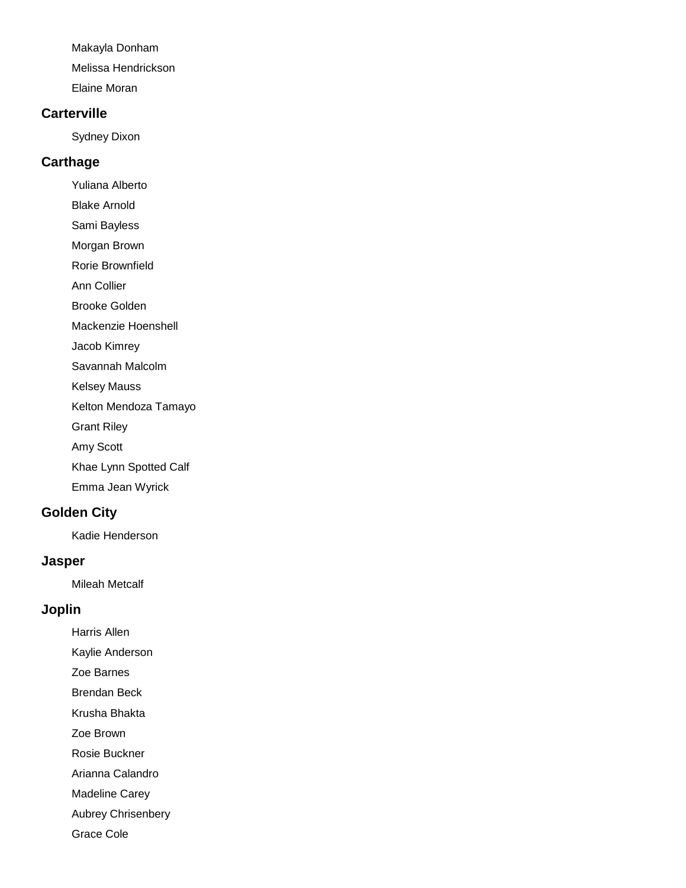Makayla Donham

Melissa Hendrickson

Elaine Moran

### Carterville

Sydney Dixon

### Carthage

Yuliana Alberto

Blake Arnold

Sami Bayless

Morgan Brown

Rorie Brownfield

Ann Collier

Brooke Golden

Mackenzie Hoenshell

Jacob Kimrey

Savannah Malcolm

Kelsey Mauss

Kelton Mendoza Tamayo

Grant Riley

Amy Scott

Khae Lynn Spotted Calf

Emma Jean Wyrick

### Golden City

Kadie Henderson

### Jasper

Mileah Metcalf

### Joplin

Harris Allen

Kaylie Anderson

Zoe Barnes

Brendan Beck

Krusha Bhakta

Zoe Brown

Rosie Buckner

Arianna Calandro

Madeline Carey

Aubrey Chrisenbery

Grace Cole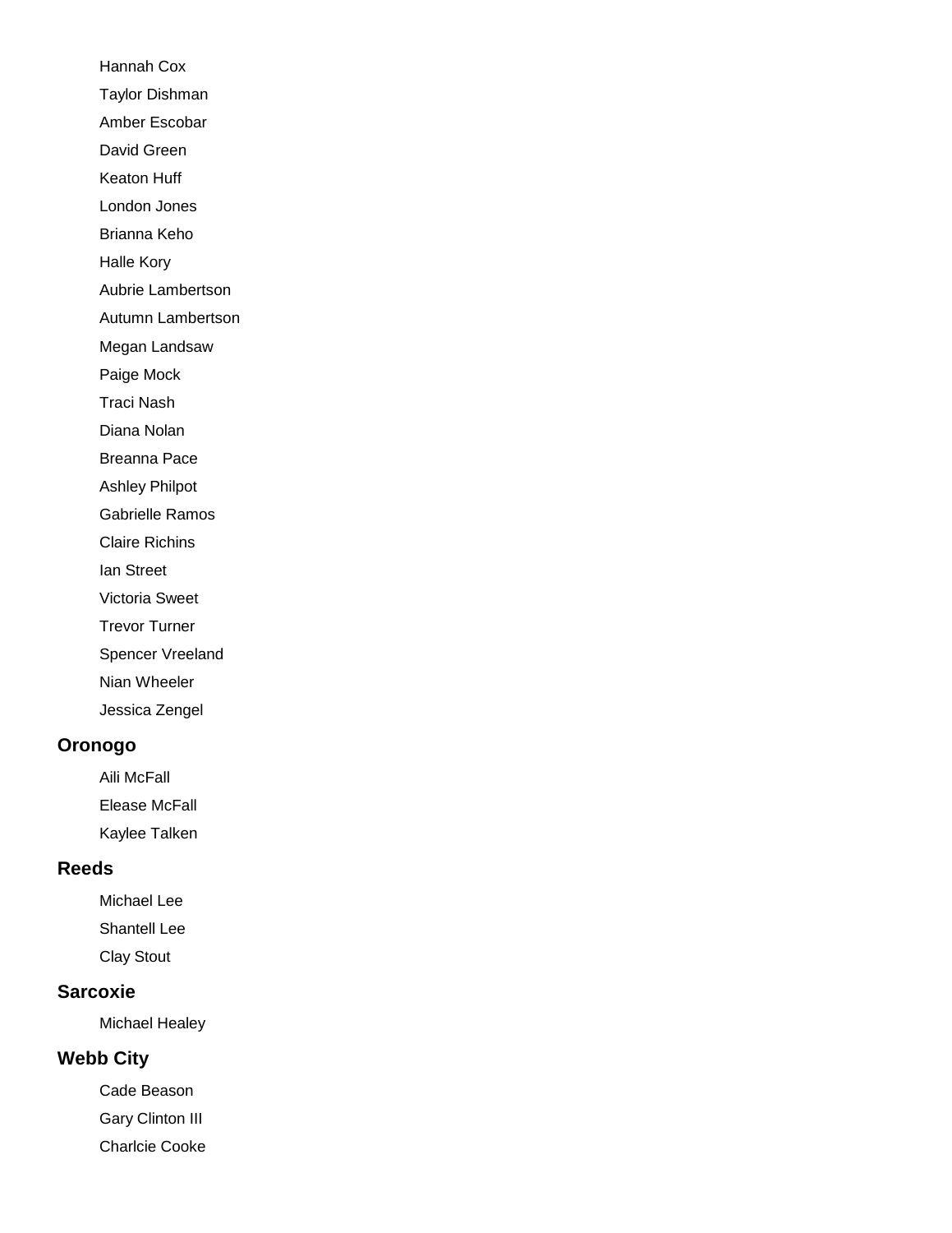Hannah Cox

Taylor Dishman

Amber Escobar

David Green

Keaton Huff

London Jones

Brianna Keho

Halle Kory

Aubrie Lambertson

Autumn Lambertson

Megan Landsaw

Paige Mock

Traci Nash

Diana Nolan

Breanna Pace

Ashley Philpot

Gabrielle Ramos

Claire Richins

Ian Street

Victoria Sweet

Trevor Turner

Spencer Vreeland

Nian Wheeler

Jessica Zengel

### Oronogo

Aili McFall

Elease McFall

Kaylee Talken

### Reeds

Michael Lee

Shantell Lee

Clay Stout

### Sarcoxie

Michael Healey

### Webb City

Cade Beason

Gary Clinton III

Charlcie Cooke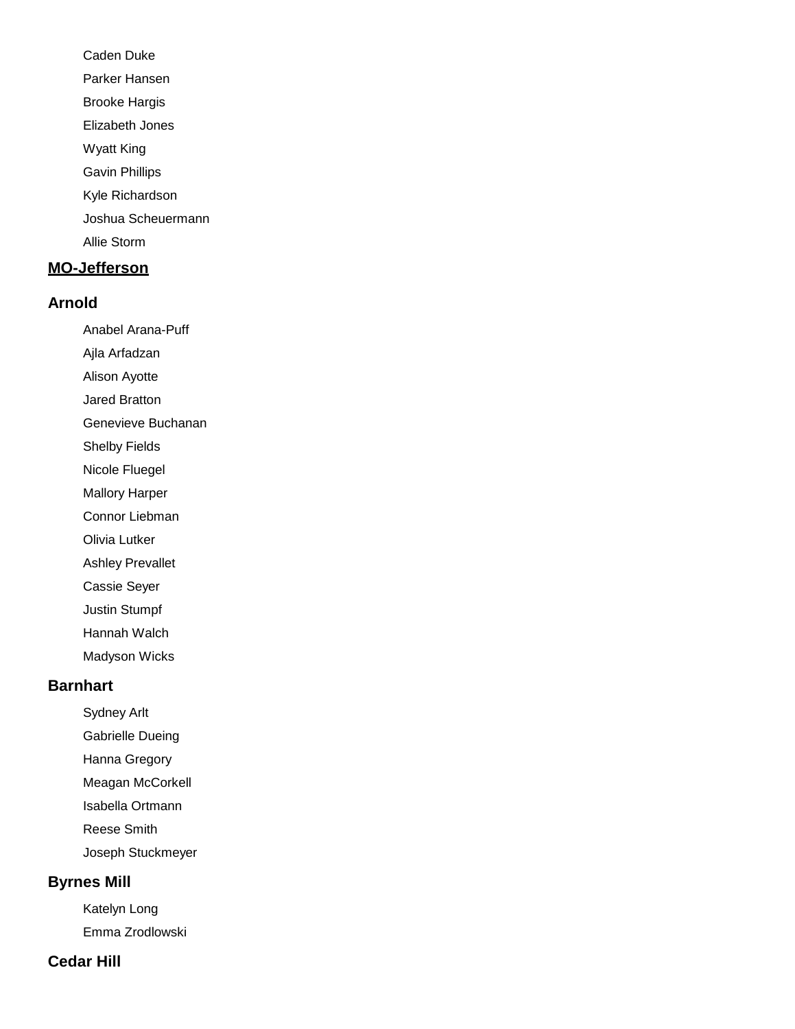- Caden Duke
- Parker Hansen
- Brooke Hargis
- Elizabeth Jones
- Wyatt King
- Gavin Phillips
- Kyle Richardson
- Joshua Scheuermann
- Allie Storm

## **MO-Jefferson**

### Arnold

- Anabel Arana-Puff
- Ajla Arfadzan
- Alison Ayotte
- Jared Bratton
- Genevieve Buchanan
- Shelby Fields
- Nicole Fluegel
- Mallory Harper
- Connor Liebman
- Olivia Lutker
- Ashley Prevallet
- Cassie Seyer
- Justin Stumpf
- Hannah Walch
- Madyson Wicks

### Barnhart

- Sydney Arlt
- Gabrielle Dueing
- Hanna Gregory
- Meagan McCorkell
- Isabella Ortmann
- Reese Smith
- Joseph Stuckmeyer

### Byrnes Mill

- Katelyn Long
- Emma Zrodlowski

### Cedar Hill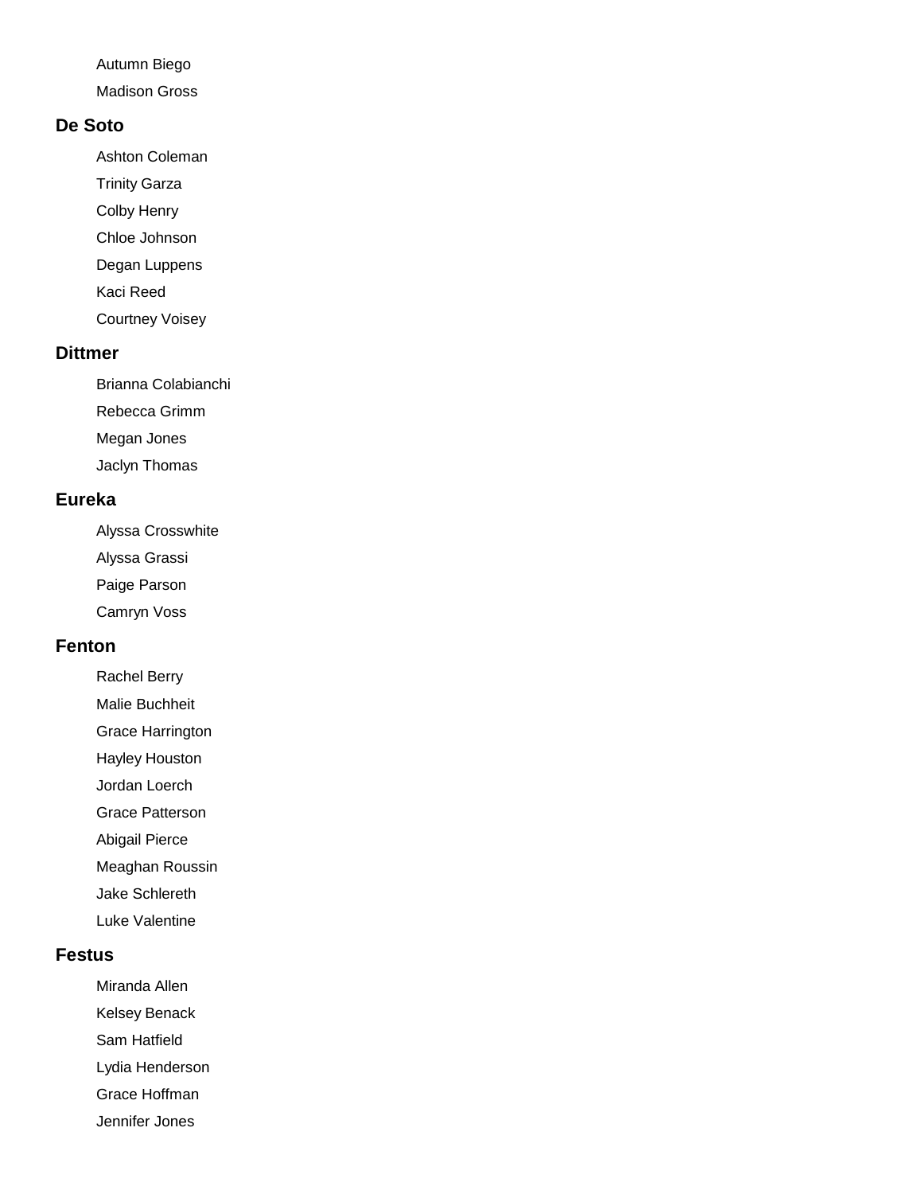Autumn Biego

Madison Gross

### De Soto

Ashton Coleman

Trinity Garza

Colby Henry

Chloe Johnson

Degan Luppens

Kaci Reed

Courtney Voisey

### Dittmer

Brianna Colabianchi

Rebecca Grimm

Megan Jones

Jaclyn Thomas

### Eureka

Alyssa Crosswhite

Alyssa Grassi

Paige Parson

Camryn Voss

### Fenton

Rachel Berry

Malie Buchheit

Grace Harrington

Hayley Houston

Jordan Loerch

Grace Patterson

Abigail Pierce

Meaghan Roussin

Jake Schlereth

Luke Valentine

### Festus

Miranda Allen

Kelsey Benack

Sam Hatfield

Lydia Henderson

Grace Hoffman

Jennifer Jones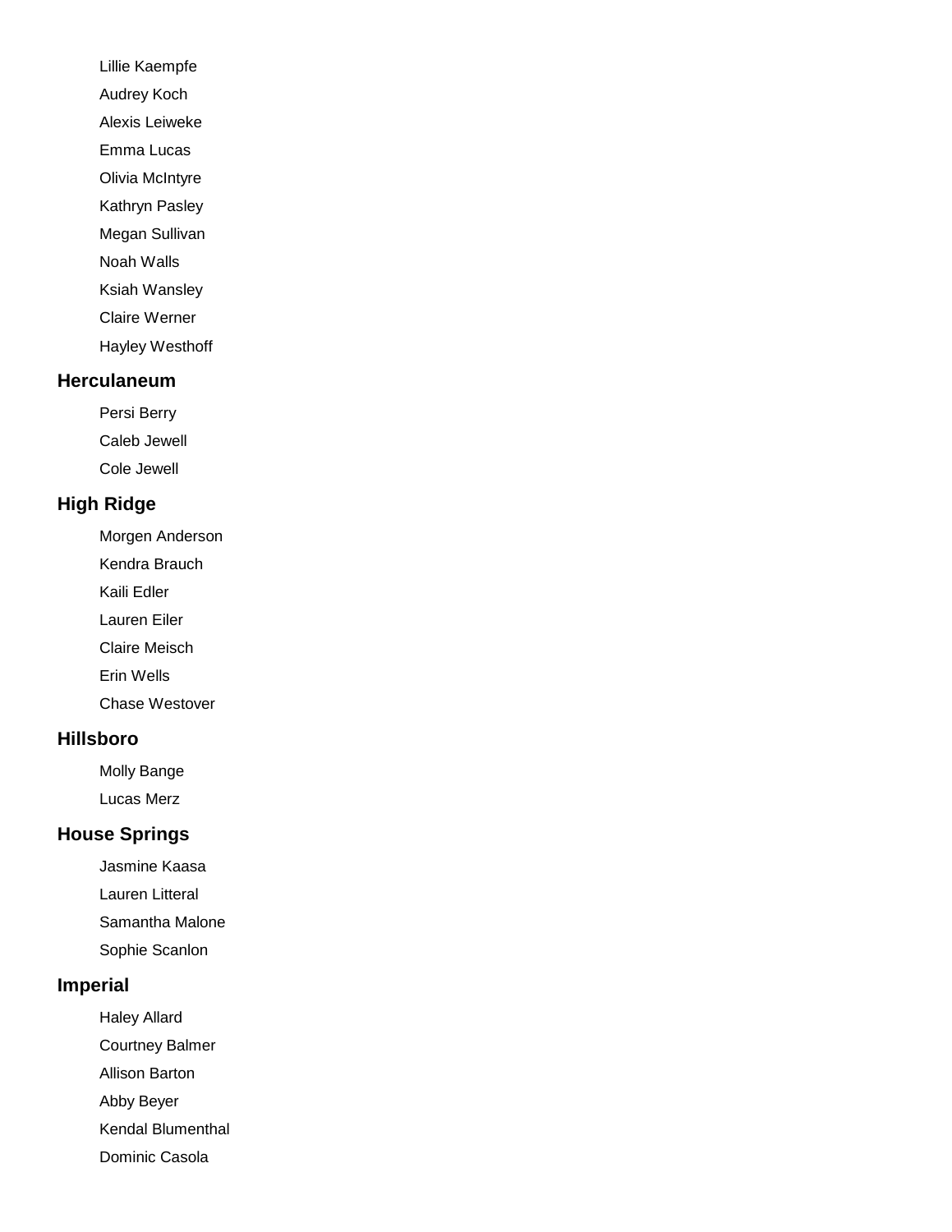Lillie Kaempfe

Audrey Koch

Alexis Leiweke

Emma Lucas

Olivia McIntyre

Kathryn Pasley

Megan Sullivan

Noah Walls

Ksiah Wansley

Claire Werner

Hayley Westhoff

## Herculaneum

Persi Berry

Caleb Jewell

Cole Jewell

## High Ridge

Morgen Anderson

Kendra Brauch

Kaili Edler

Lauren Eiler

Claire Meisch

Erin Wells

Chase Westover

## Hillsboro

Molly Bange

Lucas Merz

## House Springs

Jasmine Kaasa

Lauren Litteral

Samantha Malone

Sophie Scanlon

## Imperial

Haley Allard

Courtney Balmer

Allison Barton

Abby Beyer

Kendal Blumenthal

Dominic Casola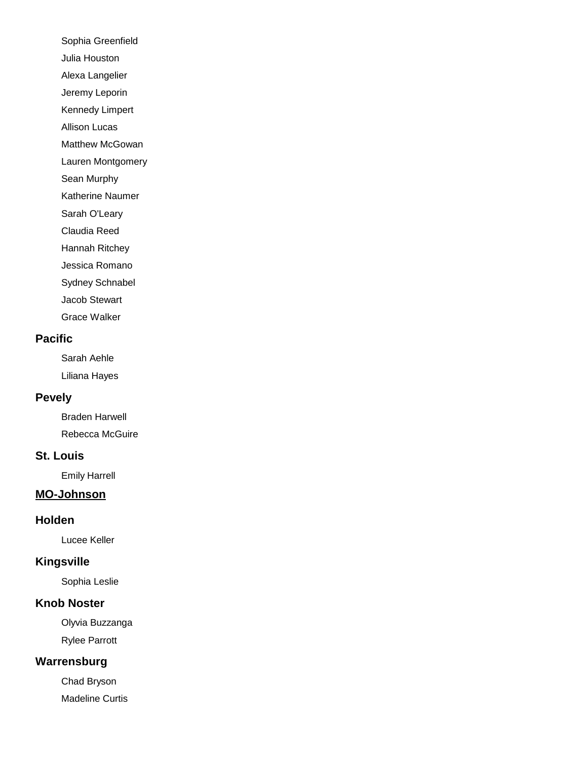Sophia Greenfield

Julia Houston

Alexa Langelier

Jeremy Leporin

Kennedy Limpert

Allison Lucas

Matthew McGowan

Lauren Montgomery

Sean Murphy

Katherine Naumer

Sarah O'Leary

Claudia Reed

Hannah Ritchey

Jessica Romano

Sydney Schnabel

Jacob Stewart

Grace Walker

### Pacific

Sarah Aehle

Liliana Hayes

### Pevely

Braden Harwell

Rebecca McGuire

### St. Louis

Emily Harrell

## MO-Johnson

### Holden

Lucee Keller

### Kingsville

Sophia Leslie

### Knob Noster

Olyvia Buzzanga

Rylee Parrott

### Warrensburg

Chad Bryson

Madeline Curtis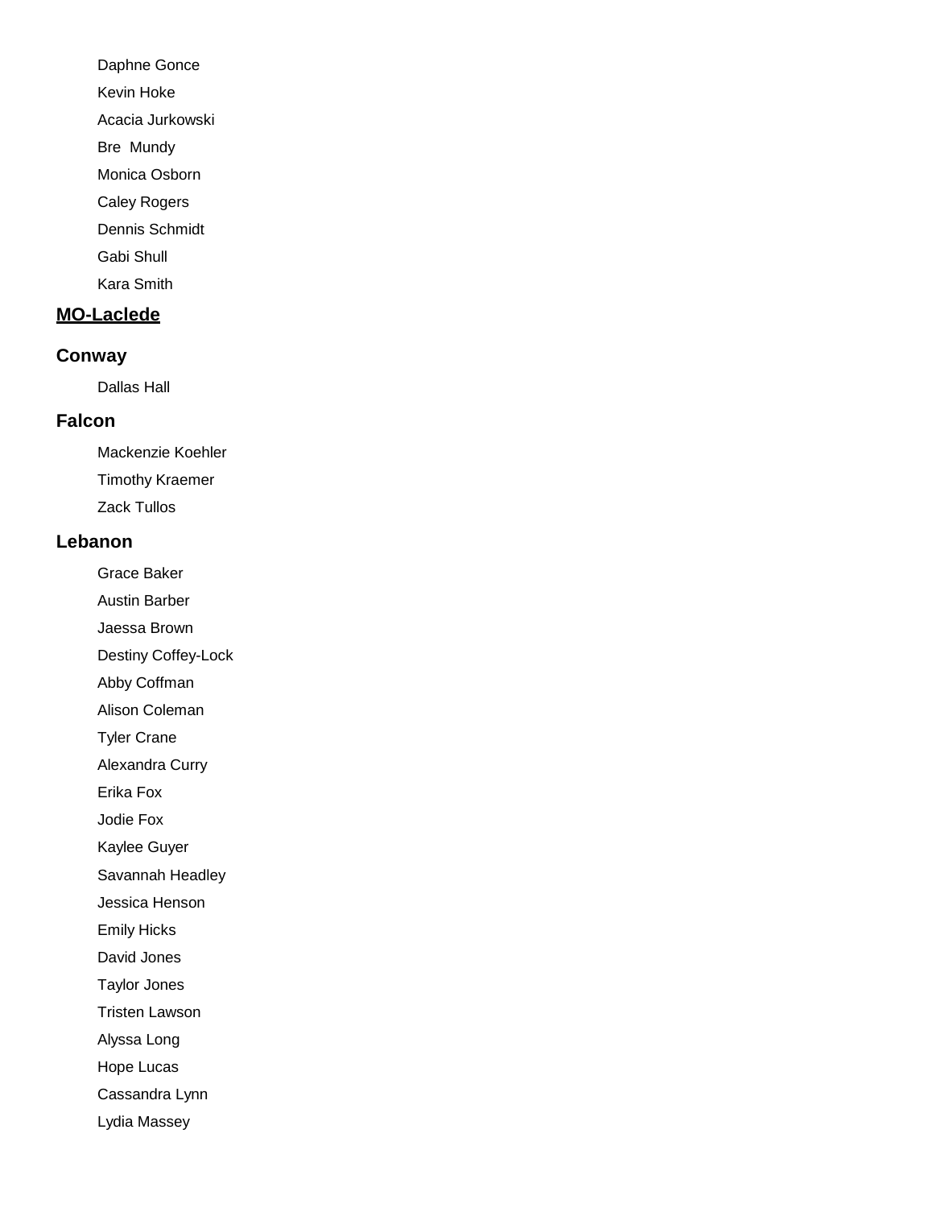Daphne Gonce

Kevin Hoke

Acacia Jurkowski

Bre  Mundy

Monica Osborn

Caley Rogers

Dennis Schmidt

Gabi Shull

Kara Smith

## <u>MO-Laclede</u>

### Conway

Dallas Hall

### Falcon

Mackenzie Koehler

Timothy Kraemer

Zack Tullos

### Lebanon

Grace Baker

Austin Barber

Jaessa Brown

Destiny Coffey-Lock

Abby Coffman

Alison Coleman

Tyler Crane

Alexandra Curry

Erika Fox

Jodie Fox

Kaylee Guyer

Savannah Headley

Jessica Henson

Emily Hicks

David Jones

Taylor Jones

Tristen Lawson

Alyssa Long

Hope Lucas

Cassandra Lynn

Lydia Massey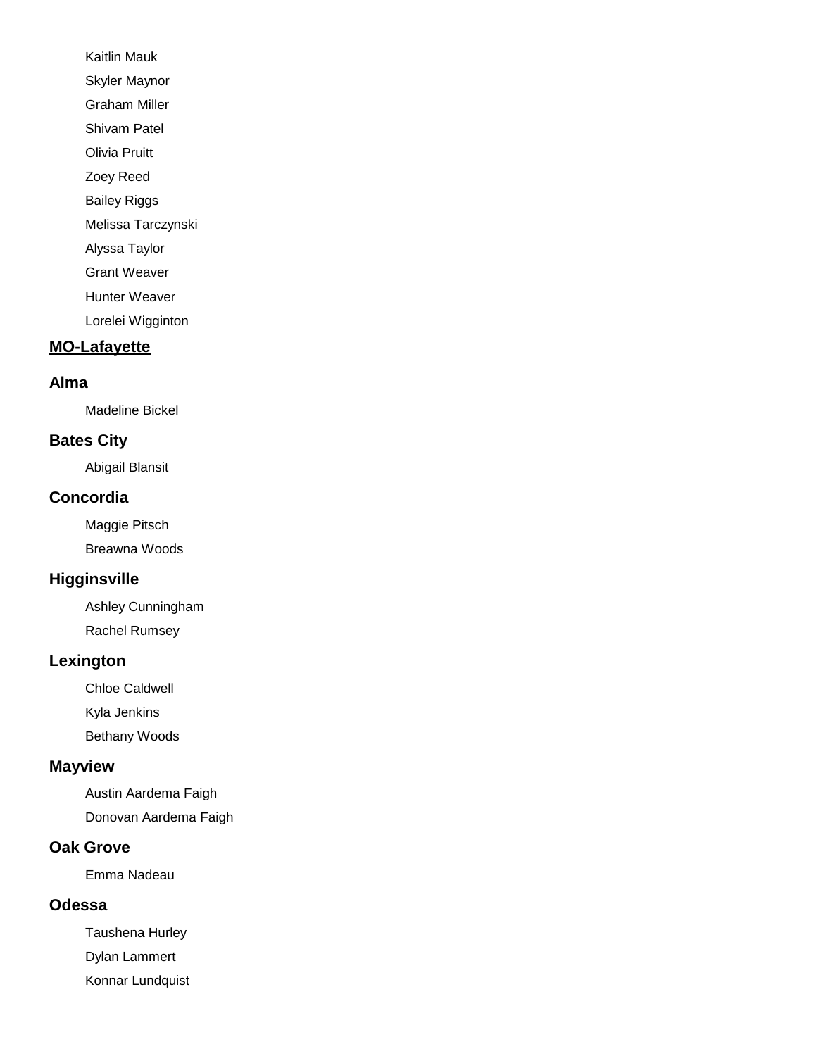Kaitlin Mauk

Skyler Maynor

Graham Miller

Shivam Patel

Olivia Pruitt

Zoey Reed

Bailey Riggs

Melissa Tarczynski

Alyssa Taylor

Grant Weaver

Hunter Weaver

Lorelei Wigginton

## MO-Lafayette

### Alma

Madeline Bickel

### Bates City

Abigail Blansit

### Concordia

Maggie Pitsch

Breawna Woods

### Higginsville

Ashley Cunningham

Rachel Rumsey

### Lexington

Chloe Caldwell

Kyla Jenkins

Bethany Woods

### Mayview

Austin Aardema Faigh

Donovan Aardema Faigh

### Oak Grove

Emma Nadeau

### Odessa

Taushena Hurley

Dylan Lammert

Konnar Lundquist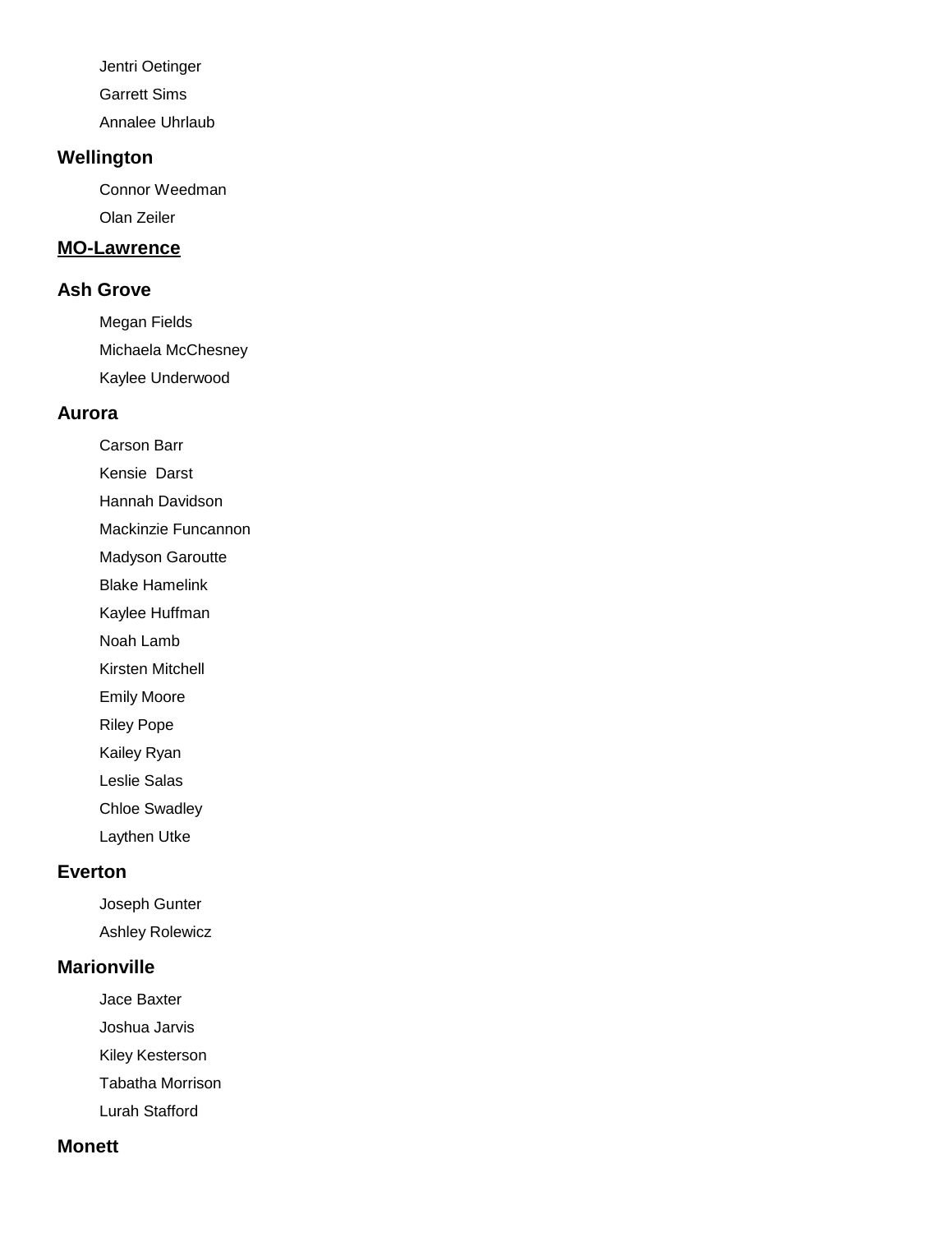Jentri Oetinger

Garrett Sims

Annalee Uhrlaub

### Wellington

Connor Weedman

Olan Zeiler

## MO-Lawrence

### Ash Grove

Megan Fields

Michaela McChesney

Kaylee Underwood

### Aurora

Carson Barr

Kensie Darst

Hannah Davidson

Mackinzie Funcannon

Madyson Garoutte

Blake Hamelink

Kaylee Huffman

Noah Lamb

Kirsten Mitchell

Emily Moore

Riley Pope

Kailey Ryan

Leslie Salas

Chloe Swadley

Laythen Utke

### Everton

Joseph Gunter

Ashley Rolewicz

### Marionville

Jace Baxter

Joshua Jarvis

Kiley Kesterson

Tabatha Morrison

Lurah Stafford

### Monett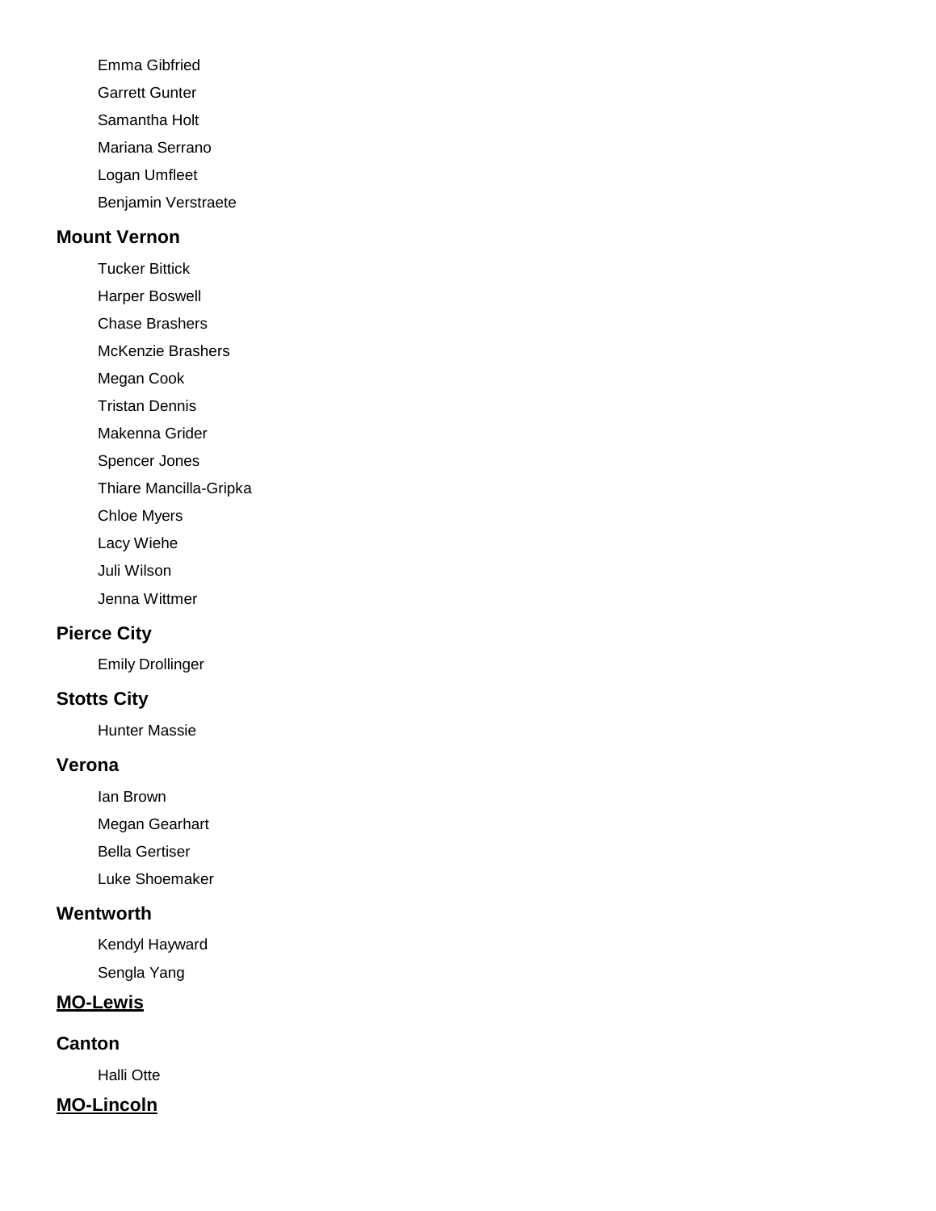Emma Gibfried

Garrett Gunter

Samantha Holt

Mariana Serrano

Logan Umfleet

Benjamin Verstraete

### Mount Vernon

Tucker Bittick

Harper Boswell

Chase Brashers

McKenzie Brashers

Megan Cook

Tristan Dennis

Makenna Grider

Spencer Jones

Thiare Mancilla-Gripka

Chloe Myers

Lacy Wiehe

Juli Wilson

Jenna Wittmer

### Pierce City

Emily Drollinger

### Stotts City

Hunter Massie

### Verona

Ian Brown

Megan Gearhart

Bella Gertiser

Luke Shoemaker

### Wentworth

Kendyl Hayward

Sengla Yang

## MO-Lewis

### Canton

Halli Otte

## MO-Lincoln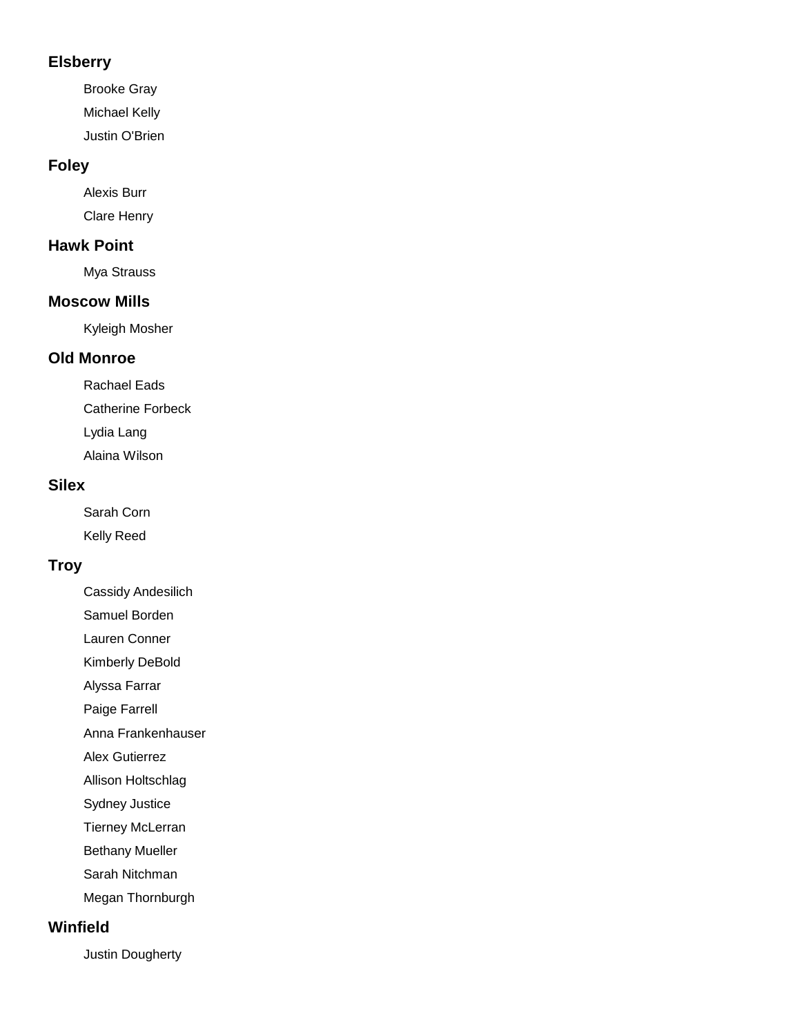### Elsberry

Brooke Gray

Michael Kelly

Justin O'Brien

### Foley

Alexis Burr

Clare Henry

### Hawk Point

Mya Strauss

### Moscow Mills

Kyleigh Mosher

### Old Monroe

Rachael Eads

Catherine Forbeck

Lydia Lang

Alaina Wilson

### Silex

Sarah Corn

Kelly Reed

### Troy

Cassidy Andesilich

Samuel Borden

Lauren Conner

Kimberly DeBold

Alyssa Farrar

Paige Farrell

Anna Frankenhauser

Alex Gutierrez

Allison Holtschlag

Sydney Justice

Tierney McLerran

Bethany Mueller

Sarah Nitchman

Megan Thornburgh

### Winfield

Justin Dougherty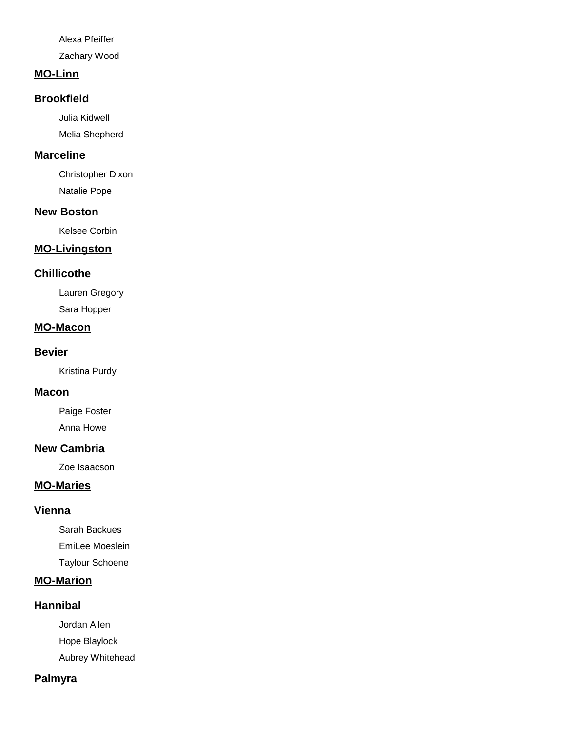Alexa Pfeiffer

Zachary Wood

## MO-Linn

### Brookfield

Julia Kidwell

Melia Shepherd

### Marceline

Christopher Dixon

Natalie Pope

### New Boston

Kelsee Corbin

## MO-Livingston

### Chillicothe

Lauren Gregory

Sara Hopper

## MO-Macon

### Bevier

Kristina Purdy

### Macon

Paige Foster

Anna Howe

### New Cambria

Zoe Isaacson

## MO-Maries

### Vienna

Sarah Backues

EmiLee Moeslein

Taylour Schoene

## MO-Marion

### Hannibal

Jordan Allen

Hope Blaylock

Aubrey Whitehead

### Palmyra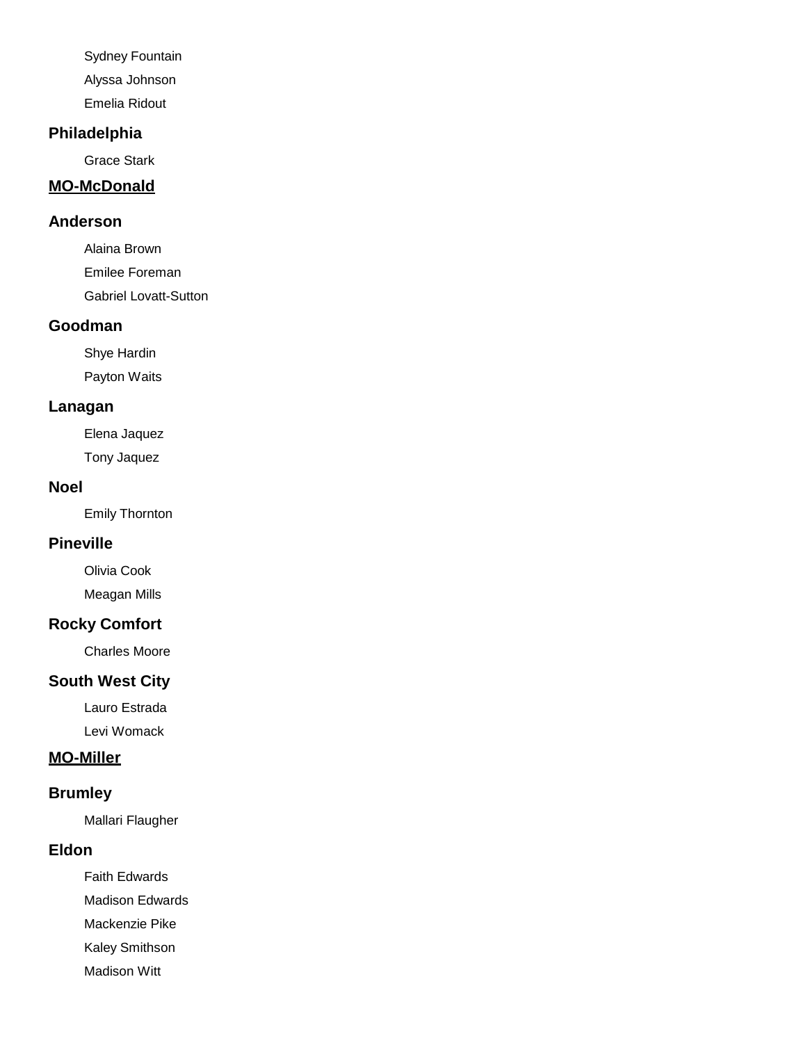Sydney Fountain

Alyssa Johnson

Emelia Ridout

### Philadelphia

Grace Stark

## MO-McDonald

### Anderson

Alaina Brown

Emilee Foreman

Gabriel Lovatt-Sutton

### Goodman

Shye Hardin

Payton Waits

### Lanagan

Elena Jaquez

Tony Jaquez

### Noel

Emily Thornton

### Pineville

Olivia Cook

Meagan Mills

### Rocky Comfort

Charles Moore

### South West City

Lauro Estrada

Levi Womack

## MO-Miller

### Brumley

Mallari Flaugher

### Eldon

Faith Edwards

Madison Edwards

Mackenzie Pike

Kaley Smithson

Madison Witt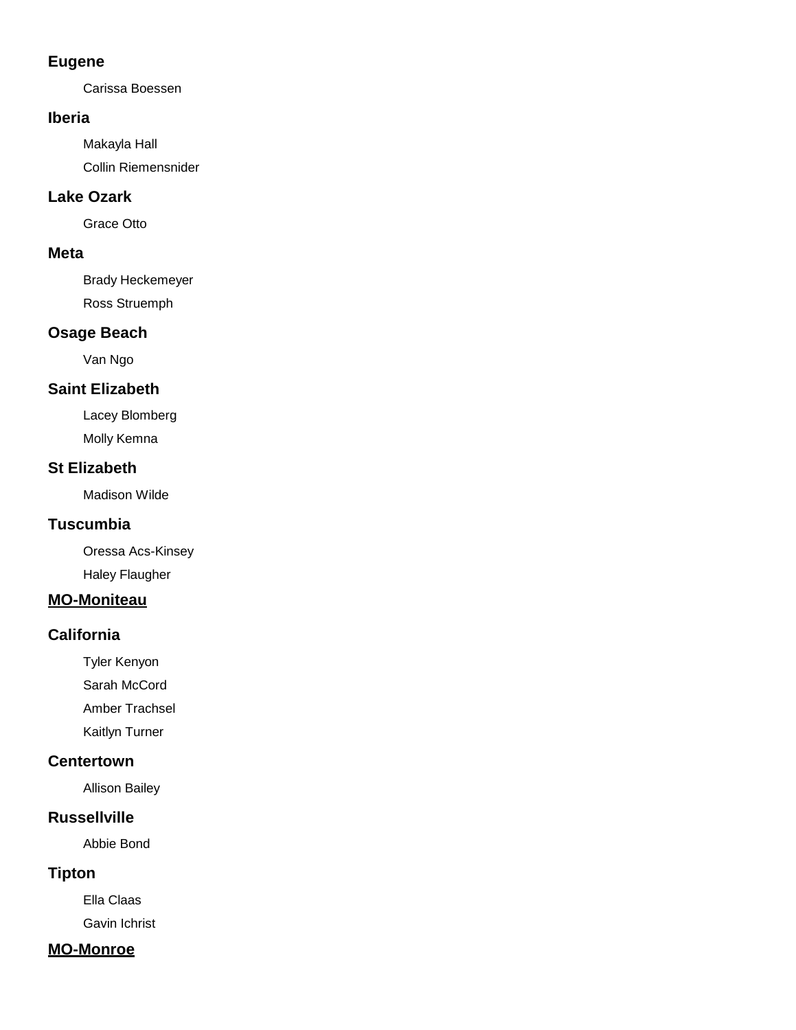### Eugene

Carissa Boessen

### Iberia

Makayla Hall

Collin Riemensnider

### Lake Ozark

Grace Otto

### Meta

Brady Heckemeyer

Ross Struemph

### Osage Beach

Van Ngo

### Saint Elizabeth

Lacey Blomberg

Molly Kemna

### St Elizabeth

Madison Wilde

### Tuscumbia

Oressa Acs-Kinsey

Haley Flaugher

## MO-Moniteau

### California

Tyler Kenyon

Sarah McCord

Amber Trachsel

Kaitlyn Turner

### Centertown

Allison Bailey

### Russellville

Abbie Bond

### Tipton

Ella Claas

Gavin Ichrist

## MO-Monroe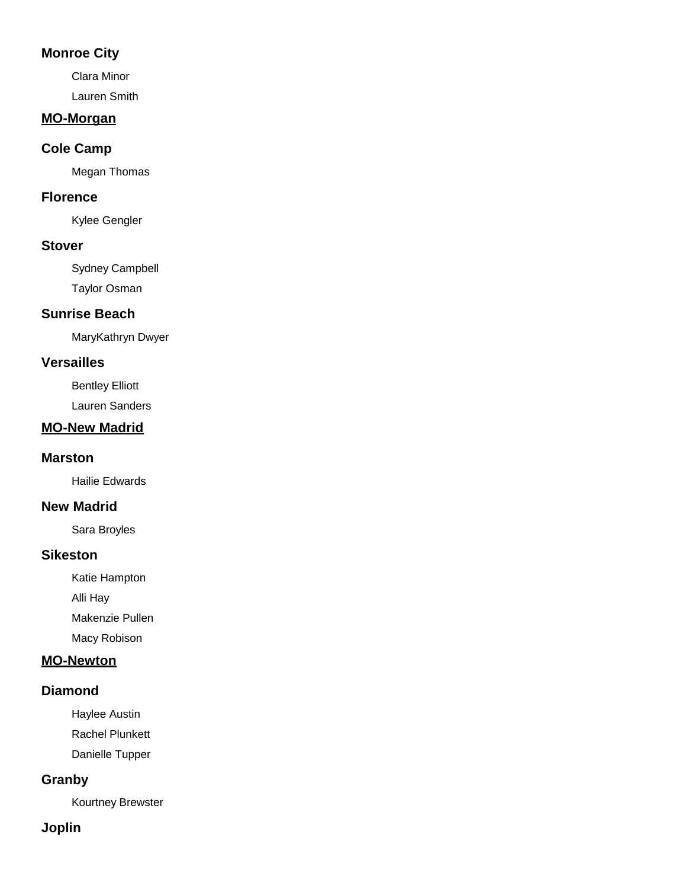### Monroe City

Clara Minor

Lauren Smith

## MO-Morgan

### Cole Camp

Megan Thomas

### Florence

Kylee Gengler

### Stover

Sydney Campbell

Taylor Osman

### Sunrise Beach

MaryKathryn Dwyer

### Versailles

Bentley Elliott

Lauren Sanders

## MO-New Madrid

### Marston

Hailie Edwards

### New Madrid

Sara Broyles

### Sikeston

Katie Hampton

Alli Hay

Makenzie Pullen

Macy Robison

## MO-Newton

### Diamond

Haylee Austin

Rachel Plunkett

Danielle Tupper

### Granby

Kourtney Brewster

### Joplin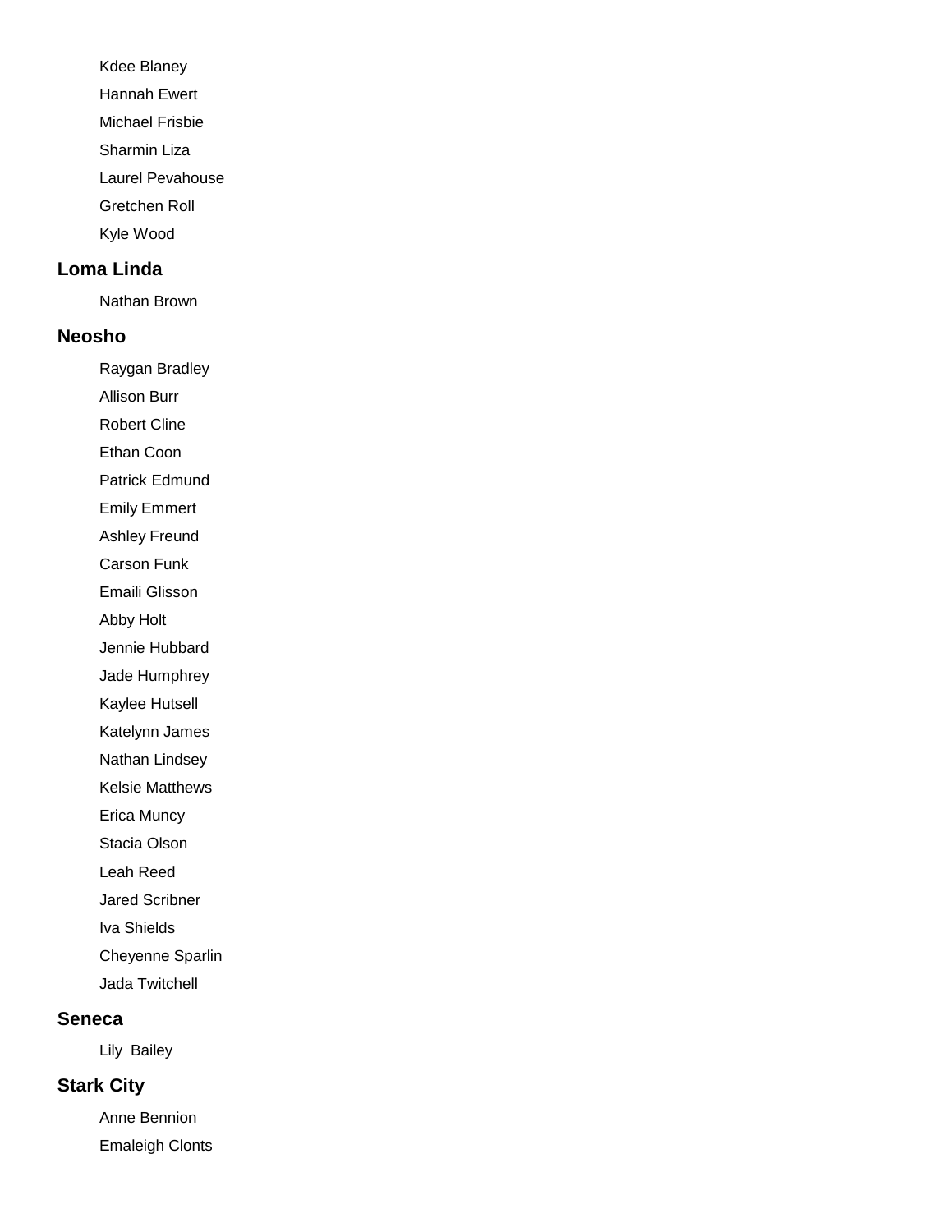Kdee Blaney

Hannah Ewert

Michael Frisbie

Sharmin Liza

Laurel Pevahouse

Gretchen Roll

Kyle Wood

### Loma Linda

Nathan Brown

### Neosho

Raygan Bradley

Allison Burr

Robert Cline

Ethan Coon

Patrick Edmund

Emily Emmert

Ashley Freund

Carson Funk

Emaili Glisson

Abby Holt

Jennie Hubbard

Jade Humphrey

Kaylee Hutsell

Katelynn James

Nathan Lindsey

Kelsie Matthews

Erica Muncy

Stacia Olson

Leah Reed

Jared Scribner

Iva Shields

Cheyenne Sparlin

Jada Twitchell

### Seneca

Lily Bailey

### Stark City

Anne Bennion

Emaleigh Clonts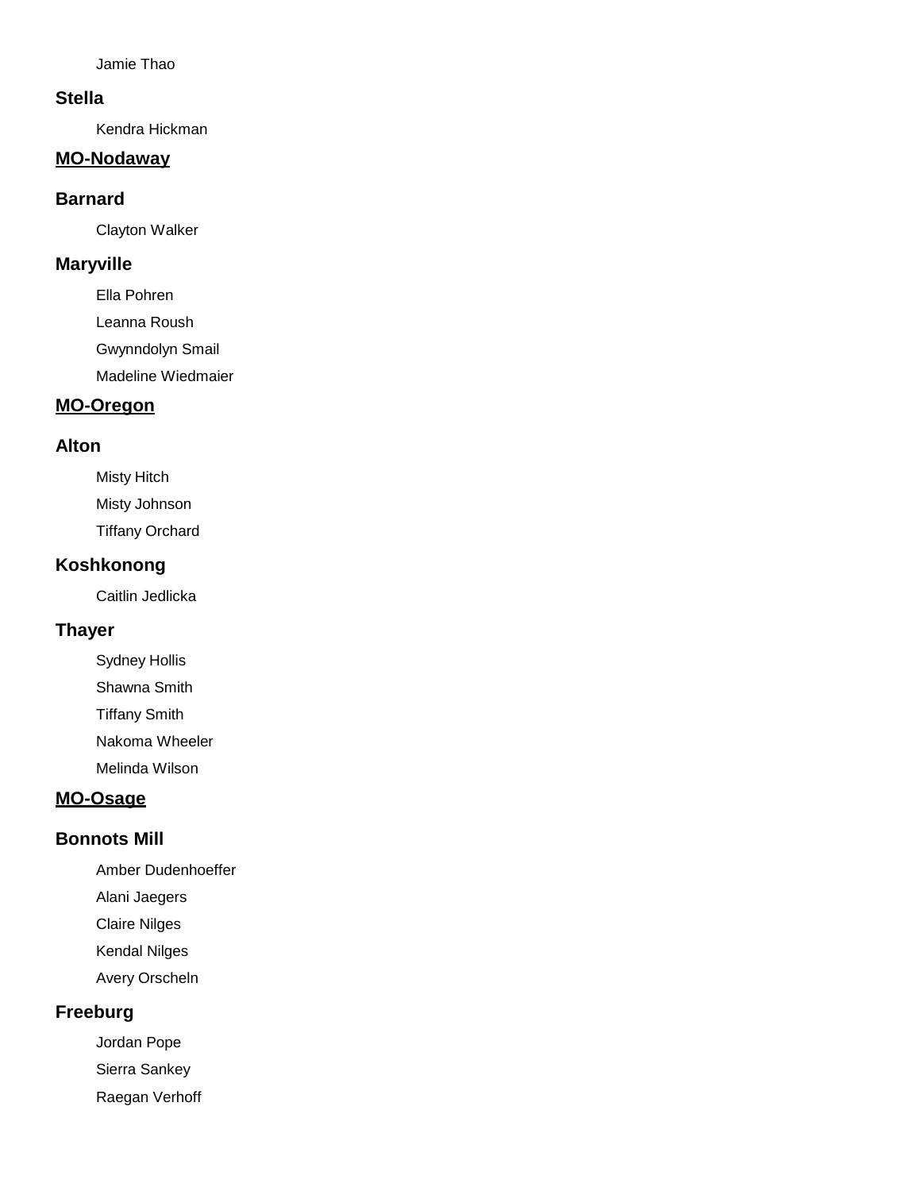Jamie Thao

### Stella

Kendra Hickman

## MO-Nodaway

### Barnard

Clayton Walker

### Maryville

Ella Pohren

Leanna Roush

Gwynndolyn Smail

Madeline Wiedmaier

## MO-Oregon

### Alton

Misty Hitch

Misty Johnson

Tiffany Orchard

### Koshkonong

Caitlin Jedlicka

### Thayer

Sydney Hollis

Shawna Smith

Tiffany Smith

Nakoma Wheeler

Melinda Wilson

## MO-Osage

### Bonnots Mill

Amber Dudenhoeffer

Alani Jaegers

Claire Nilges

Kendal Nilges

Avery Orscheln

### Freeburg

Jordan Pope

Sierra Sankey

Raegan Verhoff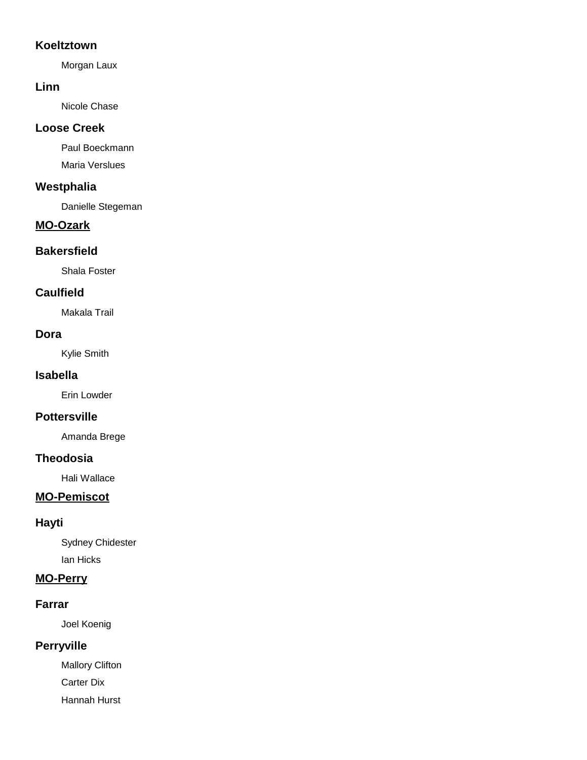### Koeltztown

Morgan Laux

### Linn

Nicole Chase

### Loose Creek

Paul Boeckmann

Maria Verslues

### Westphalia

Danielle Stegeman

## MO-Ozark

### Bakersfield

Shala Foster

### Caulfield

Makala Trail

### Dora

Kylie Smith

### Isabella

Erin Lowder

### Pottersville

Amanda Brege

### Theodosia

Hali Wallace

## MO-Pemiscot

### Hayti

Sydney Chidester

Ian Hicks

## MO-Perry

### Farrar

Joel Koenig

### Perryville

Mallory Clifton

Carter Dix

Hannah Hurst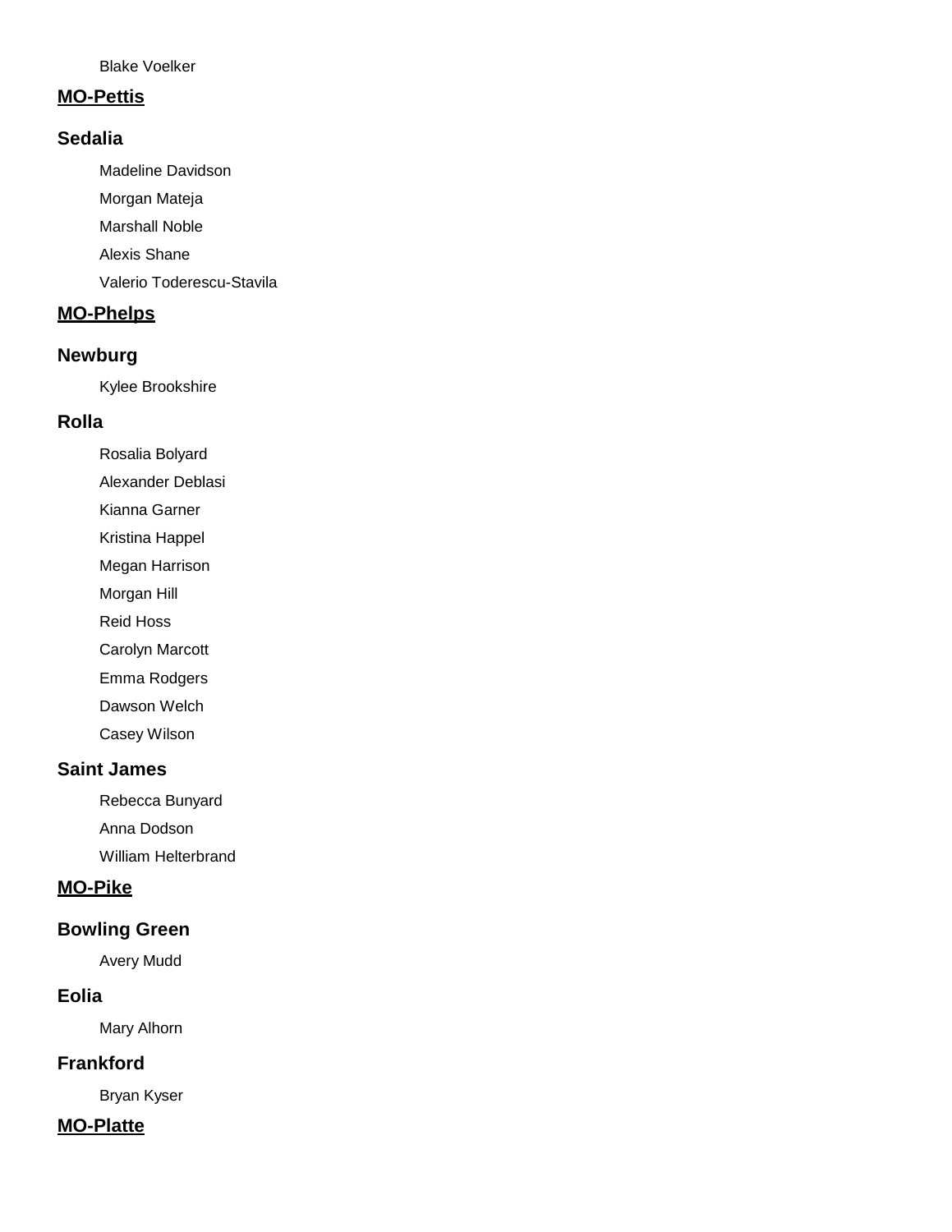Blake Voelker

## MO-Pettis

### Sedalia

- Madeline Davidson
- Morgan Mateja
- Marshall Noble
- Alexis Shane
- Valerio Toderescu-Stavila

## MO-Phelps

### Newburg

- Kylee Brookshire

### Rolla

- Rosalia Bolyard
- Alexander Deblasi
- Kianna Garner
- Kristina Happel
- Megan Harrison
- Morgan Hill
- Reid Hoss
- Carolyn Marcott
- Emma Rodgers
- Dawson Welch
- Casey Wilson

### Saint James

- Rebecca Bunyard
- Anna Dodson
- William Helterbrand

## MO-Pike

### Bowling Green

- Avery Mudd

### Eolia

- Mary Alhorn

### Frankford

- Bryan Kyser

## MO-Platte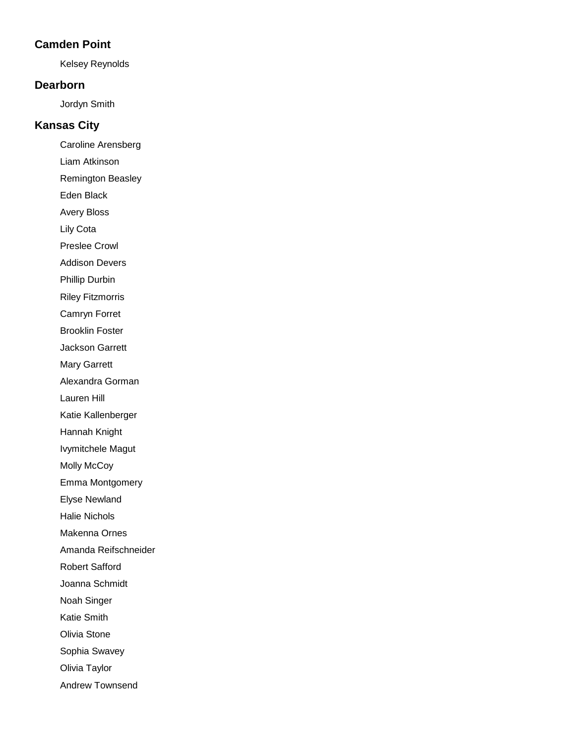### Camden Point

Kelsey Reynolds

### Dearborn

Jordyn Smith

### Kansas City

Caroline Arensberg

Liam Atkinson

Remington Beasley

Eden Black

Avery Bloss

Lily Cota

Preslee Crowl

Addison Devers

Phillip Durbin

Riley Fitzmorris

Camryn Forret

Brooklin Foster

Jackson Garrett

Mary Garrett

Alexandra Gorman

Lauren Hill

Katie Kallenberger

Hannah Knight

Ivymitchele Magut

Molly McCoy

Emma Montgomery

Elyse Newland

Halie Nichols

Makenna Ornes

Amanda Reifschneider

Robert Safford

Joanna Schmidt

Noah Singer

Katie Smith

Olivia Stone

Sophia Swavey

Olivia Taylor

Andrew Townsend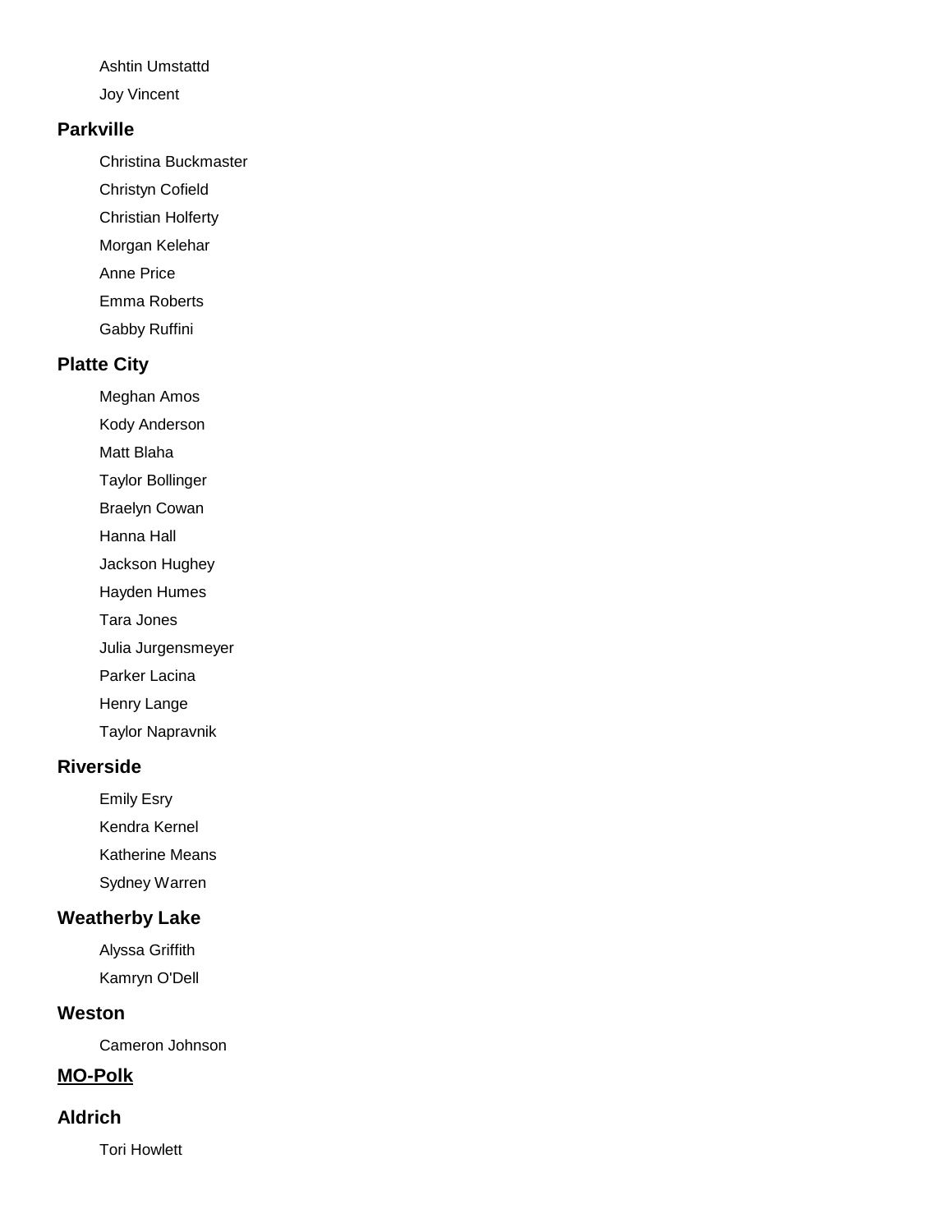Ashtin Umstattd

Joy Vincent

### Parkville

Christina Buckmaster

Christyn Cofield

Christian Holferty

Morgan Kelehar

Anne Price

Emma Roberts

Gabby Ruffini

### Platte City

Meghan Amos

Kody Anderson

Matt Blaha

Taylor Bollinger

Braelyn Cowan

Hanna Hall

Jackson Hughey

Hayden Humes

Tara Jones

Julia Jurgensmeyer

Parker Lacina

Henry Lange

Taylor Napravnik

### Riverside

Emily Esry

Kendra Kernel

Katherine Means

Sydney Warren

### Weatherby Lake

Alyssa Griffith

Kamryn O'Dell

### Weston

Cameron Johnson

## MO-Polk

### Aldrich

Tori Howlett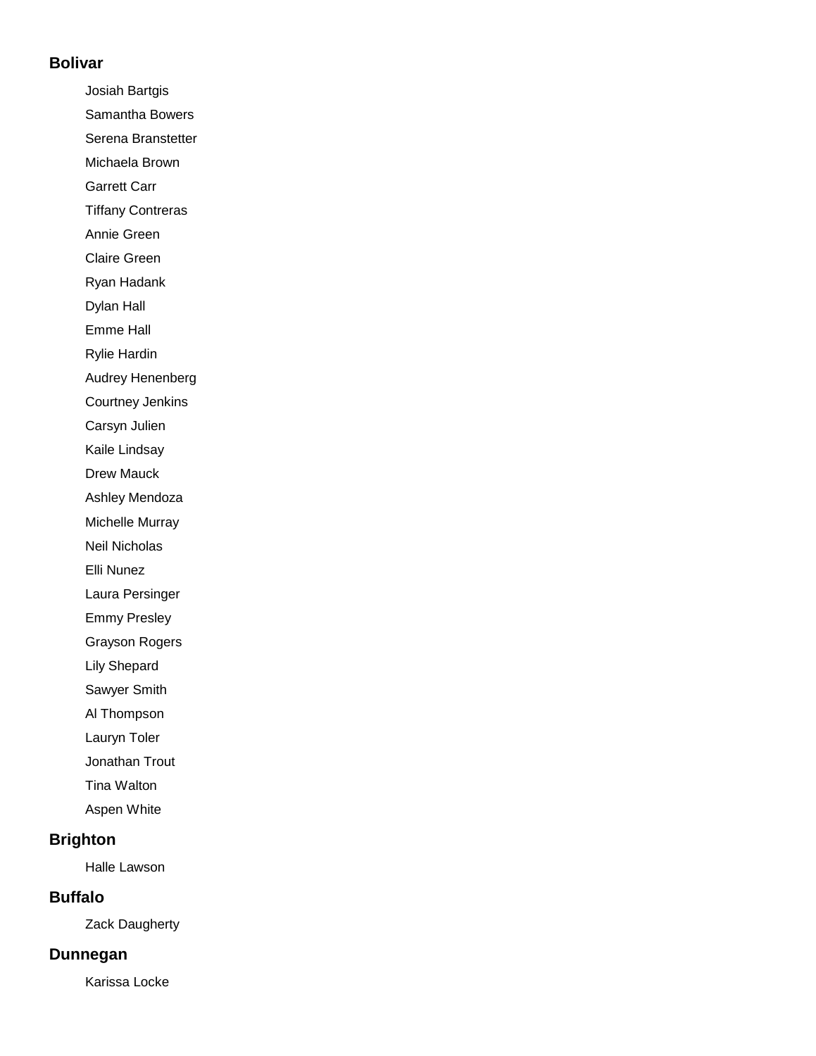## Bolivar

- Josiah Bartgis
- Samantha Bowers
- Serena Branstetter
- Michaela Brown
- Garrett Carr
- Tiffany Contreras
- Annie Green
- Claire Green
- Ryan Hadank
- Dylan Hall
- Emme Hall
- Rylie Hardin
- Audrey Henenberg
- Courtney Jenkins
- Carsyn Julien
- Kaile Lindsay
- Drew Mauck
- Ashley Mendoza
- Michelle Murray
- Neil Nicholas
- Elli Nunez
- Laura Persinger
- Emmy Presley
- Grayson Rogers
- Lily Shepard
- Sawyer Smith
- Al Thompson
- Lauryn Toler
- Jonathan Trout
- Tina Walton
- Aspen White

## Brighton

- Halle Lawson

## Buffalo

- Zack Daugherty

## Dunnegan

- Karissa Locke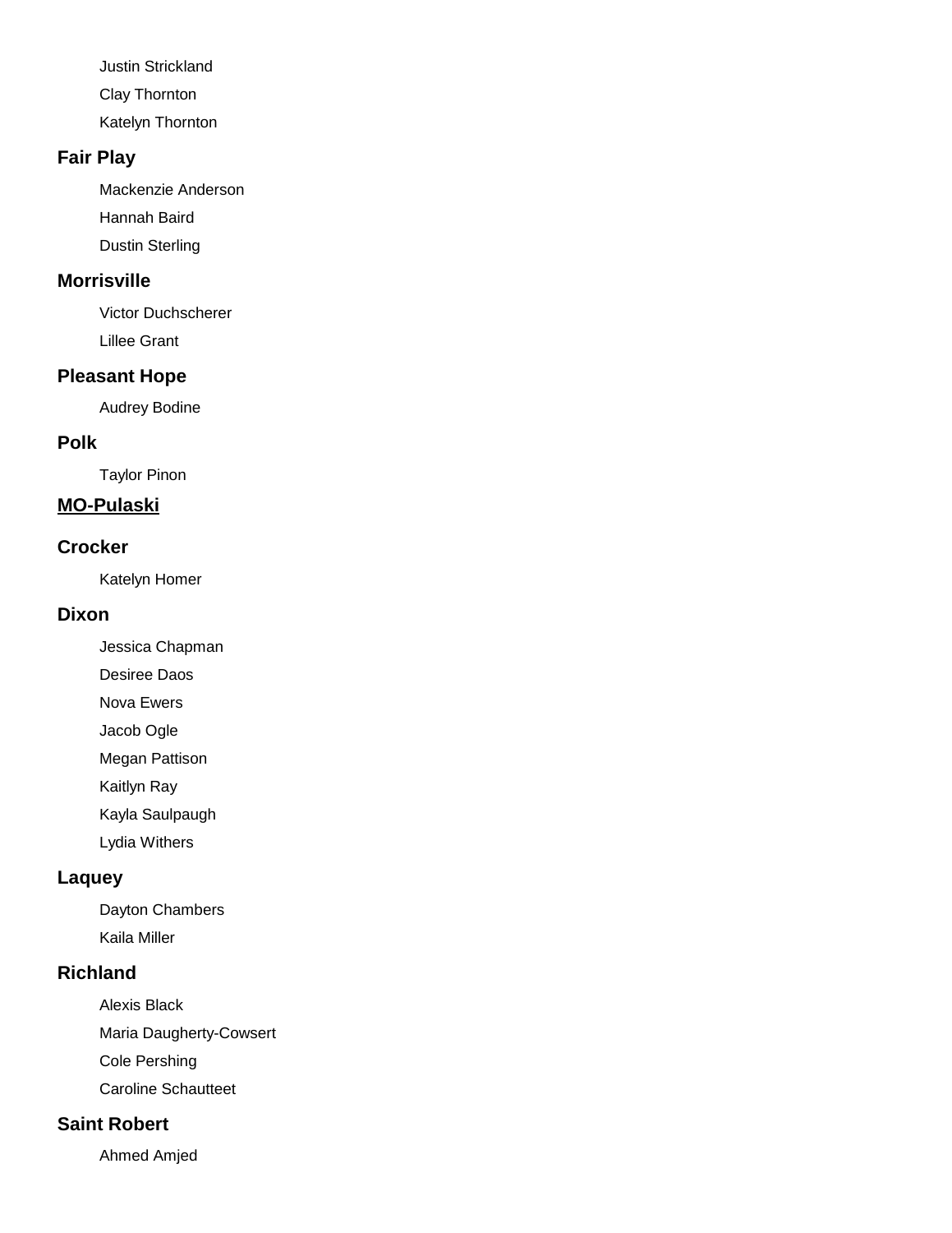Justin Strickland

Clay Thornton

Katelyn Thornton

### Fair Play

Mackenzie Anderson

Hannah Baird

Dustin Sterling

### Morrisville

Victor Duchscherer

Lillee Grant

### Pleasant Hope

Audrey Bodine

### Polk

Taylor Pinon

## MO-Pulaski

### Crocker

Katelyn Homer

### Dixon

Jessica Chapman

Desiree Daos

Nova Ewers

Jacob Ogle

Megan Pattison

Kaitlyn Ray

Kayla Saulpaugh

Lydia Withers

### Laquey

Dayton Chambers

Kaila Miller

### Richland

Alexis Black

Maria Daugherty-Cowsert

Cole Pershing

Caroline Schautteet

### Saint Robert

Ahmed Amjed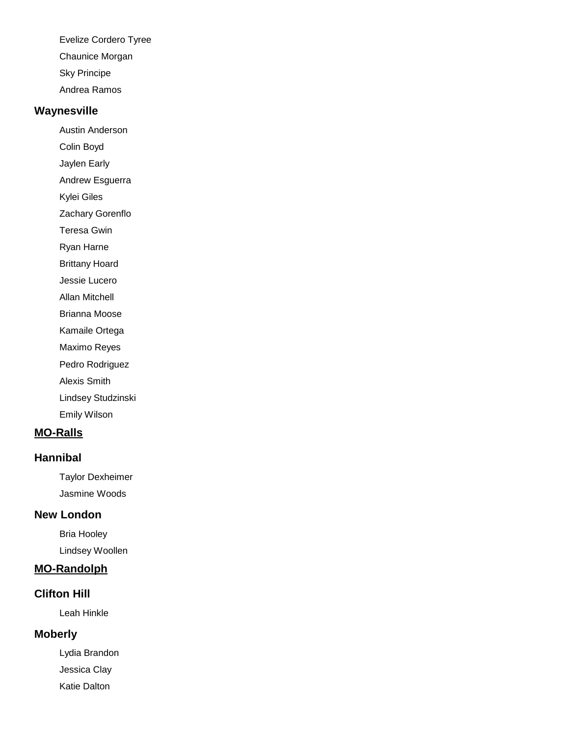Evelize Cordero Tyree

Chaunice Morgan

Sky Principe

Andrea Ramos

### Waynesville

Austin Anderson

Colin Boyd

Jaylen Early

Andrew Esguerra

Kylei Giles

Zachary Gorenflo

Teresa Gwin

Ryan Harne

Brittany Hoard

Jessie Lucero

Allan Mitchell

Brianna Moose

Kamaile Ortega

Maximo Reyes

Pedro Rodriguez

Alexis Smith

Lindsey Studzinski

Emily Wilson

## MO-Ralls

### Hannibal

Taylor Dexheimer

Jasmine Woods

### New London

Bria Hooley

Lindsey Woollen

## MO-Randolph

### Clifton Hill

Leah Hinkle

### Moberly

Lydia Brandon

Jessica Clay

Katie Dalton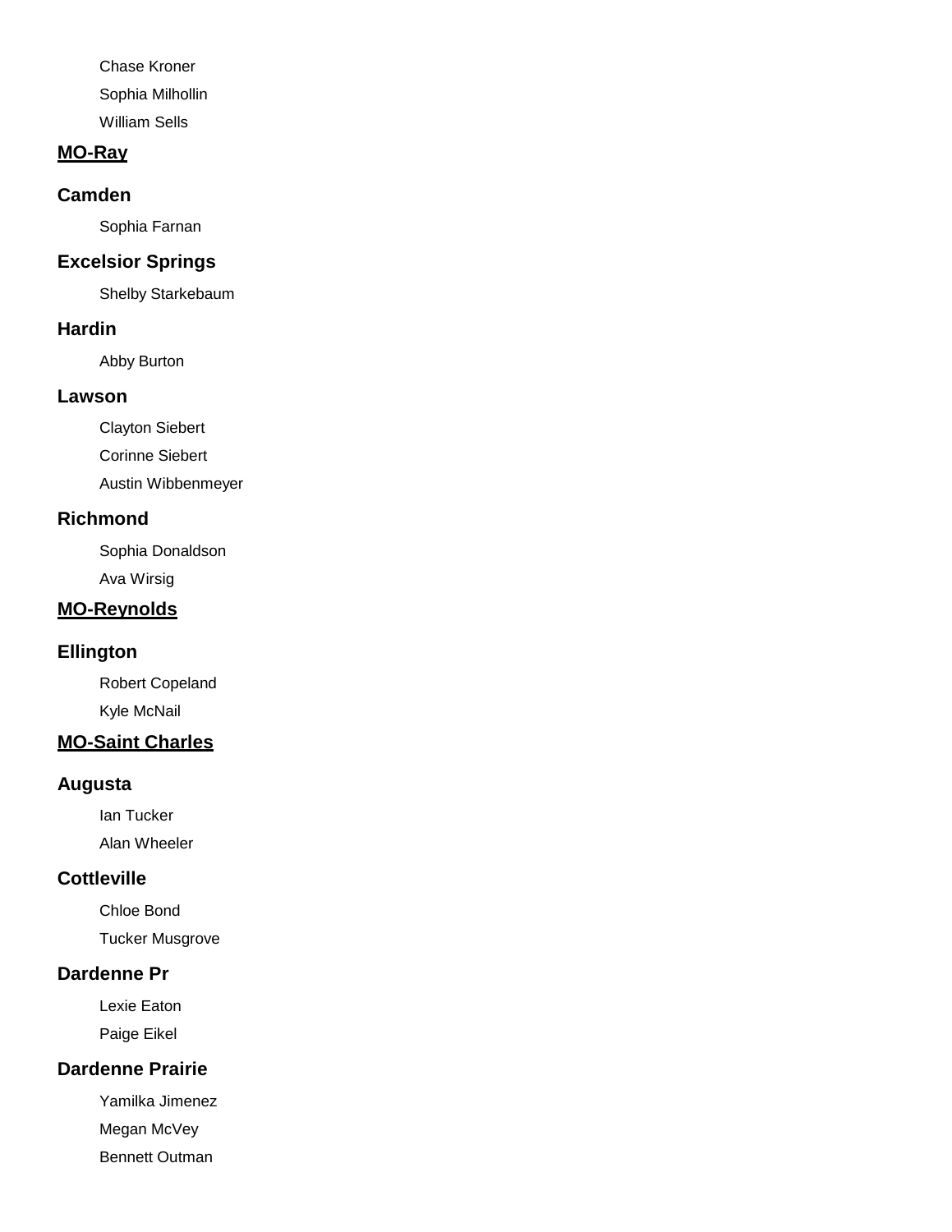Chase Kroner

Sophia Milhollin

William Sells

## MO-Ray

### Camden

Sophia Farnan

### Excelsior Springs

Shelby Starkebaum

### Hardin

Abby Burton

### Lawson

Clayton Siebert

Corinne Siebert

Austin Wibbenmeyer

### Richmond

Sophia Donaldson

Ava Wirsig

## MO-Reynolds

### Ellington

Robert Copeland

Kyle McNail

## MO-Saint Charles

### Augusta

Ian Tucker

Alan Wheeler

### Cottleville

Chloe Bond

Tucker Musgrove

### Dardenne Pr

Lexie Eaton

Paige Eikel

### Dardenne Prairie

Yamilka Jimenez

Megan McVey

Bennett Outman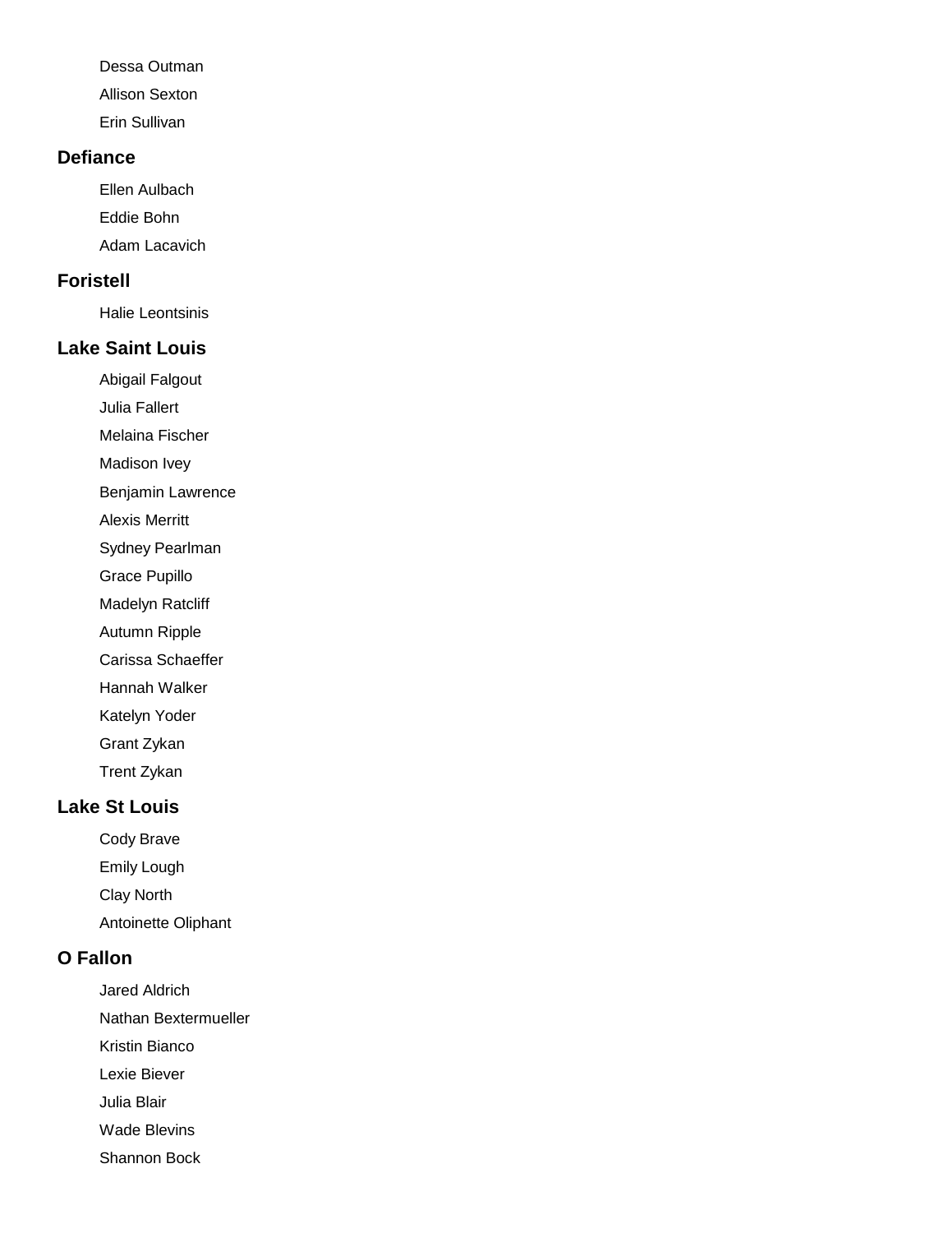Dessa Outman

Allison Sexton

Erin Sullivan

### Defiance

Ellen Aulbach

Eddie Bohn

Adam Lacavich

### Foristell

Halie Leontsinis

### Lake Saint Louis

Abigail Falgout

Julia Fallert

Melaina Fischer

Madison Ivey

Benjamin Lawrence

Alexis Merritt

Sydney Pearlman

Grace Pupillo

Madelyn Ratcliff

Autumn Ripple

Carissa Schaeffer

Hannah Walker

Katelyn Yoder

Grant Zykan

Trent Zykan

### Lake St Louis

Cody Brave

Emily Lough

Clay North

Antoinette Oliphant

### O Fallon

Jared Aldrich

Nathan Bextermueller

Kristin Bianco

Lexie Biever

Julia Blair

Wade Blevins

Shannon Bock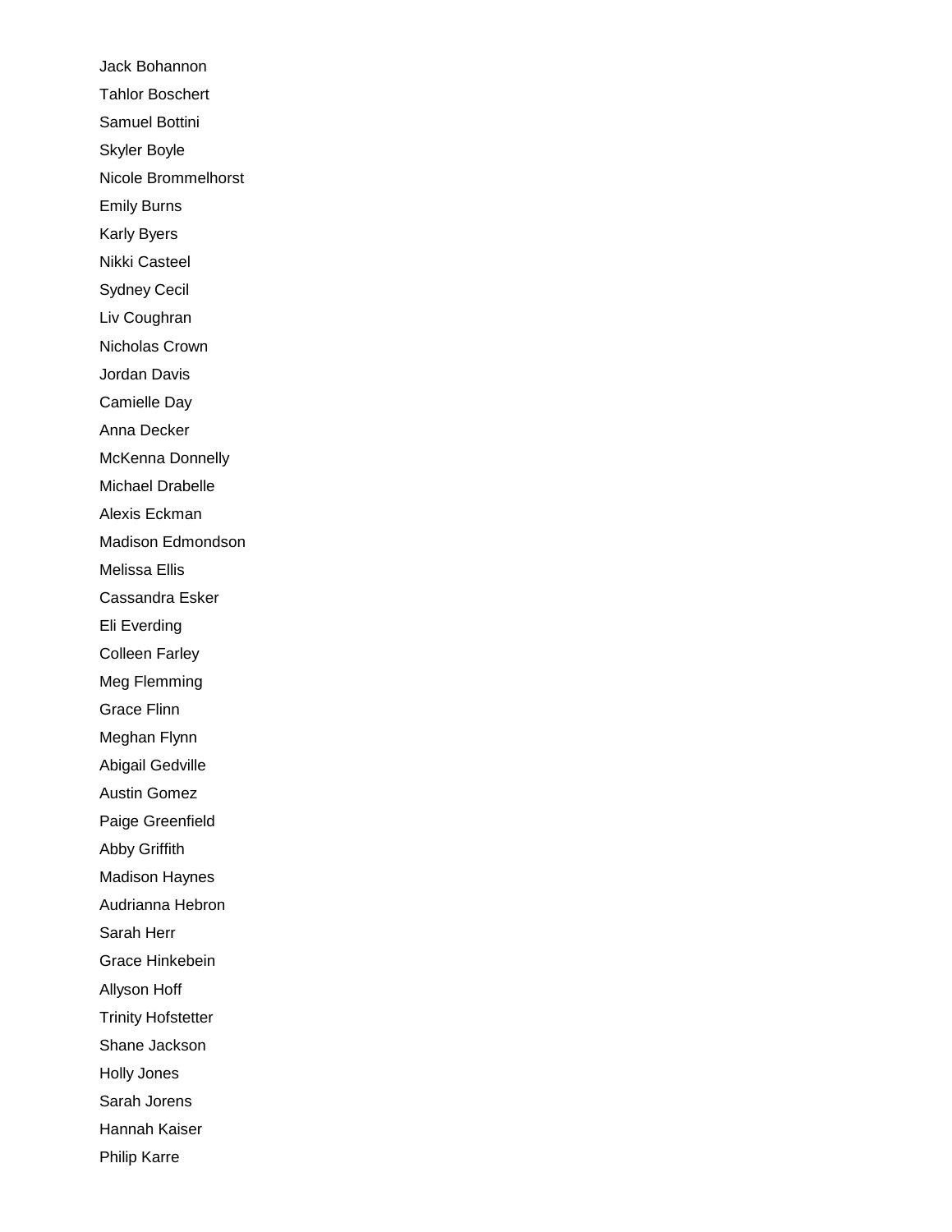Jack Bohannon

Tahlor Boschert

Samuel Bottini

Skyler Boyle

Nicole Brommelhorst

Emily Burns

Karly Byers

Nikki Casteel

Sydney Cecil

Liv Coughran

Nicholas Crown

Jordan Davis

Camielle Day

Anna Decker

McKenna Donnelly

Michael Drabelle

Alexis Eckman

Madison Edmondson

Melissa Ellis

Cassandra Esker

Eli Everding

Colleen Farley

Meg Flemming

Grace Flinn

Meghan Flynn

Abigail Gedville

Austin Gomez

Paige Greenfield

Abby Griffith

Madison Haynes

Audrianna Hebron

Sarah Herr

Grace Hinkebein

Allyson Hoff

Trinity Hofstetter

Shane Jackson

Holly Jones

Sarah Jorens

Hannah Kaiser

Philip Karre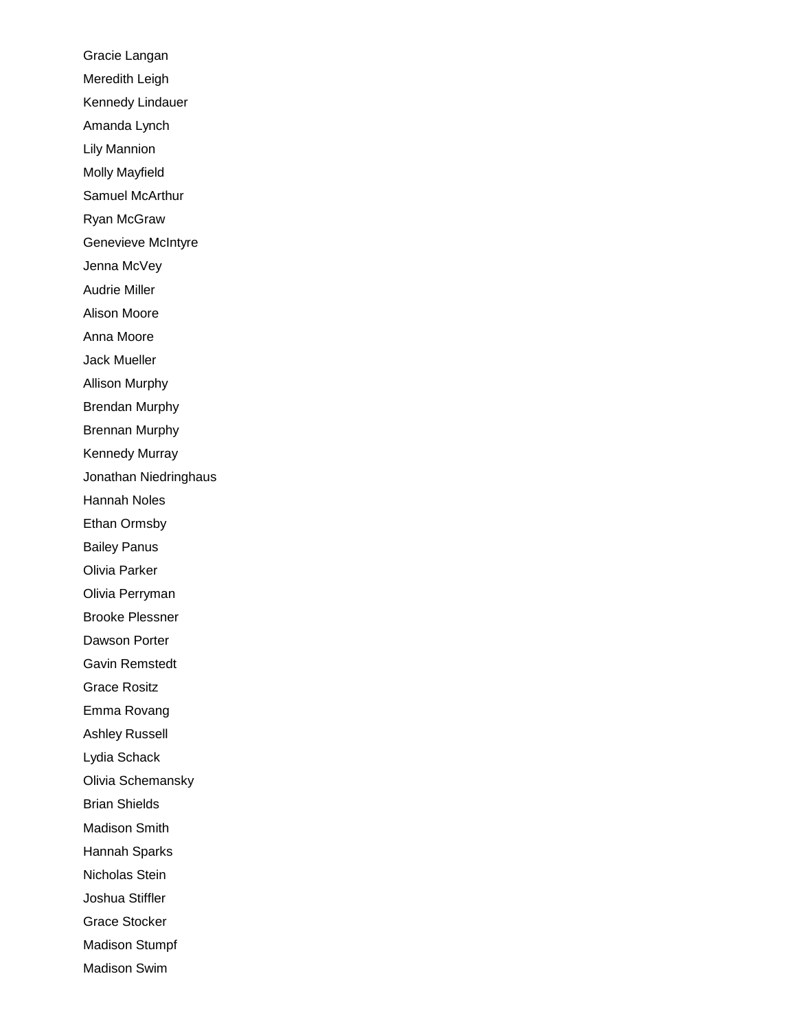Gracie Langan

Meredith Leigh

Kennedy Lindauer

Amanda Lynch

Lily Mannion

Molly Mayfield

Samuel McArthur

Ryan McGraw

Genevieve McIntyre

Jenna McVey

Audrie Miller

Alison Moore

Anna Moore

Jack Mueller

Allison Murphy

Brendan Murphy

Brennan Murphy

Kennedy Murray

Jonathan Niedringhaus

Hannah Noles

Ethan Ormsby

Bailey Panus

Olivia Parker

Olivia Perryman

Brooke Plessner

Dawson Porter

Gavin Remstedt

Grace Rositz

Emma Rovang

Ashley Russell

Lydia Schack

Olivia Schemansky

Brian Shields

Madison Smith

Hannah Sparks

Nicholas Stein

Joshua Stiffler

Grace Stocker

Madison Stumpf

Madison Swim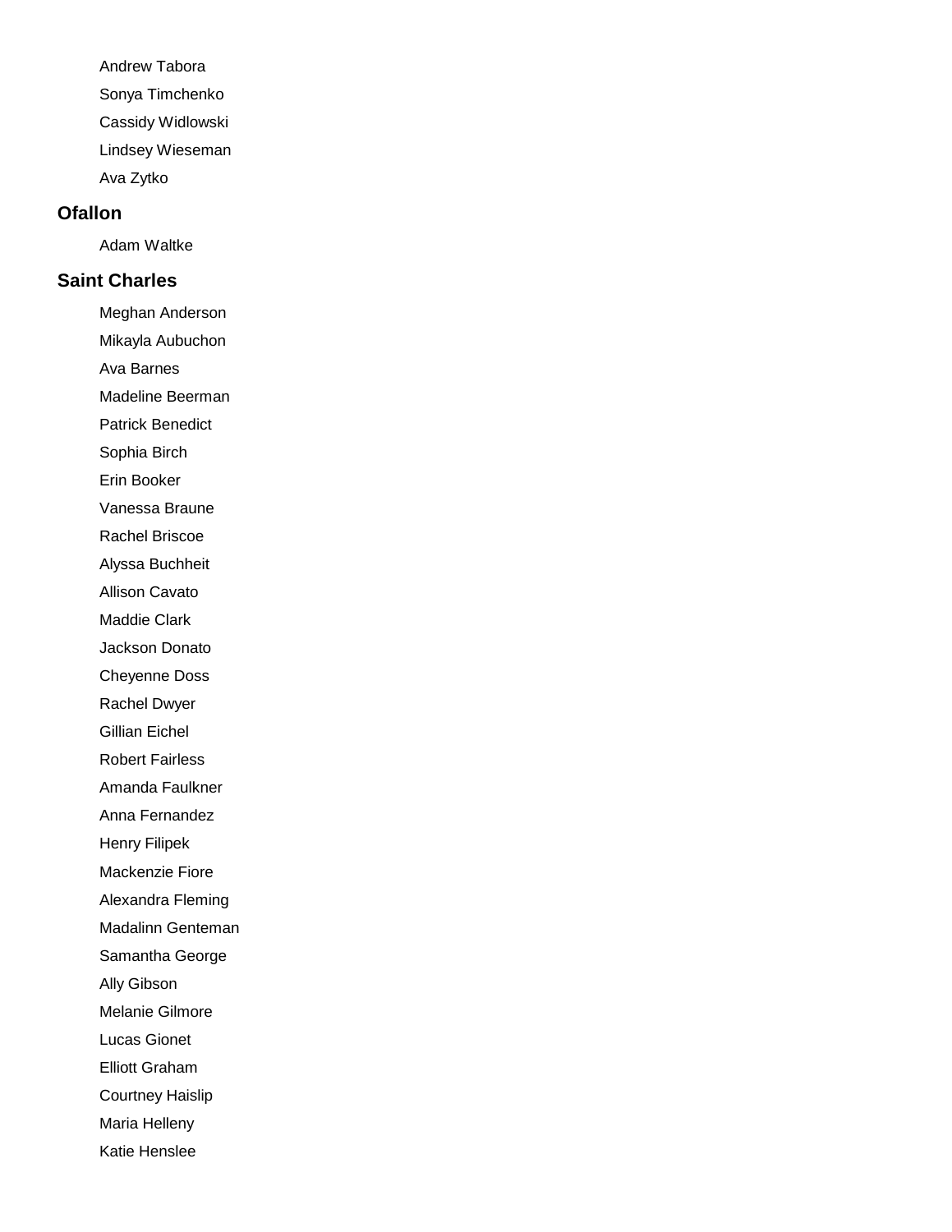Andrew Tabora

Sonya Timchenko

Cassidy Widlowski

Lindsey Wieseman

Ava Zytko

## Ofallon

Adam Waltke

## Saint Charles

Meghan Anderson

Mikayla Aubuchon

Ava Barnes

Madeline Beerman

Patrick Benedict

Sophia Birch

Erin Booker

Vanessa Braune

Rachel Briscoe

Alyssa Buchheit

Allison Cavato

Maddie Clark

Jackson Donato

Cheyenne Doss

Rachel Dwyer

Gillian Eichel

Robert Fairless

Amanda Faulkner

Anna Fernandez

Henry Filipek

Mackenzie Fiore

Alexandra Fleming

Madalinn Genteman

Samantha George

Ally Gibson

Melanie Gilmore

Lucas Gionet

Elliott Graham

Courtney Haislip

Maria Helleny

Katie Henslee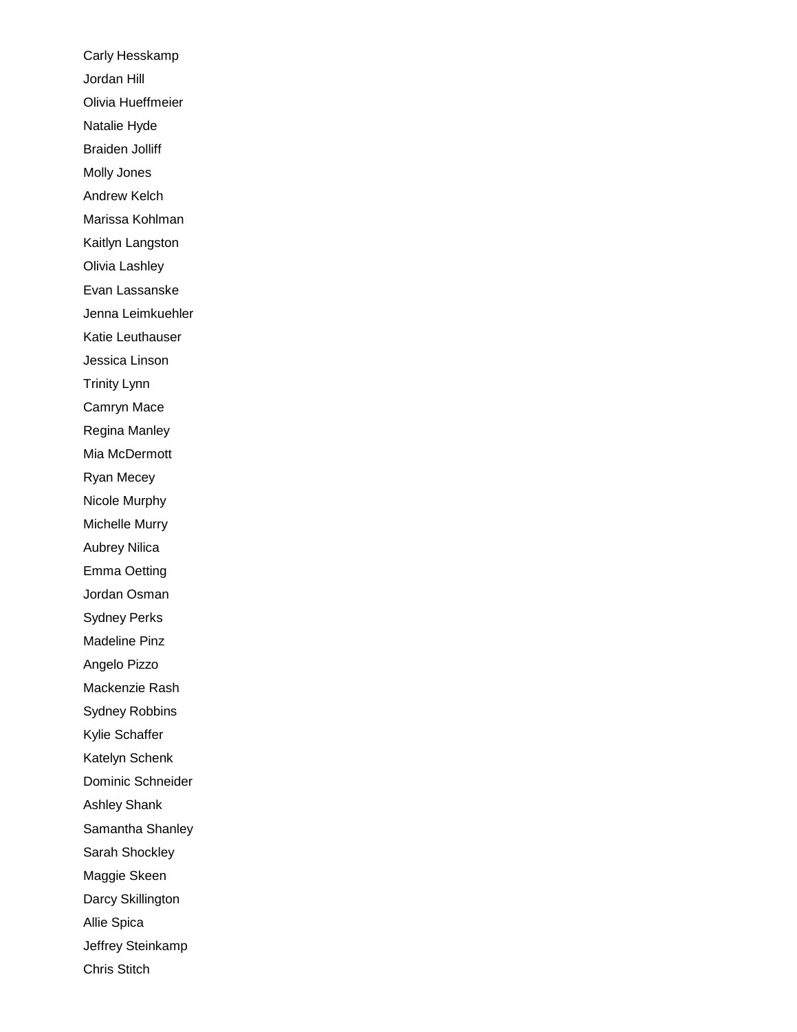Carly Hesskamp

Jordan Hill

Olivia Hueffmeier

Natalie Hyde

Braiden Jolliff

Molly Jones

Andrew Kelch

Marissa Kohlman

Kaitlyn Langston

Olivia Lashley

Evan Lassanske

Jenna Leimkuehler

Katie Leuthauser

Jessica Linson

Trinity Lynn

Camryn Mace

Regina Manley

Mia McDermott

Ryan Mecey

Nicole Murphy

Michelle Murry

Aubrey Nilica

Emma Oetting

Jordan Osman

Sydney Perks

Madeline Pinz

Angelo Pizzo

Mackenzie Rash

Sydney Robbins

Kylie Schaffer

Katelyn Schenk

Dominic Schneider

Ashley Shank

Samantha Shanley

Sarah Shockley

Maggie Skeen

Darcy Skillington

Allie Spica

Jeffrey Steinkamp

Chris Stitch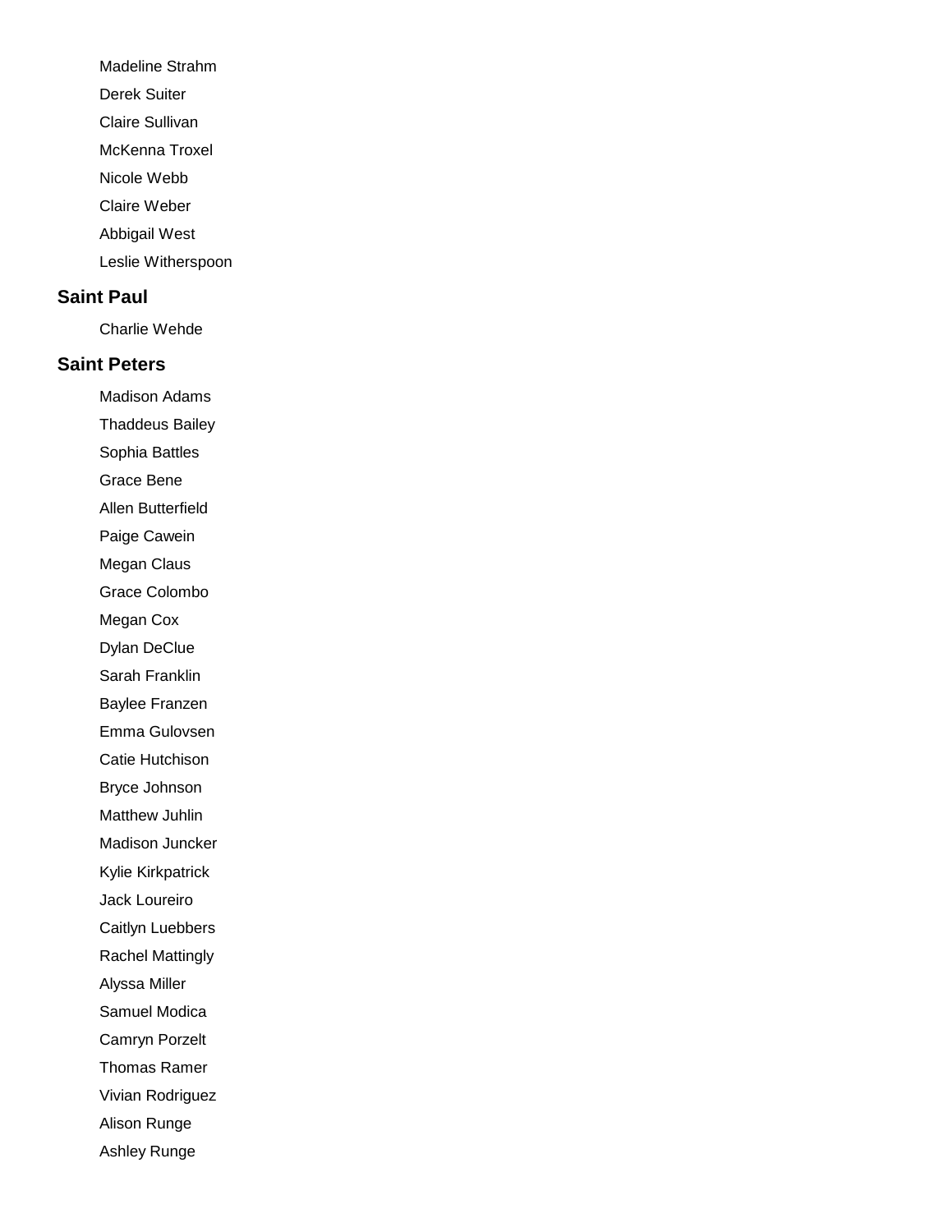Madeline Strahm

Derek Suiter

Claire Sullivan

McKenna Troxel

Nicole Webb

Claire Weber

Abbigail West

Leslie Witherspoon

### Saint Paul

Charlie Wehde

### Saint Peters

Madison Adams

Thaddeus Bailey

Sophia Battles

Grace Bene

Allen Butterfield

Paige Cawein

Megan Claus

Grace Colombo

Megan Cox

Dylan DeClue

Sarah Franklin

Baylee Franzen

Emma Gulovsen

Catie Hutchison

Bryce Johnson

Matthew Juhlin

Madison Juncker

Kylie Kirkpatrick

Jack Loureiro

Caitlyn Luebbers

Rachel Mattingly

Alyssa Miller

Samuel Modica

Camryn Porzelt

Thomas Ramer

Vivian Rodriguez

Alison Runge

Ashley Runge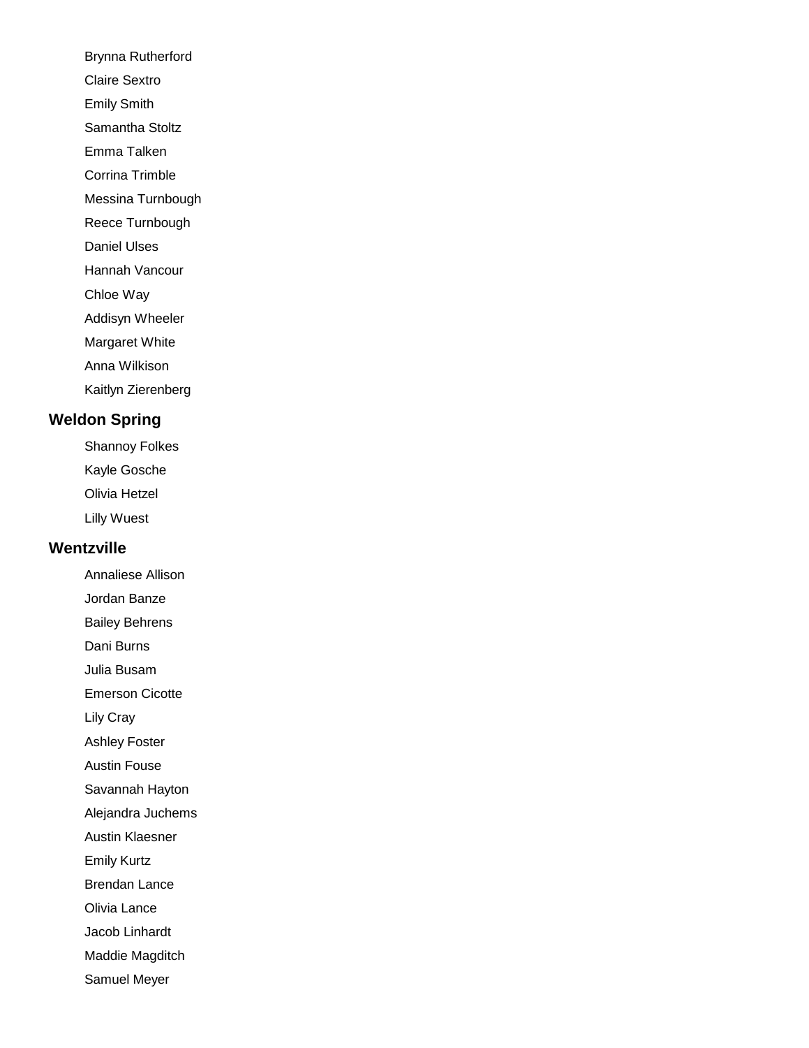- Brynna Rutherford
- Claire Sextro
- Emily Smith
- Samantha Stoltz
- Emma Talken
- Corrina Trimble
- Messina Turnbough
- Reece Turnbough
- Daniel Ulses
- Hannah Vancour
- Chloe Way
- Addisyn Wheeler
- Margaret White
- Anna Wilkison
- Kaitlyn Zierenberg

## Weldon Spring

- Shannoy Folkes
- Kayle Gosche
- Olivia Hetzel
- Lilly Wuest

## Wentzville

- Annaliese Allison
- Jordan Banze
- Bailey Behrens
- Dani Burns
- Julia Busam
- Emerson Cicotte
- Lily Cray
- Ashley Foster
- Austin Fouse
- Savannah Hayton
- Alejandra Juchems
- Austin Klaesner
- Emily Kurtz
- Brendan Lance
- Olivia Lance
- Jacob Linhardt
- Maddie Magditch
- Samuel Meyer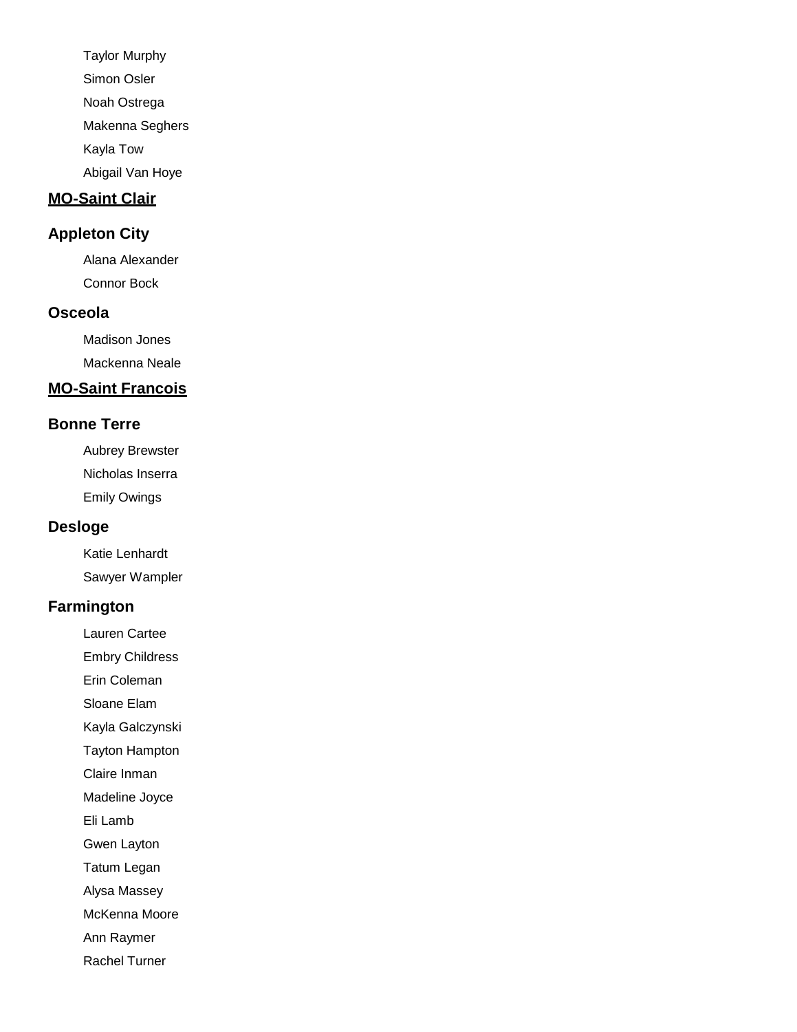Taylor Murphy

Simon Osler

Noah Ostrega

Makenna Seghers

Kayla Tow

Abigail Van Hoye

## MO-Saint Clair

### Appleton City

Alana Alexander

Connor Bock

### Osceola

Madison Jones

Mackenna Neale

## MO-Saint Francois

### Bonne Terre

Aubrey Brewster

Nicholas Inserra

Emily Owings

### Desloge

Katie Lenhardt

Sawyer Wampler

### Farmington

Lauren Cartee

Embry Childress

Erin Coleman

Sloane Elam

Kayla Galczynski

Tayton Hampton

Claire Inman

Madeline Joyce

Eli Lamb

Gwen Layton

Tatum Legan

Alysa Massey

McKenna Moore

Ann Raymer

Rachel Turner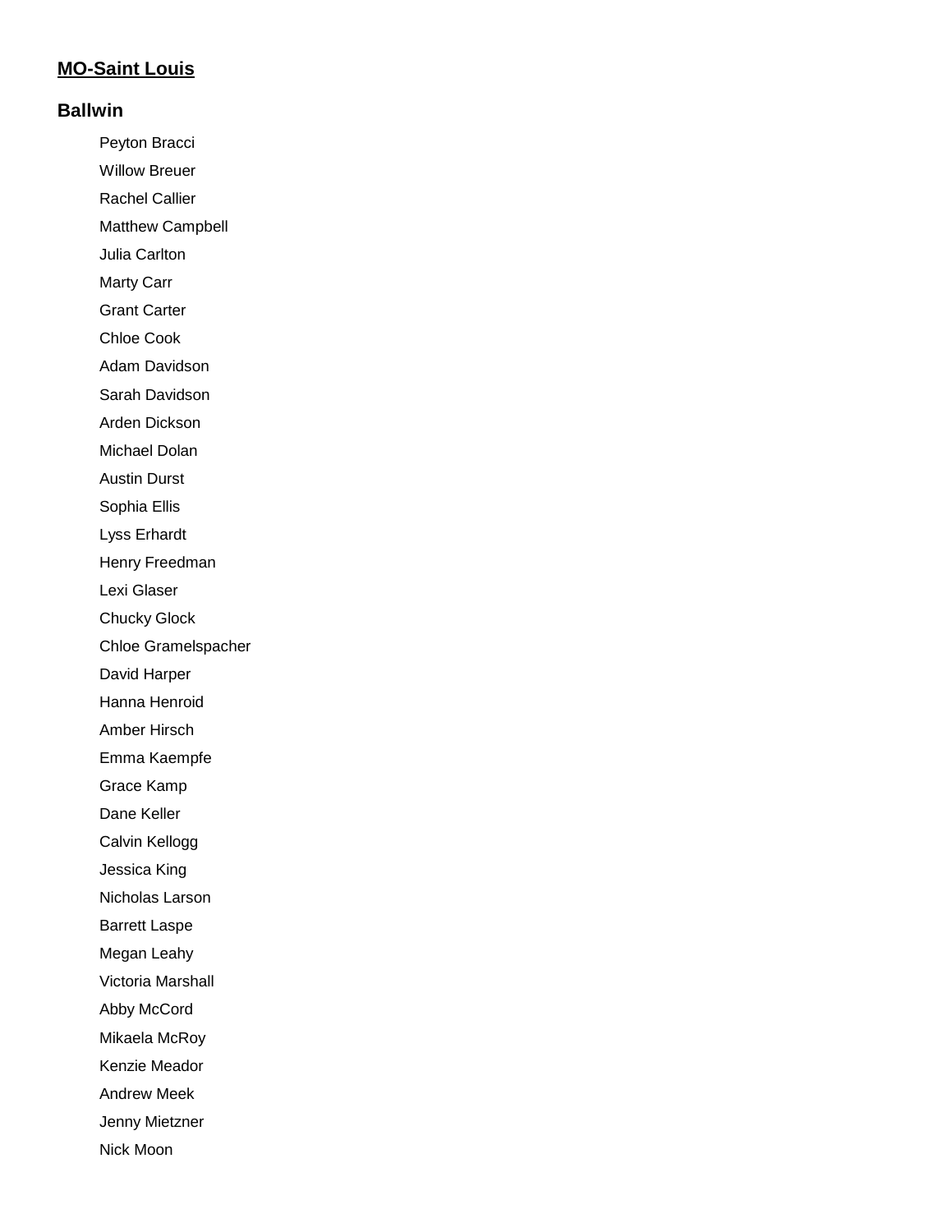## MO-Saint Louis

### Ballwin

Peyton Bracci

Willow Breuer

Rachel Callier

Matthew Campbell

Julia Carlton

Marty Carr

Grant Carter

Chloe Cook

Adam Davidson

Sarah Davidson

Arden Dickson

Michael Dolan

Austin Durst

Sophia Ellis

Lyss Erhardt

Henry Freedman

Lexi Glaser

Chucky Glock

Chloe Gramelspacher

David Harper

Hanna Henroid

Amber Hirsch

Emma Kaempfe

Grace Kamp

Dane Keller

Calvin Kellogg

Jessica King

Nicholas Larson

Barrett Laspe

Megan Leahy

Victoria Marshall

Abby McCord

Mikaela McRoy

Kenzie Meador

Andrew Meek

Jenny Mietzner

Nick Moon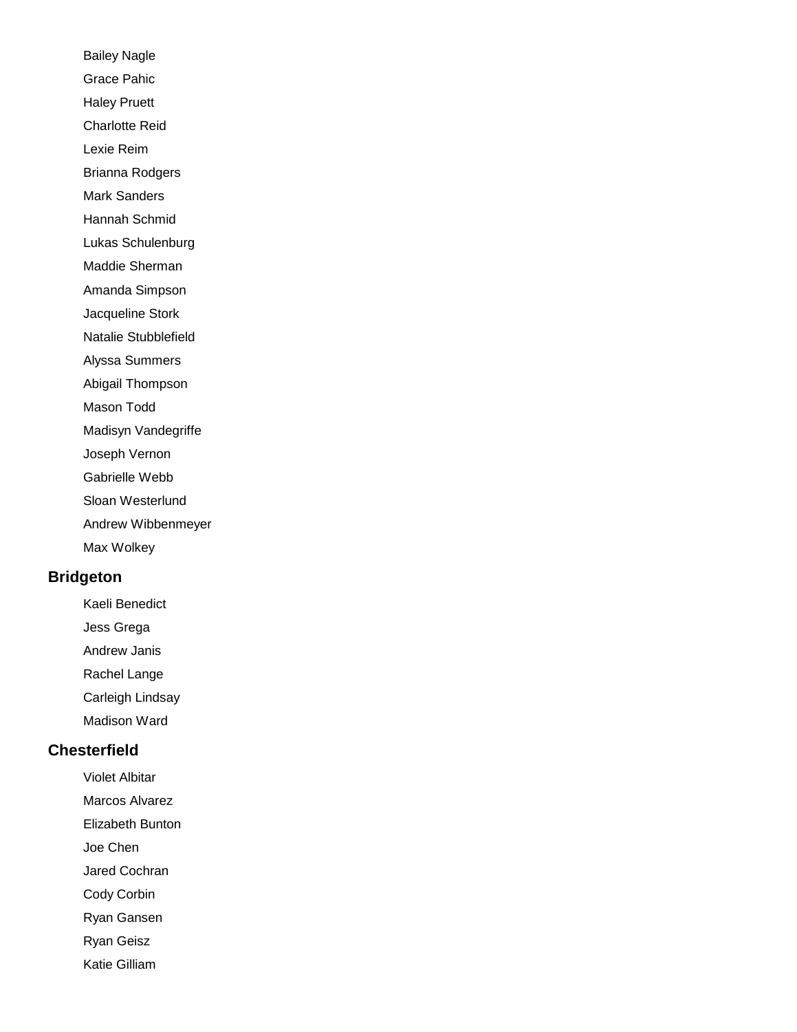- Bailey Nagle
- Grace Pahic
- Haley Pruett
- Charlotte Reid
- Lexie Reim
- Brianna Rodgers
- Mark Sanders
- Hannah Schmid
- Lukas Schulenburg
- Maddie Sherman
- Amanda Simpson
- Jacqueline Stork
- Natalie Stubblefield
- Alyssa Summers
- Abigail Thompson
- Mason Todd
- Madisyn Vandegriffe
- Joseph Vernon
- Gabrielle Webb
- Sloan Westerlund
- Andrew Wibbenmeyer
- Max Wolkey

## Bridgeton

- Kaeli Benedict
- Jess Grega
- Andrew Janis
- Rachel Lange
- Carleigh Lindsay
- Madison Ward

## Chesterfield

- Violet Albitar
- Marcos Alvarez
- Elizabeth Bunton
- Joe Chen
- Jared Cochran
- Cody Corbin
- Ryan Gansen
- Ryan Geisz
- Katie Gilliam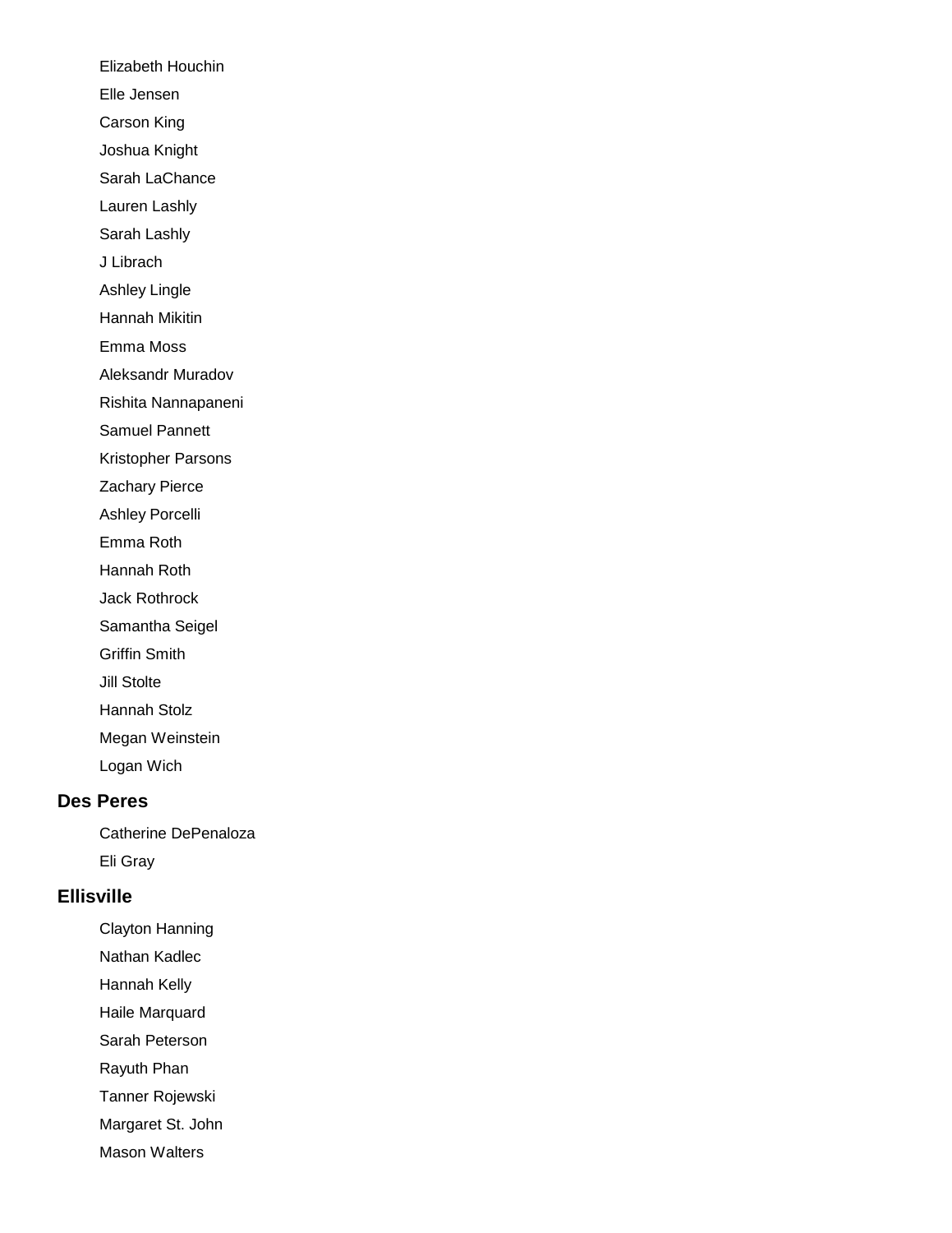Elizabeth Houchin

Elle Jensen

Carson King

Joshua Knight

Sarah LaChance

Lauren Lashly

Sarah Lashly

J Librach

Ashley Lingle

Hannah Mikitin

Emma Moss

Aleksandr Muradov

Rishita Nannapaneni

Samuel Pannett

Kristopher Parsons

Zachary Pierce

Ashley Porcelli

Emma Roth

Hannah Roth

Jack Rothrock

Samantha Seigel

Griffin Smith

Jill Stolte

Hannah Stolz

Megan Weinstein

Logan Wich

### Des Peres

Catherine DePenaloza

Eli Gray

### Ellisville

Clayton Hanning

Nathan Kadlec

Hannah Kelly

Haile Marquard

Sarah Peterson

Rayuth Phan

Tanner Rojewski

Margaret St. John

Mason Walters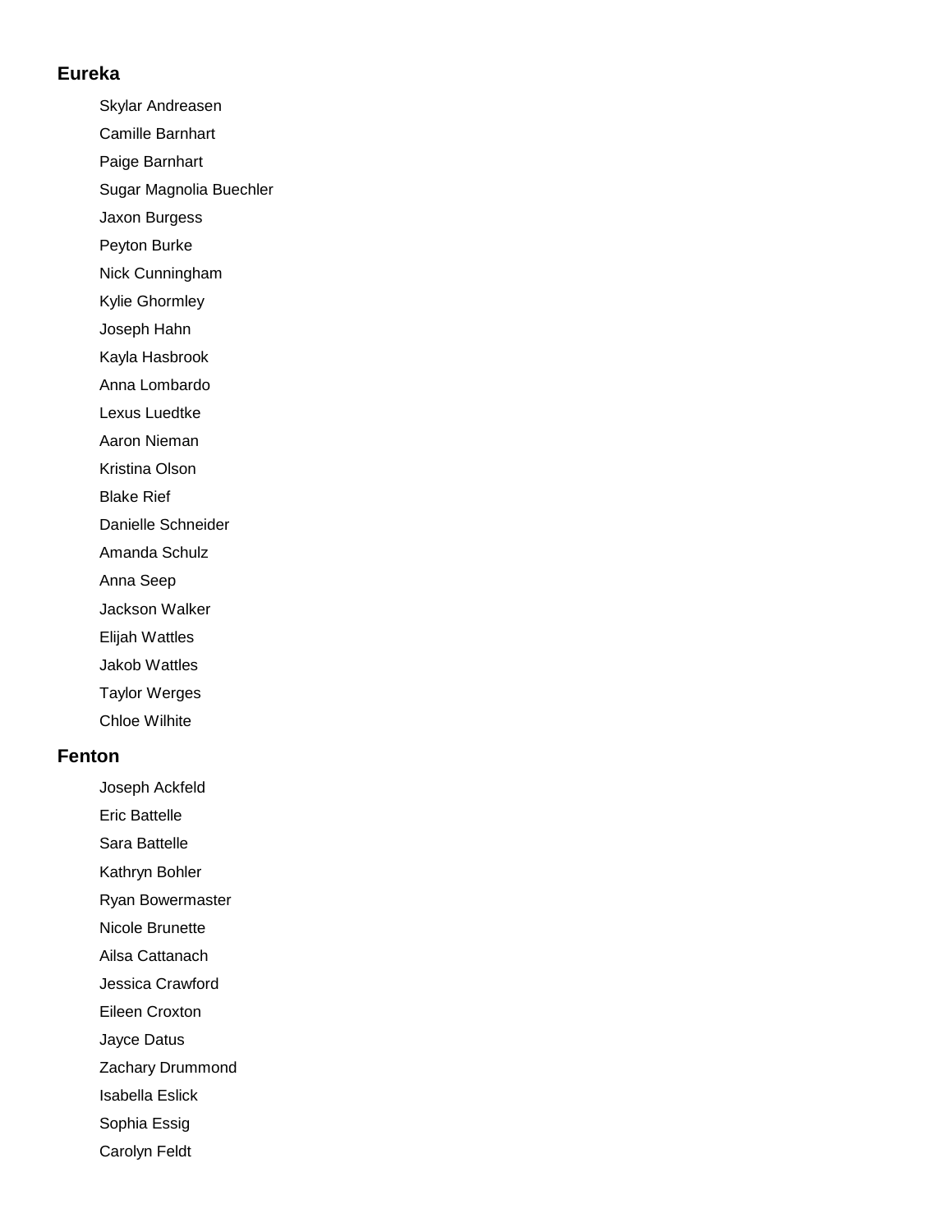## Eureka

- Skylar Andreasen
- Camille Barnhart
- Paige Barnhart
- Sugar Magnolia Buechler
- Jaxon Burgess
- Peyton Burke
- Nick Cunningham
- Kylie Ghormley
- Joseph Hahn
- Kayla Hasbrook
- Anna Lombardo
- Lexus Luedtke
- Aaron Nieman
- Kristina Olson
- Blake Rief
- Danielle Schneider
- Amanda Schulz
- Anna Seep
- Jackson Walker
- Elijah Wattles
- Jakob Wattles
- Taylor Werges
- Chloe Wilhite

## Fenton

- Joseph Ackfeld
- Eric Battelle
- Sara Battelle
- Kathryn Bohler
- Ryan Bowermaster
- Nicole Brunette
- Ailsa Cattanach
- Jessica Crawford
- Eileen Croxton
- Jayce Datus
- Zachary Drummond
- Isabella Eslick
- Sophia Essig
- Carolyn Feldt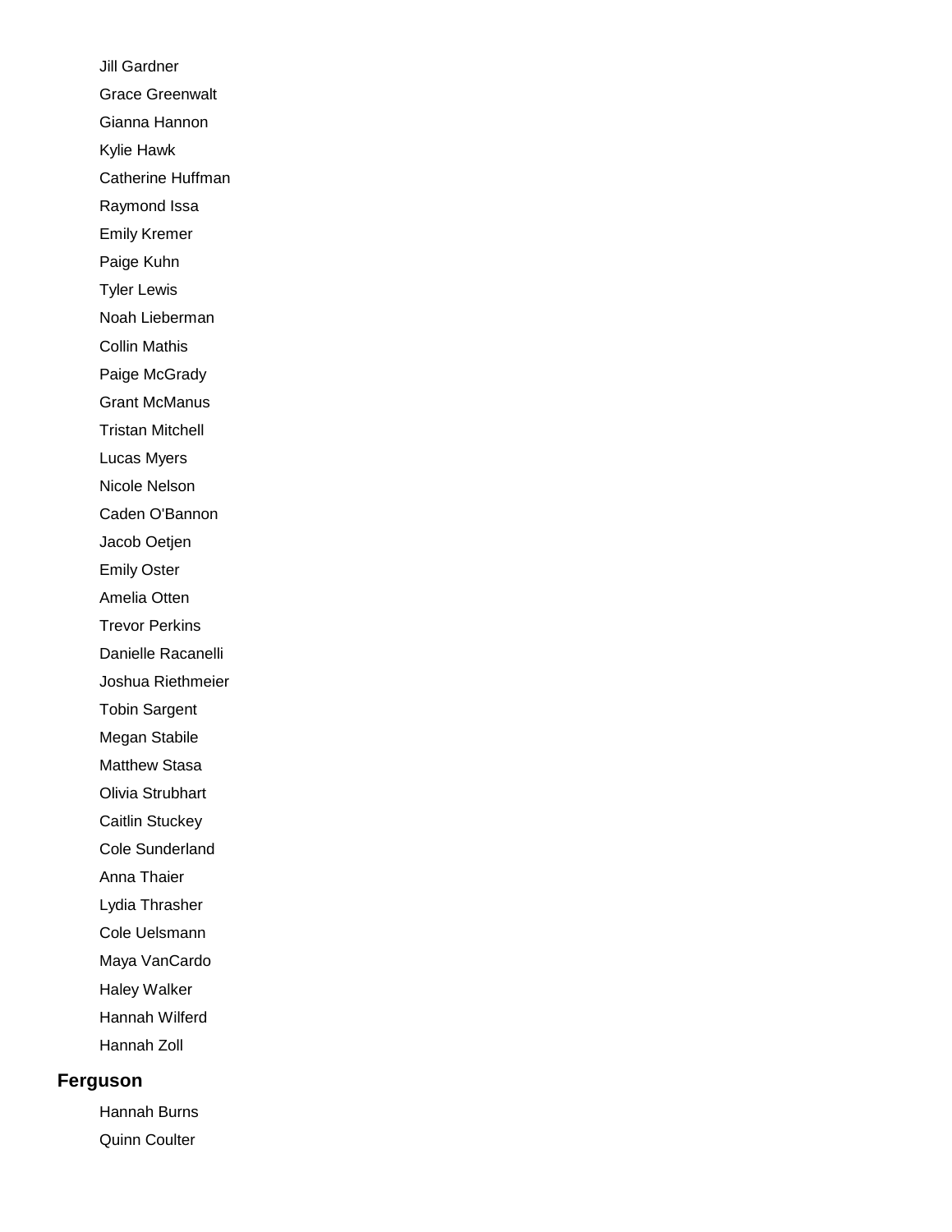Jill Gardner

Grace Greenwalt

Gianna Hannon

Kylie Hawk

Catherine Huffman

Raymond Issa

Emily Kremer

Paige Kuhn

Tyler Lewis

Noah Lieberman

Collin Mathis

Paige McGrady

Grant McManus

Tristan Mitchell

Lucas Myers

Nicole Nelson

Caden O'Bannon

Jacob Oetjen

Emily Oster

Amelia Otten

Trevor Perkins

Danielle Racanelli

Joshua Riethmeier

Tobin Sargent

Megan Stabile

Matthew Stasa

Olivia Strubhart

Caitlin Stuckey

Cole Sunderland

Anna Thaier

Lydia Thrasher

Cole Uelsmann

Maya VanCardo

Haley Walker

Hannah Wilferd

Hannah Zoll

## Ferguson

Hannah Burns

Quinn Coulter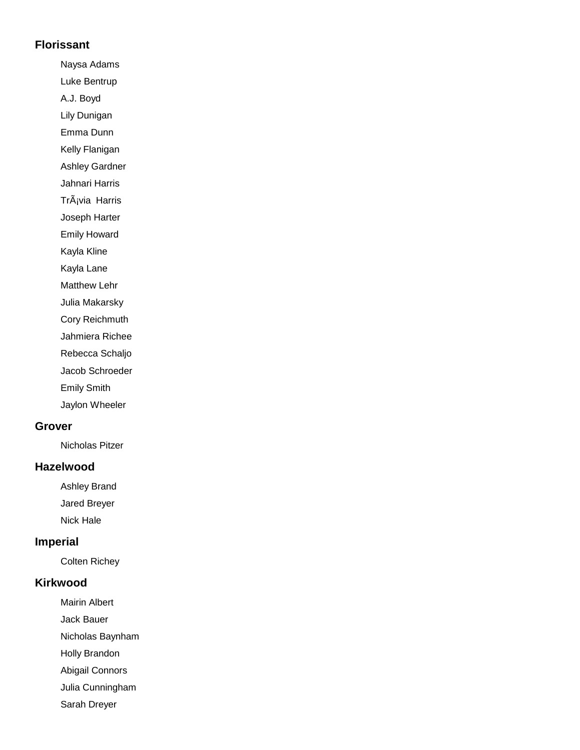### Florissant

- Naysa Adams
- Luke Bentrup
- A.J. Boyd
- Lily Dunigan
- Emma Dunn
- Kelly Flanigan
- Ashley Gardner
- Jahnari Harris
- TrÃ¡via  Harris
- Joseph Harter
- Emily Howard
- Kayla Kline
- Kayla Lane
- Matthew Lehr
- Julia Makarsky
- Cory Reichmuth
- Jahmiera Richee
- Rebecca Schaljo
- Jacob Schroeder
- Emily Smith
- Jaylon Wheeler

### Grover

- Nicholas Pitzer

### Hazelwood

- Ashley Brand
- Jared Breyer
- Nick Hale

### Imperial

- Colten Richey

### Kirkwood

- Mairin Albert
- Jack Bauer
- Nicholas Baynham
- Holly Brandon
- Abigail Connors
- Julia Cunningham
- Sarah Dreyer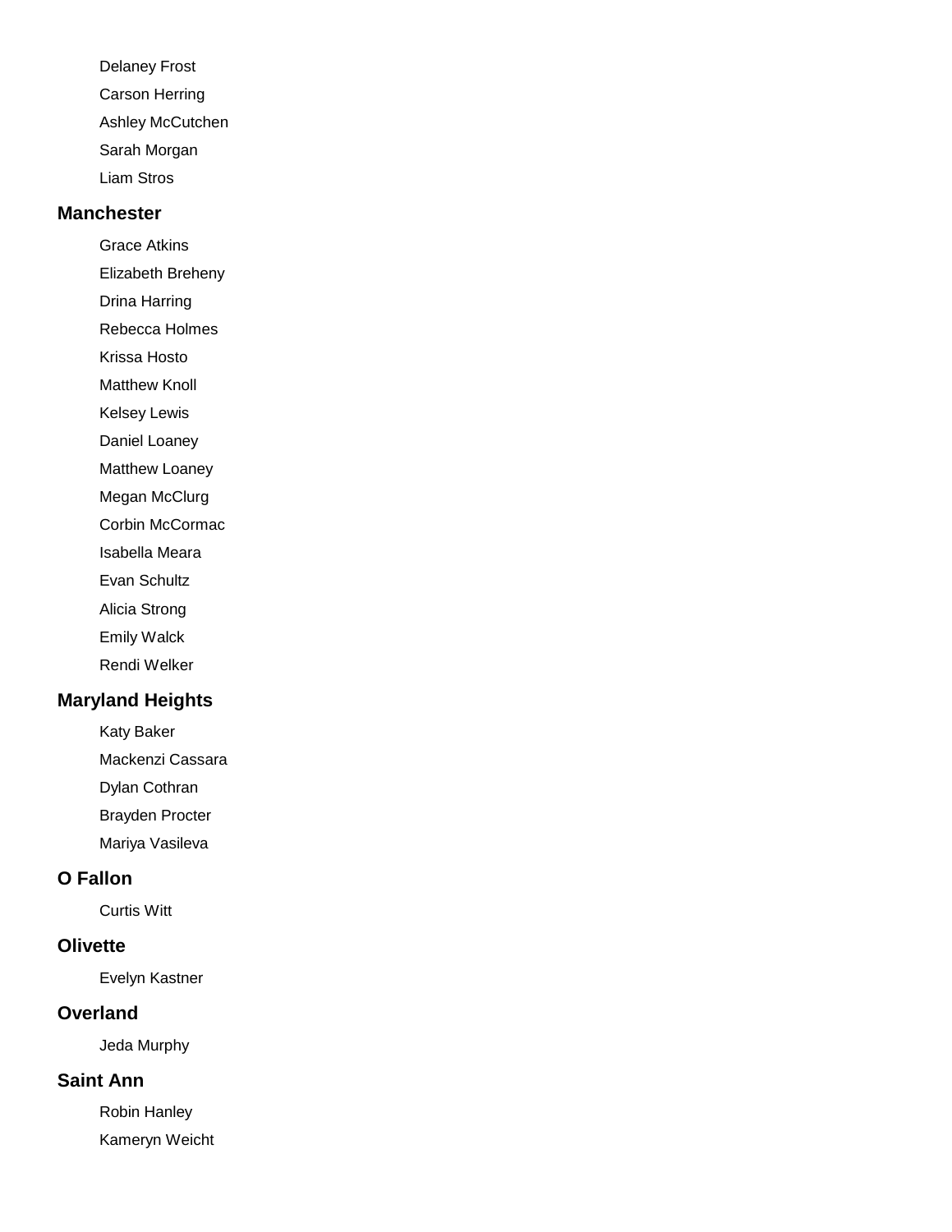Delaney Frost

Carson Herring

Ashley McCutchen

Sarah Morgan

Liam Stros

### Manchester

Grace Atkins

Elizabeth Breheny

Drina Harring

Rebecca Holmes

Krissa Hosto

Matthew Knoll

Kelsey Lewis

Daniel Loaney

Matthew Loaney

Megan McClurg

Corbin McCormac

Isabella Meara

Evan Schultz

Alicia Strong

Emily Walck

Rendi Welker

### Maryland Heights

Katy Baker

Mackenzi Cassara

Dylan Cothran

Brayden Procter

Mariya Vasileva

### O Fallon

Curtis Witt

### Olivette

Evelyn Kastner

### Overland

Jeda Murphy

### Saint Ann

Robin Hanley

Kameryn Weicht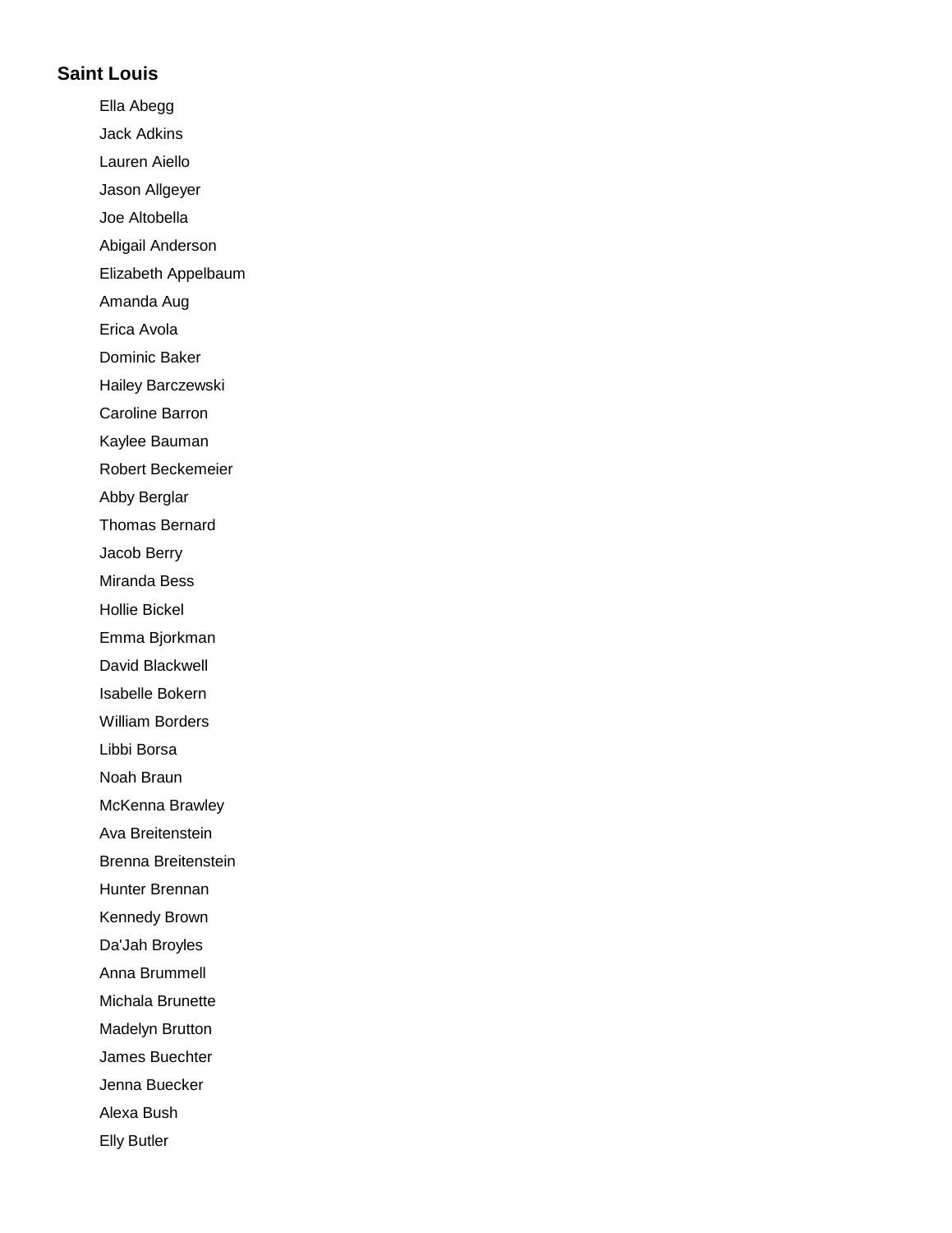### Saint Louis

Ella Abegg
Jack Adkins
Lauren Aiello
Jason Allgeyer
Joe Altobella
Abigail Anderson
Elizabeth Appelbaum
Amanda Aug
Erica Avola
Dominic Baker
Hailey Barczewski
Caroline Barron
Kaylee Bauman
Robert Beckemeier
Abby Berglar
Thomas Bernard
Jacob Berry
Miranda Bess
Hollie Bickel
Emma Bjorkman
David Blackwell
Isabelle Bokern
William Borders
Libbi Borsa
Noah Braun
McKenna Brawley
Ava Breitenstein
Brenna Breitenstein
Hunter Brennan
Kennedy Brown
Da'Jah Broyles
Anna Brummell
Michala Brunette
Madelyn Brutton
James Buechter
Jenna Buecker
Alexa Bush
Elly Butler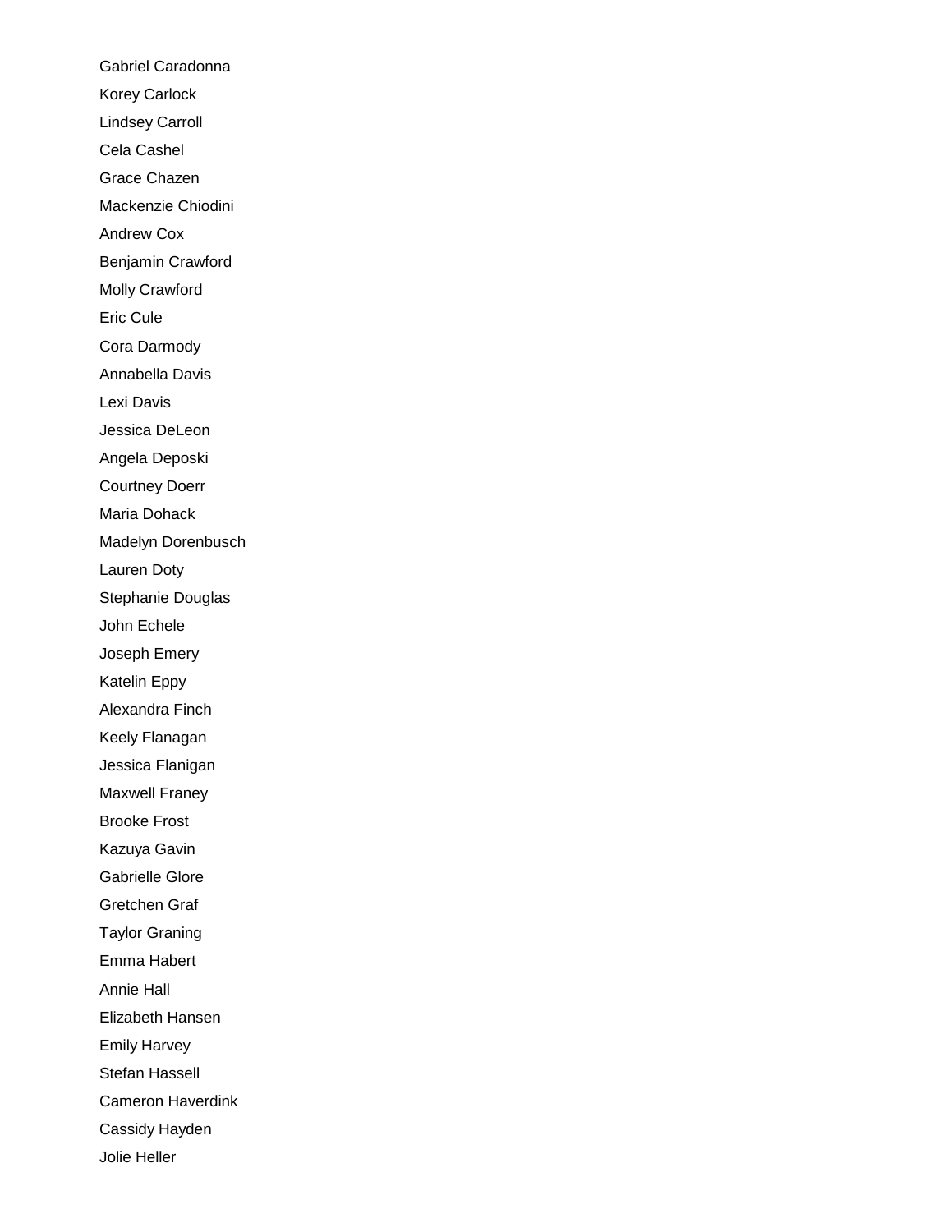Gabriel Caradonna

Korey Carlock

Lindsey Carroll

Cela Cashel

Grace Chazen

Mackenzie Chiodini

Andrew Cox

Benjamin Crawford

Molly Crawford

Eric Cule

Cora Darmody

Annabella Davis

Lexi Davis

Jessica DeLeon

Angela Deposki

Courtney Doerr

Maria Dohack

Madelyn Dorenbusch

Lauren Doty

Stephanie Douglas

John Echele

Joseph Emery

Katelin Eppy

Alexandra Finch

Keely Flanagan

Jessica Flanigan

Maxwell Franey

Brooke Frost

Kazuya Gavin

Gabrielle Glore

Gretchen Graf

Taylor Graning

Emma Habert

Annie Hall

Elizabeth Hansen

Emily Harvey

Stefan Hassell

Cameron Haverdink

Cassidy Hayden

Jolie Heller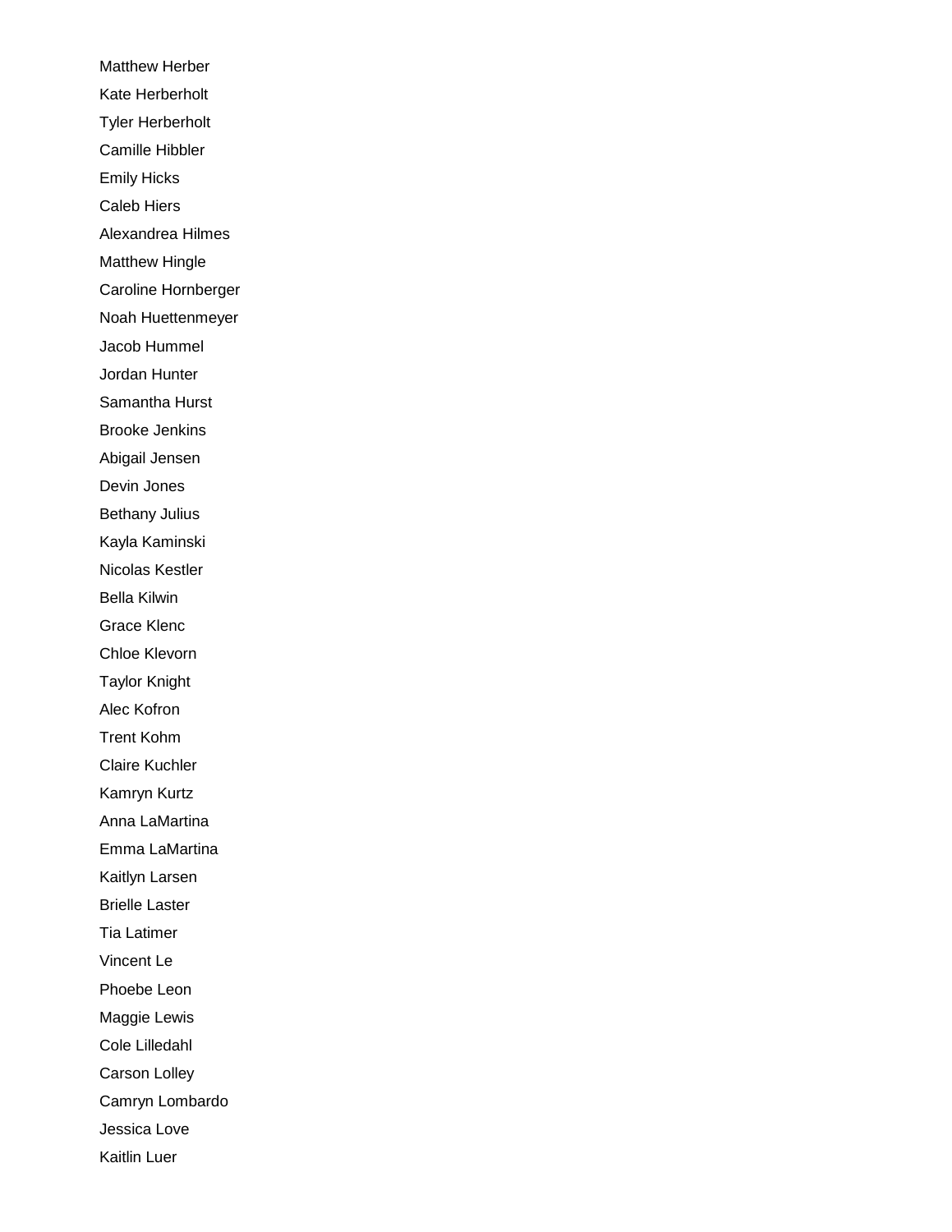Matthew Herber

Kate Herberholt

Tyler Herberholt

Camille Hibbler

Emily Hicks

Caleb Hiers

Alexandrea Hilmes

Matthew Hingle

Caroline Hornberger

Noah Huettenmeyer

Jacob Hummel

Jordan Hunter

Samantha Hurst

Brooke Jenkins

Abigail Jensen

Devin Jones

Bethany Julius

Kayla Kaminski

Nicolas Kestler

Bella Kilwin

Grace Klenc

Chloe Klevorn

Taylor Knight

Alec Kofron

Trent Kohm

Claire Kuchler

Kamryn Kurtz

Anna LaMartina

Emma LaMartina

Kaitlyn Larsen

Brielle Laster

Tia Latimer

Vincent Le

Phoebe Leon

Maggie Lewis

Cole Lilledahl

Carson Lolley

Camryn Lombardo

Jessica Love

Kaitlin Luer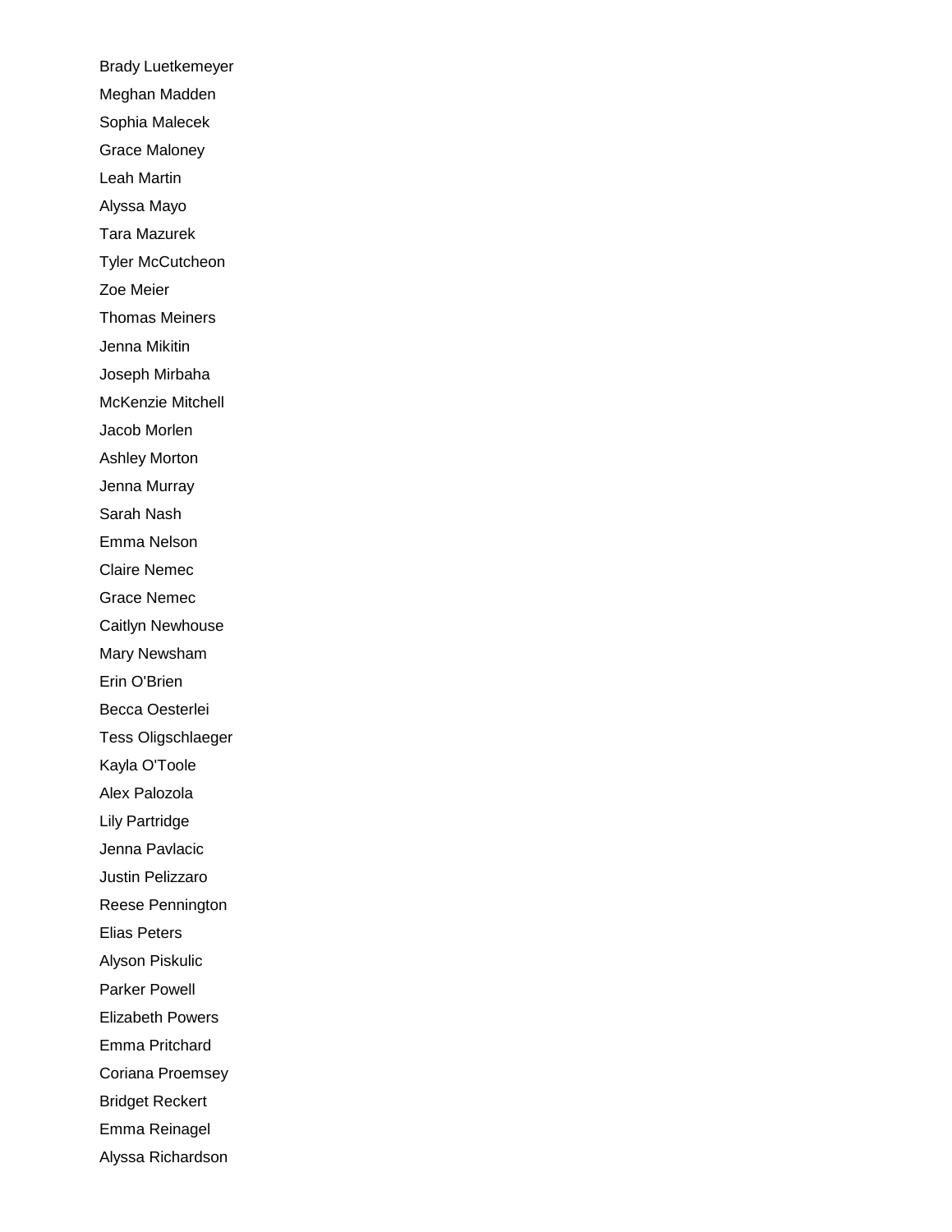Brady Luetkemeyer

Meghan Madden

Sophia Malecek

Grace Maloney

Leah Martin

Alyssa Mayo

Tara Mazurek

Tyler McCutcheon

Zoe Meier

Thomas Meiners

Jenna Mikitin

Joseph Mirbaha

McKenzie Mitchell

Jacob Morlen

Ashley Morton

Jenna Murray

Sarah Nash

Emma Nelson

Claire Nemec

Grace Nemec

Caitlyn Newhouse

Mary Newsham

Erin O'Brien

Becca Oesterlei

Tess Oligschlaeger

Kayla O'Toole

Alex Palozola

Lily Partridge

Jenna Pavlacic

Justin Pelizzaro

Reese Pennington

Elias Peters

Alyson Piskulic

Parker Powell

Elizabeth Powers

Emma Pritchard

Coriana Proemsey

Bridget Reckert

Emma Reinagel

Alyssa Richardson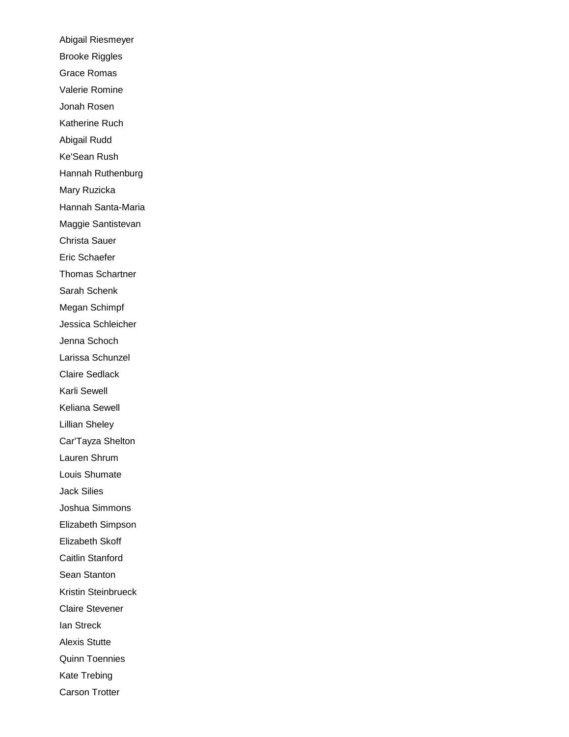Abigail Riesmeyer

Brooke Riggles

Grace Romas

Valerie Romine

Jonah Rosen

Katherine Ruch

Abigail Rudd

Ke'Sean Rush

Hannah Ruthenburg

Mary Ruzicka

Hannah Santa-Maria

Maggie Santistevan

Christa Sauer

Eric Schaefer

Thomas Schartner

Sarah Schenk

Megan Schimpf

Jessica Schleicher

Jenna Schoch

Larissa Schunzel

Claire Sedlack

Karli Sewell

Keliana Sewell

Lillian Sheley

Car'Tayza Shelton

Lauren Shrum

Louis Shumate

Jack Silies

Joshua Simmons

Elizabeth Simpson

Elizabeth Skoff

Caitlin Stanford

Sean Stanton

Kristin Steinbrueck

Claire Stevener

Ian Streck

Alexis Stutte

Quinn Toennies

Kate Trebing

Carson Trotter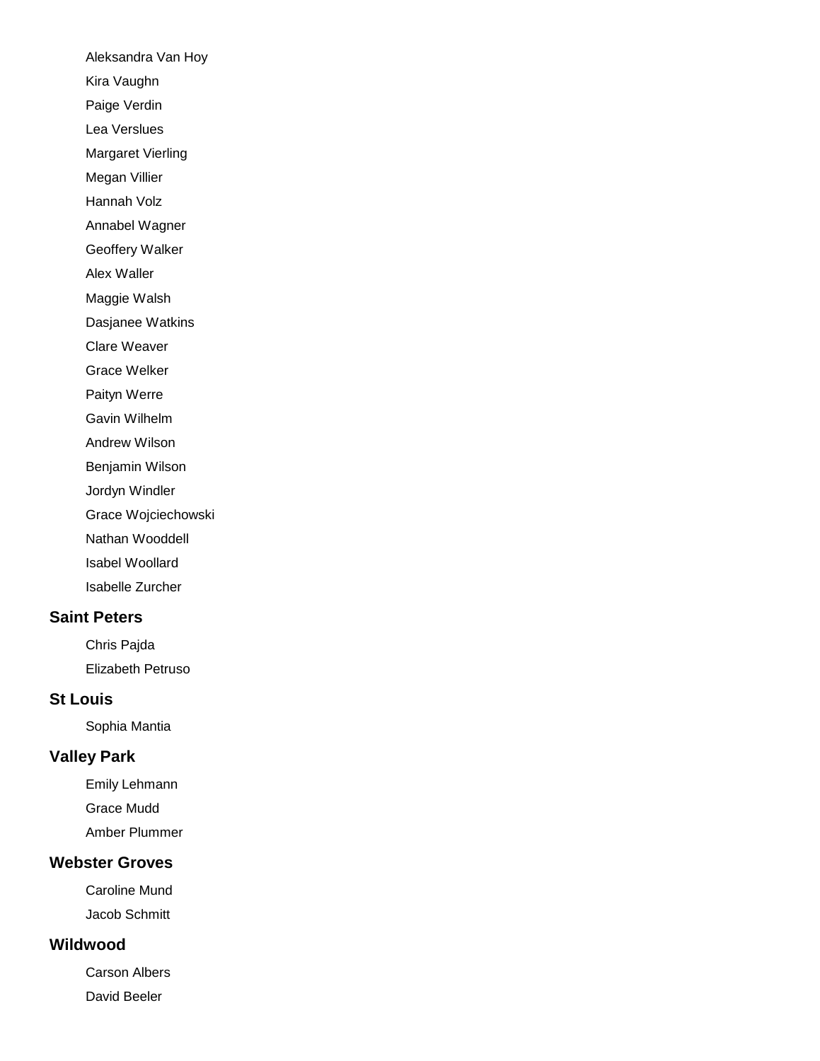Aleksandra Van Hoy

Kira Vaughn

Paige Verdin

Lea Verslues

Margaret Vierling

Megan Villier

Hannah Volz

Annabel Wagner

Geoffery Walker

Alex Waller

Maggie Walsh

Dasjanee Watkins

Clare Weaver

Grace Welker

Paityn Werre

Gavin Wilhelm

Andrew Wilson

Benjamin Wilson

Jordyn Windler

Grace Wojciechowski

Nathan Wooddell

Isabel Woollard

Isabelle Zurcher

### Saint Peters

Chris Pajda

Elizabeth Petruso

### St Louis

Sophia Mantia

### Valley Park

Emily Lehmann

Grace Mudd

Amber Plummer

### Webster Groves

Caroline Mund

Jacob Schmitt

### Wildwood

Carson Albers

David Beeler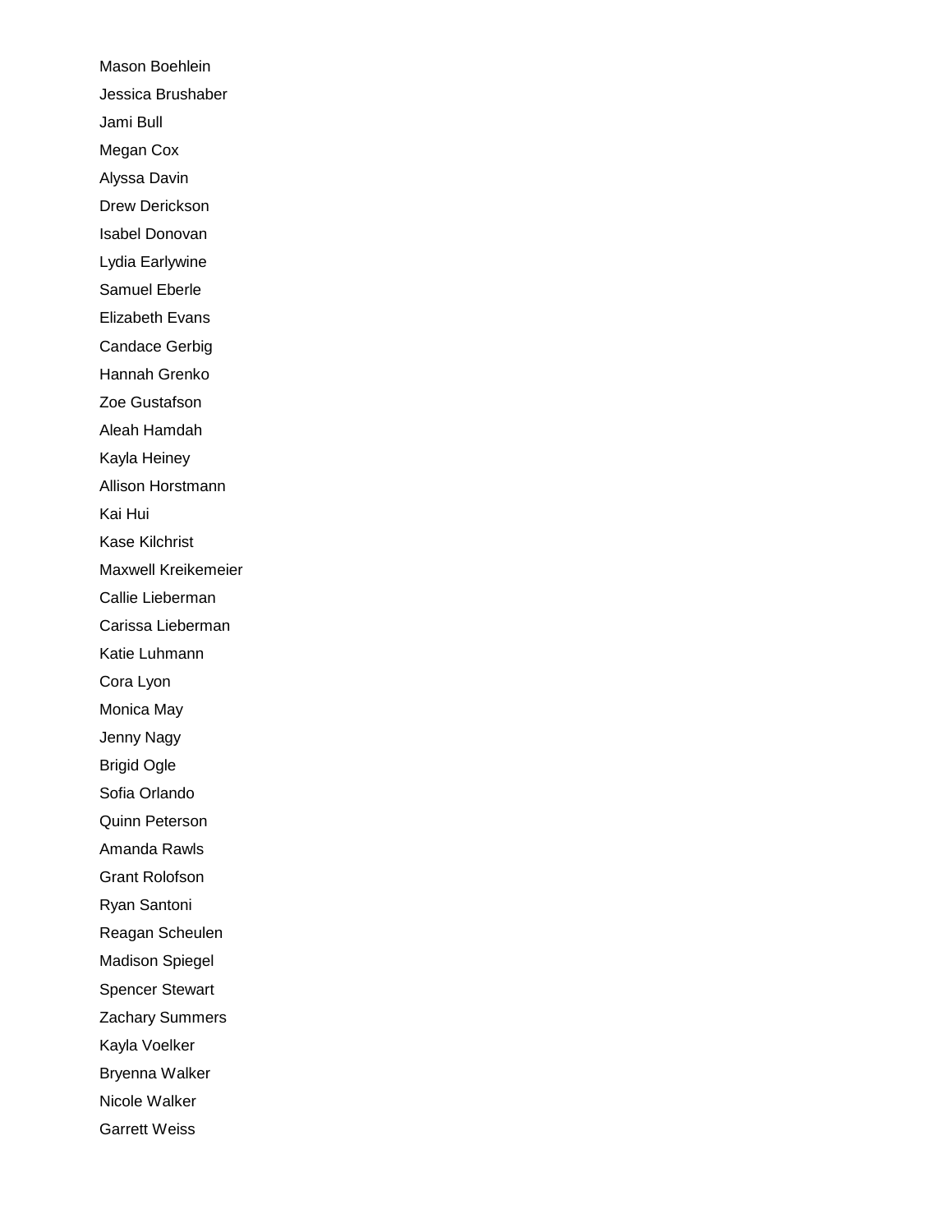Mason Boehlein

Jessica Brushaber

Jami Bull

Megan Cox

Alyssa Davin

Drew Derickson

Isabel Donovan

Lydia Earlywine

Samuel Eberle

Elizabeth Evans

Candace Gerbig

Hannah Grenko

Zoe Gustafson

Aleah Hamdah

Kayla Heiney

Allison Horstmann

Kai Hui

Kase Kilchrist

Maxwell Kreikemeier

Callie Lieberman

Carissa Lieberman

Katie Luhmann

Cora Lyon

Monica May

Jenny Nagy

Brigid Ogle

Sofia Orlando

Quinn Peterson

Amanda Rawls

Grant Rolofson

Ryan Santoni

Reagan Scheulen

Madison Spiegel

Spencer Stewart

Zachary Summers

Kayla Voelker

Bryenna Walker

Nicole Walker

Garrett Weiss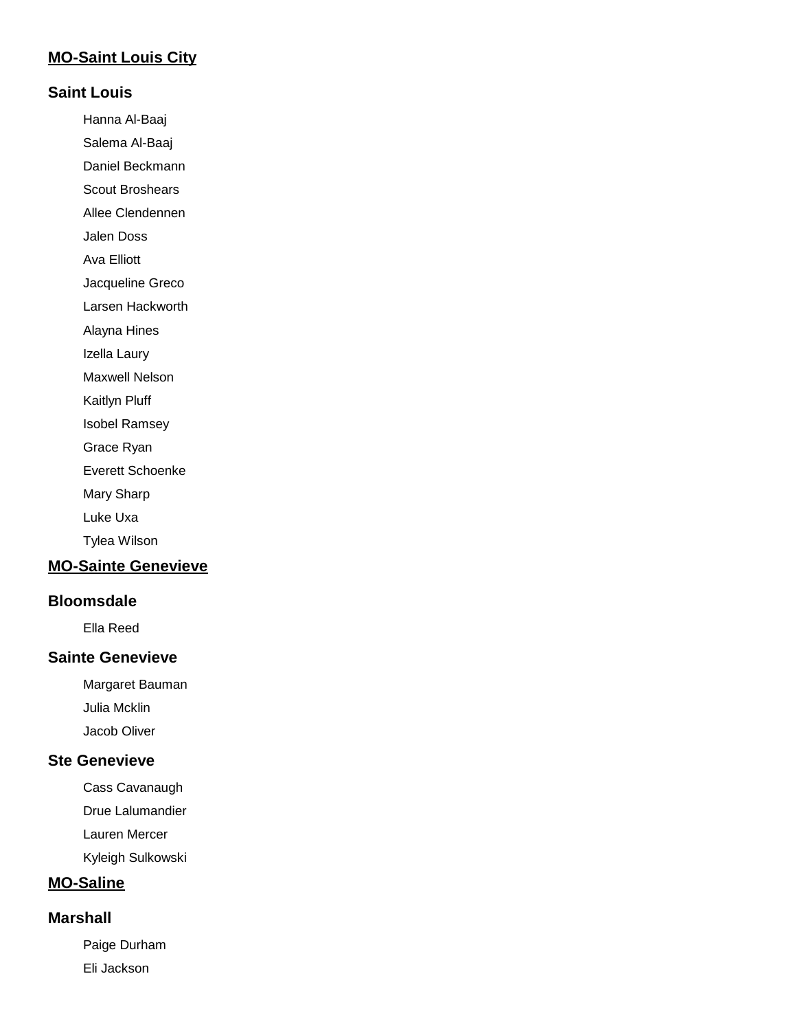## MO-Saint Louis City

### Saint Louis

- Hanna Al-Baaj
- Salema Al-Baaj
- Daniel Beckmann
- Scout Broshears
- Allee Clendennen
- Jalen Doss
- Ava Elliott
- Jacqueline Greco
- Larsen Hackworth
- Alayna Hines
- Izella Laury
- Maxwell Nelson
- Kaitlyn Pluff
- Isobel Ramsey
- Grace Ryan
- Everett Schoenke
- Mary Sharp
- Luke Uxa
- Tylea Wilson

## MO-Sainte Genevieve

### Bloomsdale

- Ella Reed

### Sainte Genevieve

- Margaret Bauman
- Julia Mcklin
- Jacob Oliver

### Ste Genevieve

- Cass Cavanaugh
- Drue Lalumandier
- Lauren Mercer
- Kyleigh Sulkowski

## MO-Saline

### Marshall

- Paige Durham
- Eli Jackson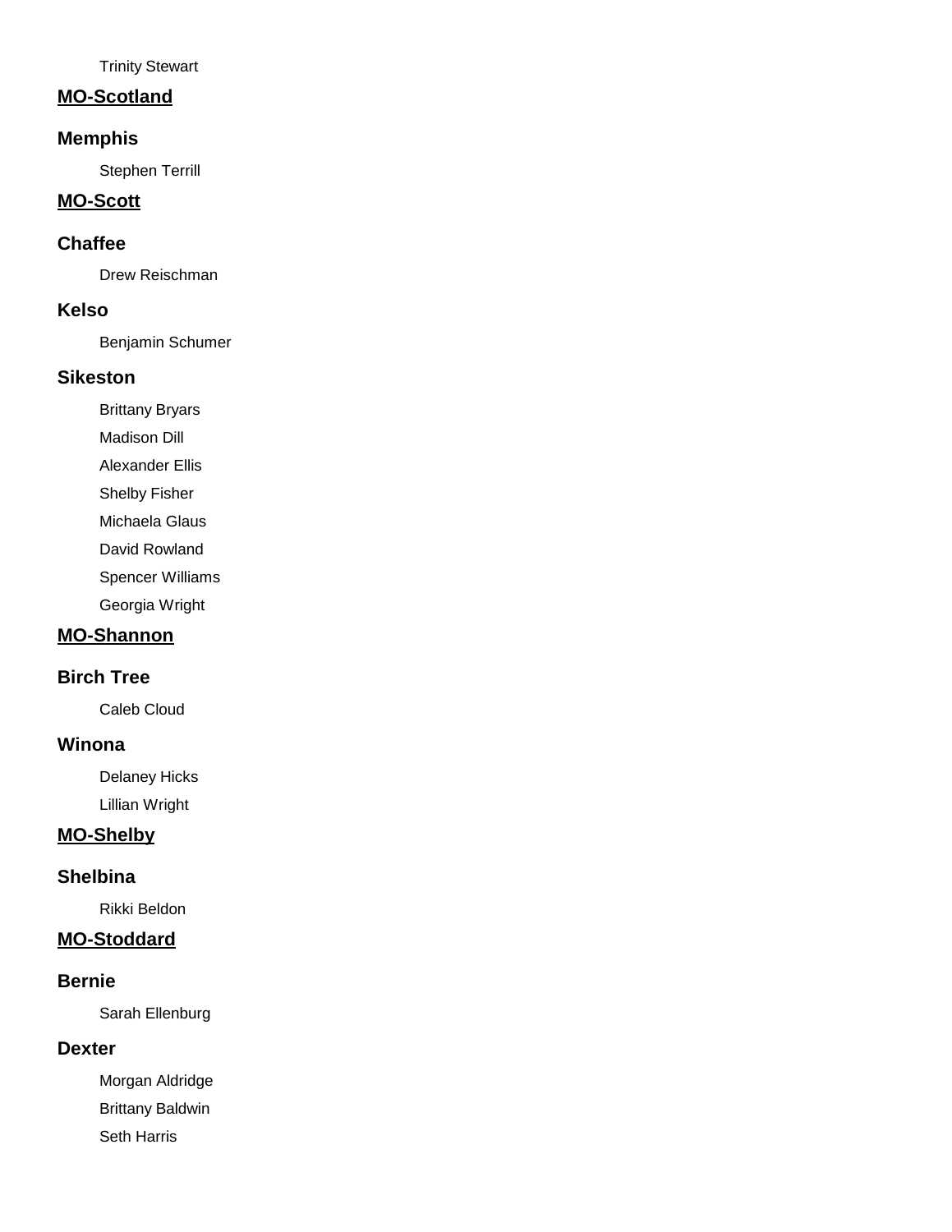Trinity Stewart

## MO-Scotland

### Memphis

Stephen Terrill

## MO-Scott

### Chaffee

Drew Reischman

### Kelso

Benjamin Schumer

### Sikeston

Brittany Bryars

Madison Dill

Alexander Ellis

Shelby Fisher

Michaela Glaus

David Rowland

Spencer Williams

Georgia Wright

## MO-Shannon

### Birch Tree

Caleb Cloud

### Winona

Delaney Hicks

Lillian Wright

## MO-Shelby

### Shelbina

Rikki Beldon

## MO-Stoddard

### Bernie

Sarah Ellenburg

### Dexter

Morgan Aldridge

Brittany Baldwin

Seth Harris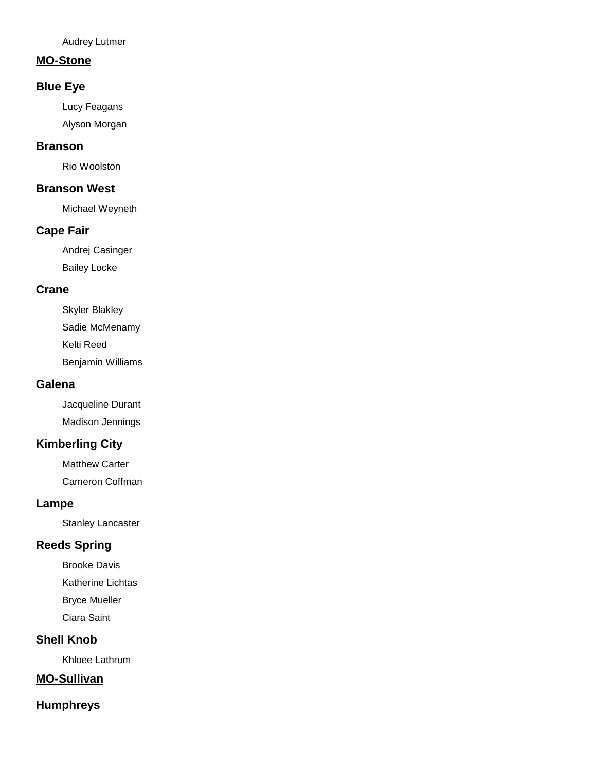Audrey Lutmer

## MO-Stone

### Blue Eye

Lucy Feagans

Alyson Morgan

### Branson

Rio Woolston

### Branson West

Michael Weyneth

### Cape Fair

Andrej Casinger

Bailey Locke

### Crane

Skyler Blakley

Sadie McMenamy

Kelti Reed

Benjamin Williams

### Galena

Jacqueline Durant

Madison Jennings

### Kimberling City

Matthew Carter

Cameron Coffman

### Lampe

Stanley Lancaster

### Reeds Spring

Brooke Davis

Katherine Lichtas

Bryce Mueller

Ciara Saint

### Shell Knob

Khloee Lathrum

## MO-Sullivan

### Humphreys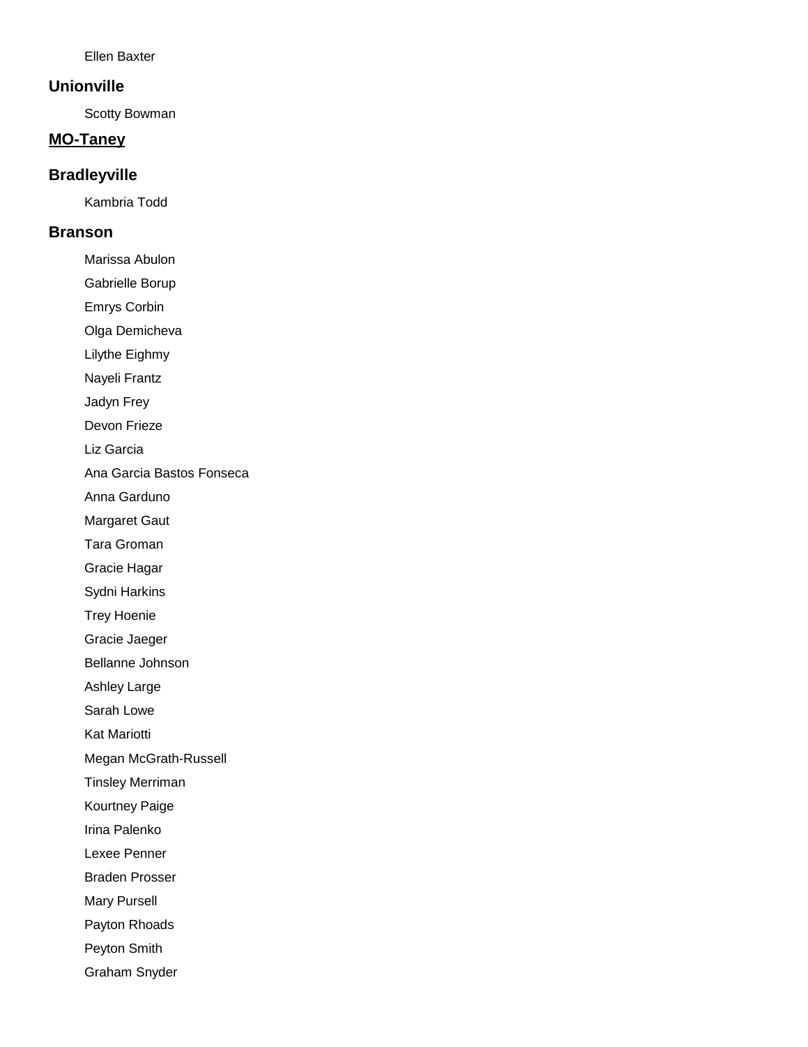Ellen Baxter

### Unionville

Scotty Bowman

## MO-Taney

### Bradleyville

Kambria Todd

### Branson

Marissa Abulon

Gabrielle Borup

Emrys Corbin

Olga Demicheva

Lilythe Eighmy

Nayeli Frantz

Jadyn Frey

Devon Frieze

Liz Garcia

Ana Garcia Bastos Fonseca

Anna Garduno

Margaret Gaut

Tara Groman

Gracie Hagar

Sydni Harkins

Trey Hoenie

Gracie Jaeger

Bellanne Johnson

Ashley Large

Sarah Lowe

Kat Mariotti

Megan McGrath-Russell

Tinsley Merriman

Kourtney Paige

Irina Palenko

Lexee Penner

Braden Prosser

Mary Pursell

Payton Rhoads

Peyton Smith

Graham Snyder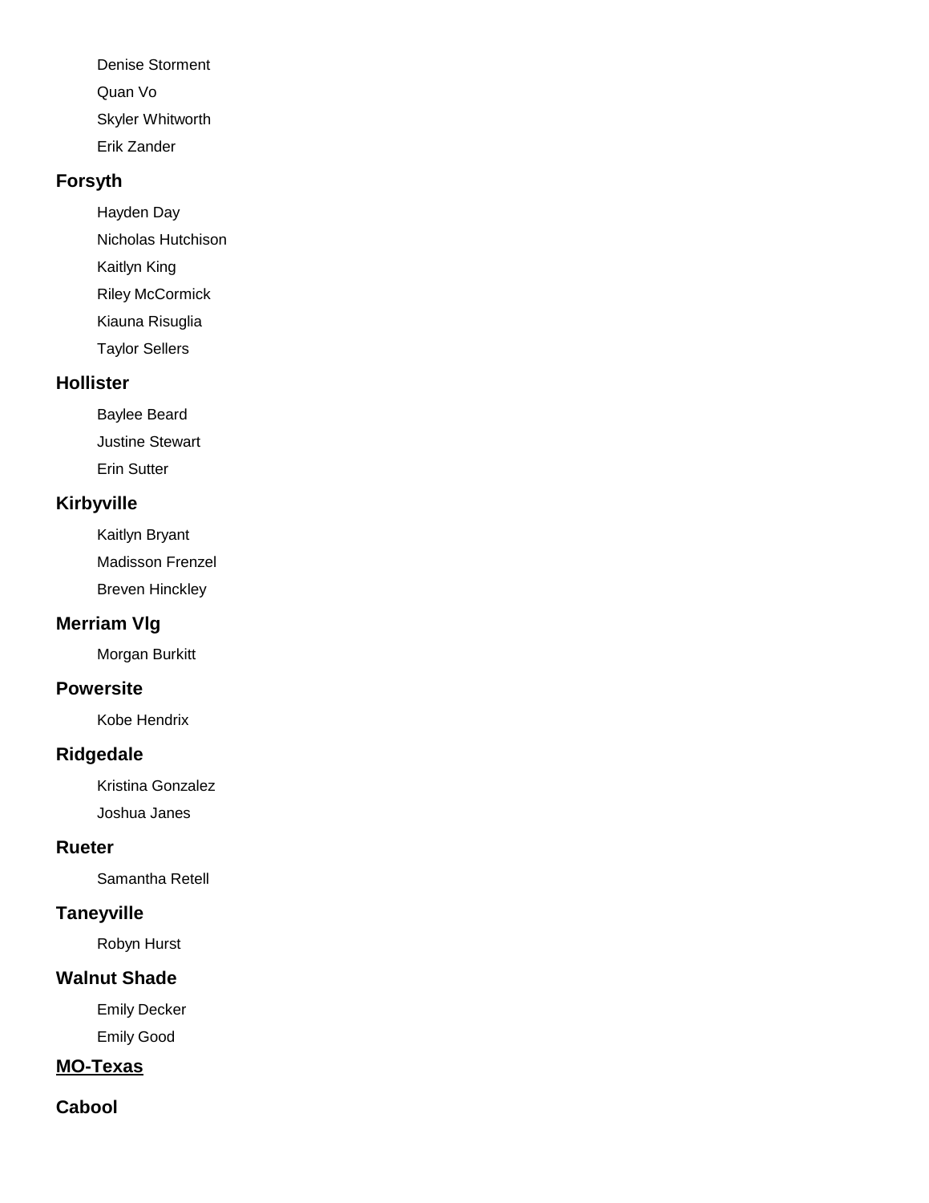Denise Storment

Quan Vo

Skyler Whitworth

Erik Zander

### Forsyth

Hayden Day

Nicholas Hutchison

Kaitlyn King

Riley McCormick

Kiauna Risuglia

Taylor Sellers

### Hollister

Baylee Beard

Justine Stewart

Erin Sutter

### Kirbyville

Kaitlyn Bryant

Madisson Frenzel

Breven Hinckley

### Merriam Vlg

Morgan Burkitt

### Powersite

Kobe Hendrix

### Ridgedale

Kristina Gonzalez

Joshua Janes

### Rueter

Samantha Retell

### Taneyville

Robyn Hurst

### Walnut Shade

Emily Decker

Emily Good

## MO-Texas

### Cabool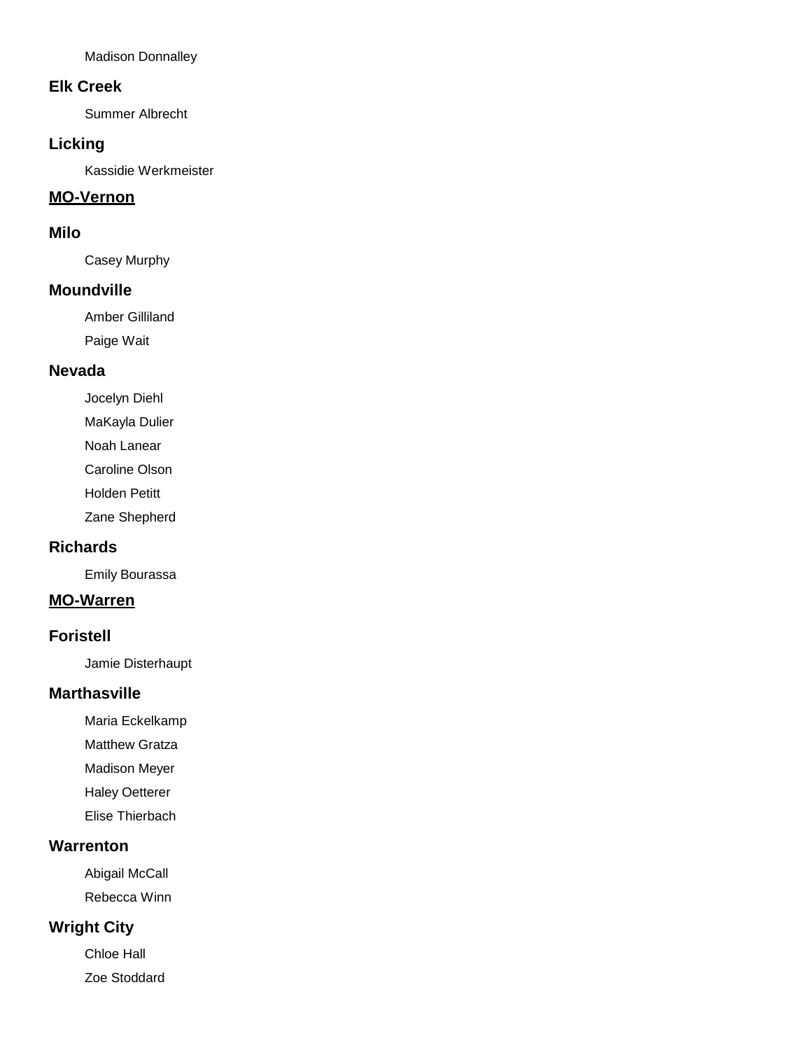Madison Donnalley

### Elk Creek

Summer Albrecht

### Licking

Kassidie Werkmeister

## MO-Vernon

### Milo

Casey Murphy

### Moundville

Amber Gilliland

Paige Wait

### Nevada

Jocelyn Diehl

MaKayla Dulier

Noah Lanear

Caroline Olson

Holden Petitt

Zane Shepherd

### Richards

Emily Bourassa

## MO-Warren

### Foristell

Jamie Disterhaupt

### Marthasville

Maria Eckelkamp

Matthew Gratza

Madison Meyer

Haley Oetterer

Elise Thierbach

### Warrenton

Abigail McCall

Rebecca Winn

### Wright City

Chloe Hall

Zoe Stoddard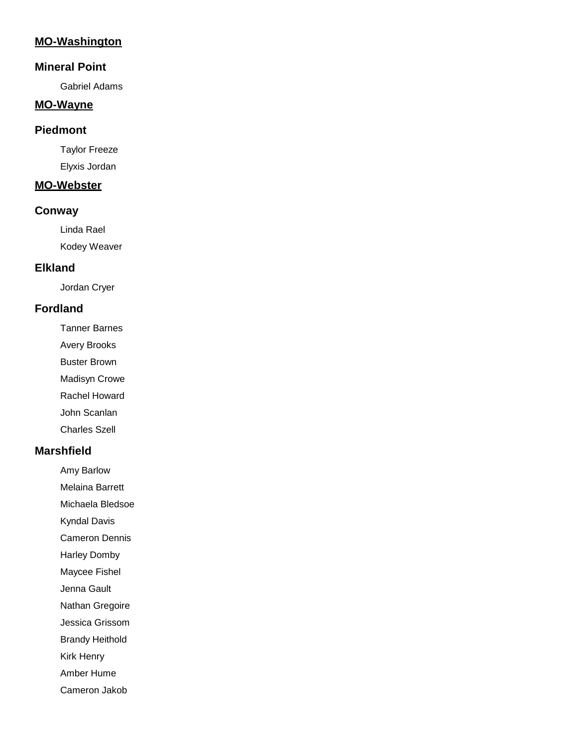## MO-Washington

### Mineral Point

Gabriel Adams

## MO-Wayne

### Piedmont

Taylor Freeze

Elyxis Jordan

## MO-Webster

### Conway

Linda Rael

Kodey Weaver

### Elkland

Jordan Cryer

### Fordland

Tanner Barnes

Avery Brooks

Buster Brown

Madisyn Crowe

Rachel Howard

John Scanlan

Charles Szell

### Marshfield

Amy Barlow

Melaina Barrett

Michaela Bledsoe

Kyndal Davis

Cameron Dennis

Harley Domby

Maycee Fishel

Jenna Gault

Nathan Gregoire

Jessica Grissom

Brandy Heithold

Kirk Henry

Amber Hume

Cameron Jakob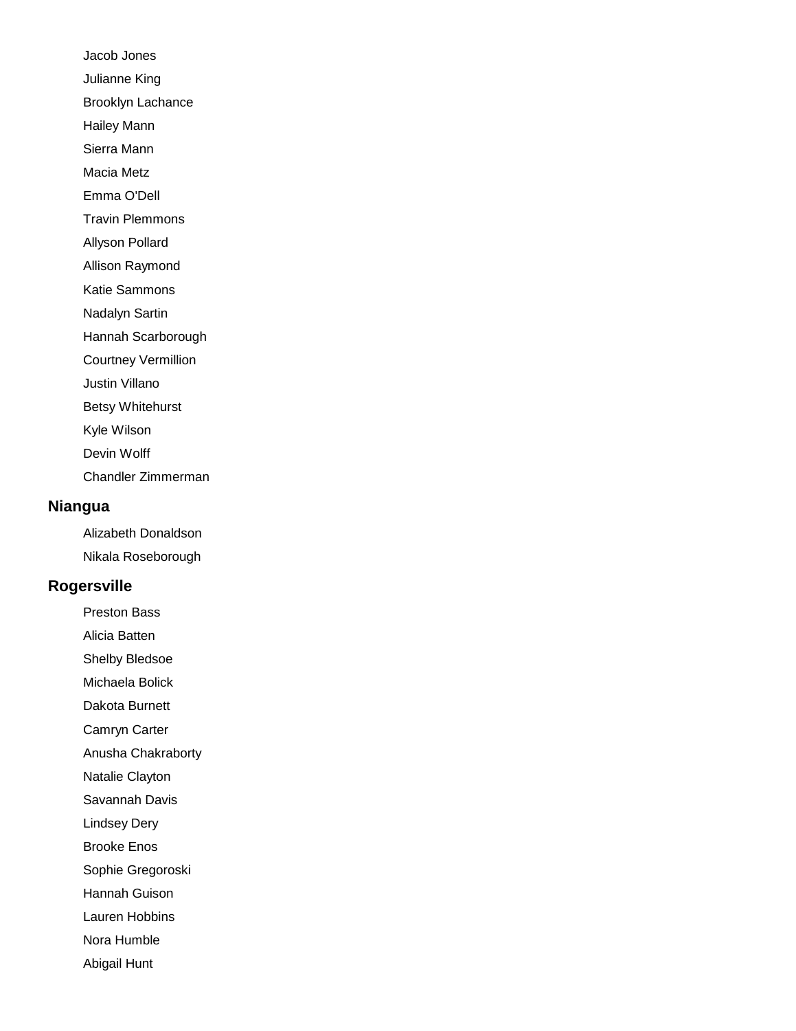Jacob Jones

Julianne King

Brooklyn Lachance

Hailey Mann

Sierra Mann

Macia Metz

Emma O'Dell

Travin Plemmons

Allyson Pollard

Allison Raymond

Katie Sammons

Nadalyn Sartin

Hannah Scarborough

Courtney Vermillion

Justin Villano

Betsy Whitehurst

Kyle Wilson

Devin Wolff

Chandler Zimmerman

## Niangua

Alizabeth Donaldson

Nikala Roseborough

## Rogersville

Preston Bass

Alicia Batten

Shelby Bledsoe

Michaela Bolick

Dakota Burnett

Camryn Carter

Anusha Chakraborty

Natalie Clayton

Savannah Davis

Lindsey Dery

Brooke Enos

Sophie Gregoroski

Hannah Guison

Lauren Hobbins

Nora Humble

Abigail Hunt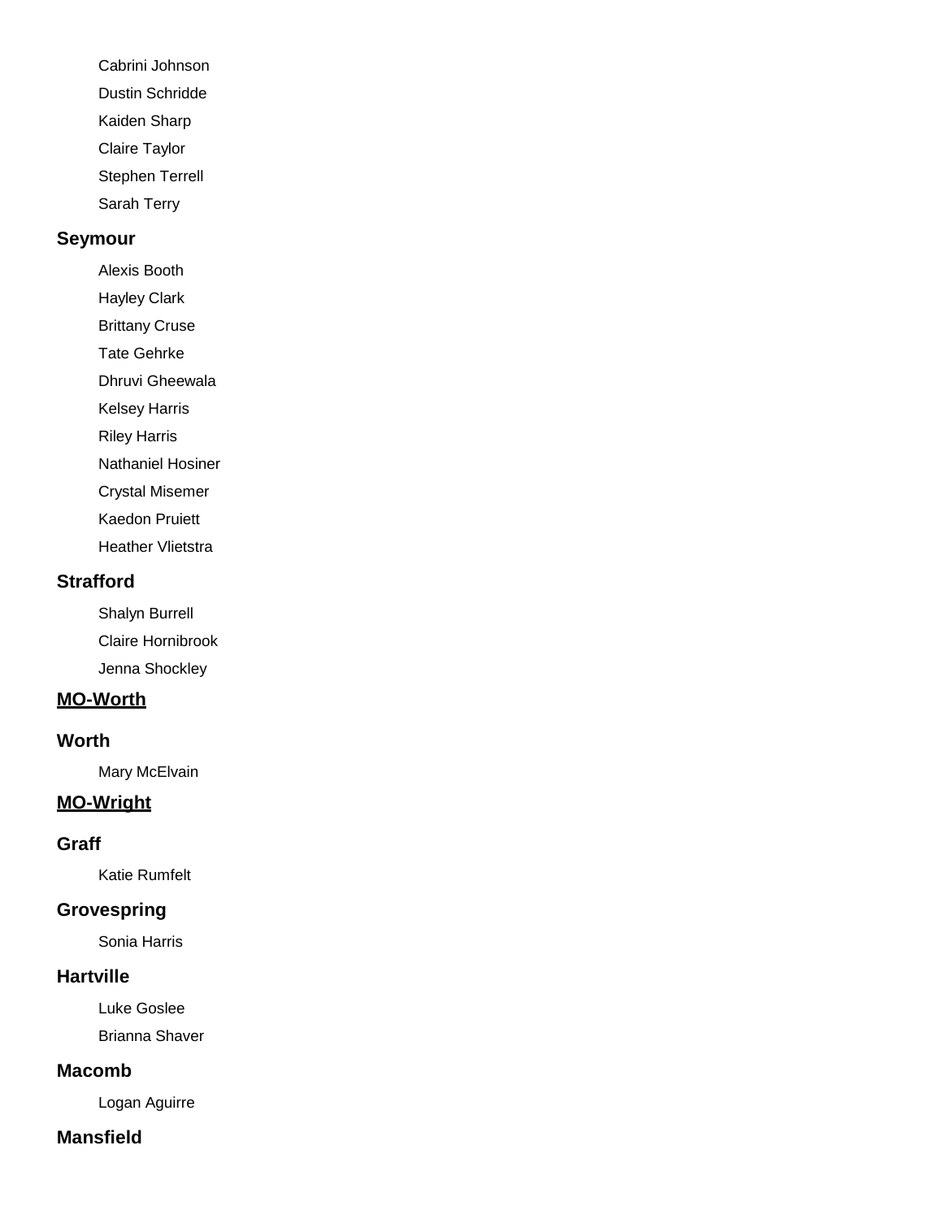Cabrini Johnson

Dustin Schridde

Kaiden Sharp

Claire Taylor

Stephen Terrell

Sarah Terry

### Seymour

Alexis Booth

Hayley Clark

Brittany Cruse

Tate Gehrke

Dhruvi Gheewala

Kelsey Harris

Riley Harris

Nathaniel Hosiner

Crystal Misemer

Kaedon Pruiett

Heather Vlietstra

### Strafford

Shalyn Burrell

Claire Hornibrook

Jenna Shockley

## MO-Worth

### Worth

Mary McElvain

## MO-Wright

### Graff

Katie Rumfelt

### Grovespring

Sonia Harris

### Hartville

Luke Goslee

Brianna Shaver

### Macomb

Logan Aguirre

### Mansfield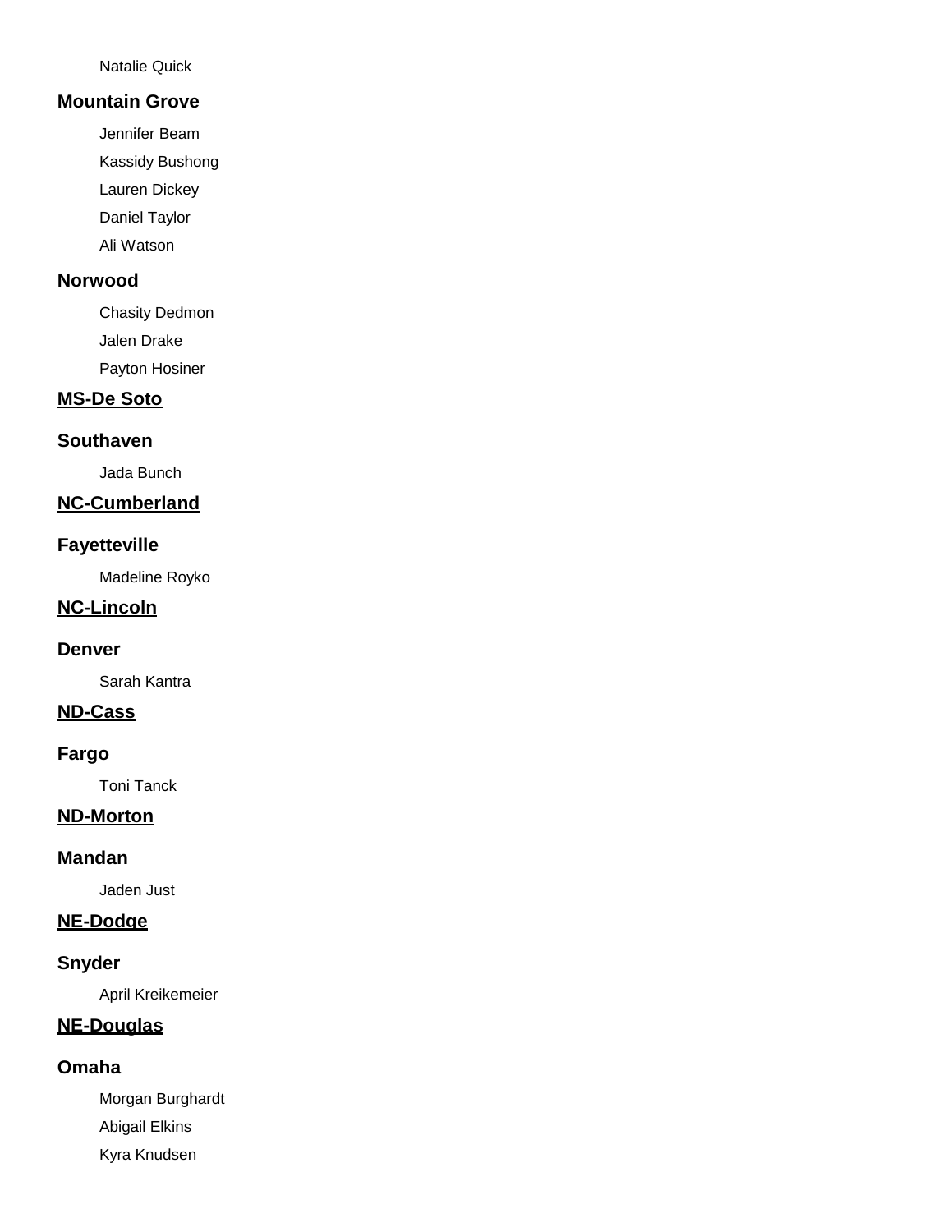Natalie Quick

### Mountain Grove

Jennifer Beam

Kassidy Bushong

Lauren Dickey

Daniel Taylor

Ali Watson

### Norwood

Chasity Dedmon

Jalen Drake

Payton Hosiner

## MS-De Soto

### Southaven

Jada Bunch

## NC-Cumberland

### Fayetteville

Madeline Royko

## NC-Lincoln

### Denver

Sarah Kantra

## ND-Cass

### Fargo

Toni Tanck

## ND-Morton

### Mandan

Jaden Just

## NE-Dodge

### Snyder

April Kreikemeier

## NE-Douglas

### Omaha

Morgan Burghardt

Abigail Elkins

Kyra Knudsen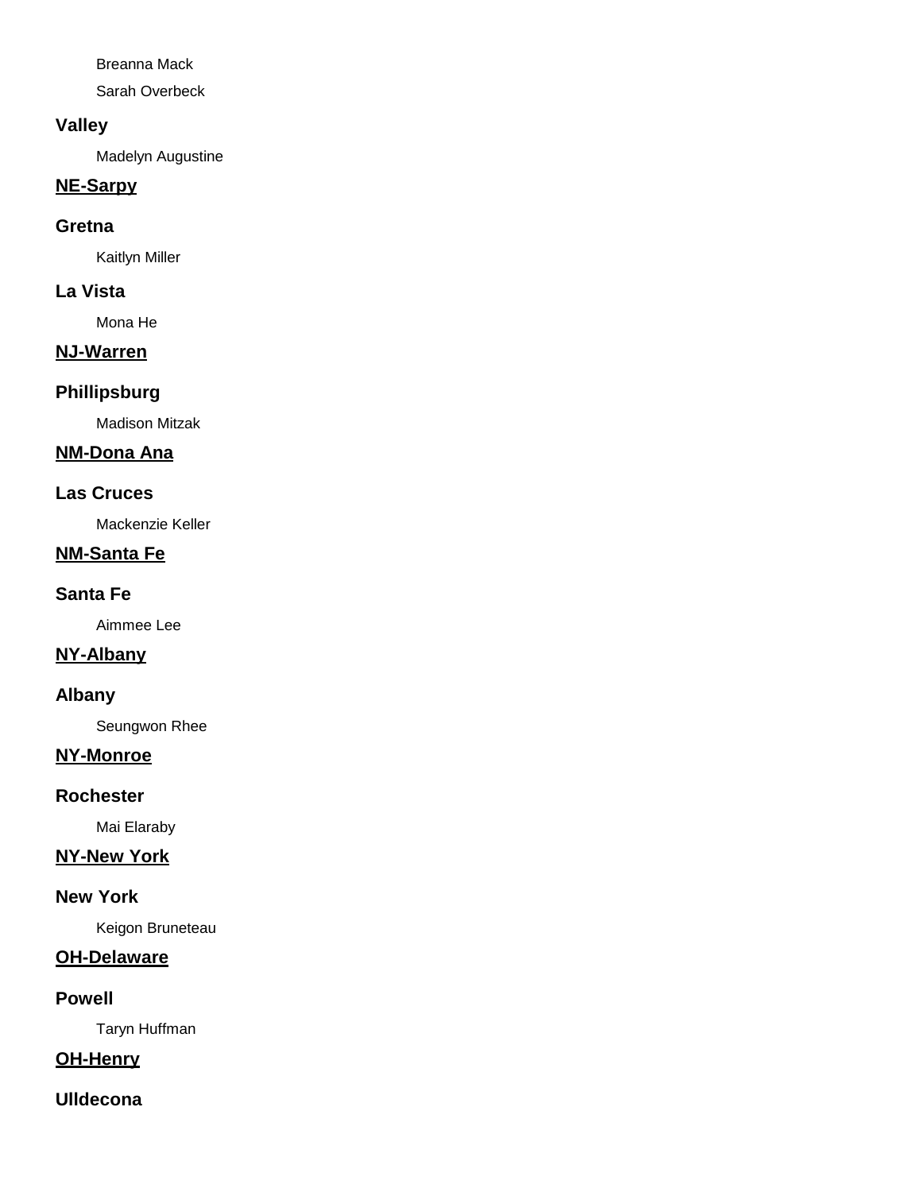Breanna Mack

Sarah Overbeck

**Valley**

Madelyn Augustine

## NE-Sarpy

**Gretna**

Kaitlyn Miller

**La Vista**

Mona He

## NJ-Warren

**Phillipsburg**

Madison Mitzak

## NM-Dona Ana

**Las Cruces**

Mackenzie Keller

## NM-Santa Fe

**Santa Fe**

Aimmee Lee

## NY-Albany

**Albany**

Seungwon Rhee

## NY-Monroe

**Rochester**

Mai Elaraby

## NY-New York

**New York**

Keigon Bruneteau

## OH-Delaware

**Powell**

Taryn Huffman

## OH-Henry

**Ulldecona**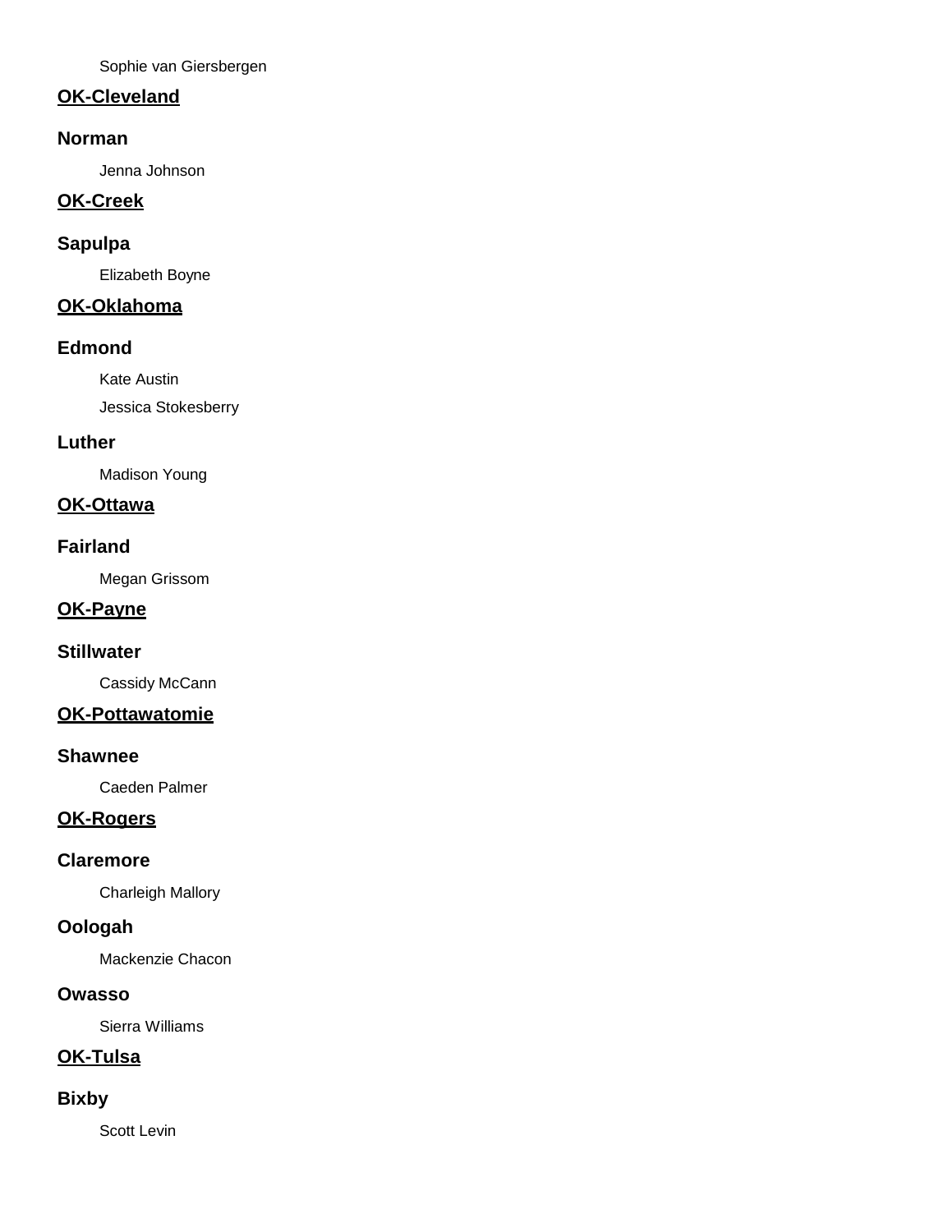Sophie van Giersbergen

## OK-Cleveland

### Norman

Jenna Johnson

## OK-Creek

### Sapulpa

Elizabeth Boyne

## OK-Oklahoma

### Edmond

Kate Austin

Jessica Stokesberry

### Luther

Madison Young

## OK-Ottawa

### Fairland

Megan Grissom

## OK-Payne

### Stillwater

Cassidy McCann

## OK-Pottawatomie

### Shawnee

Caeden Palmer

## OK-Rogers

### Claremore

Charleigh Mallory

### Oologah

Mackenzie Chacon

### Owasso

Sierra Williams

## OK-Tulsa

### Bixby

Scott Levin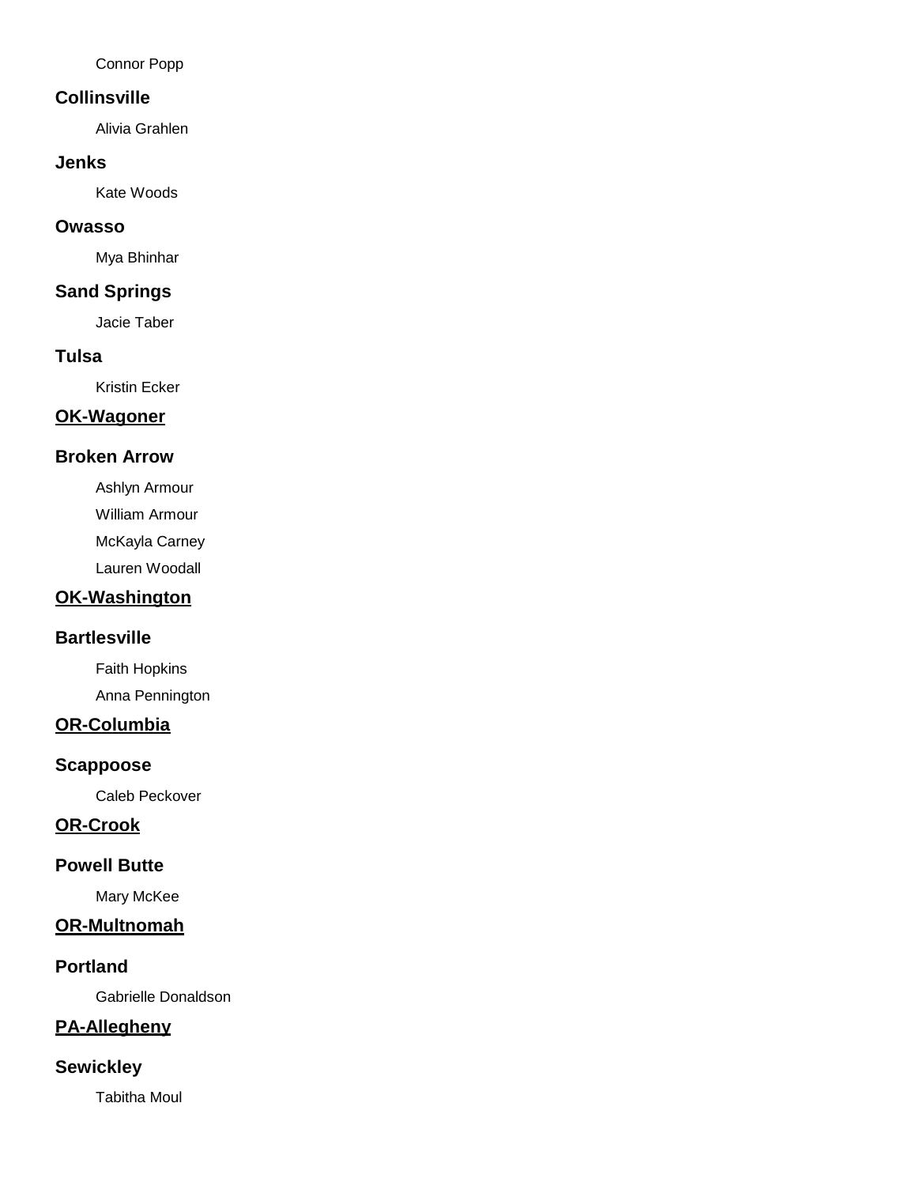Connor Popp

### Collinsville

Alivia Grahlen

### Jenks

Kate Woods

### Owasso

Mya Bhinhar

### Sand Springs

Jacie Taber

### Tulsa

Kristin Ecker

## OK-Wagoner

### Broken Arrow

Ashlyn Armour

William Armour

McKayla Carney

Lauren Woodall

## OK-Washington

### Bartlesville

Faith Hopkins

Anna Pennington

## OR-Columbia

### Scappoose

Caleb Peckover

## OR-Crook

### Powell Butte

Mary McKee

## OR-Multnomah

### Portland

Gabrielle Donaldson

## PA-Allegheny

### Sewickley

Tabitha Moul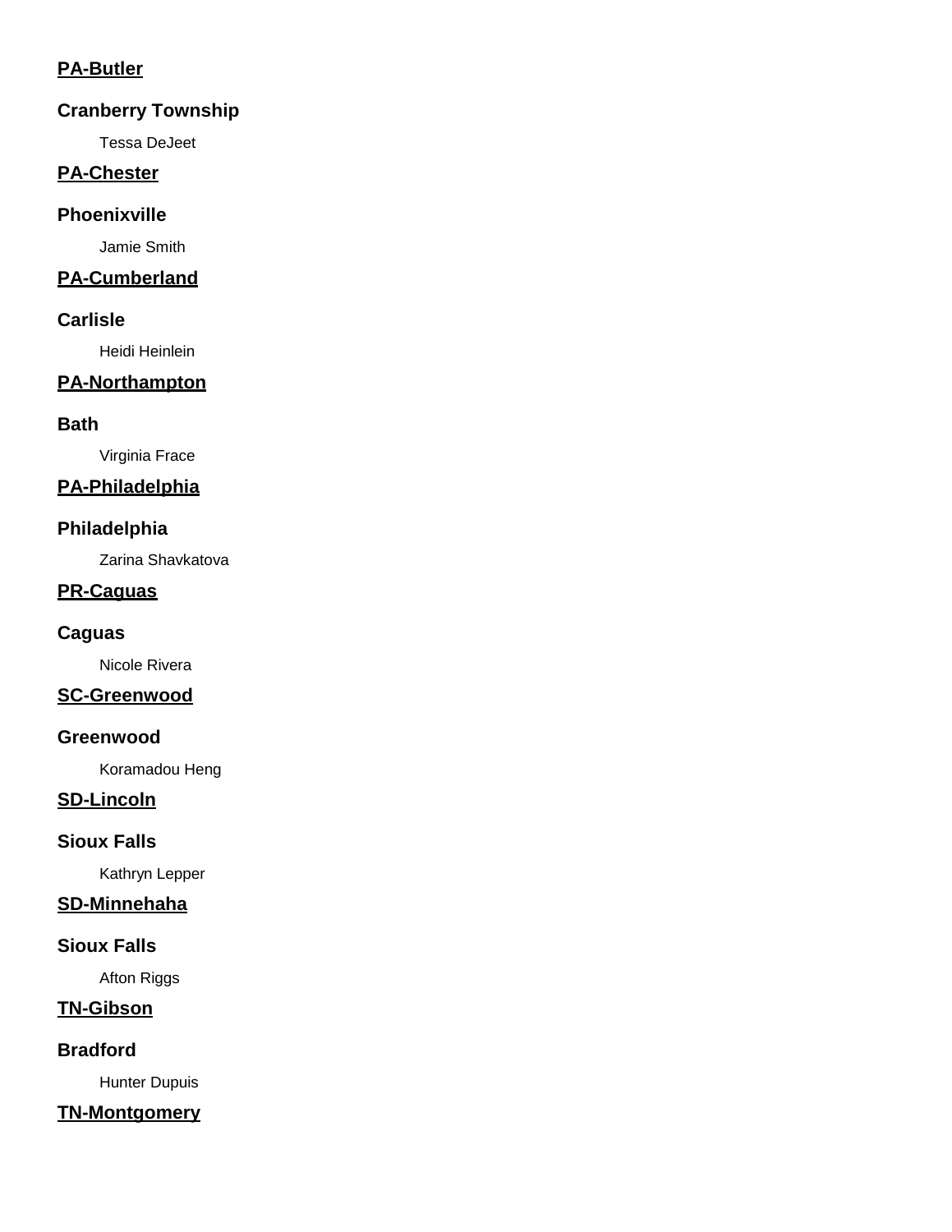## PA-Butler

### Cranberry Township

Tessa DeJeet

## PA-Chester

### Phoenixville

Jamie Smith

## PA-Cumberland

### Carlisle

Heidi Heinlein

## PA-Northampton

### Bath

Virginia Frace

## PA-Philadelphia

### Philadelphia

Zarina Shavkatova

## PR-Caguas

### Caguas

Nicole Rivera

## SC-Greenwood

### Greenwood

Koramadou Heng

## SD-Lincoln

### Sioux Falls

Kathryn Lepper

## SD-Minnehaha

### Sioux Falls

Afton Riggs

## TN-Gibson

### Bradford

Hunter Dupuis

## TN-Montgomery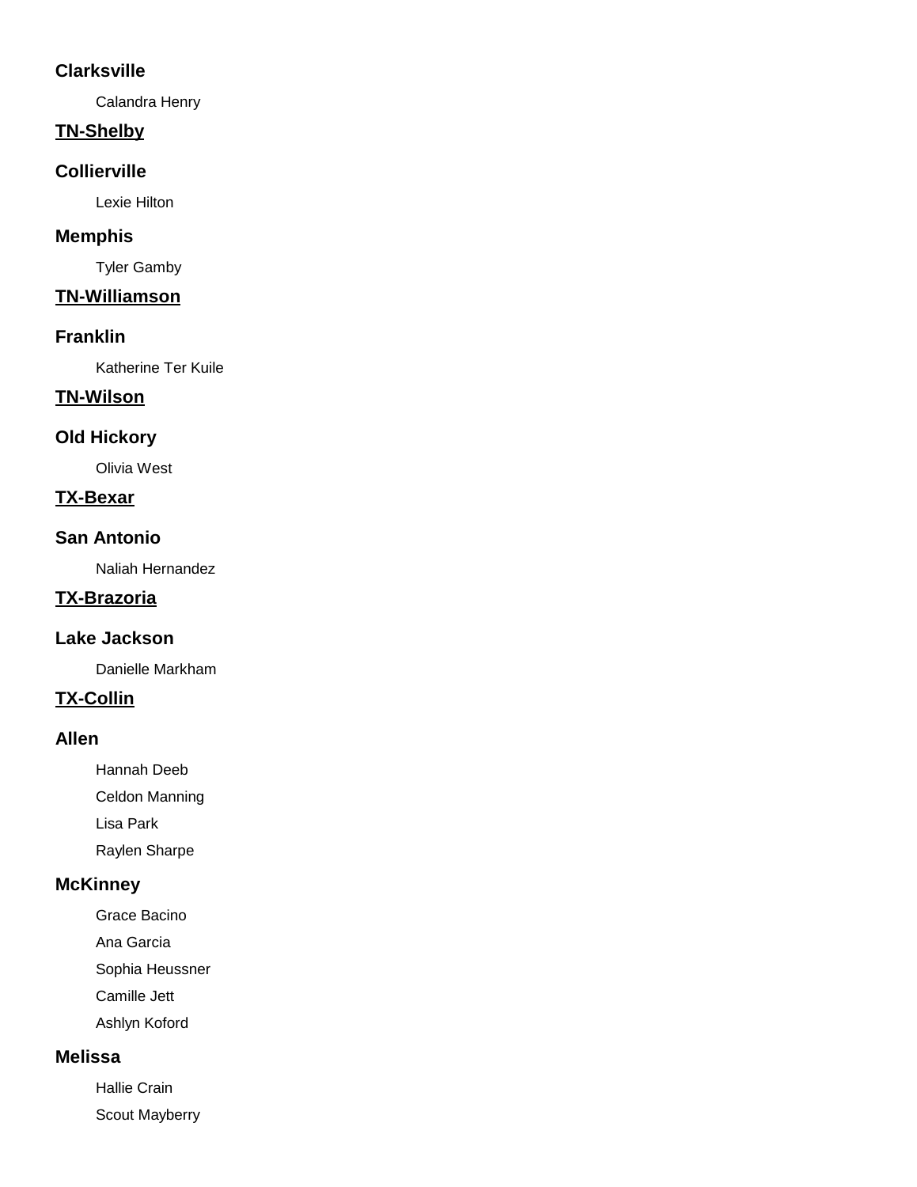### Clarksville

Calandra Henry

## TN-Shelby

### Collierville

Lexie Hilton

### Memphis

Tyler Gamby

## TN-Williamson

### Franklin

Katherine Ter Kuile

## TN-Wilson

### Old Hickory

Olivia West

## TX-Bexar

### San Antonio

Naliah Hernandez

## TX-Brazoria

### Lake Jackson

Danielle Markham

## TX-Collin

### Allen

Hannah Deeb

Celdon Manning

Lisa Park

Raylen Sharpe

### McKinney

Grace Bacino

Ana Garcia

Sophia Heussner

Camille Jett

Ashlyn Koford

### Melissa

Hallie Crain

Scout Mayberry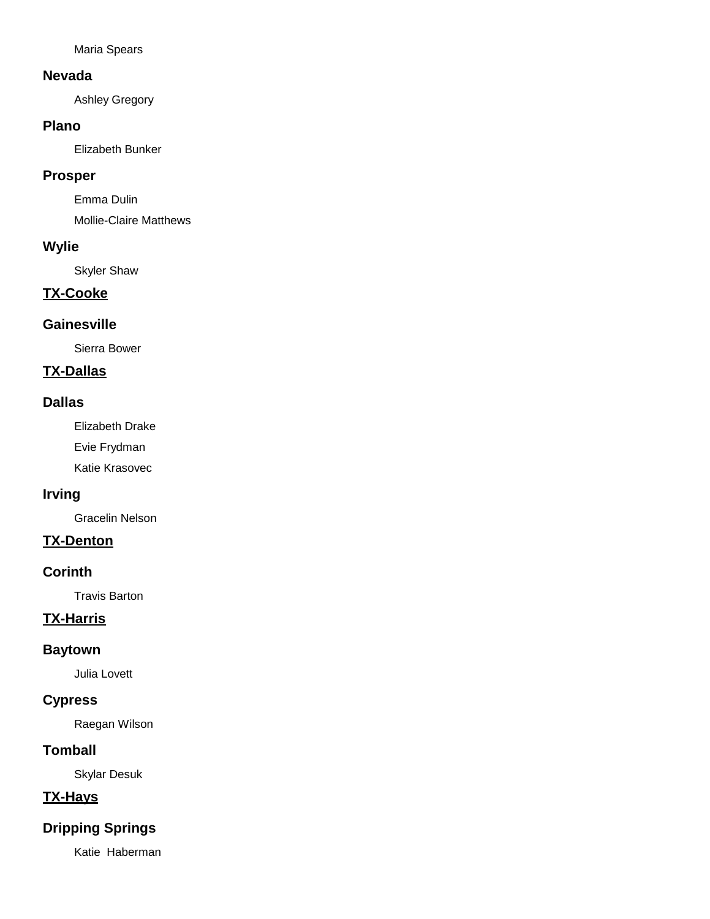Maria Spears

### Nevada

Ashley Gregory

### Plano

Elizabeth Bunker

### Prosper

Emma Dulin

Mollie-Claire Matthews

### Wylie

Skyler Shaw

## TX-Cooke

### Gainesville

Sierra Bower

## TX-Dallas

### Dallas

Elizabeth Drake

Evie Frydman

Katie Krasovec

### Irving

Gracelin Nelson

## TX-Denton

### Corinth

Travis Barton

## TX-Harris

### Baytown

Julia Lovett

### Cypress

Raegan Wilson

### Tomball

Skylar Desuk

## TX-Hays

### Dripping Springs

Katie Haberman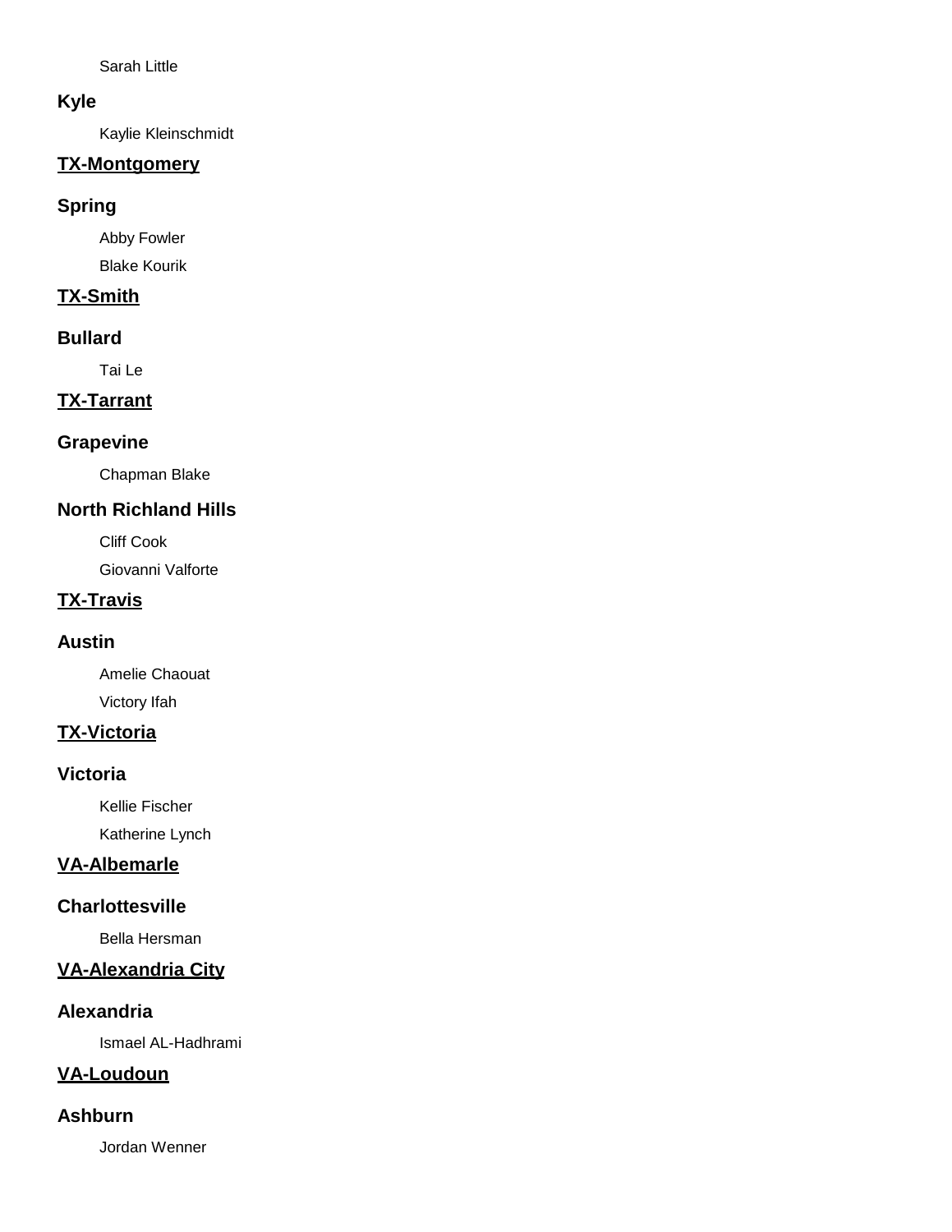Sarah Little

### Kyle

Kaylie Kleinschmidt

## TX-Montgomery

### Spring

Abby Fowler

Blake Kourik

## TX-Smith

### Bullard

Tai Le

## TX-Tarrant

### Grapevine

Chapman Blake

### North Richland Hills

Cliff Cook

Giovanni Valforte

## TX-Travis

### Austin

Amelie Chaouat

Victory Ifah

## TX-Victoria

### Victoria

Kellie Fischer

Katherine Lynch

## VA-Albemarle

### Charlottesville

Bella Hersman

## VA-Alexandria City

### Alexandria

Ismael AL-Hadhrami

## VA-Loudoun

### Ashburn

Jordan Wenner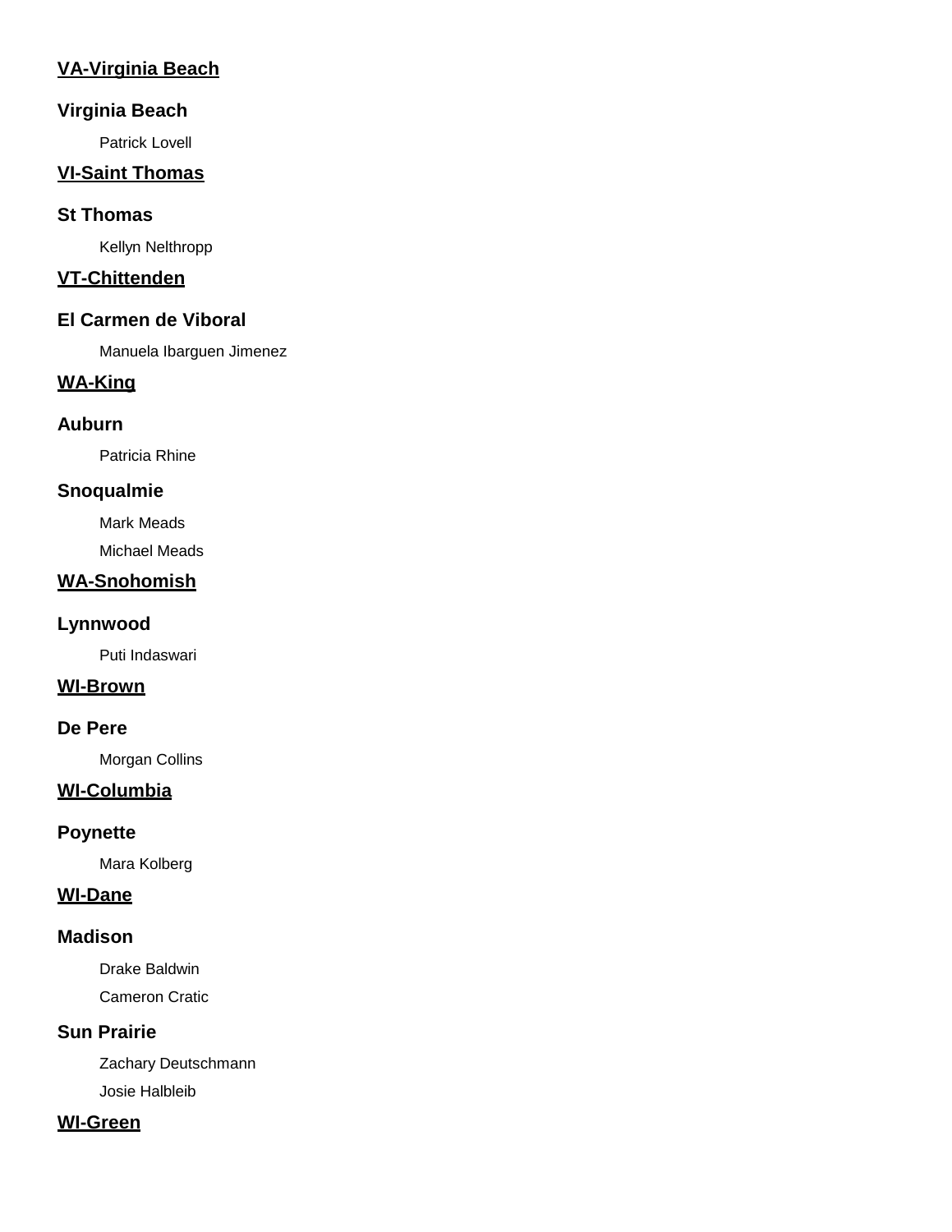## VA-Virginia Beach

### Virginia Beach

Patrick Lovell

## VI-Saint Thomas

### St Thomas

Kellyn Nelthropp

## VT-Chittenden

### El Carmen de Viboral

Manuela Ibarguen Jimenez

## WA-King

### Auburn

Patricia Rhine

### Snoqualmie

Mark Meads

Michael Meads

## WA-Snohomish

### Lynnwood

Puti Indaswari

## WI-Brown

### De Pere

Morgan Collins

## WI-Columbia

### Poynette

Mara Kolberg

## WI-Dane

### Madison

Drake Baldwin

Cameron Cratic

### Sun Prairie

Zachary Deutschmann

Josie Halbleib

## WI-Green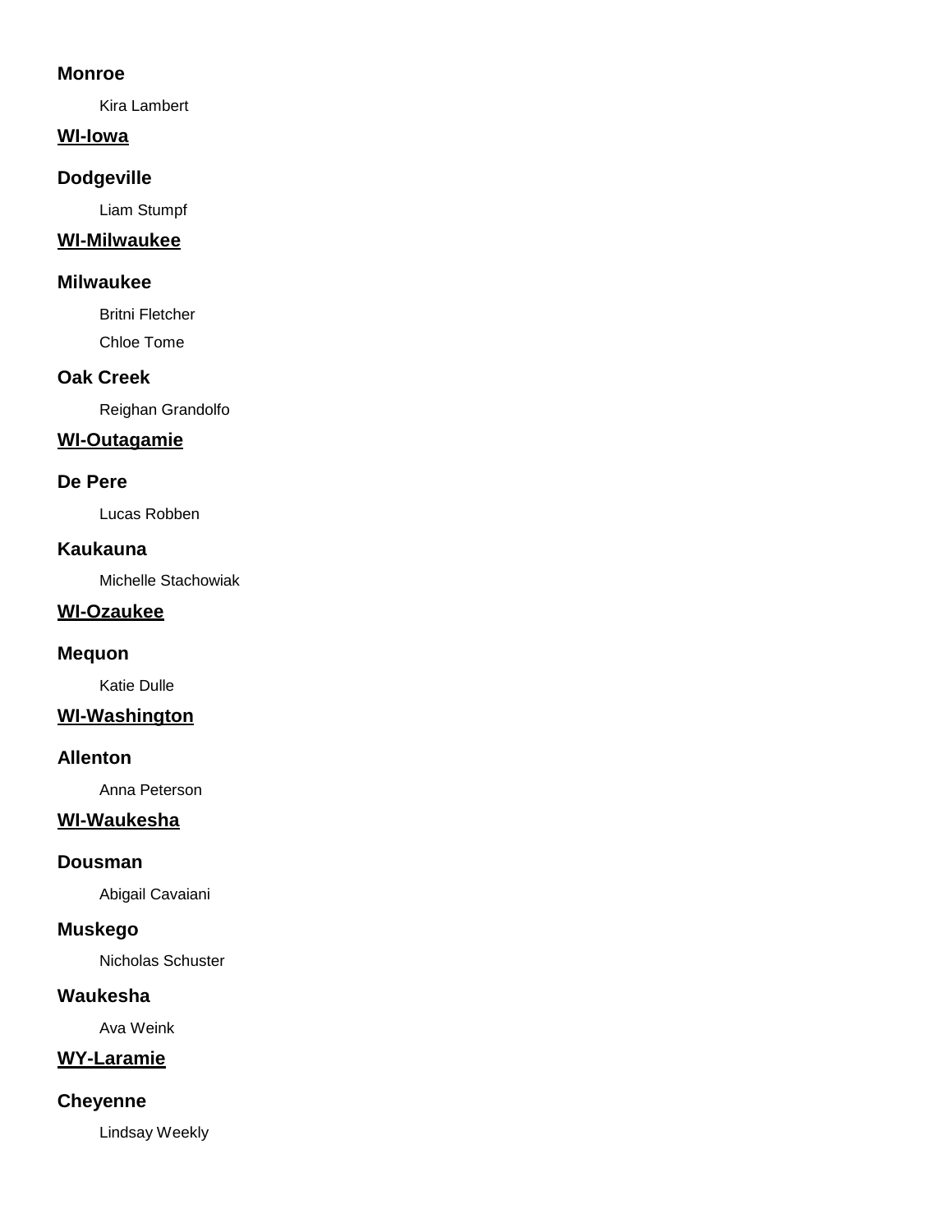**Monroe**

Kira Lambert

**<u>WI-Iowa</u>**

**Dodgeville**

Liam Stumpf

**<u>WI-Milwaukee</u>**

**Milwaukee**

Britni Fletcher

Chloe Tome

**Oak Creek**

Reighan Grandolfo

**<u>WI-Outagamie</u>**

**De Pere**

Lucas Robben

**Kaukauna**

Michelle Stachowiak

**<u>WI-Ozaukee</u>**

**Mequon**

Katie Dulle

**<u>WI-Washington</u>**

**Allenton**

Anna Peterson

**<u>WI-Waukesha</u>**

**Dousman**

Abigail Cavaiani

**Muskego**

Nicholas Schuster

**Waukesha**

Ava Weink

**<u>WY-Laramie</u>**

**Cheyenne**

Lindsay Weekly